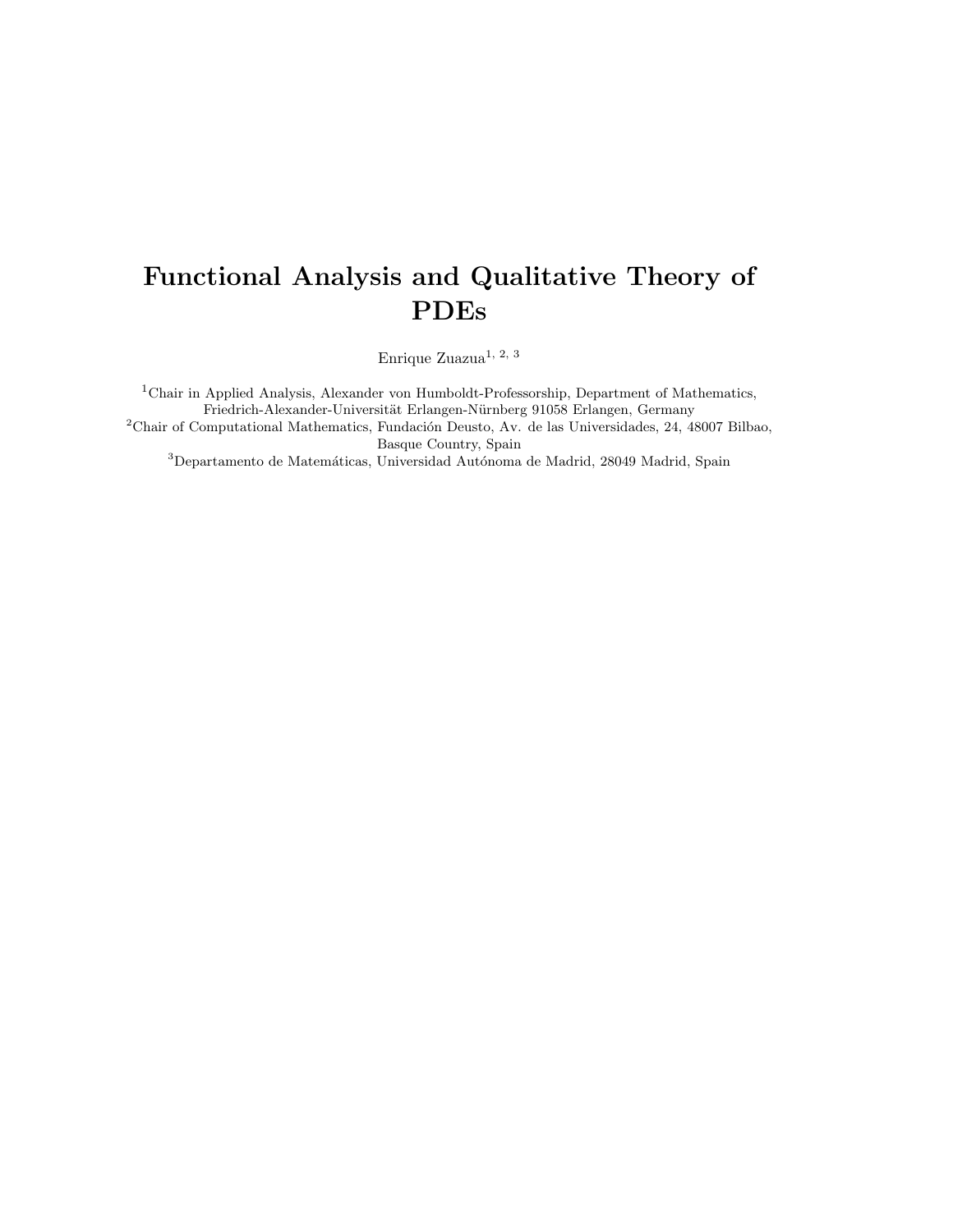# Functional Analysis and Qualitative Theory of PDEs

Enrique Zuazua[1, 2, 3]

[1]Chair in Applied Analysis, Alexander von Humboldt-Professorship, Department of Mathematics, Friedrich-Alexander-Universität Erlangen-Nürnberg 91058 Erlangen, Germany

[2]Chair of Computational Mathematics, Fundación Deusto, Av. de las Universidades, 24, 48007 Bilbao, Basque Country, Spain

[3]Departamento de Matemáticas, Universidad Autónoma de Madrid, 28049 Madrid, Spain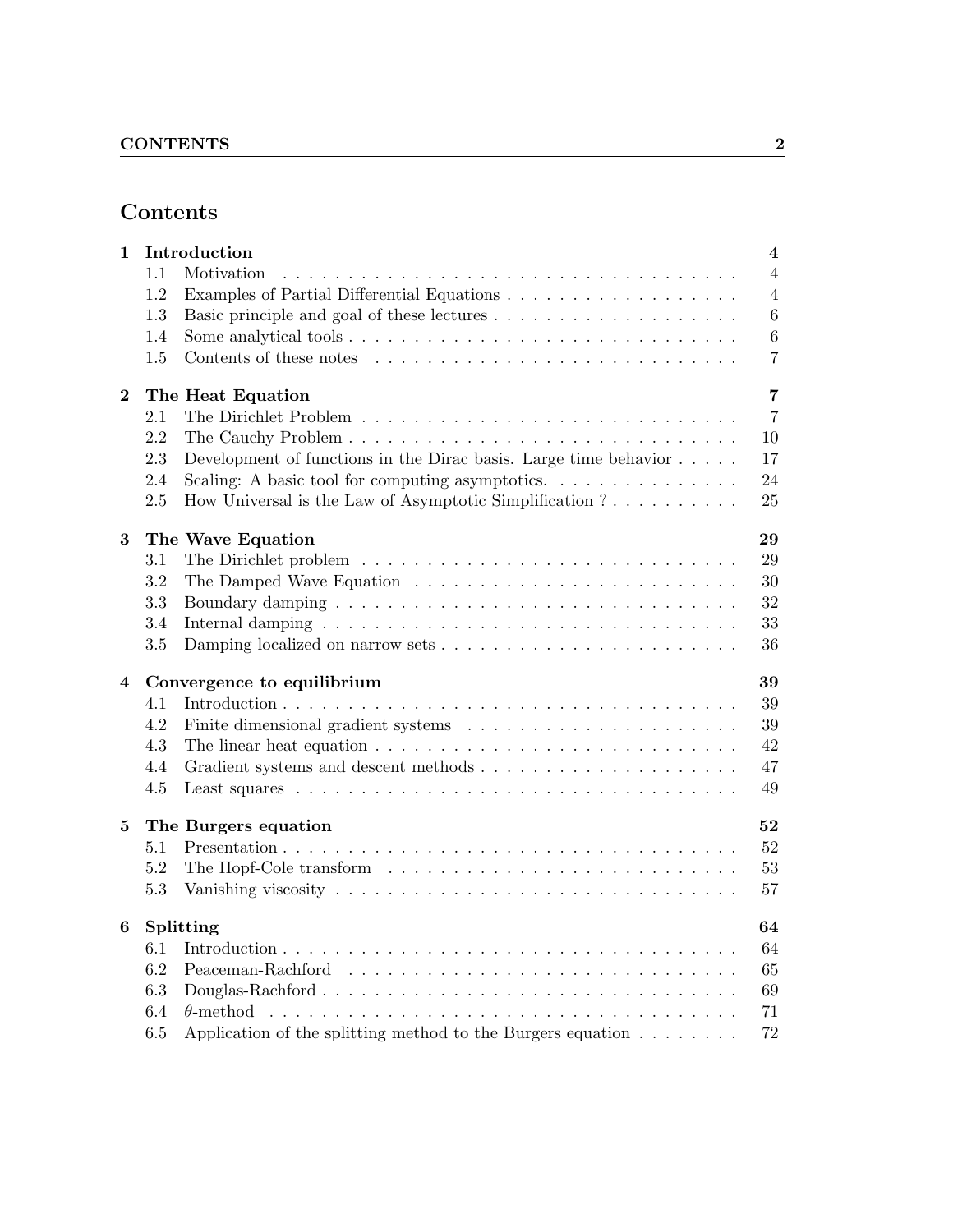# Contents

**1 Introduction** — 4
- 1.1 Motivation — 4
- 1.2 Examples of Partial Differential Equations — 4
- 1.3 Basic principle and goal of these lectures — 6
- 1.4 Some analytical tools — 6
- 1.5 Contents of these notes — 7

**2 The Heat Equation** — 7
- 2.1 The Dirichlet Problem — 7
- 2.2 The Cauchy Problem — 10
- 2.3 Development of functions in the Dirac basis. Large time behavior — 17
- 2.4 Scaling: A basic tool for computing asymptotics. — 24
- 2.5 How Universal is the Law of Asymptotic Simplification ? — 25

**3 The Wave Equation** — 29
- 3.1 The Dirichlet problem — 29
- 3.2 The Damped Wave Equation — 30
- 3.3 Boundary damping — 32
- 3.4 Internal damping — 33
- 3.5 Damping localized on narrow sets — 36

**4 Convergence to equilibrium** — 39
- 4.1 Introduction — 39
- 4.2 Finite dimensional gradient systems — 39
- 4.3 The linear heat equation — 42
- 4.4 Gradient systems and descent methods — 47
- 4.5 Least squares — 49

**5 The Burgers equation** — 52
- 5.1 Presentation — 52
- 5.2 The Hopf-Cole transform — 53
- 5.3 Vanishing viscosity — 57

**6 Splitting** — 64
- 6.1 Introduction — 64
- 6.2 Peaceman-Rachford — 65
- 6.3 Douglas-Rachford — 69
- 6.4 $\theta$-method — 71
- 6.5 Application of the splitting method to the Burgers equation — 72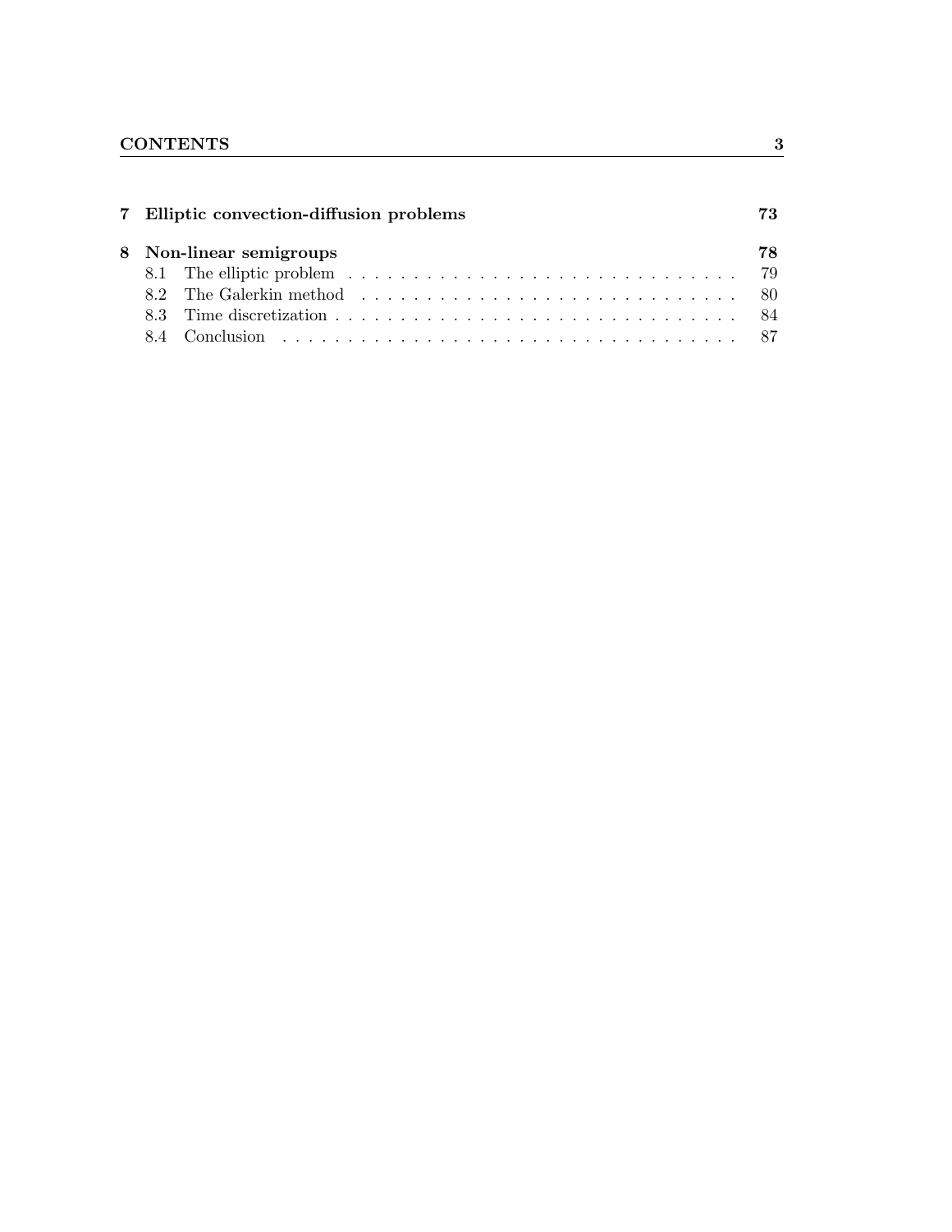| | | |
|---|---|---|
| **7** | **Elliptic convection-diffusion problems** | **73** |
| **8** | **Non-linear semigroups** | **78** |
| 8.1 | The elliptic problem | 79 |
| 8.2 | The Galerkin method | 80 |
| 8.3 | Time discretization | 84 |
| 8.4 | Conclusion | 87 |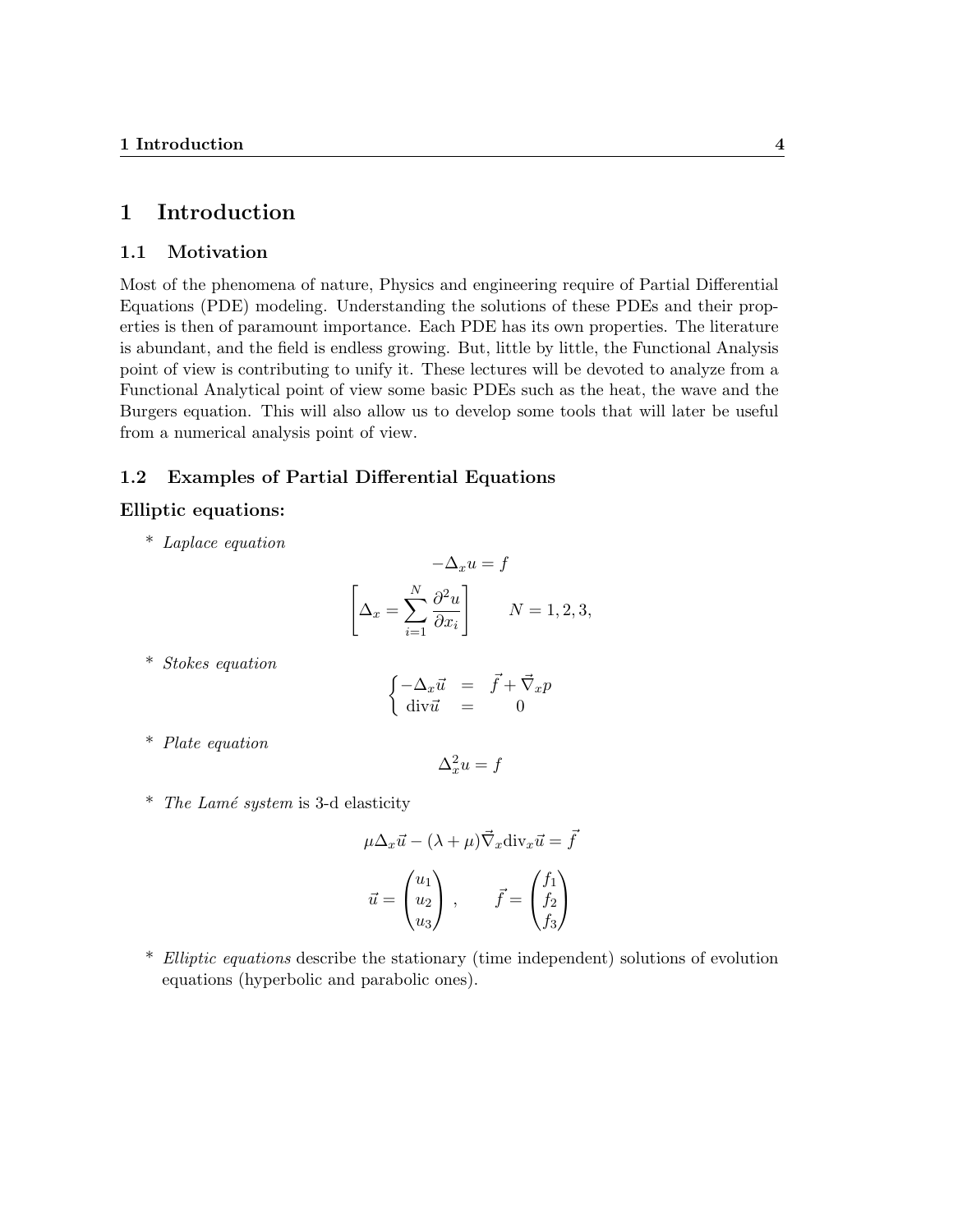# 1 Introduction

## 1.1 Motivation

Most of the phenomena of nature, Physics and engineering require of Partial Differential Equations (PDE) modeling. Understanding the solutions of these PDEs and their properties is then of paramount importance. Each PDE has its own properties. The literature is abundant, and the field is endless growing. But, little by little, the Functional Analysis point of view is contributing to unify it. These lectures will be devoted to analyze from a Functional Analytical point of view some basic PDEs such as the heat, the wave and the Burgers equation. This will also allow us to develop some tools that will later be useful from a numerical analysis point of view.

## 1.2 Examples of Partial Differential Equations

### Elliptic equations:

* *Laplace equation*

$$-\Delta_x u = f$$

$$\left[\Delta_x = \sum_{i=1}^{N} \frac{\partial^2 u}{\partial x_i}\right] \qquad N = 1, 2, 3,$$

* *Stokes equation*

$$\begin{cases} -\Delta_x \vec{u} &= \vec{f} + \vec{\nabla}_x p \\ \operatorname{div} \vec{u} &= 0 \end{cases}$$

* *Plate equation*

$$\Delta_x^2 u = f$$

* *The Lamé system* is 3-d elasticity

$$\mu \Delta_x \vec{u} - (\lambda + \mu) \vec{\nabla}_x \operatorname{div}_x \vec{u} = \vec{f}$$

$$\vec{u} = \begin{pmatrix} u_1 \\ u_2 \\ u_3 \end{pmatrix}, \qquad \vec{f} = \begin{pmatrix} f_1 \\ f_2 \\ f_3 \end{pmatrix}$$

* *Elliptic equations* describe the stationary (time independent) solutions of evolution equations (hyperbolic and parabolic ones).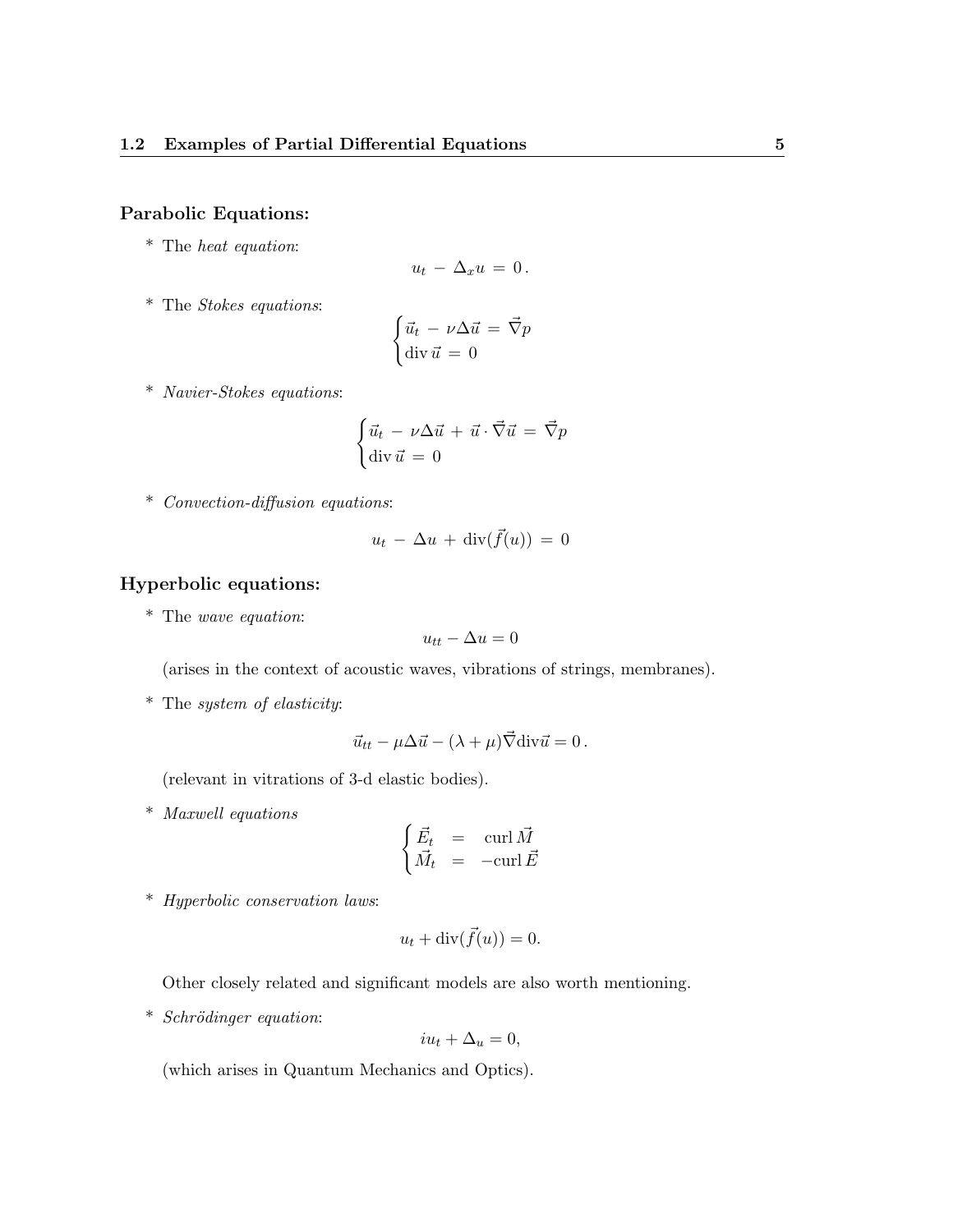**Parabolic Equations:**

* The *heat equation*:

$$u_t - \Delta_x u = 0 .$$

* The *Stokes equations*:

$$\begin{cases} \vec{u}_t - \nu \Delta \vec{u} = \vec{\nabla} p \\ \operatorname{div} \vec{u} = 0 \end{cases}$$

* *Navier-Stokes equations*:

$$\begin{cases} \vec{u}_t - \nu \Delta \vec{u} + \vec{u} \cdot \vec{\nabla} \vec{u} = \vec{\nabla} p \\ \operatorname{div} \vec{u} = 0 \end{cases}$$

* *Convection-diffusion equations*:

$$u_t - \Delta u + \operatorname{div}(\vec{f}(u)) = 0$$

**Hyperbolic equations:**

* The *wave equation*:

$$u_{tt} - \Delta u = 0$$

(arises in the context of acoustic waves, vibrations of strings, membranes).

* The *system of elasticity*:

$$\vec{u}_{tt} - \mu \Delta \vec{u} - (\lambda + \mu) \vec{\nabla} \operatorname{div} \vec{u} = 0 .$$

(relevant in vitrations of 3-d elastic bodies).

* *Maxwell equations*

$$\begin{cases} \vec{E}_t &= \operatorname{curl} \vec{M} \\ \vec{M}_t &= -\operatorname{curl} \vec{E} \end{cases}$$

* *Hyperbolic conservation laws*:

$$u_t + \operatorname{div}(\vec{f}(u)) = 0.$$

Other closely related and significant models are also worth mentioning.

* *Schrödinger equation*:

$$iu_t + \Delta_u = 0,$$

(which arises in Quantum Mechanics and Optics).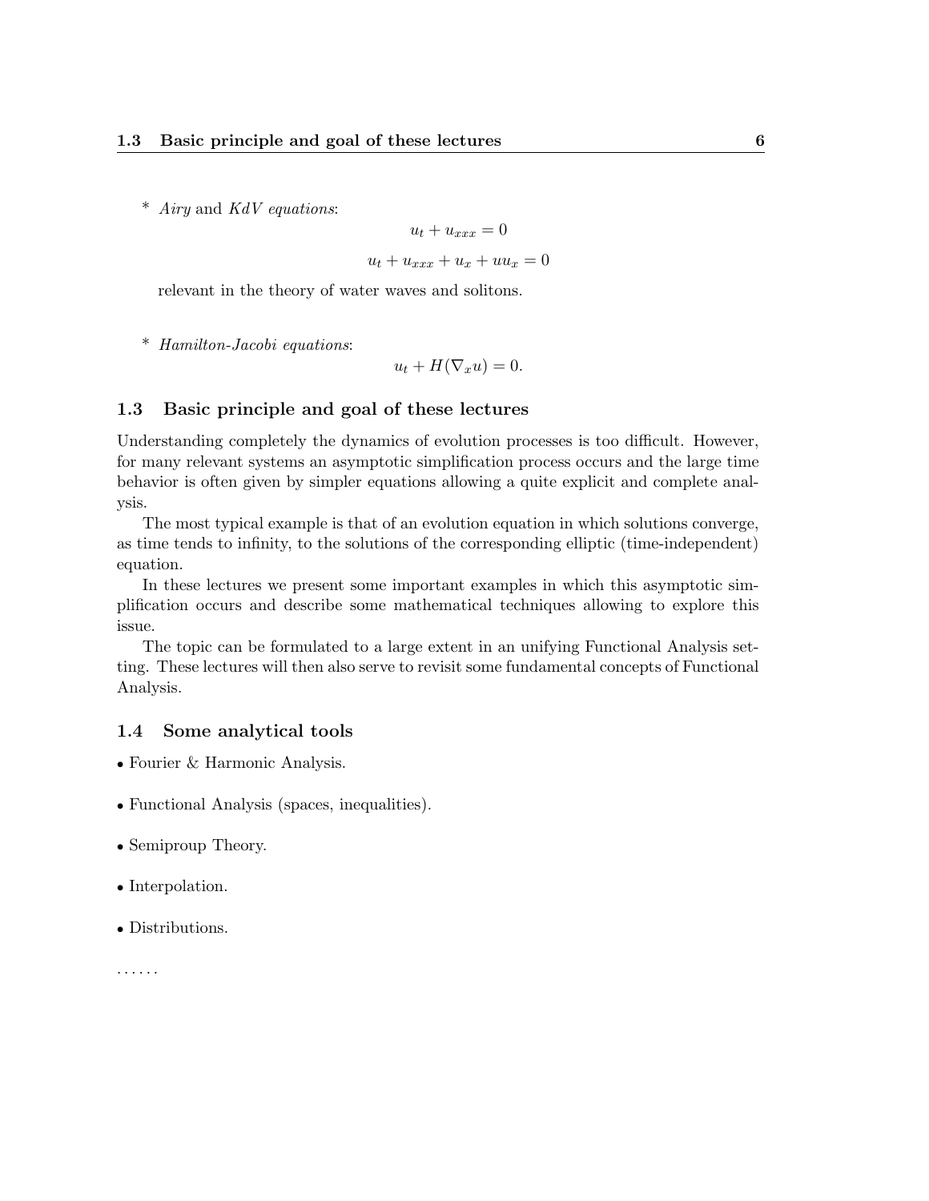* *Airy* and *KdV equations*:

$$u_t + u_{xxx} = 0$$

$$u_t + u_{xxx} + u_x + uu_x = 0$$

relevant in the theory of water waves and solitons.

* *Hamilton-Jacobi equations*:

$$u_t + H(\nabla_x u) = 0.$$

### 1.3 Basic principle and goal of these lectures

Understanding completely the dynamics of evolution processes is too difficult. However, for many relevant systems an asymptotic simplification process occurs and the large time behavior is often given by simpler equations allowing a quite explicit and complete analysis.

The most typical example is that of an evolution equation in which solutions converge, as time tends to infinity, to the solutions of the corresponding elliptic (time-independent) equation.

In these lectures we present some important examples in which this asymptotic simplification occurs and describe some mathematical techniques allowing to explore this issue.

The topic can be formulated to a large extent in an unifying Functional Analysis setting. These lectures will then also serve to revisit some fundamental concepts of Functional Analysis.

### 1.4 Some analytical tools

- Fourier & Harmonic Analysis.

- Functional Analysis (spaces, inequalities).

- Semiproup Theory.

- Interpolation.

- Distributions.

. . . . . .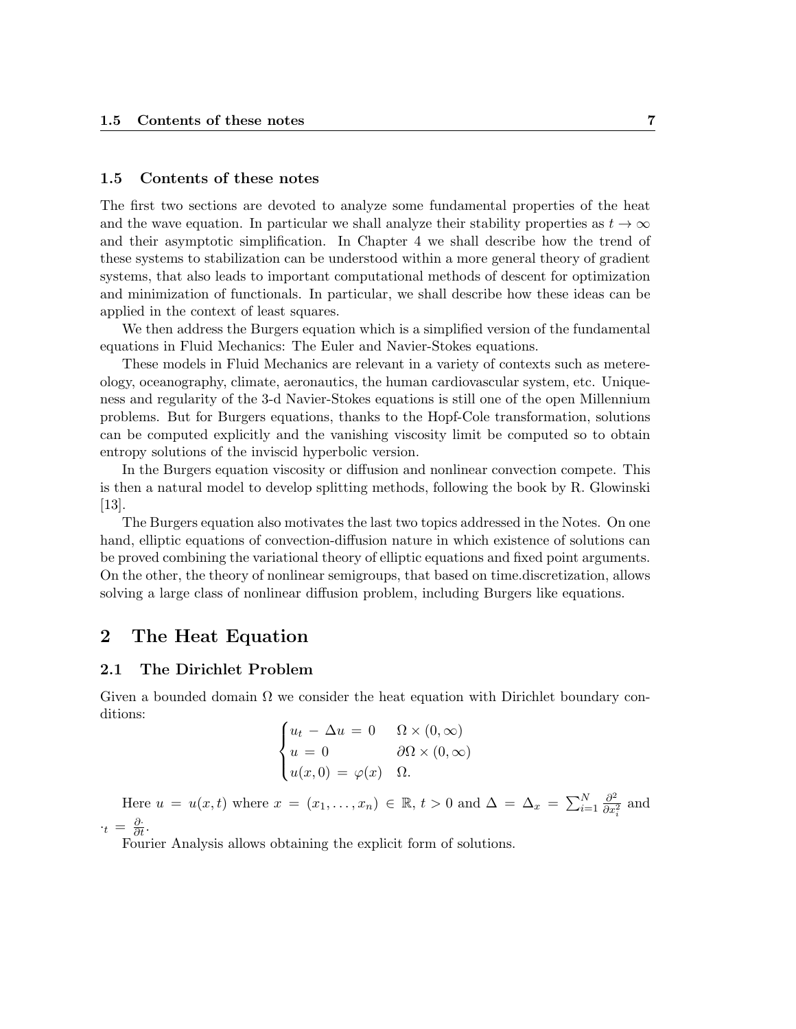### 1.5 Contents of these notes

The first two sections are devoted to analyze some fundamental properties of the heat and the wave equation. In particular we shall analyze their stability properties as $t \to \infty$ and their asymptotic simplification. In Chapter 4 we shall describe how the trend of these systems to stabilization can be understood within a more general theory of gradient systems, that also leads to important computational methods of descent for optimization and minimization of functionals. In particular, we shall describe how these ideas can be applied in the context of least squares.

We then address the Burgers equation which is a simplified version of the fundamental equations in Fluid Mechanics: The Euler and Navier-Stokes equations.

These models in Fluid Mechanics are relevant in a variety of contexts such as metereology, oceanography, climate, aeronautics, the human cardiovascular system, etc. Uniqueness and regularity of the 3-d Navier-Stokes equations is still one of the open Millennium problems. But for Burgers equations, thanks to the Hopf-Cole transformation, solutions can be computed explicitly and the vanishing viscosity limit be computed so to obtain entropy solutions of the inviscid hyperbolic version.

In the Burgers equation viscosity or diffusion and nonlinear convection compete. This is then a natural model to develop splitting methods, following the book by R. Glowinski [13].

The Burgers equation also motivates the last two topics addressed in the Notes. On one hand, elliptic equations of convection-diffusion nature in which existence of solutions can be proved combining the variational theory of elliptic equations and fixed point arguments. On the other, the theory of nonlinear semigroups, that based on time.discretization, allows solving a large class of nonlinear diffusion problem, including Burgers like equations.

# 2 The Heat Equation

## 2.1 The Dirichlet Problem

Given a bounded domain $\Omega$ we consider the heat equation with Dirichlet boundary conditions:

$$\begin{cases} u_t - \Delta u = 0 & \Omega \times (0, \infty) \\ u = 0 & \partial\Omega \times (0, \infty) \\ u(x, 0) = \varphi(x) & \Omega. \end{cases}$$

Here $u = u(x, t)$ where $x = (x_1, \ldots, x_n) \in \mathbb{R}$, $t > 0$ and $\Delta = \Delta_x = \sum_{i=1}^{N} \frac{\partial^2}{\partial x_i^2}$ and $\cdot_t = \frac{\partial \cdot}{\partial t}$.

Fourier Analysis allows obtaining the explicit form of solutions.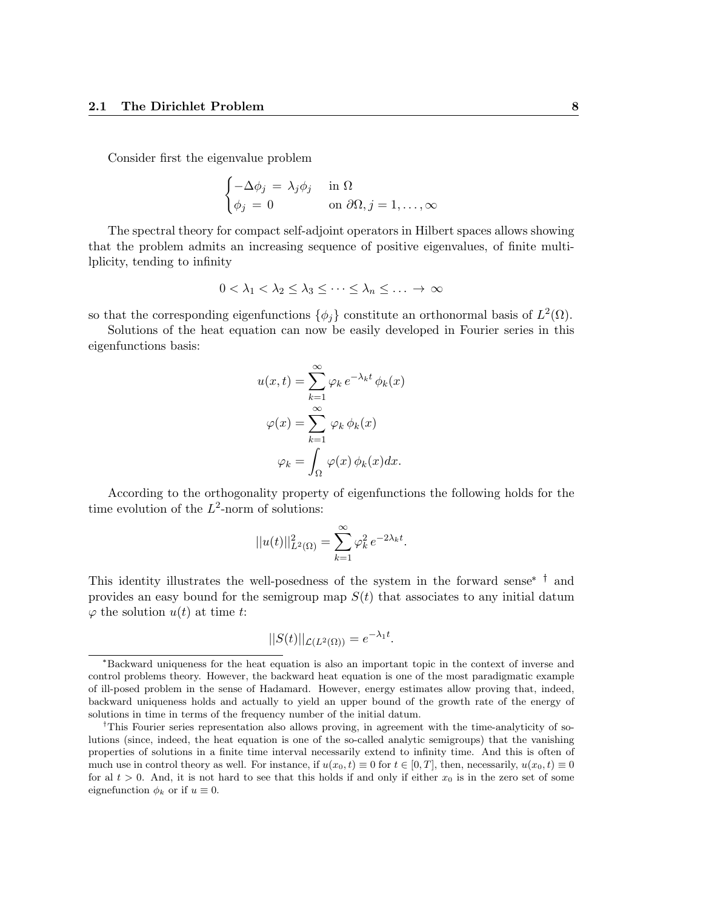Consider first the eigenvalue problem

$$
\begin{cases} -\Delta\phi_j \,=\, \lambda_j\phi_j & \text{in } \Omega \\ \phi_j \,=\, 0 & \text{on } \partial\Omega, j = 1, \ldots, \infty \end{cases}
$$

The spectral theory for compact self-adjoint operators in Hilbert spaces allows showing that the problem admits an increasing sequence of positive eigenvalues, of finite multilplicity, tending to infinity

$$
0 < \lambda_1 < \lambda_2 \leq \lambda_3 \leq \cdots \leq \lambda_n \leq \ldots \to \infty
$$

so that the corresponding eigenfunctions $\{\phi_j\}$ constitute an orthonormal basis of $L^2(\Omega)$.

Solutions of the heat equation can now be easily developed in Fourier series in this eigenfunctions basis:

$$
u(x,t) = \sum_{k=1}^{\infty} \varphi_k \, e^{-\lambda_k t} \, \phi_k(x)
$$

$$
\varphi(x) = \sum_{k=1}^{\infty} \varphi_k \, \phi_k(x)
$$

$$
\varphi_k = \int_{\Omega} \varphi(x) \, \phi_k(x) dx.
$$

According to the orthogonality property of eigenfunctions the following holds for the time evolution of the $L^2$-norm of solutions:

$$
||u(t)||^2_{L^2(\Omega)} = \sum_{k=1}^{\infty} \varphi_k^2 \, e^{-2\lambda_k t}.
$$

This identity illustrates the well-posedness of the system in the forward sense* † and provides an easy bound for the semigroup map $S(t)$ that associates to any initial datum $\varphi$ the solution $u(t)$ at time $t$:

$$
||S(t)||_{\mathcal{L}(L^2(\Omega))} = e^{-\lambda_1 t}.
$$

---

*Backward uniqueness for the heat equation is also an important topic in the context of inverse and control problems theory. However, the backward heat equation is one of the most paradigmatic example of ill-posed problem in the sense of Hadamard. However, energy estimates allow proving that, indeed, backward uniqueness holds and actually to yield an upper bound of the growth rate of the energy of solutions in time in terms of the frequency number of the initial datum.

†This Fourier series representation also allows proving, in agreement with the time-analyticity of solutions (since, indeed, the heat equation is one of the so-called analytic semigroups) that the vanishing properties of solutions in a finite time interval necessarily extend to infinity time. And this is often of much use in control theory as well. For instance, if $u(x_0, t) \equiv 0$ for $t \in [0, T]$, then, necessarily, $u(x_0, t) \equiv 0$ for al $t > 0$. And, it is not hard to see that this holds if and only if either $x_0$ is in the zero set of some eignefunction $\phi_k$ or if $u \equiv 0$.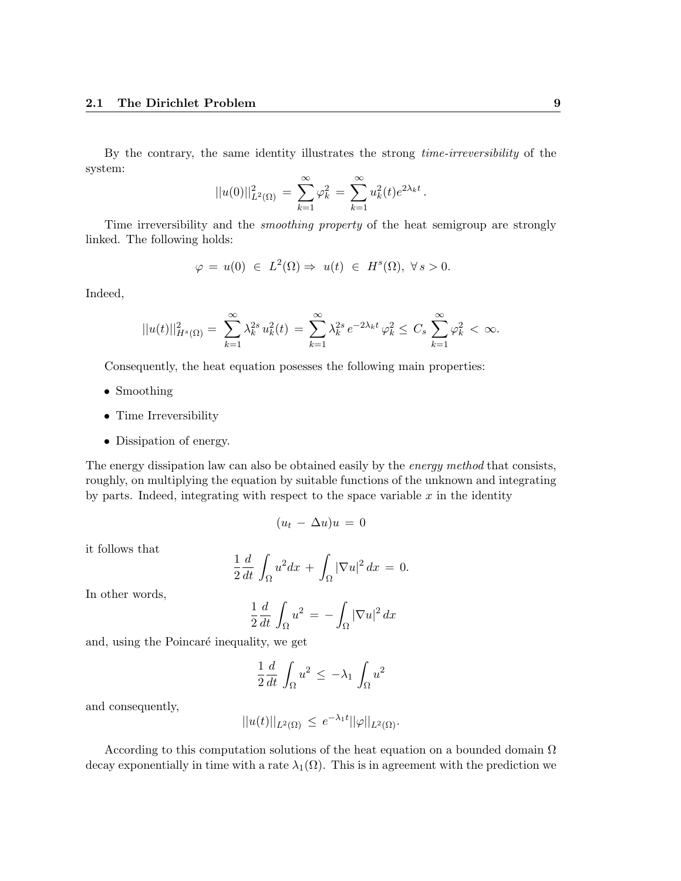By the contrary, the same identity illustrates the strong *time-irreversibility* of the system:

$$||u(0)||^2_{L^2(\Omega)} = \sum_{k=1}^{\infty} \varphi_k^2 = \sum_{k=1}^{\infty} u_k^2(t) e^{2\lambda_k t}.$$

Time irreversibility and the *smoothing property* of the heat semigroup are strongly linked. The following holds:

$$\varphi = u(0) \in L^2(\Omega) \Rightarrow u(t) \in H^s(\Omega), \; \forall \, s > 0.$$

Indeed,

$$||u(t)||^2_{H^s(\Omega)} = \sum_{k=1}^{\infty} \lambda_k^{2s} \, u_k^2(t) = \sum_{k=1}^{\infty} \lambda_k^{2s} \, e^{-2\lambda_k t} \, \varphi_k^2 \leq C_s \sum_{k=1}^{\infty} \varphi_k^2 < \infty.$$

Consequently, the heat equation posesses the following main properties:

- Smoothing
- Time Irreversibility
- Dissipation of energy.

The energy dissipation law can also be obtained easily by the *energy method* that consists, roughly, on multiplying the equation by suitable functions of the unknown and integrating by parts. Indeed, integrating with respect to the space variable $x$ in the identity

$$(u_t - \Delta u)u = 0$$

it follows that

$$\frac{1}{2}\frac{d}{dt}\int_\Omega u^2 dx + \int_\Omega |\nabla u|^2 \, dx = 0.$$

In other words,

$$\frac{1}{2}\frac{d}{dt}\int_\Omega u^2 = -\int_\Omega |\nabla u|^2 \, dx$$

and, using the Poincaré inequality, we get

$$\frac{1}{2}\frac{d}{dt}\int_\Omega u^2 \leq -\lambda_1 \int_\Omega u^2$$

and consequently,

$$||u(t)||_{L^2(\Omega)} \leq e^{-\lambda_1 t} ||\varphi||_{L^2(\Omega)}.$$

According to this computation solutions of the heat equation on a bounded domain $\Omega$ decay exponentially in time with a rate $\lambda_1(\Omega)$. This is in agreement with the prediction we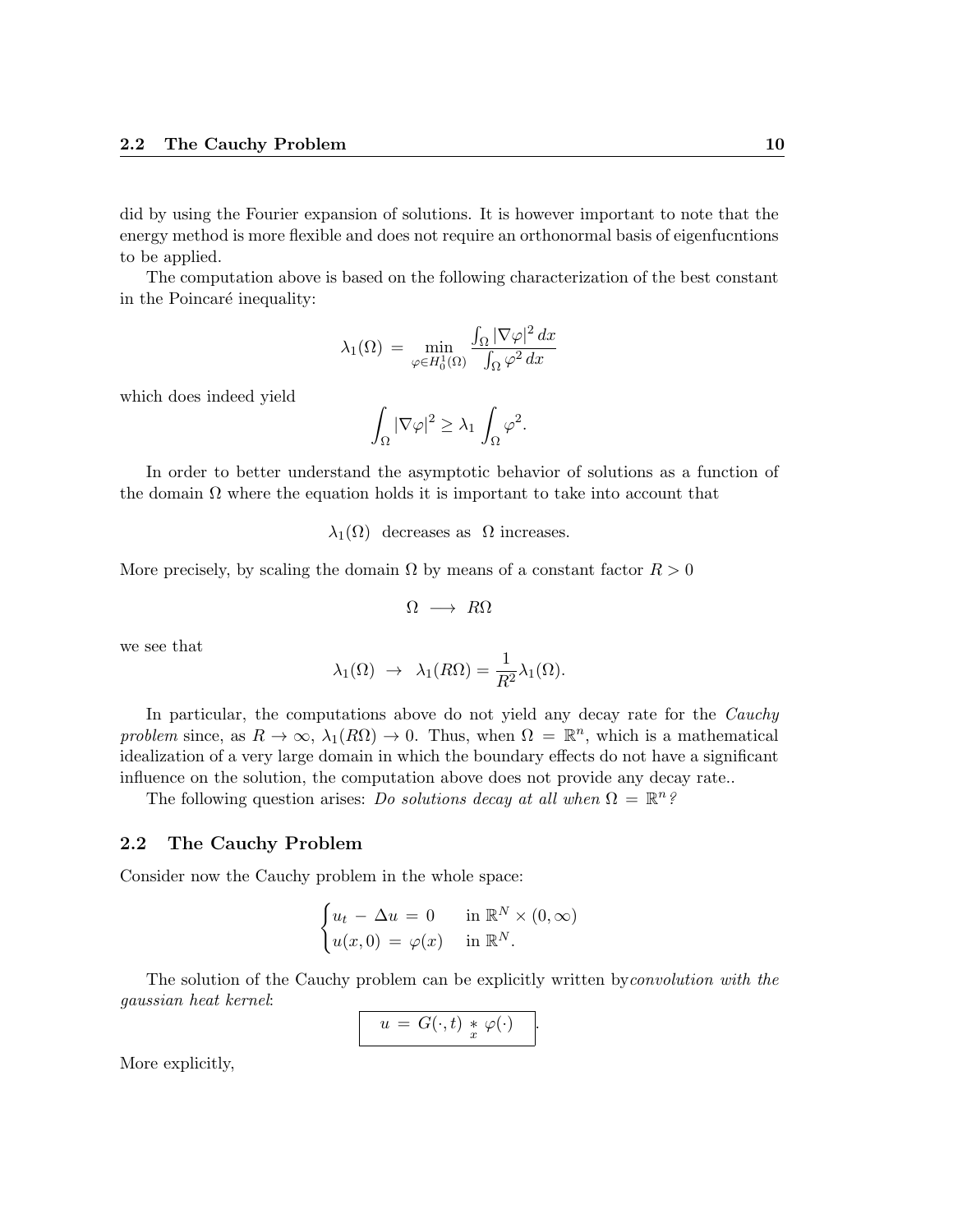did by using the Fourier expansion of solutions. It is however important to note that the energy method is more flexible and does not require an orthonormal basis of eigenfucntions to be applied.

The computation above is based on the following characterization of the best constant in the Poincaré inequality:

$$\lambda_1(\Omega) \,=\, \min_{\varphi \in H_0^1(\Omega)} \frac{\int_\Omega |\nabla \varphi|^2 \, dx}{\int_\Omega \varphi^2 \, dx}$$

which does indeed yield

$$\int_\Omega |\nabla \varphi|^2 \geq \lambda_1 \int_\Omega \varphi^2.$$

In order to better understand the asymptotic behavior of solutions as a function of the domain $\Omega$ where the equation holds it is important to take into account that

$$\lambda_1(\Omega) \;\text{ decreases as }\; \Omega \text{ increases.}$$

More precisely, by scaling the domain $\Omega$ by means of a constant factor $R > 0$

$$\Omega \;\longrightarrow\; R\Omega$$

we see that

$$\lambda_1(\Omega) \;\to\; \lambda_1(R\Omega) = \frac{1}{R^2}\lambda_1(\Omega).$$

In particular, the computations above do not yield any decay rate for the *Cauchy problem* since, as $R \to \infty$, $\lambda_1(R\Omega) \to 0$. Thus, when $\Omega = \mathbb{R}^n$, which is a mathematical idealization of a very large domain in which the boundary effects do not have a significant influence on the solution, the computation above does not provide any decay rate..

The following question arises: *Do solutions decay at all when $\Omega = \mathbb{R}^n$?*

## 2.2 The Cauchy Problem

Consider now the Cauchy problem in the whole space:

$$\begin{cases} u_t \,-\, \Delta u \,=\, 0 & \text{in } \mathbb{R}^N \times (0, \infty) \\ u(x,0) \,=\, \varphi(x) & \text{in } \mathbb{R}^N. \end{cases}$$

The solution of the Cauchy problem can be explicitly written by *convolution with the gaussian heat kernel*:

$$\boxed{\; u \,=\, G(\cdot, t) \underset{x}{*} \varphi(\cdot) \;}.$$

More explicitly,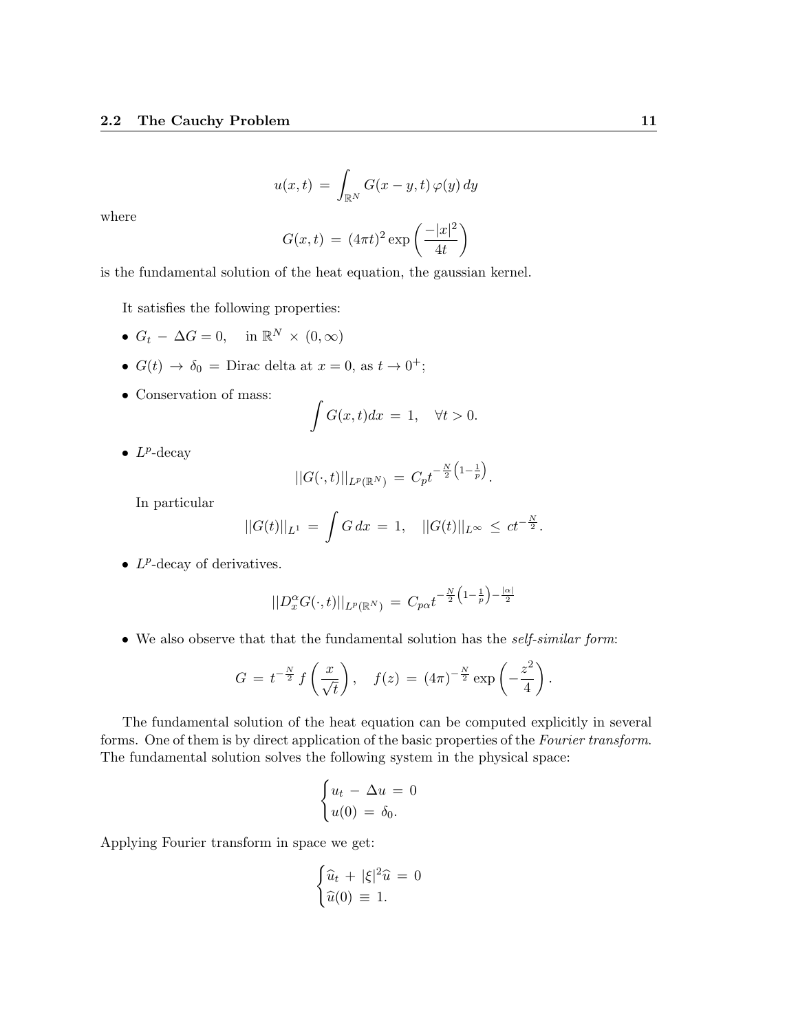$$u(x,t) = \int_{\mathbb{R}^N} G(x-y,t)\, \varphi(y)\, dy$$

where

$$G(x,t) = (4\pi t)^2 \exp\left(\frac{-|x|^2}{4t}\right)$$

is the fundamental solution of the heat equation, the gaussian kernel.

It satisfies the following properties:

- $G_t - \Delta G = 0, \quad \text{in } \mathbb{R}^N \times (0,\infty)$
- $G(t) \to \delta_0 = $ Dirac delta at $x = 0$, as $t \to 0^+$;
- Conservation of mass:
$$\int G(x,t)dx = 1, \quad \forall t > 0.$$
- $L^p$-decay
$$||G(\cdot,t)||_{L^p(\mathbb{R}^N)} = C_p t^{-\frac{N}{2}\left(1-\frac{1}{p}\right)}.$$
  In particular
$$||G(t)||_{L^1} = \int G\, dx = 1, \quad ||G(t)||_{L^\infty} \le c t^{-\frac{N}{2}}.$$
- $L^p$-decay of derivatives.
$$||D_x^\alpha G(\cdot,t)||_{L^p(\mathbb{R}^N)} = C_{p\alpha} t^{-\frac{N}{2}\left(1-\frac{1}{p}\right)-\frac{|\alpha|}{2}}$$
- We also observe that that the fundamental solution has the *self-similar form*:
$$G = t^{-\frac{N}{2}} f\left(\frac{x}{\sqrt{t}}\right), \quad f(z) = (4\pi)^{-\frac{N}{2}} \exp\left(-\frac{z^2}{4}\right).$$

The fundamental solution of the heat equation can be computed explicitly in several forms. One of them is by direct application of the basic properties of the *Fourier transform*. The fundamental solution solves the following system in the physical space:

$$\begin{cases} u_t - \Delta u = 0 \\ u(0) = \delta_0. \end{cases}$$

Applying Fourier transform in space we get:

$$\begin{cases} \widehat{u}_t + |\xi|^2 \widehat{u} = 0 \\ \widehat{u}(0) \equiv 1. \end{cases}$$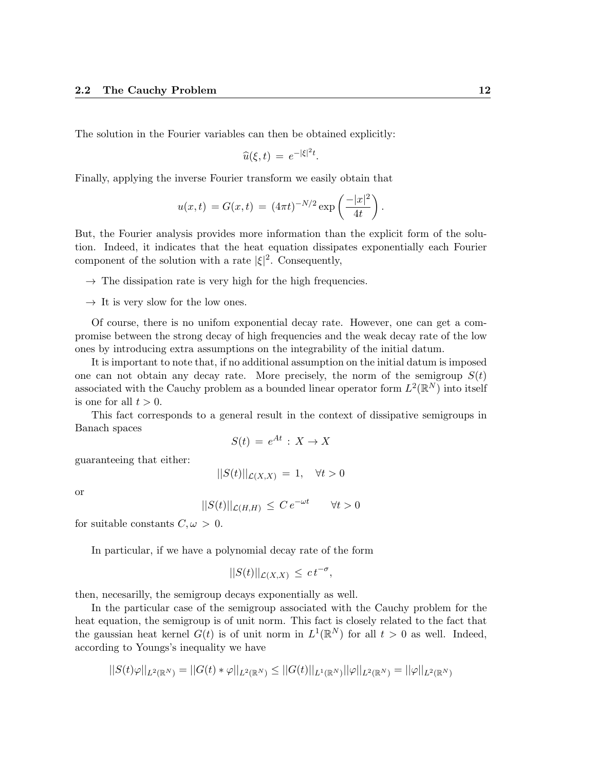The solution in the Fourier variables can then be obtained explicitly:

$$\widehat{u}(\xi, t) \,=\, e^{-|\xi|^2 t}.$$

Finally, applying the inverse Fourier transform we easily obtain that

$$u(x,t) \,= G(x,t) \,=\, (4\pi t)^{-N/2} \exp\left(\frac{-|x|^2}{4t}\right).$$

But, the Fourier analysis provides more information than the explicit form of the solution. Indeed, it indicates that the heat equation dissipates exponentially each Fourier component of the solution with a rate $|\xi|^2$. Consequently,

- $\rightarrow$ The dissipation rate is very high for the high frequencies.
- $\rightarrow$ It is very slow for the low ones.

Of course, there is no unifom exponential decay rate. However, one can get a compromise between the strong decay of high frequencies and the weak decay rate of the low ones by introducing extra assumptions on the integrability of the initial datum.

It is important to note that, if no additional assumption on the initial datum is imposed one can not obtain any decay rate. More precisely, the norm of the semigroup $S(t)$ associated with the Cauchy problem as a bounded linear operator form $L^2(\mathbb{R}^N)$ into itself is one for all $t > 0$.

This fact corresponds to a general result in the context of dissipative semigroups in Banach spaces

$$S(t) \,=\, e^{At} \,:\, X \to X$$

guaranteeing that either:

$$||S(t)||_{\mathcal{L}(X,X)} \,=\, 1, \quad \forall t > 0$$

or

$$||S(t)||_{\mathcal{L}(H,H)} \,\leq\, C\, e^{-\omega t} \qquad \forall t > 0$$

for suitable constants $C, \omega \,>\, 0$.

In particular, if we have a polynomial decay rate of the form

$$||S(t)||_{\mathcal{L}(X,X)} \,\leq\, c\, t^{-\sigma},$$

then, necesarilly, the semigroup decays exponentially as well.

In the particular case of the semigroup associated with the Cauchy problem for the heat equation, the semigroup is of unit norm. This fact is closely related to the fact that the gaussian heat kernel $G(t)$ is of unit norm in $L^1(\mathbb{R}^N)$ for all $t > 0$ as well. Indeed, according to Youngs's inequality we have

$$||S(t)\varphi||_{L^2(\mathbb{R}^N)} = ||G(t) * \varphi||_{L^2(\mathbb{R}^N)} \leq ||G(t)||_{L^1(\mathbb{R}^N)}||\varphi||_{L^2(\mathbb{R}^N)} = ||\varphi||_{L^2(\mathbb{R}^N)}$$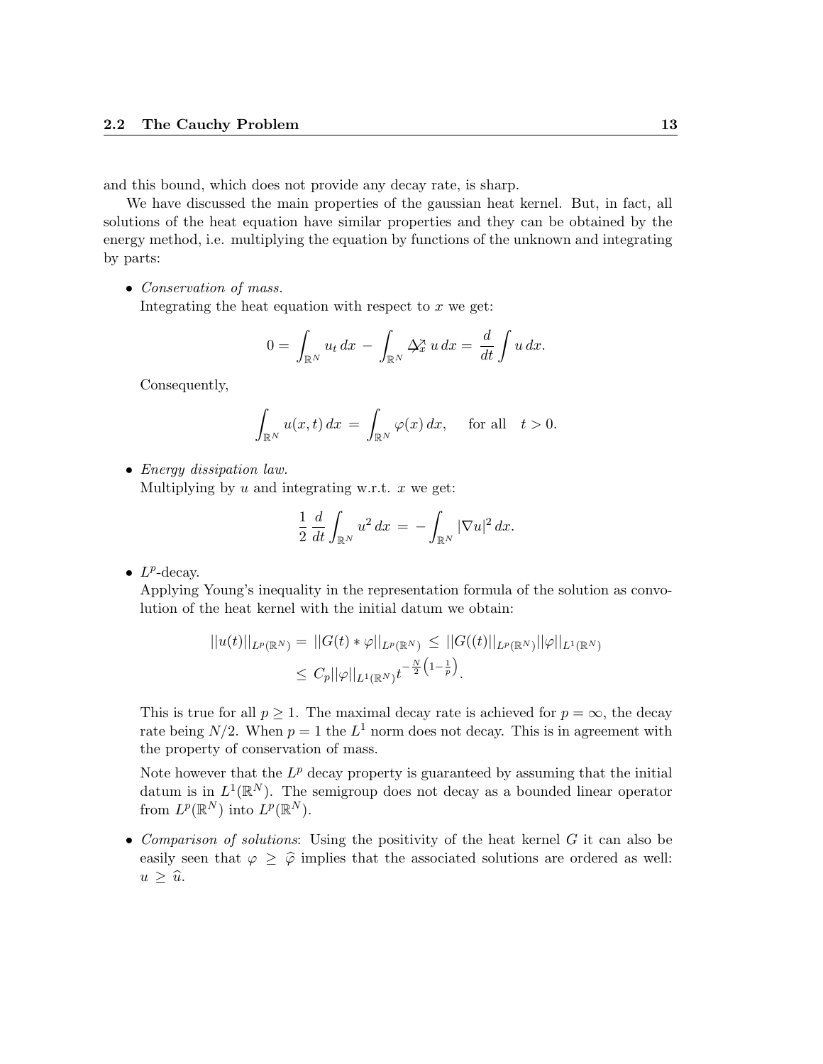and this bound, which does not provide any decay rate, is sharp.

We have discussed the main properties of the gaussian heat kernel. But, in fact, all solutions of the heat equation have similar properties and they can be obtained by the energy method, i.e. multiplying the equation by functions of the unknown and integrating by parts:

- *Conservation of mass.*
  Integrating the heat equation with respect to $x$ we get:

$$0 = \int_{\mathbb{R}^N} u_t \, dx \; - \; \int_{\mathbb{R}^N} \Delta_x u \, dx = \frac{d}{dt} \int u \, dx.$$

  Consequently,

$$\int_{\mathbb{R}^N} u(x,t) \, dx \; = \; \int_{\mathbb{R}^N} \varphi(x) \, dx, \qquad \text{for all} \quad t > 0.$$

- *Energy dissipation law.*
  Multiplying by $u$ and integrating w.r.t. $x$ we get:

$$\frac{1}{2} \frac{d}{dt} \int_{\mathbb{R}^N} u^2 \, dx \; = \; - \int_{\mathbb{R}^N} |\nabla u|^2 \, dx.$$

- $L^p$-decay.
  Applying Young's inequality in the representation formula of the solution as convolution of the heat kernel with the initial datum we obtain:

$$\begin{aligned} ||u(t)||_{L^p(\mathbb{R}^N)} &= ||G(t) * \varphi||_{L^p(\mathbb{R}^N)} \; \leq \; ||G((t)||_{L^p(\mathbb{R}^N)} ||\varphi||_{L^1(\mathbb{R}^N)} \\ &\leq \; C_p ||\varphi||_{L^1(\mathbb{R}^N)} t^{-\frac{N}{2}\left(1-\frac{1}{p}\right)}. \end{aligned}$$

  This is true for all $p \geq 1$. The maximal decay rate is achieved for $p = \infty$, the decay rate being $N/2$. When $p = 1$ the $L^1$ norm does not decay. This is in agreement with the property of conservation of mass.

  Note however that the $L^p$ decay property is guaranteed by assuming that the initial datum is in $L^1(\mathbb{R}^N)$. The semigroup does not decay as a bounded linear operator from $L^p(\mathbb{R}^N)$ into $L^p(\mathbb{R}^N)$.

- *Comparison of solutions*: Using the positivity of the heat kernel $G$ it can also be easily seen that $\varphi \; \geq \; \widehat{\varphi}$ implies that the associated solutions are ordered as well: $u \geq \widehat{u}$.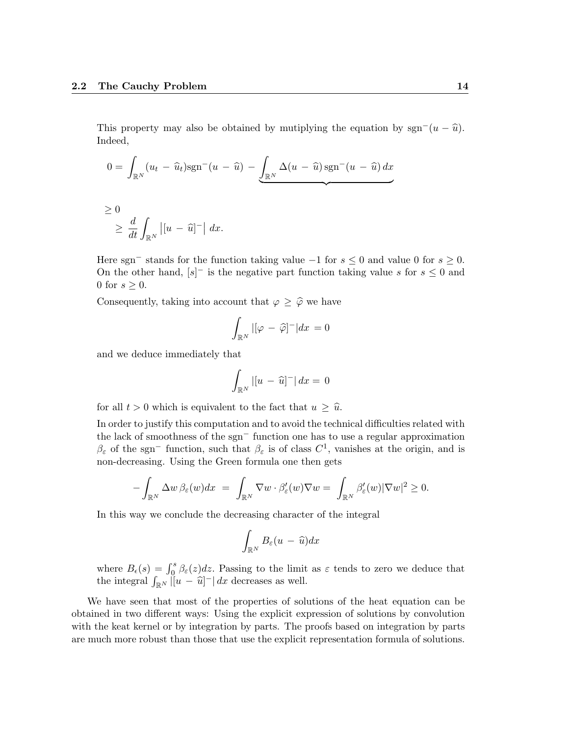This property may also be obtained by mutiplying the equation by $\text{sgn}^-(u - \widehat{u})$. Indeed,

$$0 = \int_{\mathbb{R}^N} (u_t - \widehat{u}_t)\text{sgn}^-(u - \widehat{u}) - \underbrace{\int_{\mathbb{R}^N} \Delta(u - \widehat{u})\, \text{sgn}^-(u - \widehat{u})\, dx}_{\geq 0}$$

$$\geq \frac{d}{dt} \int_{\mathbb{R}^N} \left| [u - \widehat{u}]^- \right| \, dx.$$

Here $\text{sgn}^-$ stands for the function taking value $-1$ for $s \leq 0$ and value 0 for $s \geq 0$. On the other hand, $[s]^-$ is the negative part function taking value $s$ for $s \leq 0$ and 0 for $s \geq 0$.

Consequently, taking into account that $\varphi \geq \widehat{\varphi}$ we have

$$\int_{\mathbb{R}^N} |[\varphi - \widehat{\varphi}]^-| dx = 0$$

and we deduce immediately that

$$\int_{\mathbb{R}^N} |[u - \widehat{u}]^-| \, dx = 0$$

for all $t > 0$ which is equivalent to the fact that $u \geq \widehat{u}$.

In order to justify this computation and to avoid the technical difficulties related with the lack of smoothness of the $\text{sgn}^-$ function one has to use a regular approximation $\beta_\varepsilon$ of the $\text{sgn}^-$ function, such that $\beta_\varepsilon$ is of class $C^1$, vanishes at the origin, and is non-decreasing. Using the Green formula one then gets

$$-\int_{\mathbb{R}^N} \Delta w \, \beta_\varepsilon(w) dx = \int_{\mathbb{R}^N} \nabla w \cdot \beta'_\varepsilon(w) \nabla w = \int_{\mathbb{R}^N} \beta'_\varepsilon(w) |\nabla w|^2 \geq 0.$$

In this way we conclude the decreasing character of the integral

$$\int_{\mathbb{R}^N} B_\varepsilon(u - \widehat{u}) dx$$

where $B_\epsilon(s) = \int_0^s \beta_\varepsilon(z) dz$. Passing to the limit as $\varepsilon$ tends to zero we deduce that the integral $\int_{\mathbb{R}^N} |[u - \widehat{u}]^-| \, dx$ decreases as well.

We have seen that most of the properties of solutions of the heat equation can be obtained in two different ways: Using the explicit expression of solutions by convolution with the keat kernel or by integration by parts. The proofs based on integration by parts are much more robust than those that use the explicit representation formula of solutions.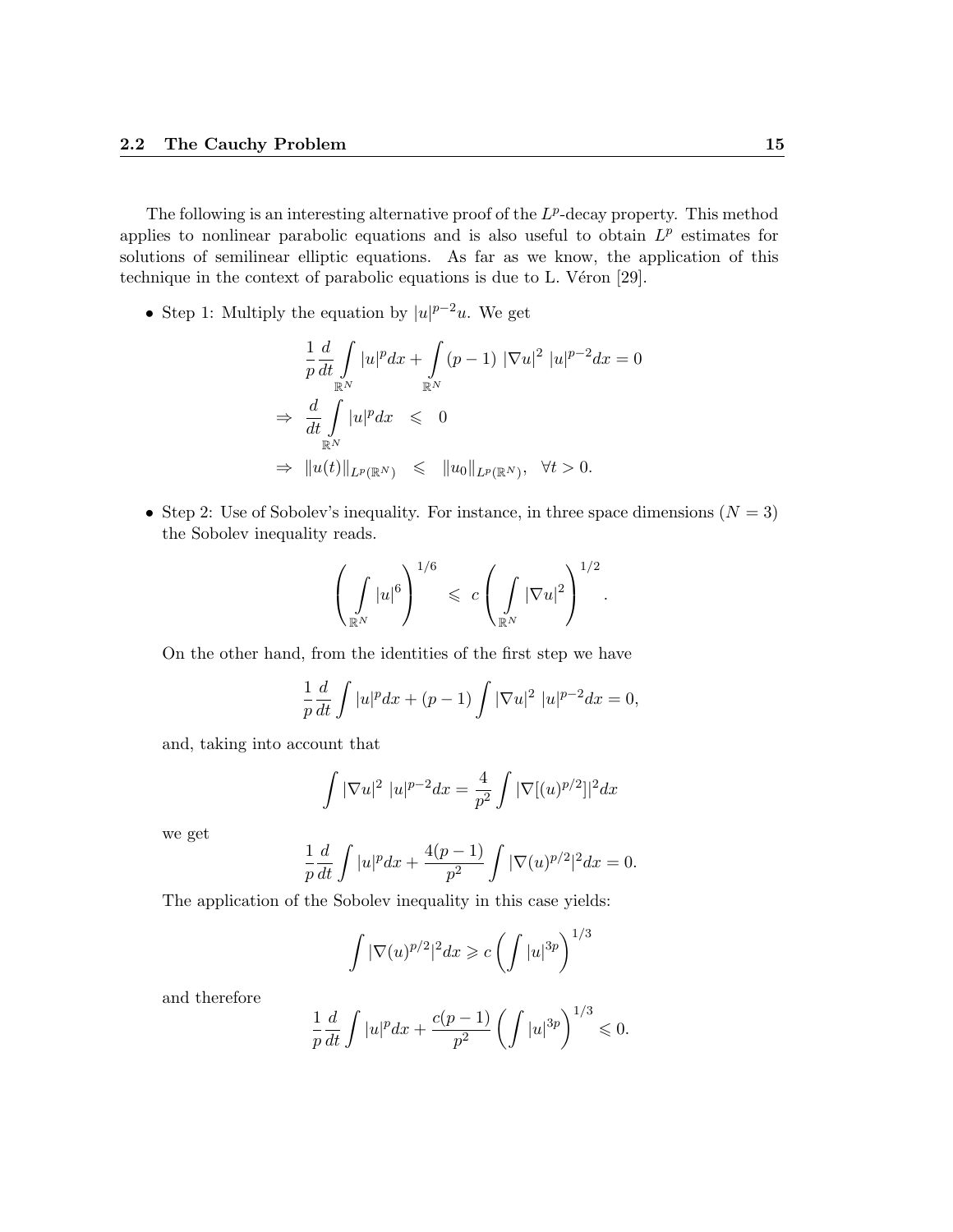The following is an interesting alternative proof of the $L^p$-decay property. This method applies to nonlinear parabolic equations and is also useful to obtain $L^p$ estimates for solutions of semilinear elliptic equations. As far as we know, the application of this technique in the context of parabolic equations is due to L. Véron [29].

- Step 1: Multiply the equation by $|u|^{p-2}u$. We get

$$
\begin{aligned}
&\frac{1}{p}\frac{d}{dt}\int_{\mathbb{R}^N} |u|^p dx + \int_{\mathbb{R}^N} (p-1)\ |\nabla u|^2\ |u|^{p-2} dx = 0 \\
\Rightarrow\ & \frac{d}{dt}\int_{\mathbb{R}^N} |u|^p dx \quad \leqslant \quad 0 \\
\Rightarrow\ & \|u(t)\|_{L^p(\mathbb{R}^N)} \quad \leqslant \quad \|u_0\|_{L^p(\mathbb{R}^N)}, \quad \forall t > 0.
\end{aligned}
$$

- Step 2: Use of Sobolev's inequality. For instance, in three space dimensions ($N = 3$) the Sobolev inequality reads.

$$
\left(\int_{\mathbb{R}^N} |u|^6\right)^{1/6} \leqslant\ c \left(\int_{\mathbb{R}^N} |\nabla u|^2\right)^{1/2}.
$$

  On the other hand, from the identities of the first step we have

$$
\frac{1}{p}\frac{d}{dt}\int |u|^p dx + (p-1)\int |\nabla u|^2\ |u|^{p-2} dx = 0,
$$

  and, taking into account that

$$
\int |\nabla u|^2\ |u|^{p-2} dx = \frac{4}{p^2}\int |\nabla[(u)^{p/2}]|^2 dx
$$

  we get

$$
\frac{1}{p}\frac{d}{dt}\int |u|^p dx + \frac{4(p-1)}{p^2}\int |\nabla (u)^{p/2}|^2 dx = 0.
$$

  The application of the Sobolev inequality in this case yields:

$$
\int |\nabla (u)^{p/2}|^2 dx \geqslant c\left(\int |u|^{3p}\right)^{1/3}
$$

  and therefore

$$
\frac{1}{p}\frac{d}{dt}\int |u|^p dx + \frac{c(p-1)}{p^2}\left(\int |u|^{3p}\right)^{1/3} \leqslant 0.
$$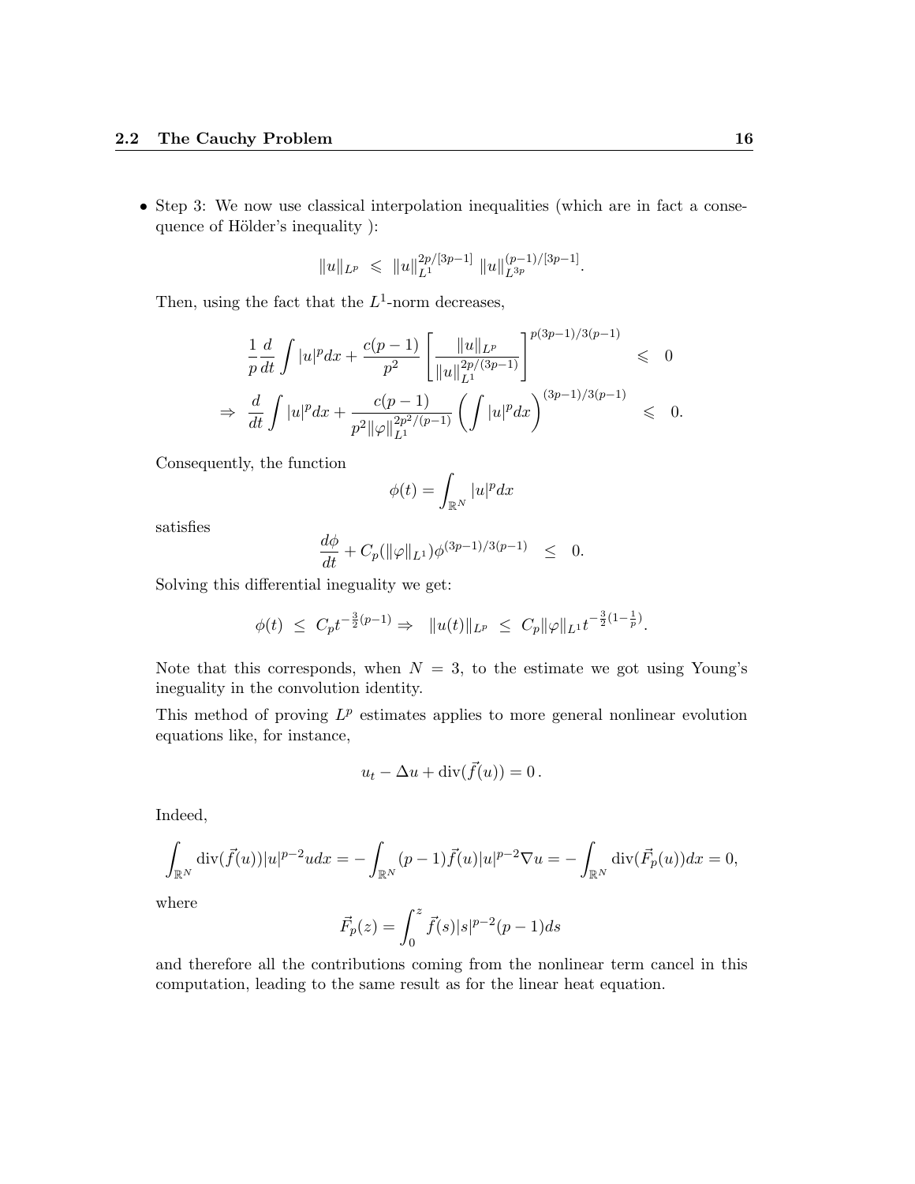- Step 3: We now use classical interpolation inequalities (which are in fact a consequence of Hölder's inequality ):

$$\|u\|_{L^p} \leqslant \|u\|_{L^1}^{2p/[3p-1]} \|u\|_{L^{3p}}^{(p-1)/[3p-1]}.$$

Then, using the fact that the $L^1$-norm decreases,

$$\begin{aligned}
\frac{1}{p}\frac{d}{dt}\int |u|^p dx + \frac{c(p-1)}{p^2}\left[\frac{\|u\|_{L^p}}{\|u\|_{L^1}^{2p/(3p-1)}}\right]^{p(3p-1)/3(p-1)} &\leqslant 0 \\
\Rightarrow \frac{d}{dt}\int |u|^p dx + \frac{c(p-1)}{p^2\|\varphi\|_{L^1}^{2p^2/(p-1)}}\left(\int |u|^p dx\right)^{(3p-1)/3(p-1)} &\leqslant 0.
\end{aligned}$$

Consequently, the function

$$\phi(t) = \int_{\mathbb{R}^N} |u|^p dx$$

satisfies

$$\frac{d\phi}{dt} + C_p(\|\varphi\|_{L^1})\phi^{(3p-1)/3(p-1)} \leq 0.$$

Solving this differential ineguality we get:

$$\phi(t) \leq C_p t^{-\frac{3}{2}(p-1)} \Rightarrow \|u(t)\|_{L^p} \leq C_p\|\varphi\|_{L^1} t^{-\frac{3}{2}(1-\frac{1}{p})}.$$

Note that this corresponds, when $N = 3$, to the estimate we got using Young's ineguality in the convolution identity.

This method of proving $L^p$ estimates applies to more general nonlinear evolution equations like, for instance,

$$u_t - \Delta u + \operatorname{div}(\vec{f}(u)) = 0\,.$$

Indeed,

$$\int_{\mathbb{R}^N} \operatorname{div}(\vec{f}(u))|u|^{p-2}u dx = -\int_{\mathbb{R}^N}(p-1)\vec{f}(u)|u|^{p-2}\nabla u = -\int_{\mathbb{R}^N} \operatorname{div}(\vec{F}_p(u))dx = 0,$$

where

$$\vec{F}_p(z) = \int_0^z \vec{f}(s)|s|^{p-2}(p-1)ds$$

and therefore all the contributions coming from the nonlinear term cancel in this computation, leading to the same result as for the linear heat equation.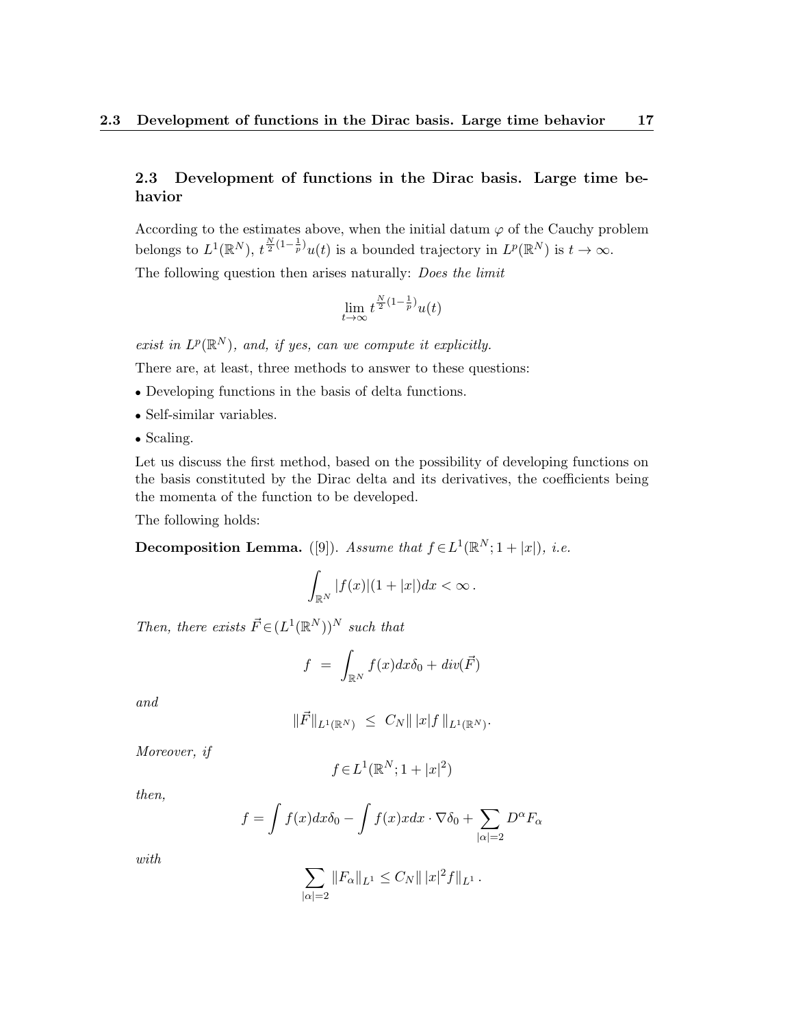## 2.3 Development of functions in the Dirac basis. Large time behavior

According to the estimates above, when the initial datum $\varphi$ of the Cauchy problem belongs to $L^1(\mathbb{R}^N)$, $t^{\frac{N}{2}(1-\frac{1}{p})}u(t)$ is a bounded trajectory in $L^p(\mathbb{R}^N)$ is $t \to \infty$.

The following question then arises naturally: *Does the limit*

$$\lim_{t\to\infty} t^{\frac{N}{2}(1-\frac{1}{p})}u(t)$$

*exist in $L^p(\mathbb{R}^N)$, and, if yes, can we compute it explicitly.*

There are, at least, three methods to answer to these questions:

- Developing functions in the basis of delta functions.
- Self-similar variables.
- Scaling.

Let us discuss the first method, based on the possibility of developing functions on the basis constituted by the Dirac delta and its derivatives, the coefficients being the momenta of the function to be developed.

The following holds:

**Decomposition Lemma.** ([9]). *Assume that $f \in L^1(\mathbb{R}^N; 1+|x|)$, i.e.*

$$\int_{\mathbb{R}^N} |f(x)|(1+|x|)dx < \infty\,.$$

*Then, there exists $\vec{F} \in (L^1(\mathbb{R}^N))^N$ such that*

$$f \;=\; \int_{\mathbb{R}^N} f(x)dx\delta_0 + div(\vec{F})$$

*and*

$$\|\vec{F}\|_{L^1(\mathbb{R}^N)} \;\leq\; C_N\|\,|x|f\,\|_{L^1(\mathbb{R}^N)}.$$

*Moreover, if*

$$f \in L^1(\mathbb{R}^N; 1+|x|^2)$$

*then,*

$$f = \int f(x)dx\delta_0 - \int f(x)xdx \cdot \nabla\delta_0 + \sum_{|\alpha|=2} D^\alpha F_\alpha$$

*with*

$$\sum_{|\alpha|=2} \|F_\alpha\|_{L^1} \leq C_N\|\,|x|^2 f\|_{L^1}\,.$$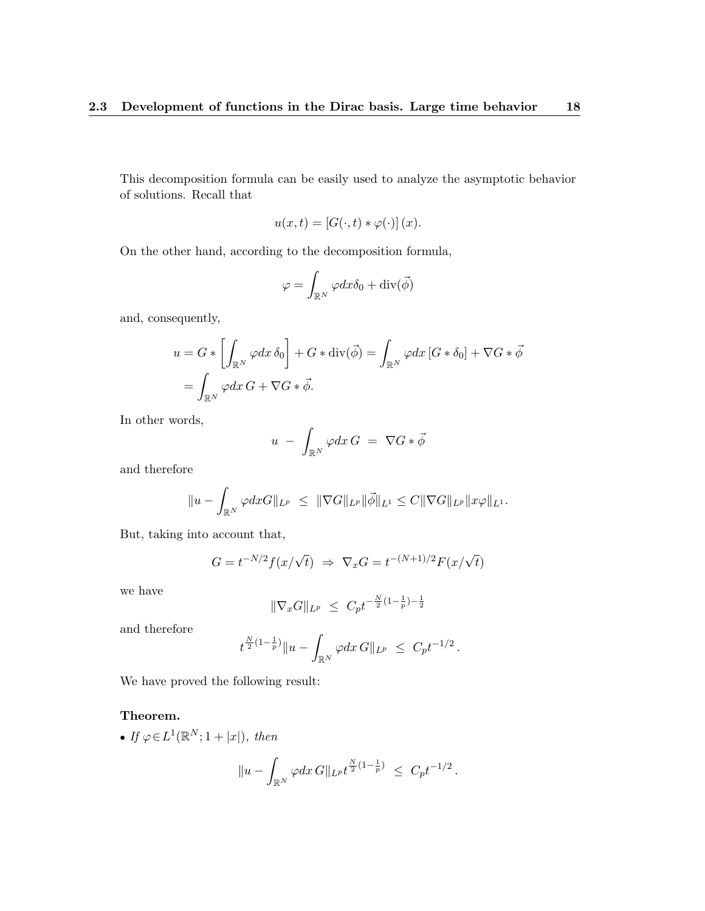This decomposition formula can be easily used to analyze the asymptotic behavior of solutions. Recall that

$$u(x,t) = \left[G(\cdot,t) * \varphi(\cdot)\right](x).$$

On the other hand, according to the decomposition formula,

$$\varphi = \int_{\mathbb{R}^N} \varphi dx \delta_0 + \operatorname{div}(\vec{\phi})$$

and, consequently,

$$\begin{aligned} u &= G * \left[\int_{\mathbb{R}^N} \varphi dx\, \delta_0\right] + G * \operatorname{div}(\vec{\phi}) = \int_{\mathbb{R}^N} \varphi dx \left[G * \delta_0\right] + \nabla G * \vec{\phi} \\ &= \int_{\mathbb{R}^N} \varphi dx\, G + \nabla G * \vec{\phi}. \end{aligned}$$

In other words,

$$u \;-\; \int_{\mathbb{R}^N} \varphi dx\, G \;=\; \nabla G * \vec{\phi}$$

and therefore

$$\|u - \int_{\mathbb{R}^N} \varphi dx G\|_{L^p} \;\leq\; \|\nabla G\|_{L^p} \|\vec{\phi}\|_{L^1} \leq C \|\nabla G\|_{L^p} \|x\varphi\|_{L^1}.$$

But, taking into account that,

$$G = t^{-N/2} f(x/\sqrt{t}) \;\Rightarrow\; \nabla_x G = t^{-(N+1)/2} F(x/\sqrt{t})$$

we have

$$\|\nabla_x G\|_{L^p} \;\leq\; C_p t^{-\frac{N}{2}(1-\frac{1}{p})-\frac{1}{2}}$$

and therefore

$$t^{\frac{N}{2}(1-\frac{1}{p})} \|u - \int_{\mathbb{R}^N} \varphi dx\, G\|_{L^p} \;\leq\; C_p t^{-1/2}\,.$$

We have proved the following result:

**Theorem.**

- *If* $\varphi \in L^1(\mathbb{R}^N; 1+|x|)$*, then*

$$\|u - \int_{\mathbb{R}^N} \varphi dx\, G\|_{L^p} t^{\frac{N}{2}(1-\frac{1}{p})} \;\leq\; C_p t^{-1/2}\,.$$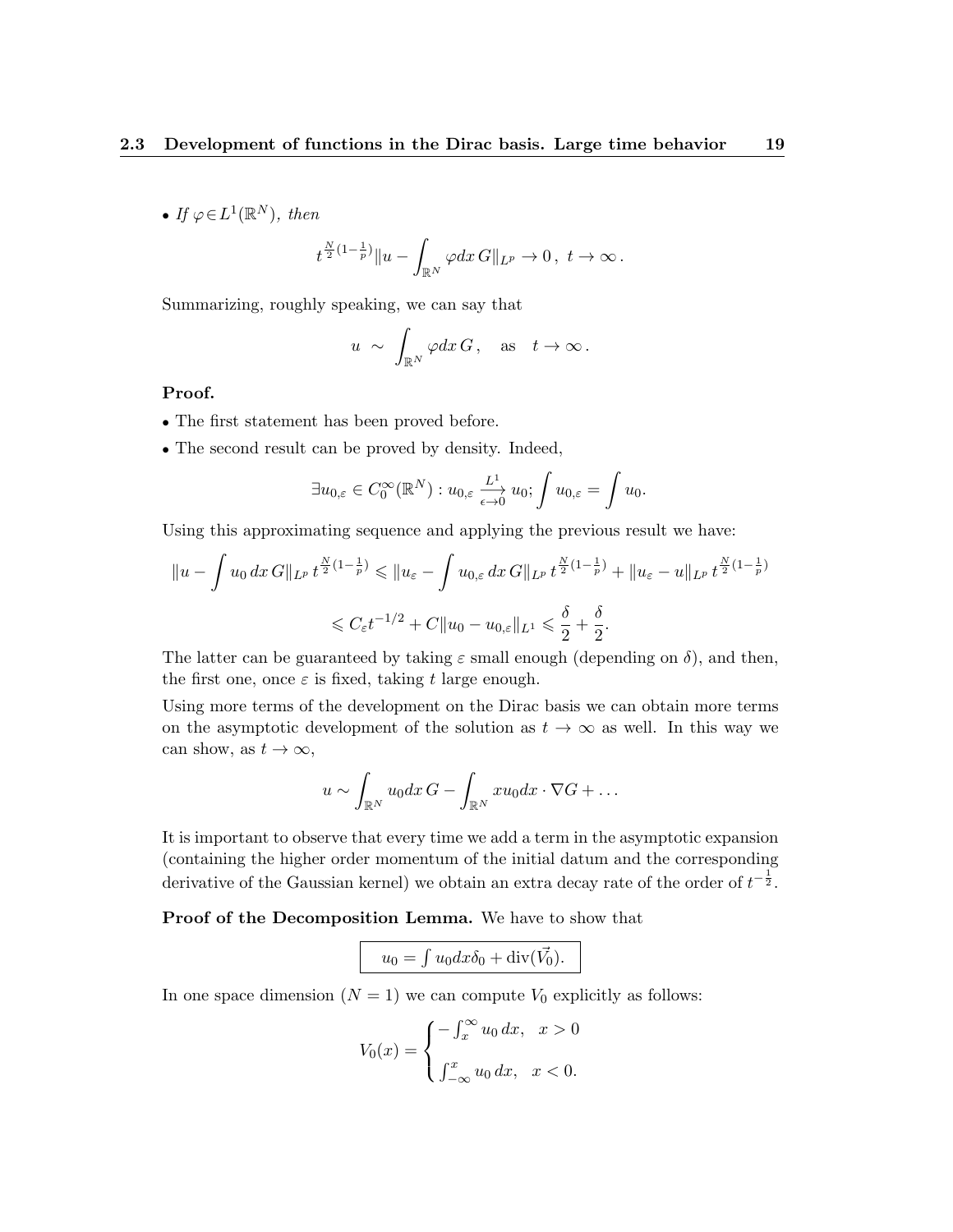- *If* $\varphi \in L^1(\mathbb{R}^N)$*, then*

$$t^{\frac{N}{2}(1-\frac{1}{p})}\|u - \int_{\mathbb{R}^N} \varphi dx\, G\|_{L^p} \to 0\,,\ t \to \infty\,.$$

Summarizing, roughly speaking, we can say that

$$u \ \sim \ \int_{\mathbb{R}^N} \varphi dx\, G\,, \quad \text{as} \quad t \to \infty\,.$$

**Proof.**

- The first statement has been proved before.
- The second result can be proved by density. Indeed,

$$\exists u_{0,\varepsilon} \in C_0^\infty(\mathbb{R}^N) : u_{0,\varepsilon} \xrightarrow[\epsilon \to 0]{L^1} u_0; \int u_{0,\varepsilon} = \int u_0.$$

Using this approximating sequence and applying the previous result we have:

$$\|u - \int u_0\, dx\, G\|_{L^p}\, t^{\frac{N}{2}(1-\frac{1}{p})} \leqslant \|u_\varepsilon - \int u_{0,\varepsilon}\, dx\, G\|_{L^p}\, t^{\frac{N}{2}(1-\frac{1}{p})} + \|u_\varepsilon - u\|_{L^p}\, t^{\frac{N}{2}(1-\frac{1}{p})}$$

$$\leqslant C_\varepsilon t^{-1/2} + C\|u_0 - u_{0,\varepsilon}\|_{L^1} \leqslant \frac{\delta}{2} + \frac{\delta}{2}.$$

The latter can be guaranteed by taking $\varepsilon$ small enough (depending on $\delta$), and then, the first one, once $\varepsilon$ is fixed, taking $t$ large enough.

Using more terms of the development on the Dirac basis we can obtain more terms on the asymptotic development of the solution as $t \to \infty$ as well. In this way we can show, as $t \to \infty$,

$$u \sim \int_{\mathbb{R}^N} u_0 dx\, G - \int_{\mathbb{R}^N} x u_0 dx \cdot \nabla G + \ldots$$

It is important to observe that every time we add a term in the asymptotic expansion (containing the higher order momentum of the initial datum and the corresponding derivative of the Gaussian kernel) we obtain an extra decay rate of the order of $t^{-\frac{1}{2}}$.

**Proof of the Decomposition Lemma.** We have to show that

$$\boxed{u_0 = \int u_0 dx \delta_0 + \mathrm{div}(\vec{V_0}).}$$

In one space dimension ($N = 1$) we can compute $V_0$ explicitly as follows:

$$V_0(x) = \begin{cases} -\int_x^\infty u_0\, dx, & x > 0 \\ \int_{-\infty}^x u_0\, dx, & x < 0. \end{cases}$$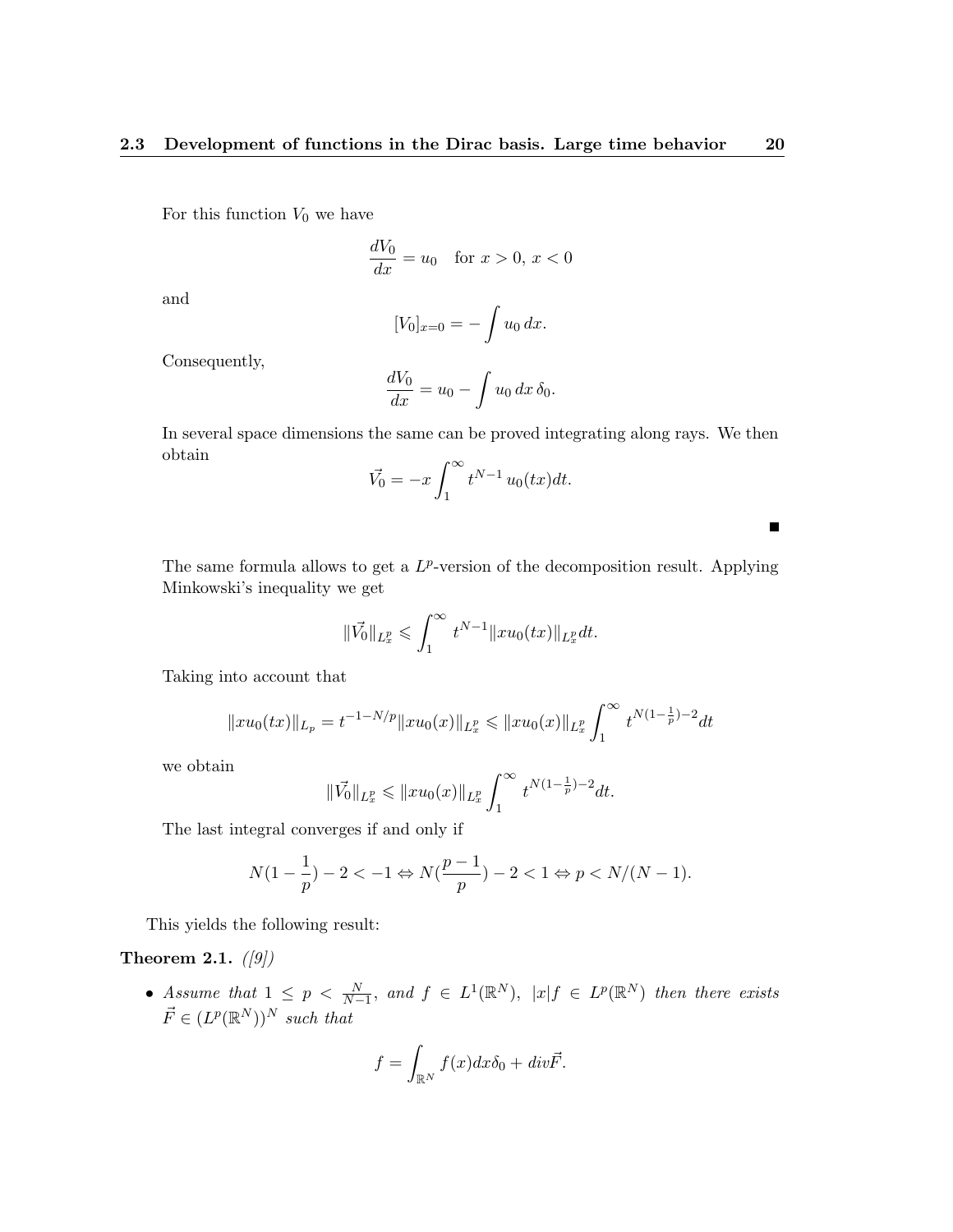For this function $V_0$ we have

$$\frac{dV_0}{dx} = u_0 \quad \text{for } x > 0,\, x < 0$$

and

$$[V_0]_{x=0} = -\int u_0\, dx.$$

Consequently,

$$\frac{dV_0}{dx} = u_0 - \int u_0\, dx\, \delta_0.$$

In several space dimensions the same can be proved integrating along rays. We then obtain

$$\vec{V_0} = -x \int_1^\infty t^{N-1}\, u_0(tx)dt.$$

■

The same formula allows to get a $L^p$-version of the decomposition result. Applying Minkowski's inequality we get

$$\|\vec{V_0}\|_{L^p_x} \leqslant \int_1^\infty t^{N-1} \|xu_0(tx)\|_{L^p_x} dt.$$

Taking into account that

$$\|xu_0(tx)\|_{L_p} = t^{-1-N/p}\|xu_0(x)\|_{L^p_x} \leqslant \|xu_0(x)\|_{L^p_x} \int_1^\infty t^{N(1-\frac{1}{p})-2} dt$$

we obtain

$$\|\vec{V_0}\|_{L^p_x} \leqslant \|xu_0(x)\|_{L^p_x} \int_1^\infty t^{N(1-\frac{1}{p})-2} dt.$$

The last integral converges if and only if

$$N(1-\frac{1}{p}) - 2 < -1 \Leftrightarrow N(\frac{p-1}{p}) - 2 < 1 \Leftrightarrow p < N/(N-1).$$

This yields the following result:

**Theorem 2.1.** *([9])*

- *Assume that $1 \le p < \frac{N}{N-1}$, and $f \in L^1(\mathbb{R}^N)$, $|x|f \in L^p(\mathbb{R}^N)$ then there exists $\vec{F} \in (L^p(\mathbb{R}^N))^N$ such that*

$$f = \int_{\mathbb{R}^N} f(x)dx\delta_0 + div\vec{F}.$$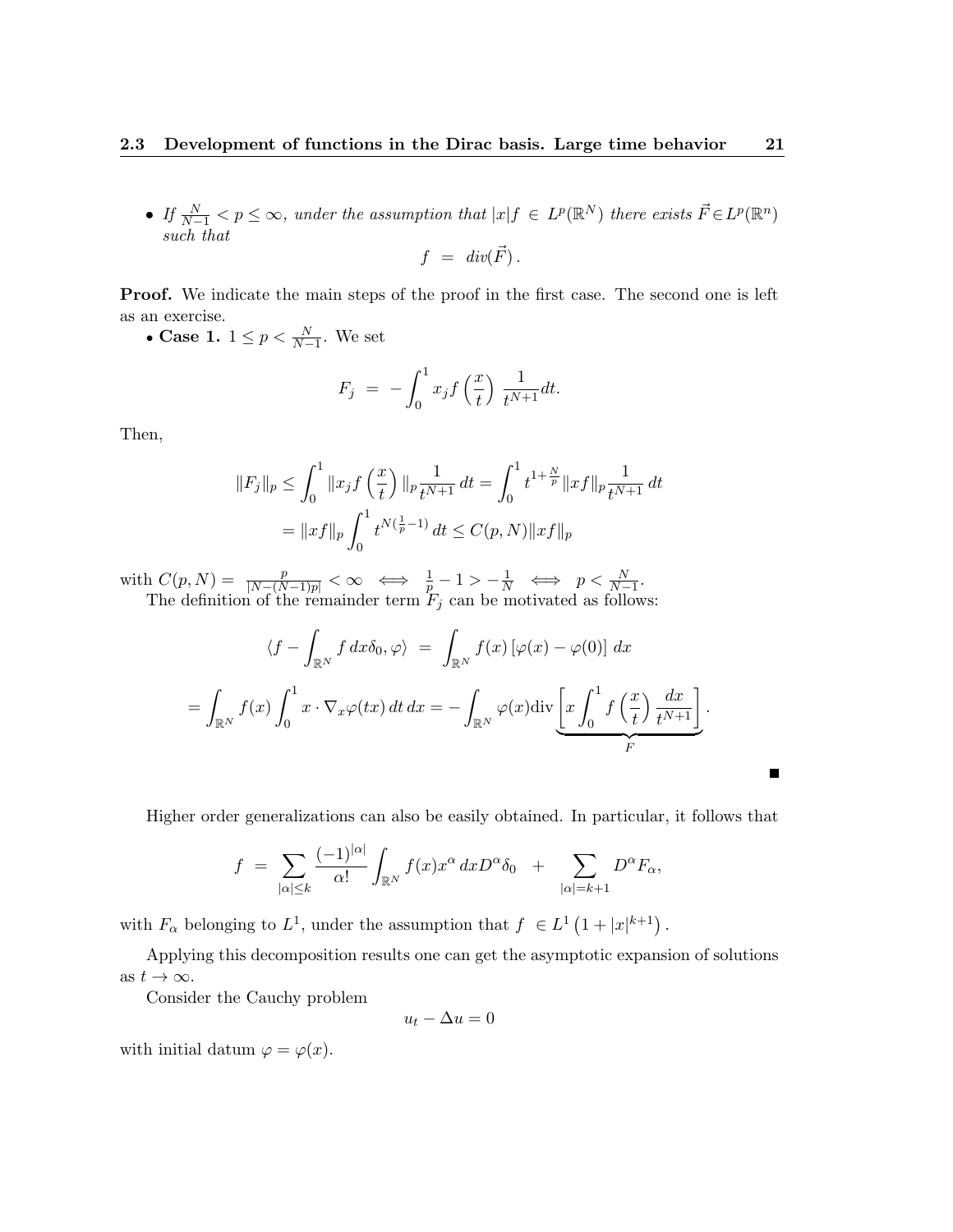- *If $\frac{N}{N-1} < p \le \infty$, under the assumption that $|x|f \in L^p(\mathbb{R}^N)$ there exists $\vec{F} \in L^p(\mathbb{R}^n)$ such that*

$$f \;=\; div(\vec{F})\,.$$

**Proof.** We indicate the main steps of the proof in the first case. The second one is left as an exercise.

• **Case 1.** $1 \le p < \frac{N}{N-1}$. We set

$$F_j \;=\; -\int_0^1 x_j f\left(\frac{x}{t}\right)\frac{1}{t^{N+1}}dt.$$

Then,

$$\begin{aligned}
\|F_j\|_p &\le \int_0^1 \|x_j f\left(\frac{x}{t}\right)\|_p \frac{1}{t^{N+1}}\,dt = \int_0^1 t^{1+\frac{N}{p}}\|xf\|_p \frac{1}{t^{N+1}}\,dt \\
&= \|xf\|_p \int_0^1 t^{N(\frac{1}{p}-1)}\,dt \le C(p,N)\|xf\|_p
\end{aligned}$$

with $C(p,N) = \frac{p}{|N-(N-1)p|} < \infty \iff \frac{1}{p} - 1 > -\frac{1}{N} \iff p < \frac{N}{N-1}$.

The definition of the remainder term $F_j$ can be motivated as follows:

$$\langle f - \int_{\mathbb{R}^N} f\,dx\delta_0, \varphi\rangle \;=\; \int_{\mathbb{R}^N} f(x)\left[\varphi(x) - \varphi(0)\right]\,dx$$

$$= \int_{\mathbb{R}^N} f(x)\int_0^1 x\cdot\nabla_x\varphi(tx)\,dt\,dx = -\int_{\mathbb{R}^N}\varphi(x)\text{div}\underbrace{\left[x\int_0^1 f\left(\frac{x}{t}\right)\frac{dx}{t^{N+1}}\right]}_{F}.$$

■

Higher order generalizations can also be easily obtained. In particular, it follows that

$$f \;=\; \sum_{|\alpha|\le k}\frac{(-1)^{|\alpha|}}{\alpha!}\int_{\mathbb{R}^N} f(x)x^\alpha\,dxD^\alpha\delta_0 \;\;+\;\; \sum_{|\alpha|=k+1} D^\alpha F_\alpha,$$

with $F_\alpha$ belonging to $L^1$, under the assumption that $f \in L^1\left(1+|x|^{k+1}\right)$.

Applying this decomposition results one can get the asymptotic expansion of solutions as $t \to \infty$.

Consider the Cauchy problem

$$u_t - \Delta u = 0$$

with initial datum $\varphi = \varphi(x)$.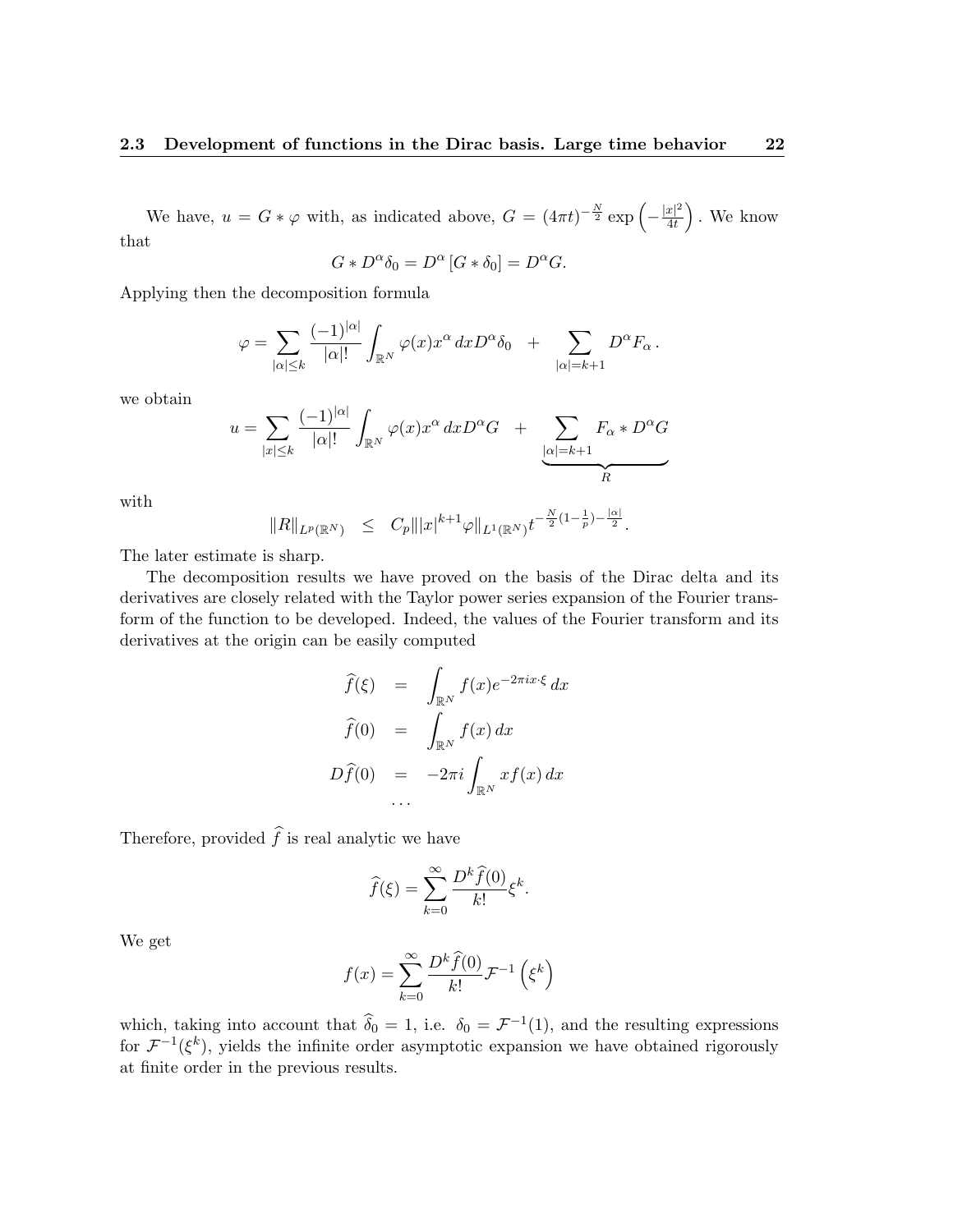We have, $u = G * \varphi$ with, as indicated above, $G = (4\pi t)^{-\frac{N}{2}} \exp\left(-\frac{|x|^2}{4t}\right)$. We know that

$$G * D^\alpha \delta_0 = D^\alpha \left[G * \delta_0\right] = D^\alpha G.$$

Applying then the decomposition formula

$$\varphi = \sum_{|\alpha| \leq k} \frac{(-1)^{|\alpha|}}{|\alpha|!} \int_{\mathbb{R}^N} \varphi(x) x^\alpha \, dx D^\alpha \delta_0 \quad + \sum_{|\alpha|=k+1} D^\alpha F_\alpha \, .$$

we obtain

$$u = \sum_{|x| \leq k} \frac{(-1)^{|\alpha|}}{|\alpha|!} \int_{\mathbb{R}^N} \varphi(x) x^\alpha \, dx D^\alpha G \quad + \underbrace{\sum_{|\alpha|=k+1} F_\alpha * D^\alpha G}_{R}$$

with

$$\|R\|_{L^p(\mathbb{R}^N)} \quad \leq \quad C_p \| |x|^{k+1} \varphi \|_{L^1(\mathbb{R}^N)} t^{-\frac{N}{2}(1-\frac{1}{p}) - \frac{|\alpha|}{2}}.$$

The later estimate is sharp.

The decomposition results we have proved on the basis of the Dirac delta and its derivatives are closely related with the Taylor power series expansion of the Fourier transform of the function to be developed. Indeed, the values of the Fourier transform and its derivatives at the origin can be easily computed

$$\begin{aligned}
\widehat{f}(\xi) &= \int_{\mathbb{R}^N} f(x) e^{-2\pi i x \cdot \xi} \, dx \\
\widehat{f}(0) &= \int_{\mathbb{R}^N} f(x) \, dx \\
D\widehat{f}(0) &= -2\pi i \int_{\mathbb{R}^N} x f(x) \, dx \\
&\cdots
\end{aligned}$$

Therefore, provided $\widehat{f}$ is real analytic we have

$$\widehat{f}(\xi) = \sum_{k=0}^{\infty} \frac{D^k \widehat{f}(0)}{k!} \xi^k.$$

We get

$$f(x) = \sum_{k=0}^{\infty} \frac{D^k \widehat{f}(0)}{k!} \mathcal{F}^{-1}\left(\xi^k\right)$$

which, taking into account that $\widehat{\delta}_0 = 1$, i.e. $\delta_0 = \mathcal{F}^{-1}(1)$, and the resulting expressions for $\mathcal{F}^{-1}(\xi^k)$, yields the infinite order asymptotic expansion we have obtained rigorously at finite order in the previous results.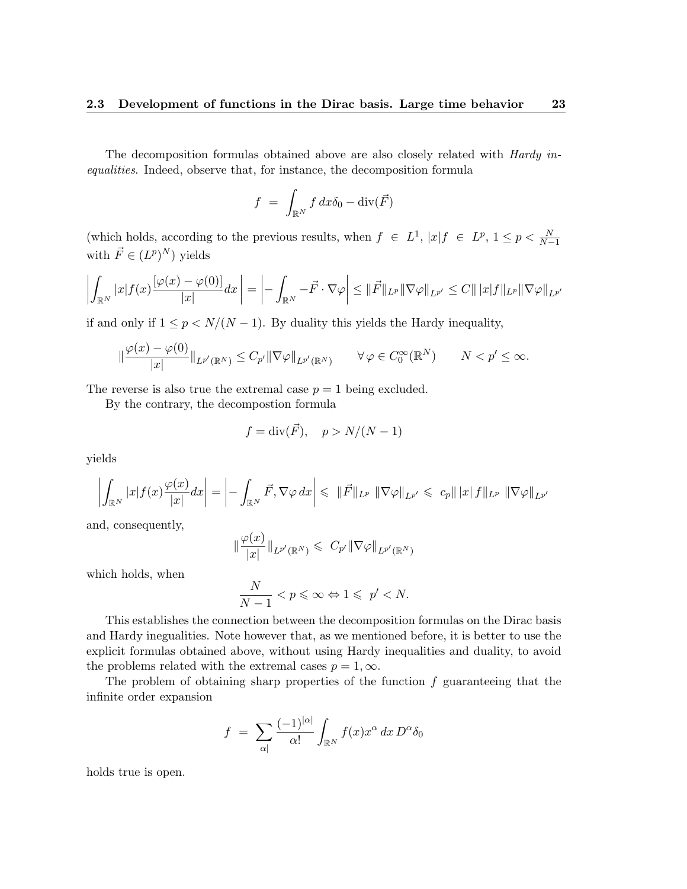The decomposition formulas obtained above are also closely related with *Hardy inequalities*. Indeed, observe that, for instance, the decomposition formula

$$f \;=\; \int_{\mathbb{R}^N} f\, dx \delta_0 - \operatorname{div}(\vec{F})$$

(which holds, according to the previous results, when $f \in L^1$, $|x|f \in L^p$, $1 \le p < \frac{N}{N-1}$ with $\vec{F} \in (L^p)^N$) yields

$$\left| \int_{\mathbb{R}^N} |x| f(x) \frac{[\varphi(x) - \varphi(0)]}{|x|} dx \right| = \left| - \int_{\mathbb{R}^N} -\vec{F} \cdot \nabla\varphi \right| \le \|\vec{F}\|_{L^p} \|\nabla\varphi\|_{L^{p'}} \le C \| \, |x| f \|_{L^p} \|\nabla\varphi\|_{L^{p'}}$$

if and only if $1 \le p < N/(N-1)$. By duality this yields the Hardy inequality,

$$\| \frac{\varphi(x) - \varphi(0)}{|x|} \|_{L^{p'}(\mathbb{R}^N)} \le C_{p'} \|\nabla\varphi\|_{L^{p'}(\mathbb{R}^N)} \qquad \forall\, \varphi \in C_0^\infty(\mathbb{R}^N) \qquad N < p' \le \infty.$$

The reverse is also true the extremal case $p = 1$ being excluded.

By the contrary, the decompostion formula

$$f = \operatorname{div}(\vec{F}), \quad p > N/(N-1)$$

yields

$$\left| \int_{\mathbb{R}^N} |x| f(x) \frac{\varphi(x)}{|x|} dx \right| = \left| - \int_{\mathbb{R}^N} \vec{F}, \nabla\varphi \, dx \right| \leqslant \; \|\vec{F}\|_{L^p} \; \|\nabla\varphi\|_{L^{p'}} \leqslant \; c_p \| \, |x| \, f \|_{L^p} \; \|\nabla\varphi\|_{L^{p'}}$$

and, consequently,

$$\| \frac{\varphi(x)}{|x|} \|_{L^{p'}(\mathbb{R}^N)} \leqslant \; C_{p'} \|\nabla\varphi\|_{L^{p'}(\mathbb{R}^N)}$$

which holds, when

$$\frac{N}{N-1} < p \leqslant \infty \Leftrightarrow 1 \leqslant \; p' < N.$$

This establishes the connection between the decomposition formulas on the Dirac basis and Hardy ineguelities. Note however that, as we mentioned before, it is better to use the explicit formulas obtained above, without using Hardy inequalities and duality, to avoid the problems related with the extremal cases $p = 1, \infty$.

The problem of obtaining sharp properties of the function $f$ guaranteeing that the infinite order expansion

$$f \;=\; \sum_{\alpha|} \frac{(-1)^{|\alpha|}}{\alpha!} \int_{\mathbb{R}^N} f(x) x^\alpha \, dx \, D^\alpha \delta_0$$

holds true is open.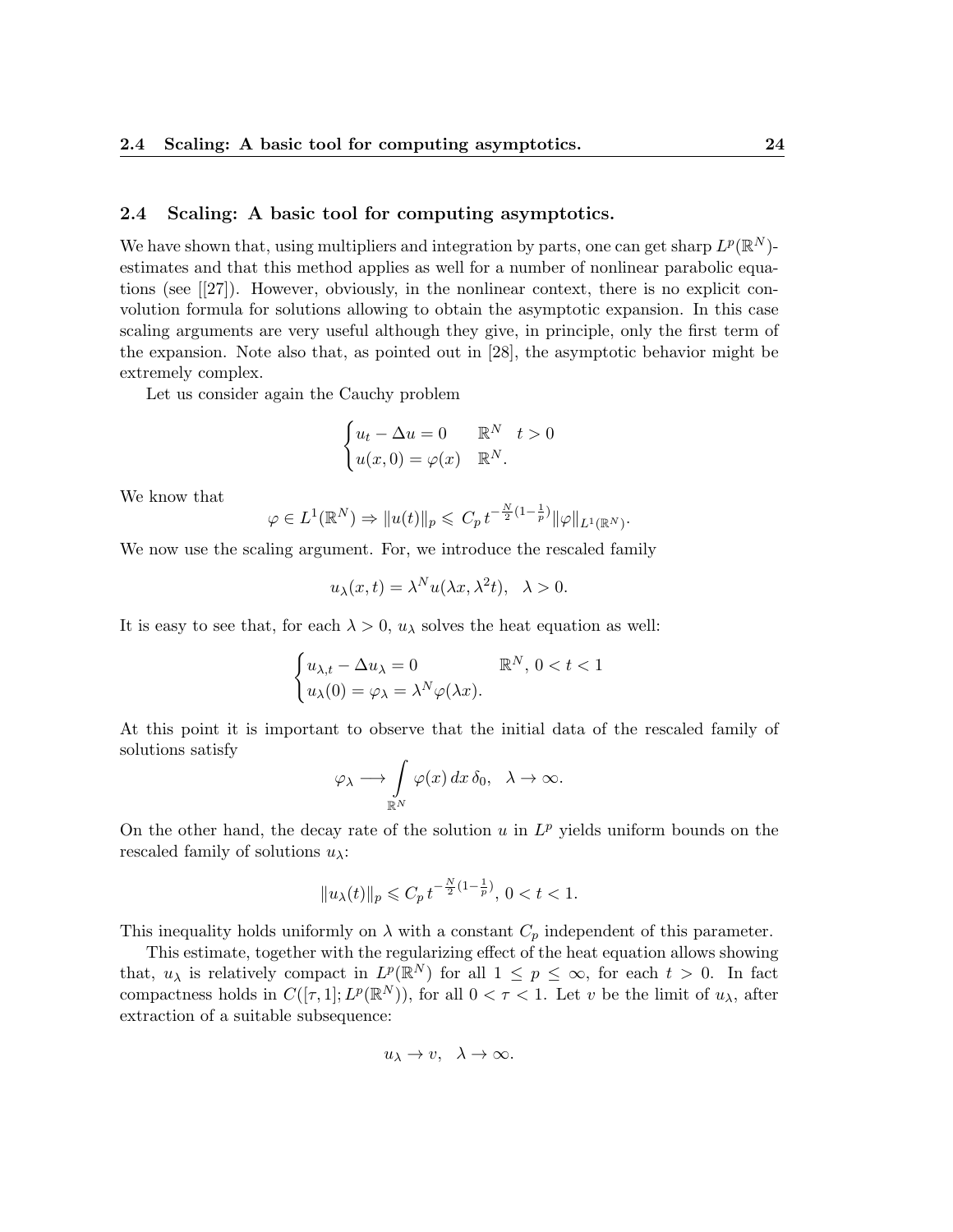## 2.4 Scaling: A basic tool for computing asymptotics.

We have shown that, using multipliers and integration by parts, one can get sharp $L^p(\mathbb{R}^N)$-estimates and that this method applies as well for a number of nonlinear parabolic equations (see [[27]). However, obviously, in the nonlinear context, there is no explicit convolution formula for solutions allowing to obtain the asymptotic expansion. In this case scaling arguments are very useful although they give, in principle, only the first term of the expansion. Note also that, as pointed out in [28], the asymptotic behavior might be extremely complex.

Let us consider again the Cauchy problem

$$\begin{cases} u_t - \Delta u = 0 & \mathbb{R}^N \quad t > 0 \\ u(x, 0) = \varphi(x) & \mathbb{R}^N. \end{cases}$$

We know that

$$\varphi \in L^1(\mathbb{R}^N) \Rightarrow \|u(t)\|_p \leqslant C_p\, t^{-\frac{N}{2}(1-\frac{1}{p})} \|\varphi\|_{L^1(\mathbb{R}^N)}.$$

We now use the scaling argument. For, we introduce the rescaled family

$$u_\lambda(x, t) = \lambda^N u(\lambda x, \lambda^2 t), \quad \lambda > 0.$$

It is easy to see that, for each $\lambda > 0$, $u_\lambda$ solves the heat equation as well:

$$\begin{cases} u_{\lambda,t} - \Delta u_\lambda = 0 & \mathbb{R}^N,\ 0 < t < 1 \\ u_\lambda(0) = \varphi_\lambda = \lambda^N \varphi(\lambda x). \end{cases}$$

At this point it is important to observe that the initial data of the rescaled family of solutions satisfy

$$\varphi_\lambda \longrightarrow \int_{\mathbb{R}^N} \varphi(x)\, dx\, \delta_0, \quad \lambda \to \infty.$$

On the other hand, the decay rate of the solution $u$ in $L^p$ yields uniform bounds on the rescaled family of solutions $u_\lambda$:

$$\|u_\lambda(t)\|_p \leqslant C_p\, t^{-\frac{N}{2}(1-\frac{1}{p})},\ 0 < t < 1.$$

This inequality holds uniformly on $\lambda$ with a constant $C_p$ independent of this parameter.

This estimate, together with the regularizing effect of the heat equation allows showing that, $u_\lambda$ is relatively compact in $L^p(\mathbb{R}^N)$ for all $1 \leq p \leq \infty$, for each $t > 0$. In fact compactness holds in $C([\tau, 1]; L^p(\mathbb{R}^N))$, for all $0 < \tau < 1$. Let $v$ be the limit of $u_\lambda$, after extraction of a suitable subsequence:

$$u_\lambda \to v, \quad \lambda \to \infty.$$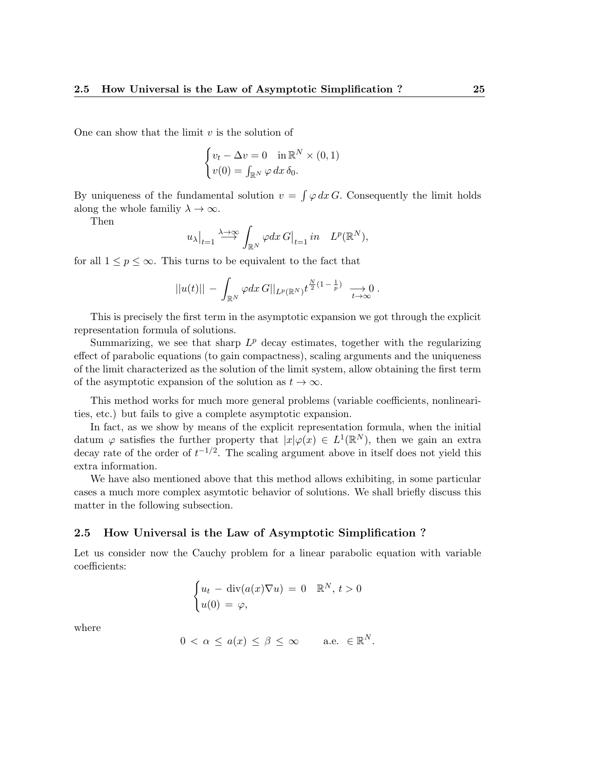One can show that the limit $v$ is the solution of

$$\begin{cases} v_t - \Delta v = 0 \quad \text{in } \mathbb{R}^N \times (0,1) \\ v(0) = \int_{\mathbb{R}^N} \varphi \, dx \, \delta_0. \end{cases}$$

By uniqueness of the fundamental solution $v = \int \varphi \, dx \, G$. Consequently the limit holds along the whole familiy $\lambda \to \infty$.

Then

$$u_\lambda\big|_{t=1} \overset{\lambda\to\infty}{\longrightarrow} \int_{\mathbb{R}^N} \varphi dx \, G\big|_{t=1} \, in \quad L^p(\mathbb{R}^N),$$

for all $1 \leq p \leq \infty$. This turns to be equivalent to the fact that

$$||u(t)|| \, - \int_{\mathbb{R}^N} \varphi dx \, G||_{L^p(\mathbb{R}^N)} t^{\frac{N}{2}(1-\frac{1}{p})} \underset{t\to\infty}{\longrightarrow} 0 \, .$$

This is precisely the first term in the asymptotic expansion we got through the explicit representation formula of solutions.

Summarizing, we see that sharp $L^p$ decay estimates, together with the regularizing effect of parabolic equations (to gain compactness), scaling arguments and the uniqueness of the limit characterized as the solution of the limit system, allow obtaining the first term of the asymptotic expansion of the solution as $t \to \infty$.

This method works for much more general problems (variable coefficients, nonlinearities, etc.) but fails to give a complete asymptotic expansion.

In fact, as we show by means of the explicit representation formula, when the initial datum $\varphi$ satisfies the further property that $|x|\varphi(x) \in L^1(\mathbb{R}^N)$, then we gain an extra decay rate of the order of $t^{-1/2}$. The scaling argument above in itself does not yield this extra information.

We have also mentioned above that this method allows exhibiting, in some particular cases a much more complex asymtotic behavior of solutions. We shall briefly discuss this matter in the following subsection.

## 2.5 How Universal is the Law of Asymptotic Simplification ?

Let us consider now the Cauchy problem for a linear parabolic equation with variable coefficients:

$$\begin{cases} u_t \, - \, \text{div}(a(x)\nabla u) \, = \, 0 \quad \mathbb{R}^N, \, t > 0 \\ u(0) \, = \, \varphi, \end{cases}$$

where

$$0 \, < \, \alpha \, \leq \, a(x) \, \leq \, \beta \, \leq \, \infty \qquad \text{a.e. } \in \mathbb{R}^N.$$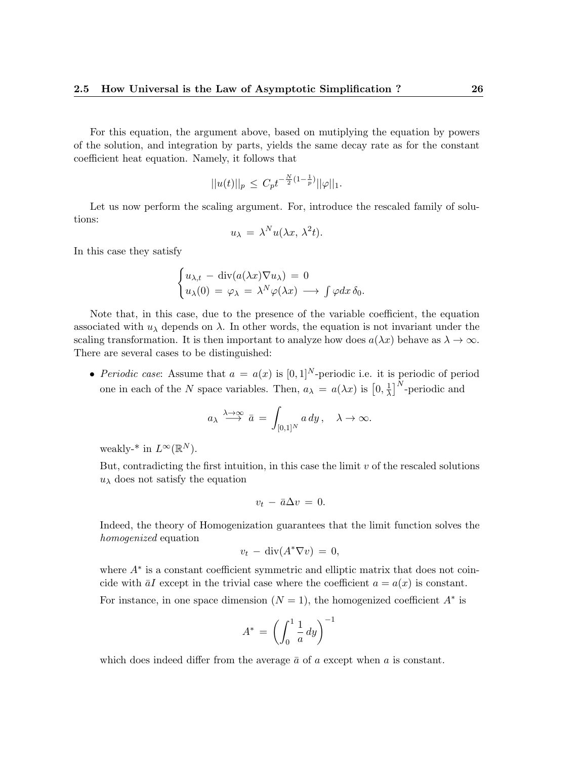For this equation, the argument above, based on mutiplying the equation by powers of the solution, and integration by parts, yields the same decay rate as for the constant coefficient heat equation. Namely, it follows that

$$||u(t)||_p \,\leq\, C_p t^{-\frac{N}{2}(1-\frac{1}{p})}||\varphi||_1.$$

Let us now perform the scaling argument. For, introduce the rescaled family of solutions:

$$u_\lambda \,=\, \lambda^N u(\lambda x,\, \lambda^2 t).$$

In this case they satisfy

$$\begin{cases} u_{\lambda,t} \,-\, \mathrm{div}(a(\lambda x)\nabla u_\lambda) \,=\, 0 \\ u_\lambda(0) \,=\, \varphi_\lambda \,=\, \lambda^N \varphi(\lambda x) \,\longrightarrow\, \int \varphi dx \,\delta_0. \end{cases}$$

Note that, in this case, due to the presence of the variable coefficient, the equation associated with $u_\lambda$ depends on $\lambda$. In other words, the equation is not invariant under the scaling transformation. It is then important to analyze how does $a(\lambda x)$ behave as $\lambda \to \infty$. There are several cases to be distinguished:

- *Periodic case*: Assume that $a \,=\, a(x)$ is $[0,1]^N$-periodic i.e. it is periodic of period one in each of the $N$ space variables. Then, $a_\lambda \,=\, a(\lambda x)$ is $\left[0, \frac{1}{\lambda}\right]^N$-periodic and

  $$a_\lambda \overset{\lambda\to\infty}{\rightharpoonup} \bar{a} \,=\, \int_{[0,1]^N} a\, dy\,, \quad \lambda \to \infty.$$

  weakly-* in $L^\infty(\mathbb{R}^N)$.

  But, contradicting the first intuition, in this case the limit $v$ of the rescaled solutions $u_\lambda$ does not satisfy the equation

  $$v_t \,-\, \bar{a}\Delta v \,=\, 0.$$

  Indeed, the theory of Homogenization guarantees that the limit function solves the *homogenized* equation

  $$v_t \,-\, \mathrm{div}(A^*\nabla v) \,=\, 0,$$

  where $A^*$ is a constant coefficient symmetric and elliptic matrix that does not coincide with $\bar{a}I$ except in the trivial case where the coefficient $a = a(x)$ is constant.

  For instance, in one space dimension ($N = 1$), the homogenized coefficient $A^*$ is

  $$A^* \,=\, \left(\int_0^1 \frac{1}{a}\, dy\right)^{-1}$$

  which does indeed differ from the average $\bar{a}$ of $a$ except when $a$ is constant.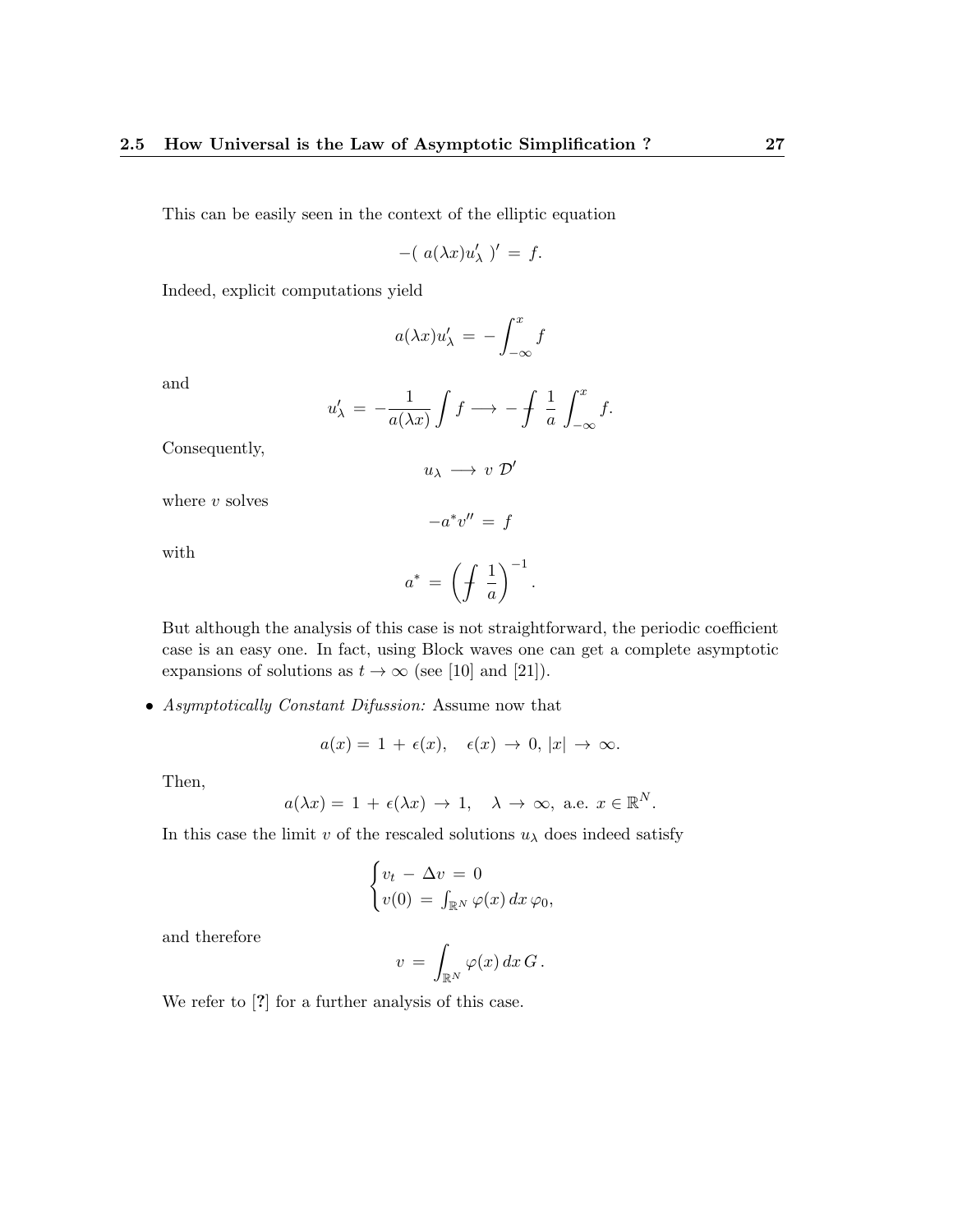This can be easily seen in the context of the elliptic equation

$$-(\ a(\lambda x)u'_\lambda\ )' \ = \ f.$$

Indeed, explicit computations yield

$$a(\lambda x)u'_\lambda \ = \ -\int_{-\infty}^{x} f$$

and

$$u'_\lambda \ = \ -\frac{1}{a(\lambda x)}\int f \longrightarrow -\fint \frac{1}{a}\int_{-\infty}^{x} f.$$

Consequently,

$$u_\lambda \ \longrightarrow \ v \ \mathcal{D}'$$

where $v$ solves

$$-a^* v'' \ = \ f$$

with

$$a^* \ = \ \left(\fint \frac{1}{a}\right)^{-1}.$$

But although the analysis of this case is not straightforward, the periodic coefficient case is an easy one. In fact, using Block waves one can get a complete asymptotic expansions of solutions as $t \to \infty$ (see [10] and [21]).

- *Asymptotically Constant Difussion:* Assume now that

$$a(x) = \ 1 \ + \ \epsilon(x), \quad \epsilon(x) \ \to \ 0, \ |x| \ \to \ \infty.$$

Then,

$$a(\lambda x) = \ 1 \ + \ \epsilon(\lambda x) \ \to \ 1, \quad \lambda \ \to \ \infty, \ \text{a.e. } x \in \mathbb{R}^N.$$

In this case the limit $v$ of the rescaled solutions $u_\lambda$ does indeed satisfy

$$\begin{cases} v_t \ - \ \Delta v \ = \ 0 \\ v(0) \ = \ \int_{\mathbb{R}^N} \varphi(x)\, dx\, \varphi_0, \end{cases}$$

and therefore

$$v \ = \ \int_{\mathbb{R}^N} \varphi(x)\, dx\, G\,.$$

We refer to [**?**] for a further analysis of this case.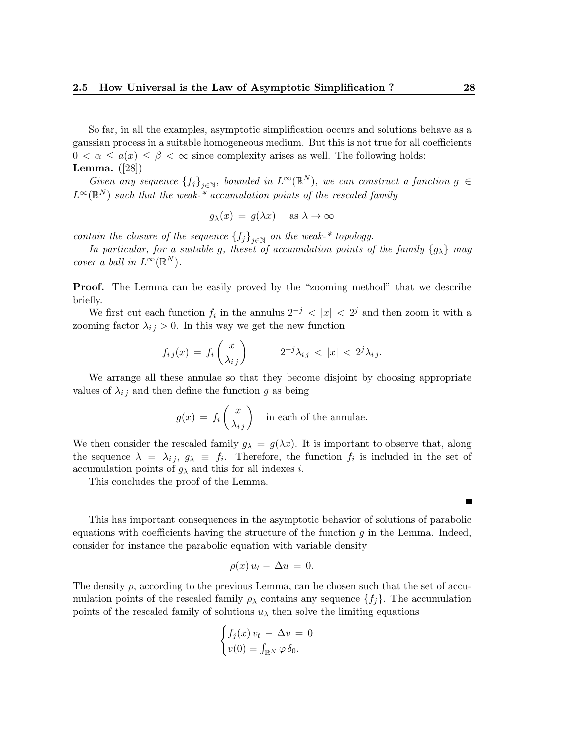So far, in all the examples, asymptotic simplification occurs and solutions behave as a gaussian process in a suitable homogeneous medium. But this is not true for all coefficients $0 < \alpha \le a(x) \le \beta < \infty$ since complexity arises as well. The following holds:
**Lemma.** ([28])

*Given any sequence $\{f_j\}_{j\in\mathbb{N}}$, bounded in $L^\infty(\mathbb{R}^N)$, we can construct a function $g \in L^\infty(\mathbb{R}^N)$ such that the weak-\* accumulation points of the rescaled family*

$$g_\lambda(x) \,=\, g(\lambda x) \quad \text{ as } \lambda \to \infty$$

*contain the closure of the sequence $\{f_j\}_{j\in\mathbb{N}}$ on the weak-\* topology.*

*In particular, for a suitable $g$, theset of accumulation points of the family $\{g_\lambda\}$ may cover a ball in $L^\infty(\mathbb{R}^N)$.*

**Proof.** The Lemma can be easily proved by the "zooming method" that we describe briefly.

We first cut each function $f_i$ in the annulus $2^{-j} < |x| < 2^j$ and then zoom it with a zooming factor $\lambda_{ij} > 0$. In this way we get the new function

$$f_{ij}(x) \,=\, f_i\left(\frac{x}{\lambda_{ij}}\right) \qquad 2^{-j}\lambda_{ij} \,<\, |x| \,<\, 2^j\lambda_{ij}.$$

We arrange all these annulae so that they become disjoint by choosing appropriate values of $\lambda_{ij}$ and then define the function $g$ as being

$$g(x) \,=\, f_i\left(\frac{x}{\lambda_{ij}}\right) \quad \text{in each of the annulae.}$$

We then consider the rescaled family $g_\lambda = g(\lambda x)$. It is important to observe that, along the sequence $\lambda = \lambda_{ij}$, $g_\lambda \equiv f_i$. Therefore, the function $f_i$ is included in the set of accumulation points of $g_\lambda$ and this for all indexes $i$.

This concludes the proof of the Lemma.

∎

This has important consequences in the asymptotic behavior of solutions of parabolic equations with coefficients having the structure of the function $g$ in the Lemma. Indeed, consider for instance the parabolic equation with variable density

$$\rho(x)\, u_t - \Delta u \,=\, 0.$$

The density $\rho$, according to the previous Lemma, can be chosen such that the set of accumulation points of the rescaled family $\rho_\lambda$ contains any sequence $\{f_j\}$. The accumulation points of the rescaled family of solutions $u_\lambda$ then solve the limiting equations

$$\begin{cases} f_j(x)\, v_t \,-\, \Delta v \,=\, 0 \\ v(0) = \int_{\mathbb{R}^N} \varphi\, \delta_0, \end{cases}$$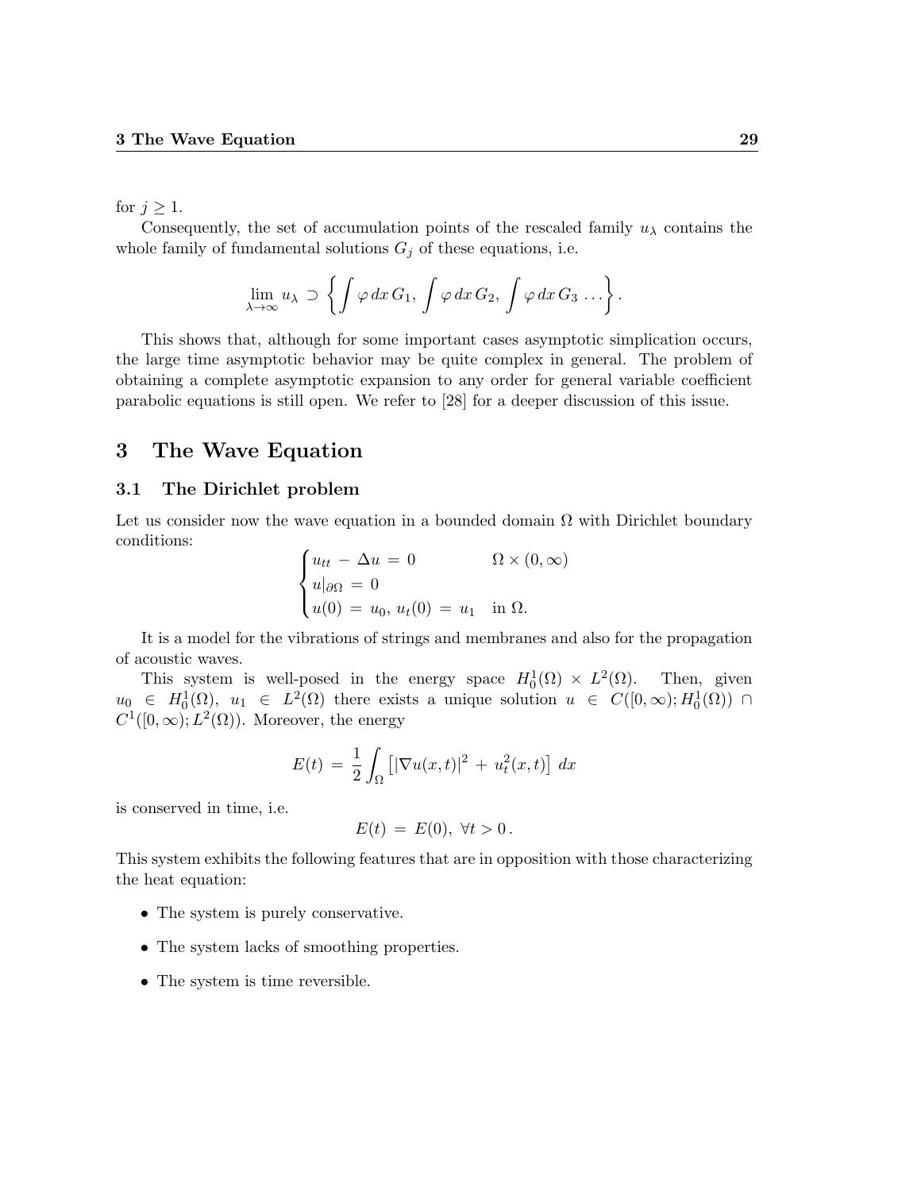for $j \geq 1$.

Consequently, the set of accumulation points of the rescaled family $u_\lambda$ contains the whole family of fundamental solutions $G_j$ of these equations, i.e.

$$\lim_{\lambda \to \infty} u_\lambda \supset \left\{ \int \varphi \, dx \, G_1, \, \int \varphi \, dx \, G_2, \, \int \varphi \, dx \, G_3 \, \ldots \right\}.$$

This shows that, although for some important cases asymptotic simplication occurs, the large time asymptotic behavior may be quite complex in general. The problem of obtaining a complete asymptotic expansion to any order for general variable coefficient parabolic equations is still open. We refer to [28] for a deeper discussion of this issue.

# 3 The Wave Equation

## 3.1 The Dirichlet problem

Let us consider now the wave equation in a bounded domain $\Omega$ with Dirichlet boundary conditions:

$$\begin{cases} u_{tt} - \Delta u = 0 & \Omega \times (0, \infty) \\ u|_{\partial\Omega} = 0 & \\ u(0) = u_0, \, u_t(0) = u_1 & \text{in } \Omega. \end{cases}$$

It is a model for the vibrations of strings and membranes and also for the propagation of acoustic waves.

This system is well-posed in the energy space $H_0^1(\Omega) \times L^2(\Omega)$. Then, given $u_0 \in H_0^1(\Omega)$, $u_1 \in L^2(\Omega)$ there exists a unique solution $u \in C([0, \infty); H_0^1(\Omega)) \cap C^1([0, \infty); L^2(\Omega))$. Moreover, the energy

$$E(t) = \frac{1}{2} \int_\Omega \left[ |\nabla u(x,t)|^2 + u_t^2(x,t) \right] \, dx$$

is conserved in time, i.e.

$$E(t) = E(0), \; \forall t > 0 \, .$$

This system exhibits the following features that are in opposition with those characterizing the heat equation:

- The system is purely conservative.
- The system lacks of smoothing properties.
- The system is time reversible.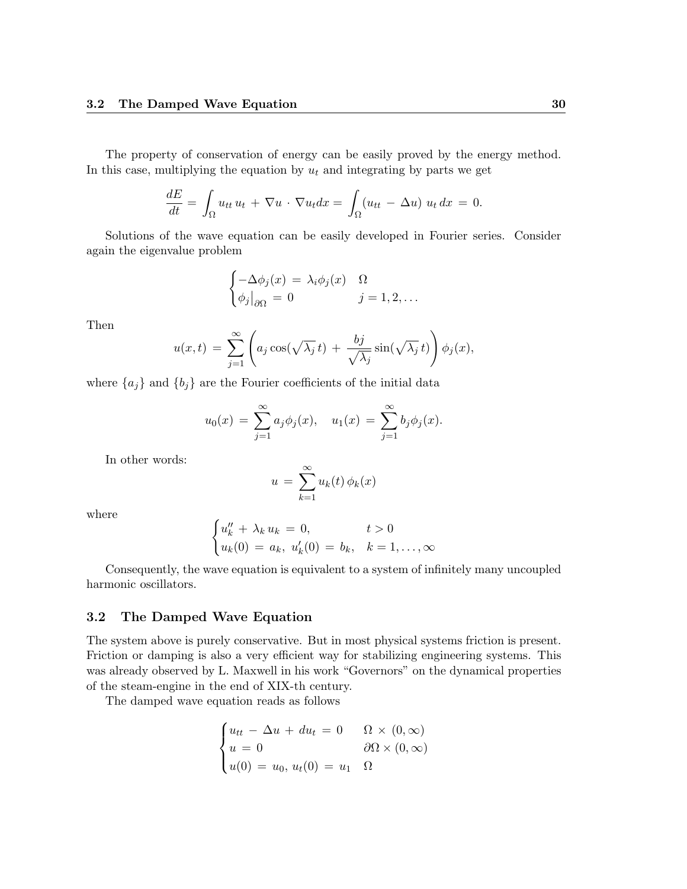The property of conservation of energy can be easily proved by the energy method. In this case, multiplying the equation by $u_t$ and integrating by parts we get

$$\frac{dE}{dt} = \int_\Omega u_{tt}\, u_t \,+\, \nabla u \,\cdot\, \nabla u_t dx = \int_\Omega (u_{tt} \,-\, \Delta u)\; u_t\, dx \,=\, 0.$$

Solutions of the wave equation can be easily developed in Fourier series. Consider again the eigenvalue problem

$$\begin{cases} -\Delta\phi_j(x) \,=\, \lambda_i\phi_j(x) & \Omega \\ \phi_j\big|_{\partial\Omega} \,=\, 0 & j = 1, 2, \ldots \end{cases}$$

Then

$$u(x,t) \,=\, \sum_{j=1}^{\infty} \left( a_j \cos(\sqrt{\lambda_j}\, t) \,+\, \frac{bj}{\sqrt{\lambda_j}} \sin(\sqrt{\lambda_j}\, t) \right) \phi_j(x),$$

where $\{a_j\}$ and $\{b_j\}$ are the Fourier coefficients of the initial data

$$u_0(x) \,=\, \sum_{j=1}^{\infty} a_j \phi_j(x), \quad u_1(x) \,=\, \sum_{j=1}^{\infty} b_j \phi_j(x).$$

In other words:

$$u \,=\, \sum_{k=1}^{\infty} u_k(t)\, \phi_k(x)$$

where

$$\begin{cases} u_k'' \,+\, \lambda_k\, u_k \,=\, 0, & t > 0 \\ u_k(0) \,=\, a_k,\; u_k'(0) \,=\, b_k, & k = 1, \ldots, \infty \end{cases}$$

Consequently, the wave equation is equivalent to a system of infinitely many uncoupled harmonic oscillators.

### 3.2 The Damped Wave Equation

The system above is purely conservative. But in most physical systems friction is present. Friction or damping is also a very efficient way for stabilizing engineering systems. This was already observed by L. Maxwell in his work "Governors" on the dynamical properties of the steam-engine in the end of XIX-th century.

The damped wave equation reads as follows

$$\begin{cases} u_{tt} \,-\, \Delta u \,+\, du_t \,=\, 0 & \Omega \,\times\, (0, \infty) \\ u \,=\, 0 & \partial\Omega \times (0, \infty) \\ u(0) \,=\, u_0,\; u_t(0) \,=\, u_1 & \Omega \end{cases}$$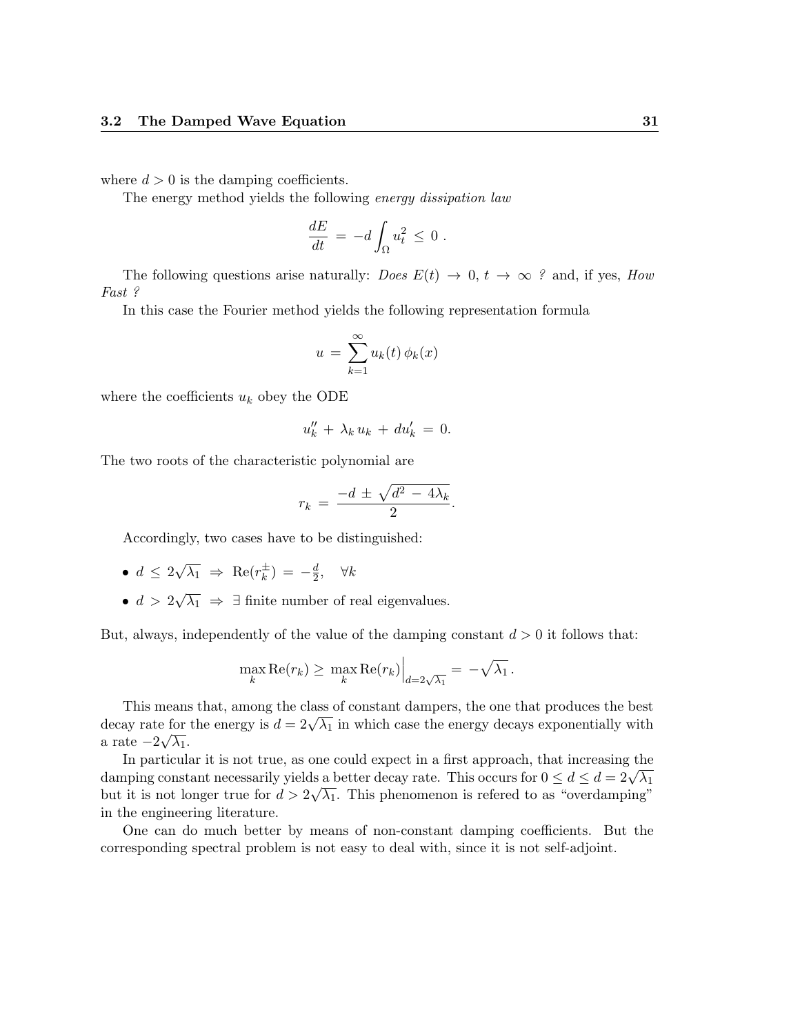where $d > 0$ is the damping coefficients.

The energy method yields the following *energy dissipation law*

$$\frac{dE}{dt} \;=\; -d \int_{\Omega} u_t^2 \;\leq\; 0 \;.$$

The following questions arise naturally: *Does* $E(t) \to 0,\; t \to \infty$ *?* and, if yes, *How Fast ?*

In this case the Fourier method yields the following representation formula

$$u \;=\; \sum_{k=1}^{\infty} u_k(t)\, \phi_k(x)$$

where the coefficients $u_k$ obey the ODE

$$u_k'' \,+\, \lambda_k\, u_k \,+\, d u_k' \;=\; 0.$$

The two roots of the characteristic polynomial are

$$r_k \;=\; \frac{-d \,\pm\, \sqrt{d^2 \,-\, 4\lambda_k}}{2}.$$

Accordingly, two cases have to be distinguished:

- $d \;\leq\; 2\sqrt{\lambda_1} \;\Rightarrow\; \mathrm{Re}(r_k^{\pm}) \;=\; -\frac{d}{2}, \quad \forall k$
- $d \;>\; 2\sqrt{\lambda_1} \;\Rightarrow\; \exists$ finite number of real eigenvalues.

But, always, independently of the value of the damping constant $d > 0$ it follows that:

$$\max_k \mathrm{Re}(r_k) \geq \left. \max_k \mathrm{Re}(r_k) \right|_{d=2\sqrt{\lambda_1}} = -\sqrt{\lambda_1}\,.$$

This means that, among the class of constant dampers, the one that produces the best decay rate for the energy is $d = 2\sqrt{\lambda_1}$ in which case the energy decays exponentially with a rate $-2\sqrt{\lambda_1}$.

In particular it is not true, as one could expect in a first approach, that increasing the damping constant necessarily yields a better decay rate. This occurs for $0 \leq d \leq d = 2\sqrt{\lambda_1}$ but it is not longer true for $d > 2\sqrt{\lambda_1}$. This phenomenon is refered to as "overdamping" in the engineering literature.

One can do much better by means of non-constant damping coefficients. But the corresponding spectral problem is not easy to deal with, since it is not self-adjoint.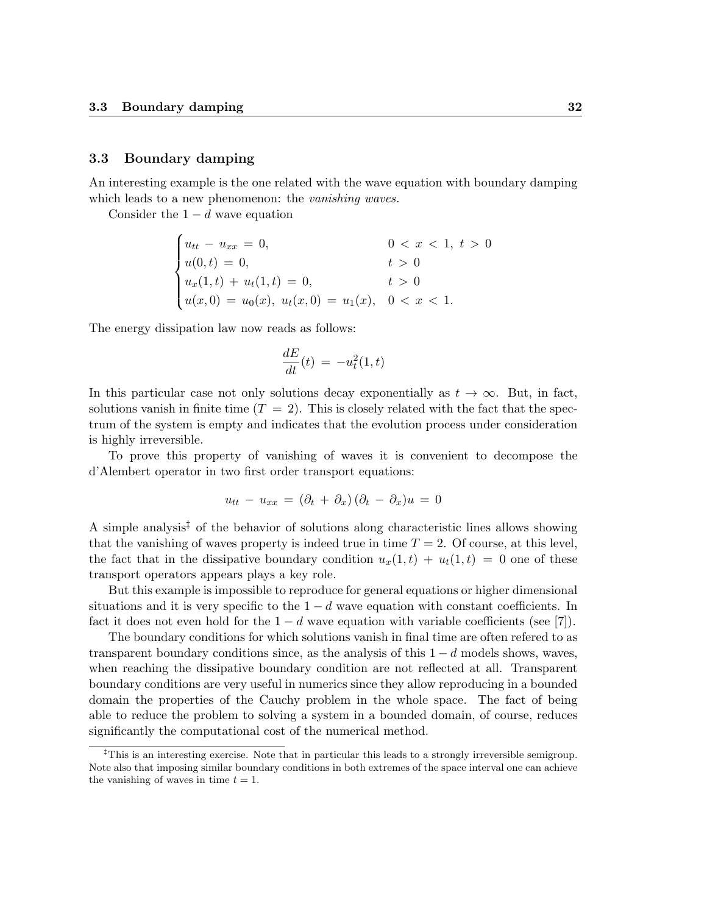### 3.3 Boundary damping

An interesting example is the one related with the wave equation with boundary damping which leads to a new phenomenon: the *vanishing waves.*

Consider the $1-d$ wave equation

$$
\begin{cases}
u_{tt} - u_{xx} = 0, & 0 < x < 1,\ t > 0 \\
u(0,t) = 0, & t > 0 \\
u_x(1,t) + u_t(1,t) = 0, & t > 0 \\
u(x,0) = u_0(x),\ u_t(x,0) = u_1(x), & 0 < x < 1.
\end{cases}
$$

The energy dissipation law now reads as follows:

$$
\frac{dE}{dt}(t) = -u_t^2(1,t)
$$

In this particular case not only solutions decay exponentially as $t \to \infty$. But, in fact, solutions vanish in finite time ($T = 2$). This is closely related with the fact that the spectrum of the system is empty and indicates that the evolution process under consideration is highly irreversible.

To prove this property of vanishing of waves it is convenient to decompose the d'Alembert operator in two first order transport equations:

$$
u_{tt} - u_{xx} = (\partial_t + \partial_x)(\partial_t - \partial_x)u = 0
$$

A simple analysis[‡] of the behavior of solutions along characteristic lines allows showing that the vanishing of waves property is indeed true in time $T = 2$. Of course, at this level, the fact that in the dissipative boundary condition $u_x(1,t) + u_t(1,t) = 0$ one of these transport operators appears plays a key role.

But this example is impossible to reproduce for general equations or higher dimensional situations and it is very specific to the $1-d$ wave equation with constant coefficients. In fact it does not even hold for the $1-d$ wave equation with variable coefficients (see [7]).

The boundary conditions for which solutions vanish in final time are often refered to as transparent boundary conditions since, as the analysis of this $1-d$ models shows, waves, when reaching the dissipative boundary condition are not reflected at all. Transparent boundary conditions are very useful in numerics since they allow reproducing in a bounded domain the properties of the Cauchy problem in the whole space. The fact of being able to reduce the problem to solving a system in a bounded domain, of course, reduces significantly the computational cost of the numerical method.

---

[‡] This is an interesting exercise. Note that in particular this leads to a strongly irreversible semigroup. Note also that imposing similar boundary conditions in both extremes of the space interval one can achieve the vanishing of waves in time $t = 1$.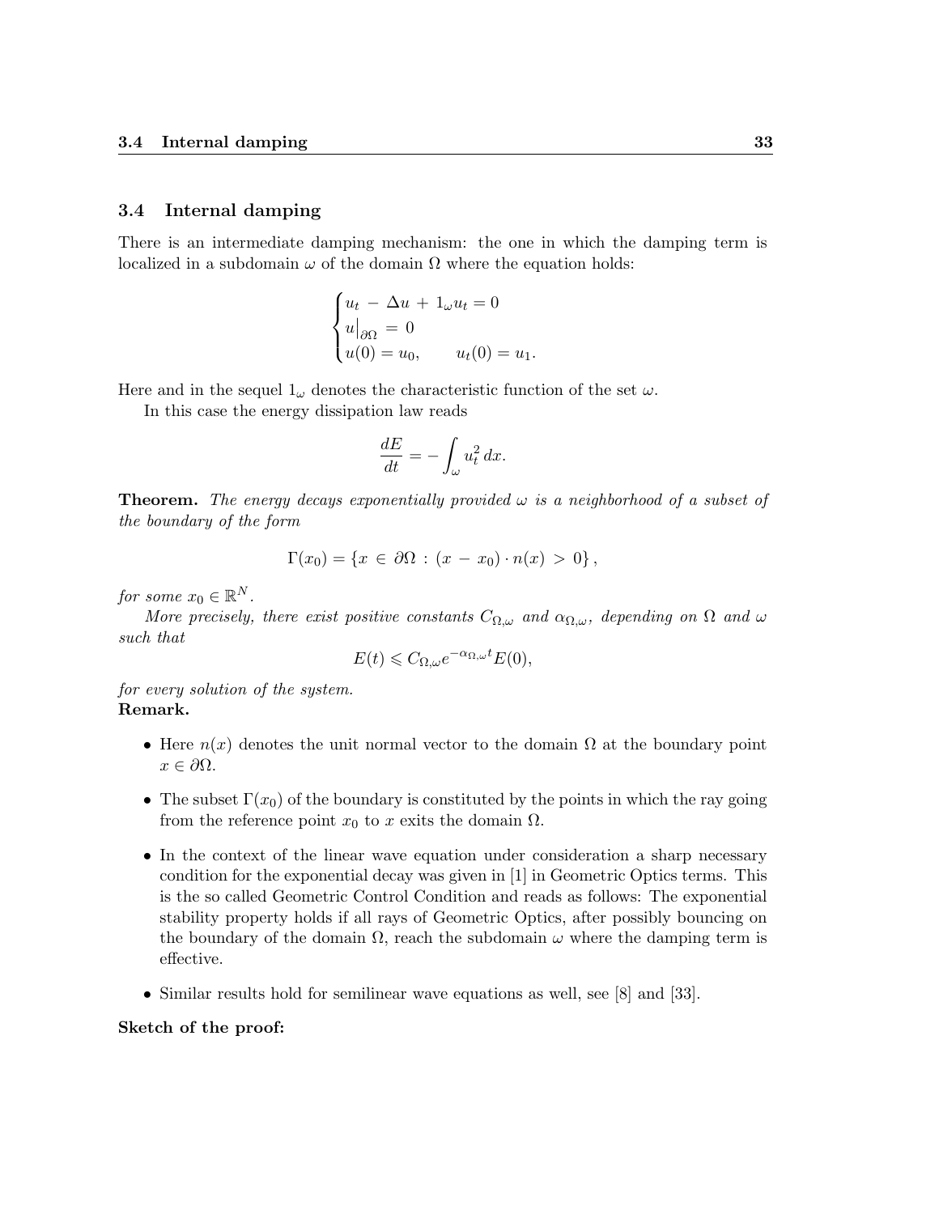## 3.4 Internal damping

There is an intermediate damping mechanism: the one in which the damping term is localized in a subdomain $\omega$ of the domain $\Omega$ where the equation holds:

$$\begin{cases} u_t \, - \, \Delta u \, + \, 1_\omega u_t = 0 \\ u\big|_{\partial\Omega} \, = \, 0 \\ u(0) = u_0, \qquad u_t(0) = u_1. \end{cases}$$

Here and in the sequel $1_\omega$ denotes the characteristic function of the set $\omega$.

In this case the energy dissipation law reads

$$\frac{dE}{dt} = -\int_\omega u_t^2 \, dx.$$

**Theorem.** *The energy decays exponentially provided $\omega$ is a neighborhood of a subset of the boundary of the form*

$$\Gamma(x_0) = \{x \, \in \, \partial\Omega \, : \, (x \, - \, x_0) \cdot n(x) \, > \, 0\},$$

*for some $x_0 \in \mathbb{R}^N$.*

*More precisely, there exist positive constants $C_{\Omega,\omega}$ and $\alpha_{\Omega,\omega}$, depending on $\Omega$ and $\omega$ such that*

$$E(t) \leqslant C_{\Omega,\omega} e^{-\alpha_{\Omega,\omega} t} E(0),$$

*for every solution of the system.*

**Remark.**

- Here $n(x)$ denotes the unit normal vector to the domain $\Omega$ at the boundary point $x \in \partial\Omega$.
- The subset $\Gamma(x_0)$ of the boundary is constituted by the points in which the ray going from the reference point $x_0$ to $x$ exits the domain $\Omega$.
- In the context of the linear wave equation under consideration a sharp necessary condition for the exponential decay was given in [1] in Geometric Optics terms. This is the so called Geometric Control Condition and reads as follows: The exponential stability property holds if all rays of Geometric Optics, after possibly bouncing on the boundary of the domain $\Omega$, reach the subdomain $\omega$ where the damping term is effective.
- Similar results hold for semilinear wave equations as well, see [8] and [33].

**Sketch of the proof:**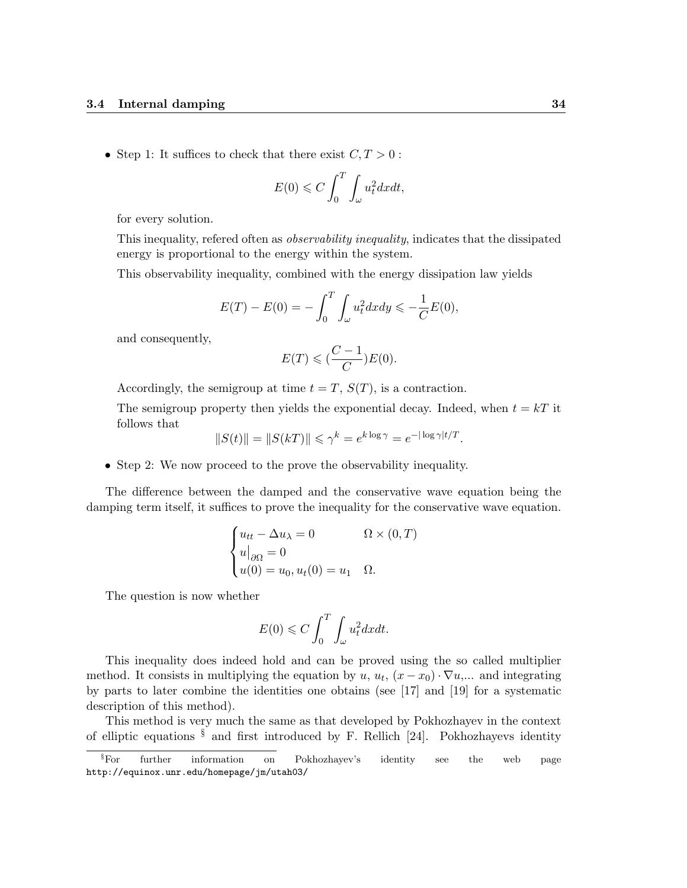- Step 1: It suffices to check that there exist $C, T > 0$ :

$$E(0) \leqslant C \int_0^T \int_\omega u_t^2 dx dt,$$

  for every solution.

  This inequality, refered often as *observability inequality*, indicates that the dissipated energy is proportional to the energy within the system.

  This observability inequality, combined with the energy dissipation law yields

$$E(T) - E(0) = -\int_0^T \int_\omega u_t^2 dx dy \leqslant -\frac{1}{C} E(0),$$

  and consequently,

$$E(T) \leqslant (\frac{C-1}{C}) E(0).$$

  Accordingly, the semigroup at time $t = T$, $S(T)$, is a contraction.

  The semigroup property then yields the exponential decay. Indeed, when $t = kT$ it follows that

$$\|S(t)\| = \|S(kT)\| \leqslant \gamma^k = e^{k \log \gamma} = e^{-|\log \gamma| t/T}.$$

- Step 2: We now proceed to the prove the observability inequality.

The difference between the damped and the conservative wave equation being the damping term itself, it suffices to prove the inequality for the conservative wave equation.

$$\begin{cases} u_{tt} - \Delta u_\lambda = 0 & \Omega \times (0, T) \\ u\big|_{\partial\Omega} = 0 & \\ u(0) = u_0, u_t(0) = u_1 & \Omega. \end{cases}$$

The question is now whether

$$E(0) \leqslant C \int_0^T \int_\omega u_t^2 dx dt.$$

This inequality does indeed hold and can be proved using the so called multiplier method. It consists in multiplying the equation by $u$, $u_t$, $(x - x_0) \cdot \nabla u$,... and integrating by parts to later combine the identities one obtains (see [17] and [19] for a systematic description of this method).

This method is very much the same as that developed by Pokhozhayev in the context of elliptic equations [§] and first introduced by F. Rellich [24]. Pokhozhayevs identity

[§] For further information on Pokhozhayev's identity see the web page http://equinox.unr.edu/homepage/jm/utah03/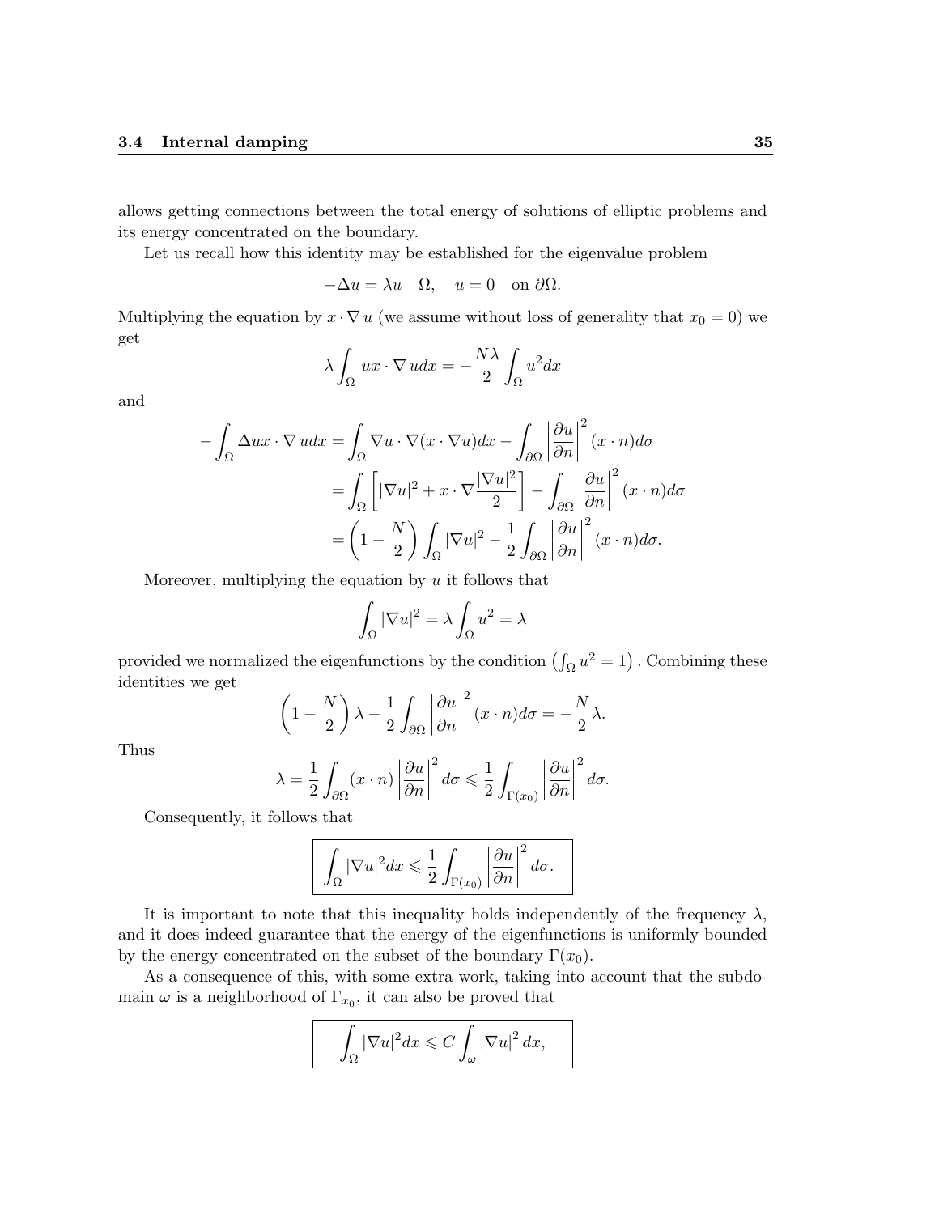allows getting connections between the total energy of solutions of elliptic problems and its energy concentrated on the boundary.

Let us recall how this identity may be established for the eigenvalue problem

$$-\Delta u = \lambda u \quad \Omega, \quad u = 0 \quad \text{on } \partial\Omega.$$

Multiplying the equation by $x \cdot \nabla u$ (we assume without loss of generality that $x_0 = 0$) we get

$$\lambda \int_\Omega u x \cdot \nabla u dx = -\frac{N\lambda}{2} \int_\Omega u^2 dx$$

and

$$\begin{aligned}
-\int_\Omega \Delta u x \cdot \nabla u dx &= \int_\Omega \nabla u \cdot \nabla(x \cdot \nabla u) dx - \int_{\partial\Omega} \left|\frac{\partial u}{\partial n}\right|^2 (x \cdot n) d\sigma \\
&= \int_\Omega \left[|\nabla u|^2 + x \cdot \nabla \frac{|\nabla u|^2}{2}\right] - \int_{\partial\Omega} \left|\frac{\partial u}{\partial n}\right|^2 (x \cdot n) d\sigma \\
&= \left(1 - \frac{N}{2}\right) \int_\Omega |\nabla u|^2 - \frac{1}{2} \int_{\partial\Omega} \left|\frac{\partial u}{\partial n}\right|^2 (x \cdot n) d\sigma.
\end{aligned}$$

Moreover, multiplying the equation by $u$ it follows that

$$\int_\Omega |\nabla u|^2 = \lambda \int_\Omega u^2 = \lambda$$

provided we normalized the eigenfunctions by the condition $\left(\int_\Omega u^2 = 1\right)$. Combining these identities we get

$$\left(1 - \frac{N}{2}\right) \lambda - \frac{1}{2} \int_{\partial\Omega} \left|\frac{\partial u}{\partial n}\right|^2 (x \cdot n) d\sigma = -\frac{N}{2} \lambda.$$

Thus

$$\lambda = \frac{1}{2} \int_{\partial\Omega} (x \cdot n) \left|\frac{\partial u}{\partial n}\right|^2 d\sigma \leqslant \frac{1}{2} \int_{\Gamma(x_0)} \left|\frac{\partial u}{\partial n}\right|^2 d\sigma.$$

Consequently, it follows that

$$\boxed{\int_\Omega |\nabla u|^2 dx \leqslant \frac{1}{2} \int_{\Gamma(x_0)} \left|\frac{\partial u}{\partial n}\right|^2 d\sigma.}$$

It is important to note that this inequality holds independently of the frequency $\lambda$, and it does indeed guarantee that the energy of the eigenfunctions is uniformly bounded by the energy concentrated on the subset of the boundary $\Gamma(x_0)$.

As a consequence of this, with some extra work, taking into account that the subdomain $\omega$ is a neighborhood of $\Gamma_{x_0}$, it can also be proved that

$$\boxed{\int_\Omega |\nabla u|^2 dx \leqslant C \int_\omega |\nabla u|^2 dx,}$$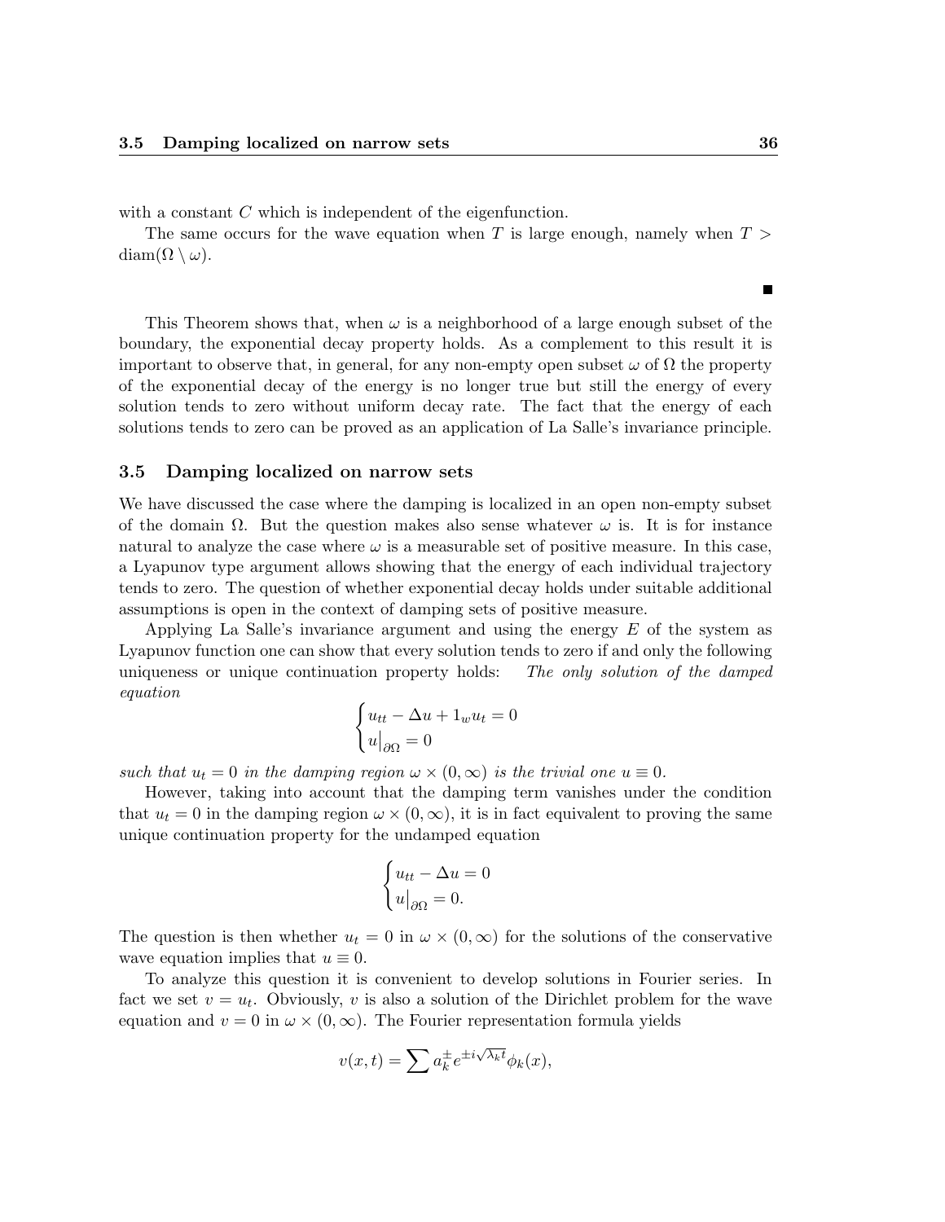with a constant $C$ which is independent of the eigenfunction.

The same occurs for the wave equation when $T$ is large enough, namely when $T > \text{diam}(\Omega \setminus \omega)$.

■

This Theorem shows that, when $\omega$ is a neighborhood of a large enough subset of the boundary, the exponential decay property holds. As a complement to this result it is important to observe that, in general, for any non-empty open subset $\omega$ of $\Omega$ the property of the exponential decay of the energy is no longer true but still the energy of every solution tends to zero without uniform decay rate. The fact that the energy of each solutions tends to zero can be proved as an application of La Salle's invariance principle.

### 3.5 Damping localized on narrow sets

We have discussed the case where the damping is localized in an open non-empty subset of the domain $\Omega$. But the question makes also sense whatever $\omega$ is. It is for instance natural to analyze the case where $\omega$ is a measurable set of positive measure. In this case, a Lyapunov type argument allows showing that the energy of each individual trajectory tends to zero. The question of whether exponential decay holds under suitable additional assumptions is open in the context of damping sets of positive measure.

Applying La Salle's invariance argument and using the energy $E$ of the system as Lyapunov function one can show that every solution tends to zero if and only the following uniqueness or unique continuation property holds: *The only solution of the damped equation*

$$
\begin{cases} u_{tt} - \Delta u + 1_w u_t = 0 \\ u\big|_{\partial\Omega} = 0 \end{cases}
$$

*such that $u_t = 0$ in the damping region $\omega \times (0, \infty)$ is the trivial one $u \equiv 0$.*

However, taking into account that the damping term vanishes under the condition that $u_t = 0$ in the damping region $\omega \times (0, \infty)$, it is in fact equivalent to proving the same unique continuation property for the undamped equation

$$
\begin{cases} u_{tt} - \Delta u = 0 \\ u\big|_{\partial\Omega} = 0. \end{cases}
$$

The question is then whether $u_t = 0$ in $\omega \times (0, \infty)$ for the solutions of the conservative wave equation implies that $u \equiv 0$.

To analyze this question it is convenient to develop solutions in Fourier series. In fact we set $v = u_t$. Obviously, $v$ is also a solution of the Dirichlet problem for the wave equation and $v = 0$ in $\omega \times (0, \infty)$. The Fourier representation formula yields

$$
v(x,t) = \sum a_k^{\pm} e^{\pm i\sqrt{\lambda_k t}} \phi_k(x),
$$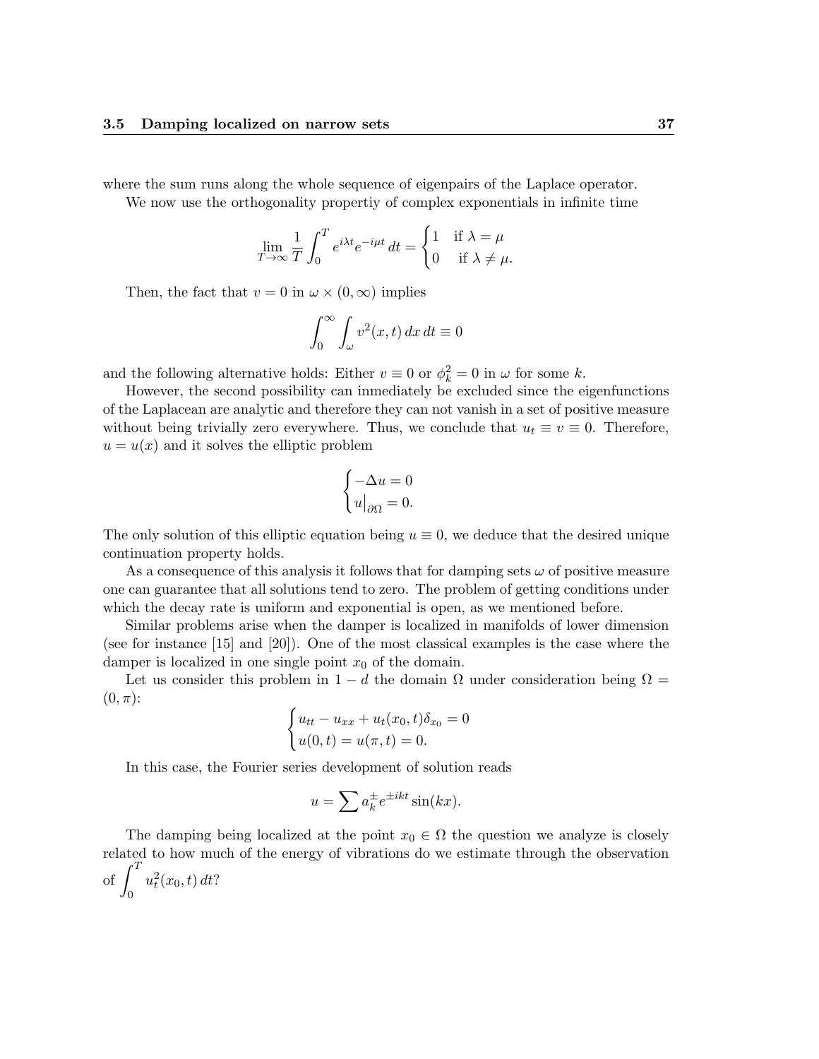where the sum runs along the whole sequence of eigenpairs of the Laplace operator.

We now use the orthogonality propertiy of complex exponentials in infinite time

$$\lim_{T\to\infty} \frac{1}{T}\int_0^T e^{i\lambda t}e^{-i\mu t}\,dt = \begin{cases} 1 & \text{if } \lambda=\mu \\ 0 & \text{if } \lambda\neq\mu. \end{cases}$$

Then, the fact that $v = 0$ in $\omega \times (0,\infty)$ implies

$$\int_0^\infty \int_\omega v^2(x,t)\,dx\,dt \equiv 0$$

and the following alternative holds: Either $v \equiv 0$ or $\phi_k^2 = 0$ in $\omega$ for some $k$.

However, the second possibility can inmediately be excluded since the eigenfunctions of the Laplacean are analytic and therefore they can not vanish in a set of positive measure without being trivially zero everywhere. Thus, we conclude that $u_t \equiv v \equiv 0$. Therefore, $u = u(x)$ and it solves the elliptic problem

$$\begin{cases} -\Delta u = 0 \\ u\big|_{\partial\Omega} = 0. \end{cases}$$

The only solution of this elliptic equation being $u \equiv 0$, we deduce that the desired unique continuation property holds.

As a consequence of this analysis it follows that for damping sets $\omega$ of positive measure one can guarantee that all solutions tend to zero. The problem of getting conditions under which the decay rate is uniform and exponential is open, as we mentioned before.

Similar problems arise when the damper is localized in manifolds of lower dimension (see for instance [15] and [20]). One of the most classical examples is the case where the damper is localized in one single point $x_0$ of the domain.

Let us consider this problem in $1-d$ the domain $\Omega$ under consideration being $\Omega = (0,\pi)$:

$$\begin{cases} u_{tt} - u_{xx} + u_t(x_0,t)\delta_{x_0} = 0 \\ u(0,t) = u(\pi,t) = 0. \end{cases}$$

In this case, the Fourier series development of solution reads

$$u = \sum a_k^{\pm} e^{\pm ikt}\sin(kx).$$

The damping being localized at the point $x_0 \in \Omega$ the question we analyze is closely related to how much of the energy of vibrations do we estimate through the observation of $\displaystyle\int_0^T u_t^2(x_0,t)\,dt$?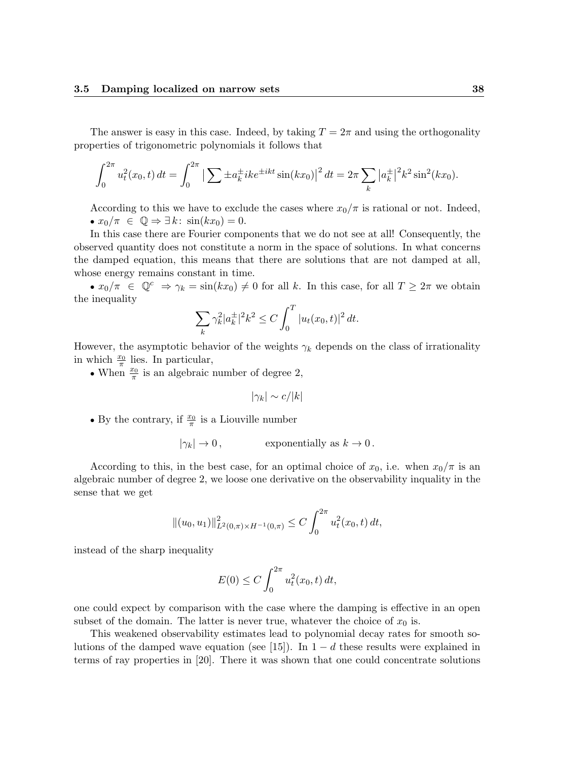The answer is easy in this case. Indeed, by taking $T = 2\pi$ and using the orthogonality properties of trigonometric polynomials it follows that

$$\int_0^{2\pi} u_t^2(x_0, t)\, dt = \int_0^{2\pi} \big| \sum \pm a_k^{\pm} ike^{\pm ikt} \sin(kx_0)\big|^2\, dt = 2\pi \sum_k \big|a_k^{\pm}\big|^2 k^2 \sin^2(kx_0).$$

According to this we have to exclude the cases where $x_0/\pi$ is rational or not. Indeed,
• $x_0/\pi \in \mathbb{Q} \Rightarrow \exists\, k\colon\ \sin(kx_0) = 0.$

In this case there are Fourier components that we do not see at all! Consequently, the observed quantity does not constitute a norm in the space of solutions. In what concerns the damped equation, this means that there are solutions that are not damped at all, whose energy remains constant in time.

• $x_0/\pi \in \mathbb{Q}^c \Rightarrow \gamma_k = \sin(kx_0) \neq 0$ for all $k$. In this case, for all $T \geq 2\pi$ we obtain the inequality

$$\sum_k \gamma_k^2 |a_k^{\pm}|^2 k^2 \leq C \int_0^T |u_t(x_0, t)|^2\, dt.$$

However, the asymptotic behavior of the weights $\gamma_k$ depends on the class of irrationality in which $\frac{x_0}{\pi}$ lies. In particular,

• When $\frac{x_0}{\pi}$ is an algebraic number of degree 2,

$$|\gamma_k| \sim c/|k|$$

• By the contrary, if $\frac{x_0}{\pi}$ is a Liouville number

$$|\gamma_k| \to 0\,, \qquad\qquad \text{exponentially as } k \to 0\,.$$

According to this, in the best case, for an optimal choice of $x_0$, i.e. when $x_0/\pi$ is an algebraic number of degree 2, we loose one derivative on the observability inquality in the sense that we get

$$\|(u_0, u_1)\|^2_{L^2(0,\pi)\times H^{-1}(0,\pi)} \leq C \int_0^{2\pi} u_t^2(x_0, t)\, dt,$$

instead of the sharp inequality

$$E(0) \leq C \int_0^{2\pi} u_t^2(x_0, t)\, dt,$$

one could expect by comparison with the case where the damping is effective in an open subset of the domain. The latter is never true, whatever the choice of $x_0$ is.

This weakened observability estimates lead to polynomial decay rates for smooth solutions of the damped wave equation (see [15]). In $1-d$ these results were explained in terms of ray properties in [20]. There it was shown that one could concentrate solutions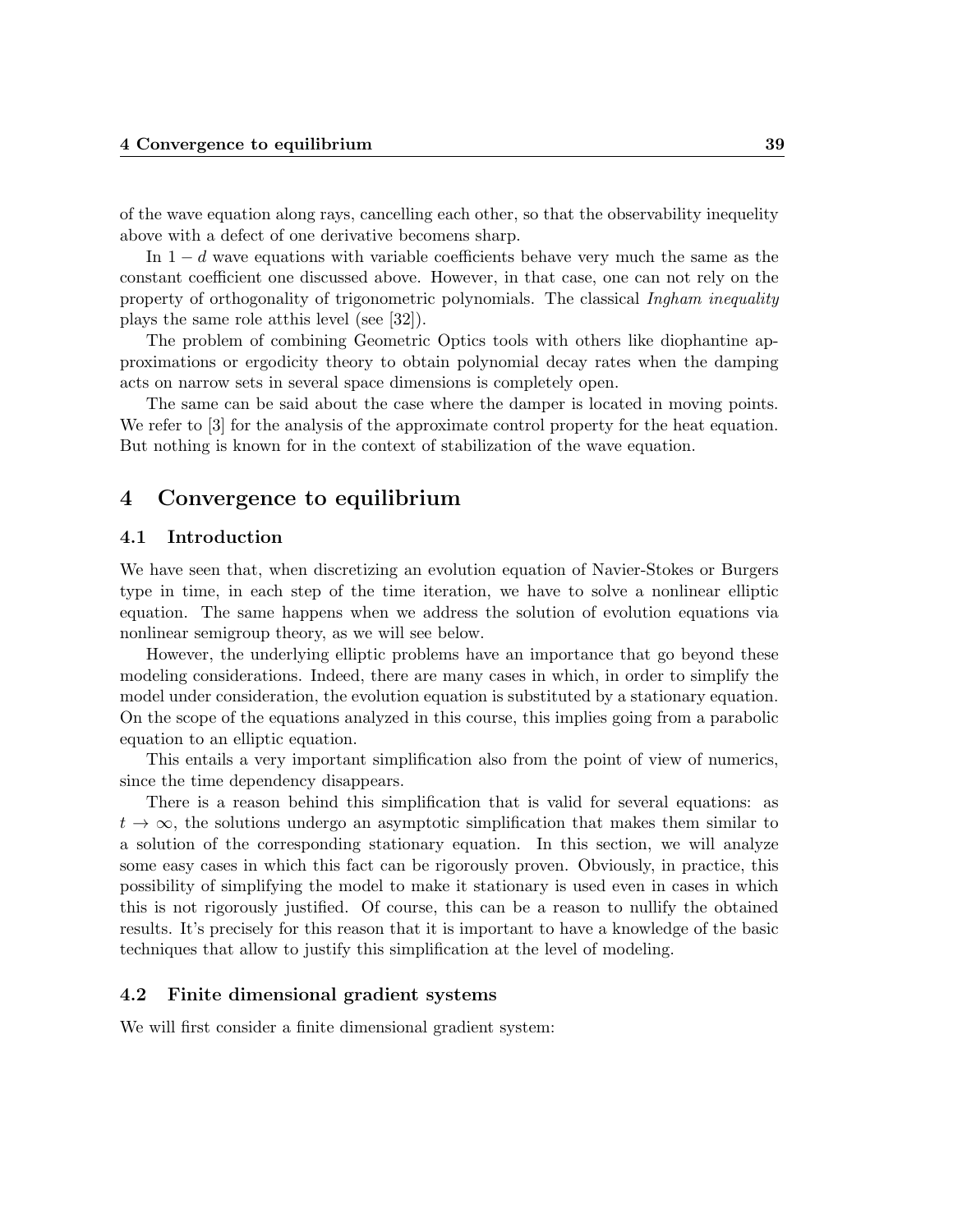of the wave equation along rays, cancelling each other, so that the observability inequelity above with a defect of one derivative becomens sharp.

In $1-d$ wave equations with variable coefficients behave very much the same as the constant coefficient one discussed above. However, in that case, one can not rely on the property of orthogonality of trigonometric polynomials. The classical *Ingham inequality* plays the same role atthis level (see [32]).

The problem of combining Geometric Optics tools with others like diophantine approximations or ergodicity theory to obtain polynomial decay rates when the damping acts on narrow sets in several space dimensions is completely open.

The same can be said about the case where the damper is located in moving points. We refer to [3] for the analysis of the approximate control property for the heat equation. But nothing is known for in the context of stabilization of the wave equation.

# 4 Convergence to equilibrium

## 4.1 Introduction

We have seen that, when discretizing an evolution equation of Navier-Stokes or Burgers type in time, in each step of the time iteration, we have to solve a nonlinear elliptic equation. The same happens when we address the solution of evolution equations via nonlinear semigroup theory, as we will see below.

However, the underlying elliptic problems have an importance that go beyond these modeling considerations. Indeed, there are many cases in which, in order to simplify the model under consideration, the evolution equation is substituted by a stationary equation. On the scope of the equations analyzed in this course, this implies going from a parabolic equation to an elliptic equation.

This entails a very important simplification also from the point of view of numerics, since the time dependency disappears.

There is a reason behind this simplification that is valid for several equations: as $t \to \infty$, the solutions undergo an asymptotic simplification that makes them similar to a solution of the corresponding stationary equation. In this section, we will analyze some easy cases in which this fact can be rigorously proven. Obviously, in practice, this possibility of simplifying the model to make it stationary is used even in cases in which this is not rigorously justified. Of course, this can be a reason to nullify the obtained results. It's precisely for this reason that it is important to have a knowledge of the basic techniques that allow to justify this simplification at the level of modeling.

## 4.2 Finite dimensional gradient systems

We will first consider a finite dimensional gradient system: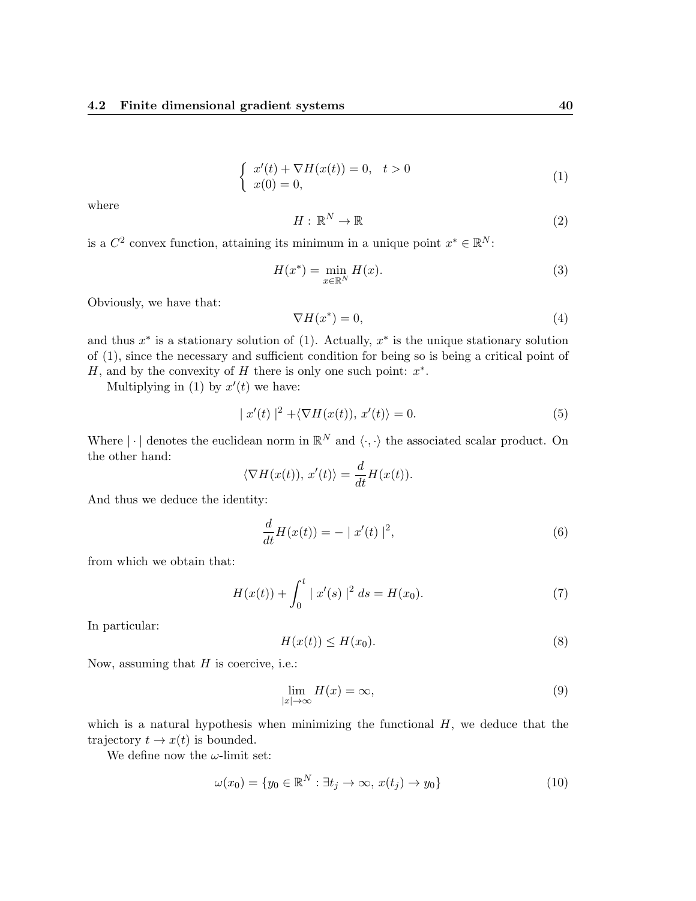$$
\begin{cases} x'(t) + \nabla H(x(t)) = 0, & t > 0 \\ x(0) = 0, \end{cases} \tag{1}
$$

where

$$
H : \mathbb{R}^N \to \mathbb{R} \tag{2}
$$

is a $C^2$ convex function, attaining its minimum in a unique point $x^* \in \mathbb{R}^N$:

$$
H(x^*) = \min_{x \in \mathbb{R}^N} H(x). \tag{3}
$$

Obviously, we have that:

$$
\nabla H(x^*) = 0, \tag{4}
$$

and thus $x^*$ is a stationary solution of (1). Actually, $x^*$ is the unique stationary solution of (1), since the necessary and sufficient condition for being so is being a critical point of $H$, and by the convexity of $H$ there is only one such point: $x^*$.

Multiplying in (1) by $x'(t)$ we have:

$$
| x'(t) |^2 + \langle \nabla H(x(t)), x'(t) \rangle = 0. \tag{5}
$$

Where $| \cdot |$ denotes the euclidean norm in $\mathbb{R}^N$ and $\langle \cdot, \cdot \rangle$ the associated scalar product. On the other hand:

$$
\langle \nabla H(x(t)), x'(t) \rangle = \frac{d}{dt} H(x(t)).
$$

And thus we deduce the identity:

$$
\frac{d}{dt} H(x(t)) = - | x'(t) |^2, \tag{6}
$$

from which we obtain that:

$$
H(x(t)) + \int_0^t | x'(s) |^2 \, ds = H(x_0). \tag{7}
$$

In particular:

$$
H(x(t)) \leq H(x_0). \tag{8}
$$

Now, assuming that $H$ is coercive, i.e.:

$$
\lim_{|x| \to \infty} H(x) = \infty, \tag{9}
$$

which is a natural hypothesis when minimizing the functional $H$, we deduce that the trajectory $t \to x(t)$ is bounded.

We define now the $\omega$-limit set:

$$
\omega(x_0) = \{ y_0 \in \mathbb{R}^N : \exists t_j \to \infty, \, x(t_j) \to y_0 \} \tag{10}
$$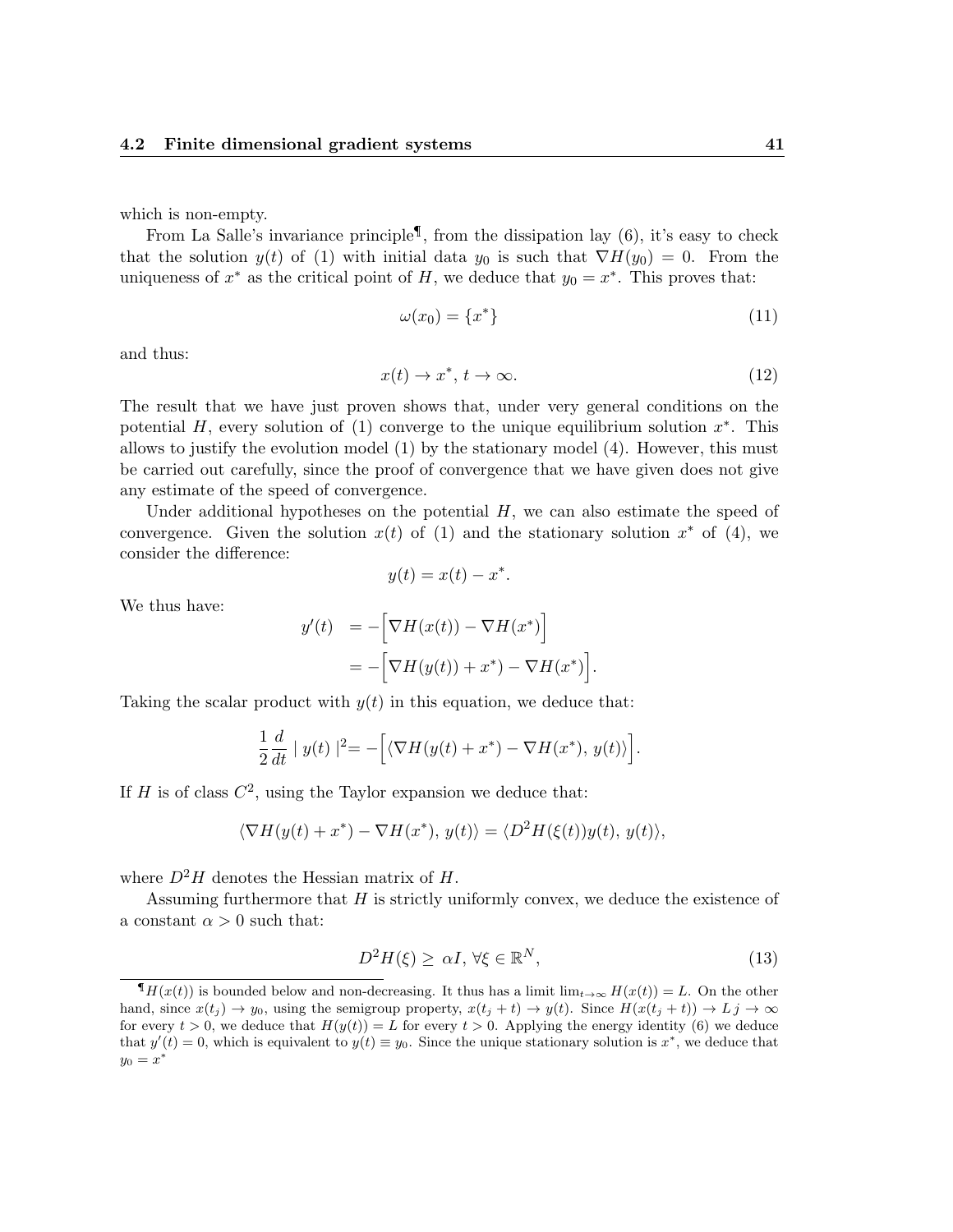which is non-empty.

From La Salle's invariance principle[¶], from the dissipation lay (6), it's easy to check that the solution $y(t)$ of (1) with initial data $y_0$ is such that $\nabla H(y_0) = 0$. From the uniqueness of $x^*$ as the critical point of $H$, we deduce that $y_0 = x^*$. This proves that:

$$\omega(x_0) = \{x^*\} \tag{11}$$

and thus:

$$x(t) \to x^*, \, t \to \infty. \tag{12}$$

The result that we have just proven shows that, under very general conditions on the potential $H$, every solution of (1) converge to the unique equilibrium solution $x^*$. This allows to justify the evolution model (1) by the stationary model (4). However, this must be carried out carefully, since the proof of convergence that we have given does not give any estimate of the speed of convergence.

Under additional hypotheses on the potential $H$, we can also estimate the speed of convergence. Given the solution $x(t)$ of (1) and the stationary solution $x^*$ of (4), we consider the difference:

$$y(t) = x(t) - x^*.$$

We thus have:

$$\begin{aligned} y'(t) &= -\Big[\nabla H(x(t)) - \nabla H(x^*)\Big] \\ &= -\Big[\nabla H(y(t)) + x^*) - \nabla H(x^*)\Big]. \end{aligned}$$

Taking the scalar product with $y(t)$ in this equation, we deduce that:

$$\frac{1}{2}\frac{d}{dt} \mid y(t) \mid^2 = -\Big[\langle \nabla H(y(t) + x^*) - \nabla H(x^*),\, y(t)\rangle\Big].$$

If $H$ is of class $C^2$, using the Taylor expansion we deduce that:

$$\langle \nabla H(y(t) + x^*) - \nabla H(x^*),\, y(t)\rangle = \langle D^2 H(\xi(t)) y(t),\, y(t)\rangle,$$

where $D^2 H$ denotes the Hessian matrix of $H$.

Assuming furthermore that $H$ is strictly uniformly convex, we deduce the existence of a constant $\alpha > 0$ such that:

$$D^2 H(\xi) \geq \alpha I, \, \forall \xi \in \mathbb{R}^N, \tag{13}$$

---

[¶] $H(x(t))$ is bounded below and non-decreasing. It thus has a limit $\lim_{t\to\infty} H(x(t)) = L$. On the other hand, since $x(t_j) \to y_0$, using the semigroup property, $x(t_j + t) \to y(t)$. Since $H(x(t_j + t)) \to L \; j \to \infty$ for every $t > 0$, we deduce that $H(y(t)) = L$ for every $t > 0$. Applying the energy identity (6) we deduce that $y'(t) = 0$, which is equivalent to $y(t) \equiv y_0$. Since the unique stationary solution is $x^*$, we deduce that $y_0 = x^*$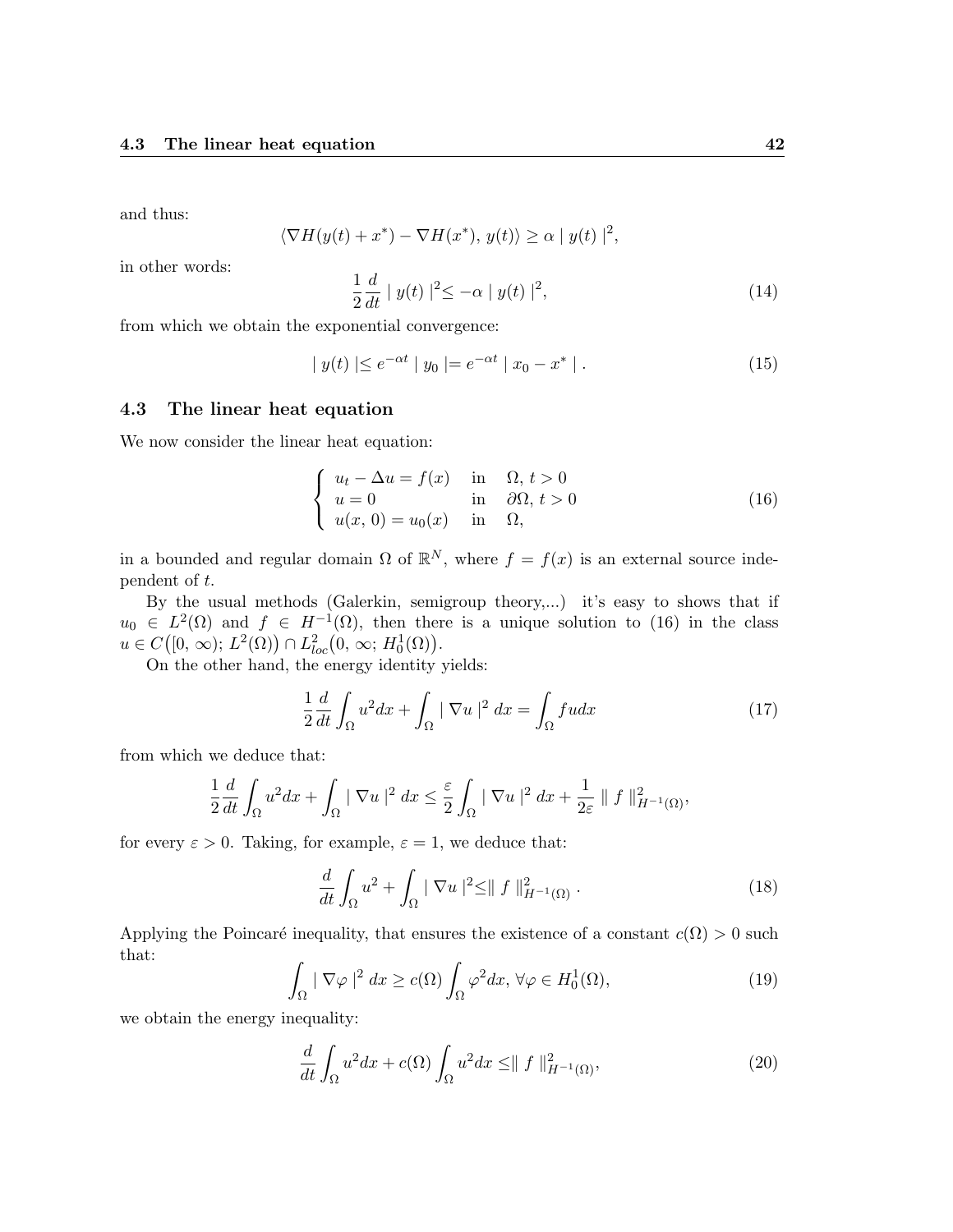and thus:

$$\langle \nabla H(y(t) + x^*) - \nabla H(x^*),\, y(t) \rangle \geq \alpha \mid y(t) \mid^2,$$

in other words:

$$\frac{1}{2} \frac{d}{dt} \mid y(t) \mid^2 \leq -\alpha \mid y(t) \mid^2, \tag{14}$$

from which we obtain the exponential convergence:

$$\mid y(t) \mid \leq e^{-\alpha t} \mid y_0 \mid = e^{-\alpha t} \mid x_0 - x^* \mid . \tag{15}$$

### 4.3 The linear heat equation

We now consider the linear heat equation:

$$\begin{cases} u_t - \Delta u = f(x) & \text{in} \quad \Omega,\, t > 0 \\ u = 0 & \text{in} \quad \partial\Omega,\, t > 0 \\ u(x,\,0) = u_0(x) & \text{in} \quad \Omega, \end{cases} \tag{16}$$

in a bounded and regular domain $\Omega$ of $\mathbb{R}^N$, where $f = f(x)$ is an external source independent of $t$.

By the usual methods (Galerkin, semigroup theory,...) it's easy to shows that if $u_0 \in L^2(\Omega)$ and $f \in H^{-1}(\Omega)$, then there is a unique solution to (16) in the class $u \in C\big([0,\,\infty);\, L^2(\Omega)\big) \cap L^2_{loc}\big(0,\,\infty;\, H^1_0(\Omega)\big)$.

On the other hand, the energy identity yields:

$$\frac{1}{2} \frac{d}{dt} \int_\Omega u^2 dx + \int_\Omega \mid \nabla u \mid^2 dx = \int_\Omega f u dx \tag{17}$$

from which we deduce that:

$$\frac{1}{2} \frac{d}{dt} \int_\Omega u^2 dx + \int_\Omega \mid \nabla u \mid^2 dx \leq \frac{\varepsilon}{2} \int_\Omega \mid \nabla u \mid^2 dx + \frac{1}{2\varepsilon} \parallel f \parallel^2_{H^{-1}(\Omega)},$$

for every $\varepsilon > 0$. Taking, for example, $\varepsilon = 1$, we deduce that:

$$\frac{d}{dt} \int_\Omega u^2 + \int_\Omega \mid \nabla u \mid^2 \leq \parallel f \parallel^2_{H^{-1}(\Omega)} . \tag{18}$$

Applying the Poincaré inequality, that ensures the existence of a constant $c(\Omega) > 0$ such that:

$$\int_\Omega \mid \nabla \varphi \mid^2 dx \geq c(\Omega) \int_\Omega \varphi^2 dx,\; \forall \varphi \in H^1_0(\Omega), \tag{19}$$

we obtain the energy inequality:

$$\frac{d}{dt} \int_\Omega u^2 dx + c(\Omega) \int_\Omega u^2 dx \leq \parallel f \parallel^2_{H^{-1}(\Omega)}, \tag{20}$$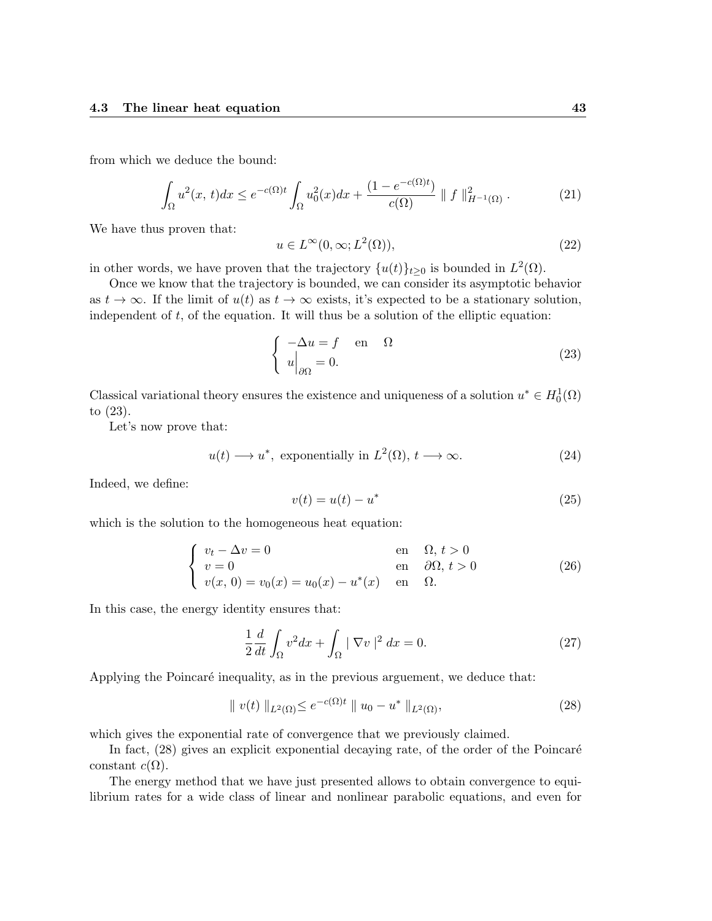from which we deduce the bound:

$$\int_{\Omega} u^2(x,\,t)dx \leq e^{-c(\Omega)t} \int_{\Omega} u_0^2(x)dx + \frac{(1-e^{-c(\Omega)t})}{c(\Omega)} \parallel f \parallel_{H^{-1}(\Omega)}^2 . \tag{21}$$

We have thus proven that:

$$u \in L^{\infty}(0, \infty; L^2(\Omega)), \tag{22}$$

in other words, we have proven that the trajectory $\{u(t)\}_{t\geq 0}$ is bounded in $L^2(\Omega)$.

Once we know that the trajectory is bounded, we can consider its asymptotic behavior as $t \to \infty$. If the limit of $u(t)$ as $t \to \infty$ exists, it's expected to be a stationary solution, independent of $t$, of the equation. It will thus be a solution of the elliptic equation:

$$\left\{ \begin{array}{ll} -\Delta u = f & \text{en} \quad \Omega \\ u\Big|_{\partial\Omega} = 0. & \end{array} \right. \tag{23}$$

Classical variational theory ensures the existence and uniqueness of a solution $u^* \in H_0^1(\Omega)$ to (23).

Let's now prove that:

$$u(t) \longrightarrow u^*, \text{ exponentially in } L^2(\Omega),\, t \longrightarrow \infty. \tag{24}$$

Indeed, we define:

$$v(t) = u(t) - u^* \tag{25}$$

which is the solution to the homogeneous heat equation:

$$\left\{ \begin{array}{lll} v_t - \Delta v = 0 & \text{en} & \Omega,\, t > 0 \\ v = 0 & \text{en} & \partial\Omega,\, t > 0 \\ v(x,\,0) = v_0(x) = u_0(x) - u^*(x) & \text{en} & \Omega. \end{array} \right. \tag{26}$$

In this case, the energy identity ensures that:

$$\frac{1}{2}\frac{d}{dt}\int_{\Omega} v^2 dx + \int_{\Omega} \mid \nabla v \mid^2 dx = 0. \tag{27}$$

Applying the Poincaré inequality, as in the previous arguement, we deduce that:

$$\parallel v(t) \parallel_{L^2(\Omega)} \leq e^{-c(\Omega)t} \parallel u_0 - u^* \parallel_{L^2(\Omega)}, \tag{28}$$

which gives the exponential rate of convergence that we previously claimed.

In fact, (28) gives an explicit exponential decaying rate, of the order of the Poincaré constant $c(\Omega)$.

The energy method that we have just presented allows to obtain convergence to equilibrium rates for a wide class of linear and nonlinear parabolic equations, and even for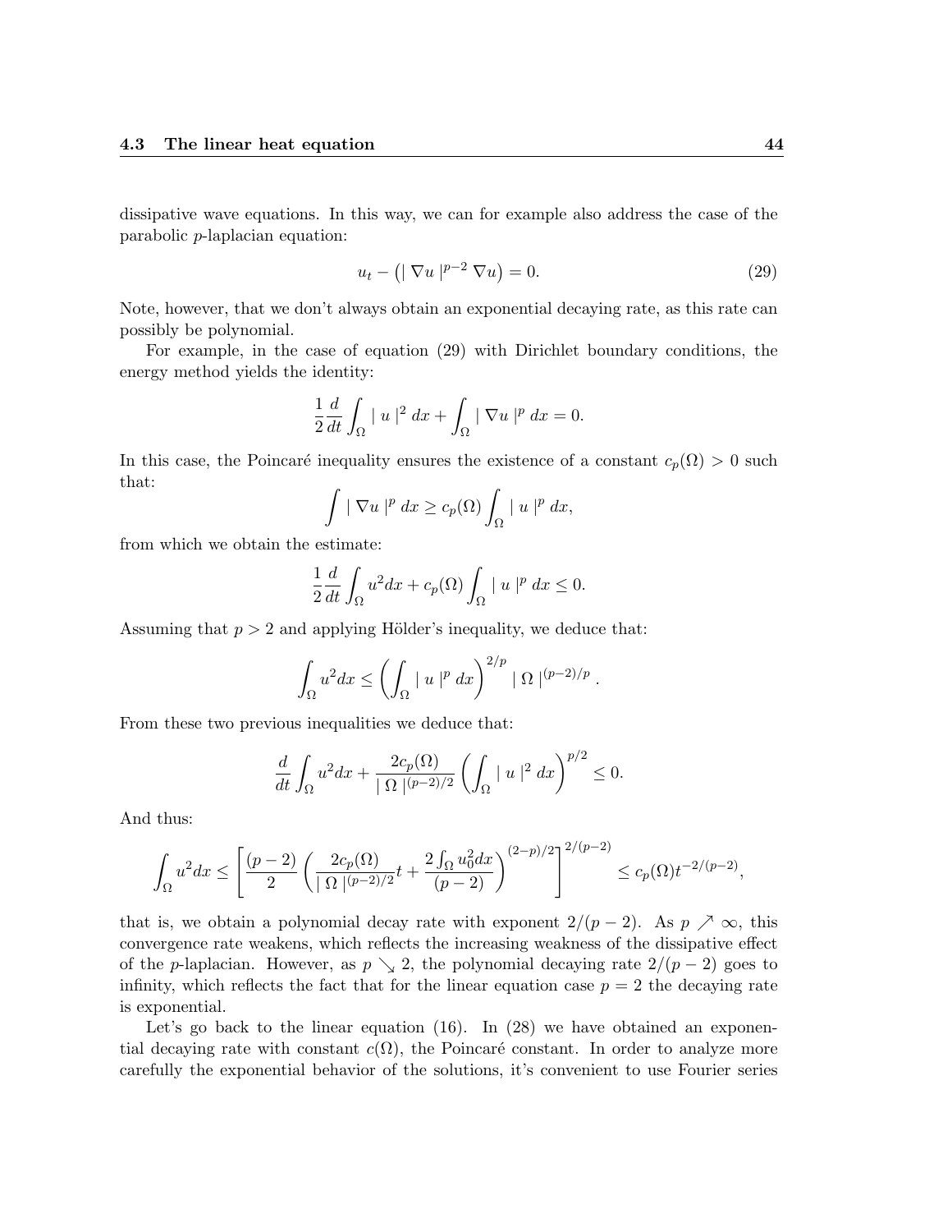dissipative wave equations. In this way, we can for example also address the case of the parabolic $p$-laplacian equation:

$$u_t - \left( | \nabla u |^{p-2} \nabla u \right) = 0. \tag{29}$$

Note, however, that we don't always obtain an exponential decaying rate, as this rate can possibly be polynomial.

For example, in the case of equation (29) with Dirichlet boundary conditions, the energy method yields the identity:

$$\frac{1}{2} \frac{d}{dt} \int_\Omega | u |^2 \, dx + \int_\Omega | \nabla u |^p \, dx = 0.$$

In this case, the Poincaré inequality ensures the existence of a constant $c_p(\Omega) > 0$ such that:

$$\int | \nabla u |^p \, dx \geq c_p(\Omega) \int_\Omega | u |^p \, dx,$$

from which we obtain the estimate:

$$\frac{1}{2} \frac{d}{dt} \int_\Omega u^2 dx + c_p(\Omega) \int_\Omega | u |^p \, dx \leq 0.$$

Assuming that $p > 2$ and applying Hölder's inequality, we deduce that:

$$\int_\Omega u^2 dx \leq \left( \int_\Omega | u |^p \, dx \right)^{2/p} | \Omega |^{(p-2)/p}.$$

From these two previous inequalities we deduce that:

$$\frac{d}{dt} \int_\Omega u^2 dx + \frac{2 c_p(\Omega)}{| \Omega |^{(p-2)/2}} \left( \int_\Omega | u |^2 \, dx \right)^{p/2} \leq 0.$$

And thus:

$$\int_\Omega u^2 dx \leq \left[ \frac{(p-2)}{2} \left( \frac{2 c_p(\Omega)}{| \Omega |^{(p-2)/2}} t + \frac{2 \int_\Omega u_0^2 dx}{(p-2)} \right)^{(2-p)/2} \right]^{2/(p-2)} \leq c_p(\Omega) t^{-2/(p-2)},$$

that is, we obtain a polynomial decay rate with exponent $2/(p-2)$. As $p \nearrow \infty$, this convergence rate weakens, which reflects the increasing weakness of the dissipative effect of the $p$-laplacian. However, as $p \searrow 2$, the polynomial decaying rate $2/(p-2)$ goes to infinity, which reflects the fact that for the linear equation case $p = 2$ the decaying rate is exponential.

Let's go back to the linear equation (16). In (28) we have obtained an exponential decaying rate with constant $c(\Omega)$, the Poincaré constant. In order to analyze more carefully the exponential behavior of the solutions, it's convenient to use Fourier series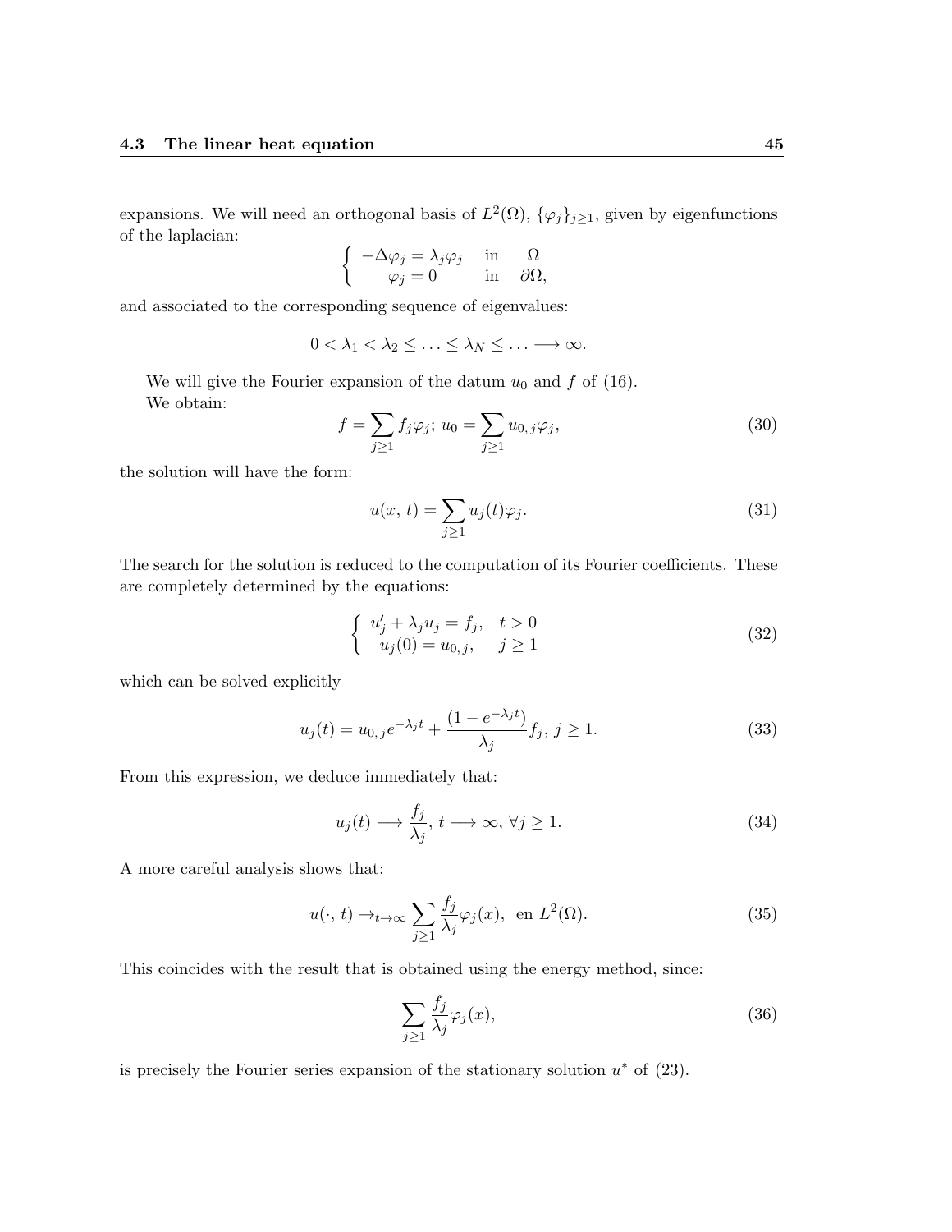expansions. We will need an orthogonal basis of $L^2(\Omega)$, $\{\varphi_j\}_{j\geq 1}$, given by eigenfunctions of the laplacian:

$$
\begin{cases} -\Delta\varphi_j = \lambda_j\varphi_j & \text{in} \quad \Omega \\ \quad \varphi_j = 0 & \text{in} \quad \partial\Omega, \end{cases}
$$

and associated to the corresponding sequence of eigenvalues:

$$
0 < \lambda_1 < \lambda_2 \leq \ldots \leq \lambda_N \leq \ldots \longrightarrow \infty.
$$

We will give the Fourier expansion of the datum $u_0$ and $f$ of (16).

We obtain:

$$
f = \sum_{j\geq 1} f_j\varphi_j;\; u_0 = \sum_{j\geq 1} u_{0,\,j}\varphi_j, \tag{30}
$$

the solution will have the form:

$$
u(x,\,t) = \sum_{j\geq 1} u_j(t)\varphi_j. \tag{31}
$$

The search for the solution is reduced to the computation of its Fourier coefficients. These are completely determined by the equations:

$$
\begin{cases} u_j' + \lambda_j u_j = f_j, & t > 0 \\ \; u_j(0) = u_{0,\,j}, & j \geq 1 \end{cases} \tag{32}
$$

which can be solved explicitly

$$
u_j(t) = u_{0,\,j}e^{-\lambda_j t} + \frac{(1 - e^{-\lambda_j t})}{\lambda_j} f_j,\; j \geq 1. \tag{33}
$$

From this expression, we deduce immediately that:

$$
u_j(t) \longrightarrow \frac{f_j}{\lambda_j},\; t \longrightarrow \infty,\; \forall j \geq 1. \tag{34}
$$

A more careful analysis shows that:

$$
u(\cdot,\,t) \to_{t\to\infty} \sum_{j\geq 1} \frac{f_j}{\lambda_j}\varphi_j(x), \;\text{ en } L^2(\Omega). \tag{35}
$$

This coincides with the result that is obtained using the energy method, since:

$$
\sum_{j\geq 1} \frac{f_j}{\lambda_j}\varphi_j(x), \tag{36}
$$

is precisely the Fourier series expansion of the stationary solution $u^*$ of (23).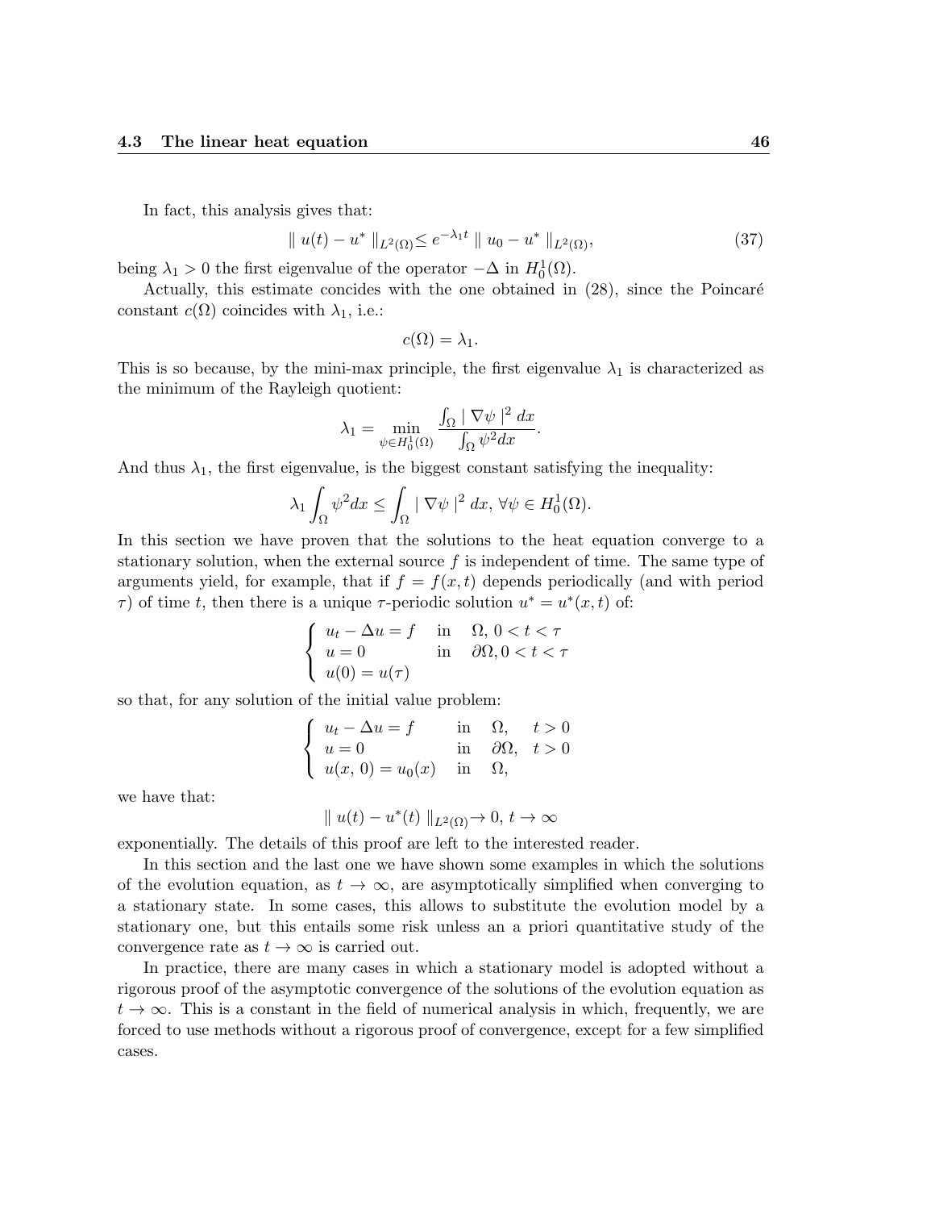In fact, this analysis gives that:

$$\| u(t) - u^* \|_{L^2(\Omega)} \leq e^{-\lambda_1 t} \| u_0 - u^* \|_{L^2(\Omega)}, \tag{37}$$

being $\lambda_1 > 0$ the first eigenvalue of the operator $-\Delta$ in $H_0^1(\Omega)$.

Actually, this estimate concides with the one obtained in (28), since the Poincaré constant $c(\Omega)$ coincides with $\lambda_1$, i.e.:

$$c(\Omega) = \lambda_1.$$

This is so because, by the mini-max principle, the first eigenvalue $\lambda_1$ is characterized as the minimum of the Rayleigh quotient:

$$\lambda_1 = \min_{\psi \in H_0^1(\Omega)} \frac{\int_\Omega | \nabla \psi |^2 \, dx}{\int_\Omega \psi^2 dx}.$$

And thus $\lambda_1$, the first eigenvalue, is the biggest constant satisfying the inequality:

$$\lambda_1 \int_\Omega \psi^2 dx \leq \int_\Omega | \nabla \psi |^2 \, dx, \; \forall \psi \in H_0^1(\Omega).$$

In this section we have proven that the solutions to the heat equation converge to a stationary solution, when the external source $f$ is independent of time. The same type of arguments yield, for example, that if $f = f(x,t)$ depends periodically (and with period $\tau$) of time $t$, then there is a unique $\tau$-periodic solution $u^* = u^*(x,t)$ of:

$$\begin{cases} u_t - \Delta u = f & \text{in} \quad \Omega, \, 0 < t < \tau \\ u = 0 & \text{in} \quad \partial\Omega, 0 < t < \tau \\ u(0) = u(\tau) \end{cases}$$

so that, for any solution of the initial value problem:

$$\begin{cases} u_t - \Delta u = f & \text{in} \quad \Omega, \quad t > 0 \\ u = 0 & \text{in} \quad \partial\Omega, \quad t > 0 \\ u(x, 0) = u_0(x) & \text{in} \quad \Omega, \end{cases}$$

we have that:

$$\| u(t) - u^*(t) \|_{L^2(\Omega)} \to 0, \, t \to \infty$$

exponentially. The details of this proof are left to the interested reader.

In this section and the last one we have shown some examples in which the solutions of the evolution equation, as $t \to \infty$, are asymptotically simplified when converging to a stationary state. In some cases, this allows to substitute the evolution model by a stationary one, but this entails some risk unless an a priori quantitative study of the convergence rate as $t \to \infty$ is carried out.

In practice, there are many cases in which a stationary model is adopted without a rigorous proof of the asymptotic convergence of the solutions of the evolution equation as $t \to \infty$. This is a constant in the field of numerical analysis in which, frequently, we are forced to use methods without a rigorous proof of convergence, except for a few simplified cases.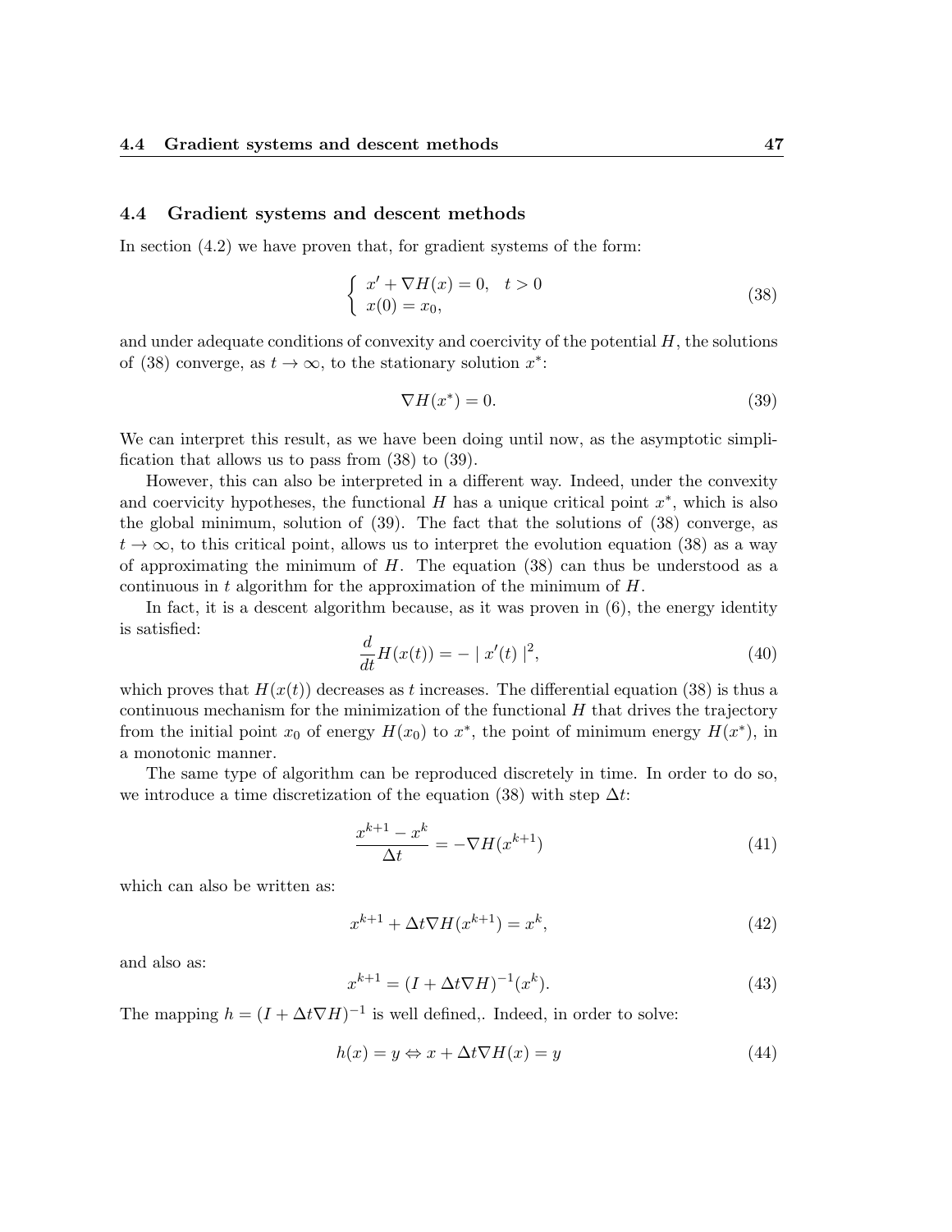## 4.4 Gradient systems and descent methods

In section (4.2) we have proven that, for gradient systems of the form:

$$\begin{cases} x' + \nabla H(x) = 0, & t > 0 \\ x(0) = x_0, \end{cases} \tag{38}$$

and under adequate conditions of convexity and coercivity of the potential $H$, the solutions of (38) converge, as $t \to \infty$, to the stationary solution $x^*$:

$$\nabla H(x^*) = 0. \tag{39}$$

We can interpret this result, as we have been doing until now, as the asymptotic simplification that allows us to pass from (38) to (39).

However, this can also be interpreted in a different way. Indeed, under the convexity and coervicity hypotheses, the functional $H$ has a unique critical point $x^*$, which is also the global minimum, solution of (39). The fact that the solutions of (38) converge, as $t \to \infty$, to this critical point, allows us to interpret the evolution equation (38) as a way of approximating the minimum of $H$. The equation (38) can thus be understood as a continuous in $t$ algorithm for the approximation of the minimum of $H$.

In fact, it is a descent algorithm because, as it was proven in (6), the energy identity is satisfied:

$$\frac{d}{dt} H(x(t)) = - \mid x'(t) \mid^2, \tag{40}$$

which proves that $H(x(t))$ decreases as $t$ increases. The differential equation (38) is thus a continuous mechanism for the minimization of the functional $H$ that drives the trajectory from the initial point $x_0$ of energy $H(x_0)$ to $x^*$, the point of minimum energy $H(x^*)$, in a monotonic manner.

The same type of algorithm can be reproduced discretely in time. In order to do so, we introduce a time discretization of the equation (38) with step $\Delta t$:

$$\frac{x^{k+1} - x^k}{\Delta t} = -\nabla H(x^{k+1}) \tag{41}$$

which can also be written as:

$$x^{k+1} + \Delta t \nabla H(x^{k+1}) = x^k, \tag{42}$$

and also as:

$$x^{k+1} = (I + \Delta t \nabla H)^{-1}(x^k). \tag{43}$$

The mapping $h = (I + \Delta t \nabla H)^{-1}$ is well defined,. Indeed, in order to solve:

$$h(x) = y \Leftrightarrow x + \Delta t \nabla H(x) = y \tag{44}$$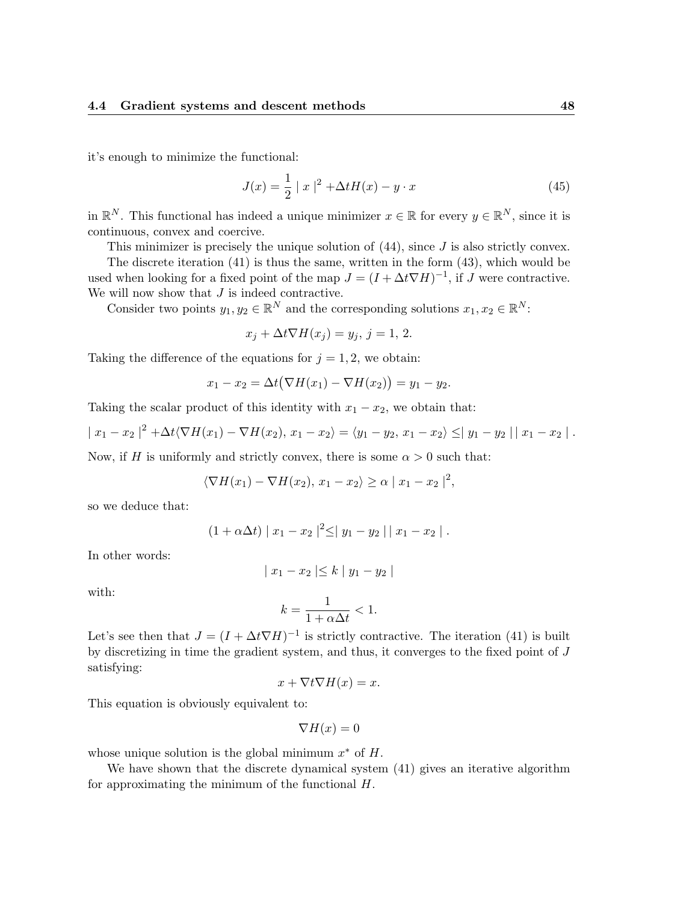it's enough to minimize the functional:

$$J(x) = \frac{1}{2} \mid x \mid^2 + \Delta t H(x) - y \cdot x \tag{45}$$

in $\mathbb{R}^N$. This functional has indeed a unique minimizer $x \in \mathbb{R}$ for every $y \in \mathbb{R}^N$, since it is continuous, convex and coercive.

This minimizer is precisely the unique solution of (44), since $J$ is also strictly convex.

The discrete iteration (41) is thus the same, written in the form (43), which would be used when looking for a fixed point of the map $J = (I + \Delta t \nabla H)^{-1}$, if $J$ were contractive. We will now show that $J$ is indeed contractive.

Consider two points $y_1, y_2 \in \mathbb{R}^N$ and the corresponding solutions $x_1, x_2 \in \mathbb{R}^N$:

$$x_j + \Delta t \nabla H(x_j) = y_j, \; j = 1, 2.$$

Taking the difference of the equations for $j = 1, 2$, we obtain:

$$x_1 - x_2 = \Delta t \big(\nabla H(x_1) - \nabla H(x_2)\big) = y_1 - y_2.$$

Taking the scalar product of this identity with $x_1 - x_2$, we obtain that:

$$\mid x_1 - x_2 \mid^2 + \Delta t \langle \nabla H(x_1) - \nabla H(x_2), \, x_1 - x_2 \rangle = \langle y_1 - y_2, \, x_1 - x_2 \rangle \leq \mid y_1 - y_2 \mid \mid x_1 - x_2 \mid .$$

Now, if $H$ is uniformly and strictly convex, there is some $\alpha > 0$ such that:

$$\langle \nabla H(x_1) - \nabla H(x_2), \, x_1 - x_2 \rangle \geq \alpha \mid x_1 - x_2 \mid^2,$$

so we deduce that:

$$(1 + \alpha \Delta t) \mid x_1 - x_2 \mid^2 \leq \mid y_1 - y_2 \mid \mid x_1 - x_2 \mid .$$

In other words:

$$\mid x_1 - x_2 \mid \leq k \mid y_1 - y_2 \mid$$

with:

$$k = \frac{1}{1 + \alpha \Delta t} < 1.$$

Let's see then that $J = (I + \Delta t \nabla H)^{-1}$ is strictly contractive. The iteration (41) is built by discretizing in time the gradient system, and thus, it converges to the fixed point of $J$ satisfying:

$$x + \nabla t \nabla H(x) = x.$$

This equation is obviously equivalent to:

$$\nabla H(x) = 0$$

whose unique solution is the global minimum $x^*$ of $H$.

We have shown that the discrete dynamical system (41) gives an iterative algorithm for approximating the minimum of the functional $H$.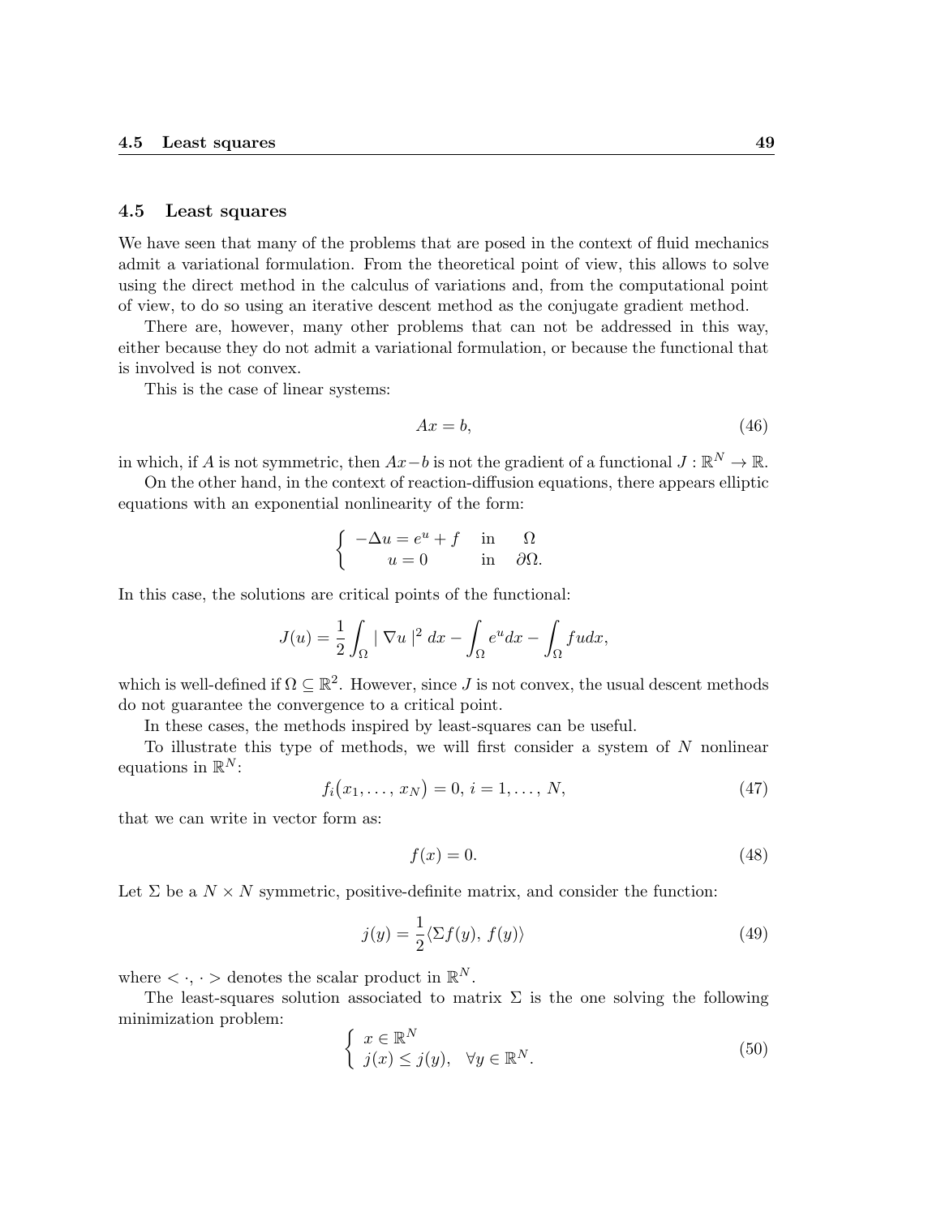### 4.5 Least squares

We have seen that many of the problems that are posed in the context of fluid mechanics admit a variational formulation. From the theoretical point of view, this allows to solve using the direct method in the calculus of variations and, from the computational point of view, to do so using an iterative descent method as the conjugate gradient method.

There are, however, many other problems that can not be addressed in this way, either because they do not admit a variational formulation, or because the functional that is involved is not convex.

This is the case of linear systems:

$$Ax = b, \tag{46}$$

in which, if $A$ is not symmetric, then $Ax - b$ is not the gradient of a functional $J : \mathbb{R}^N \to \mathbb{R}$.

On the other hand, in the context of reaction-diffusion equations, there appears elliptic equations with an exponential nonlinearity of the form:

$$\begin{cases} -\Delta u = e^u + f & \text{in} \quad \Omega \\ u = 0 & \text{in} \quad \partial\Omega. \end{cases}$$

In this case, the solutions are critical points of the functional:

$$J(u) = \frac{1}{2} \int_\Omega \mid \nabla u \mid^2 dx - \int_\Omega e^u dx - \int_\Omega f u dx,$$

which is well-defined if $\Omega \subseteq \mathbb{R}^2$. However, since $J$ is not convex, the usual descent methods do not guarantee the convergence to a critical point.

In these cases, the methods inspired by least-squares can be useful.

To illustrate this type of methods, we will first consider a system of $N$ nonlinear equations in $\mathbb{R}^N$:

$$f_i(x_1, \dots, x_N) = 0, \, i = 1, \dots, N, \tag{47}$$

that we can write in vector form as:

$$f(x) = 0. \tag{48}$$

Let $\Sigma$ be a $N \times N$ symmetric, positive-definite matrix, and consider the function:

$$j(y) = \frac{1}{2} \langle \Sigma f(y), \, f(y) \rangle \tag{49}$$

where $< \cdot, \cdot >$ denotes the scalar product in $\mathbb{R}^N$.

The least-squares solution associated to matrix $\Sigma$ is the one solving the following minimization problem:

$$\begin{cases} x \in \mathbb{R}^N \\ j(x) \leq j(y), \quad \forall y \in \mathbb{R}^N. \end{cases} \tag{50}$$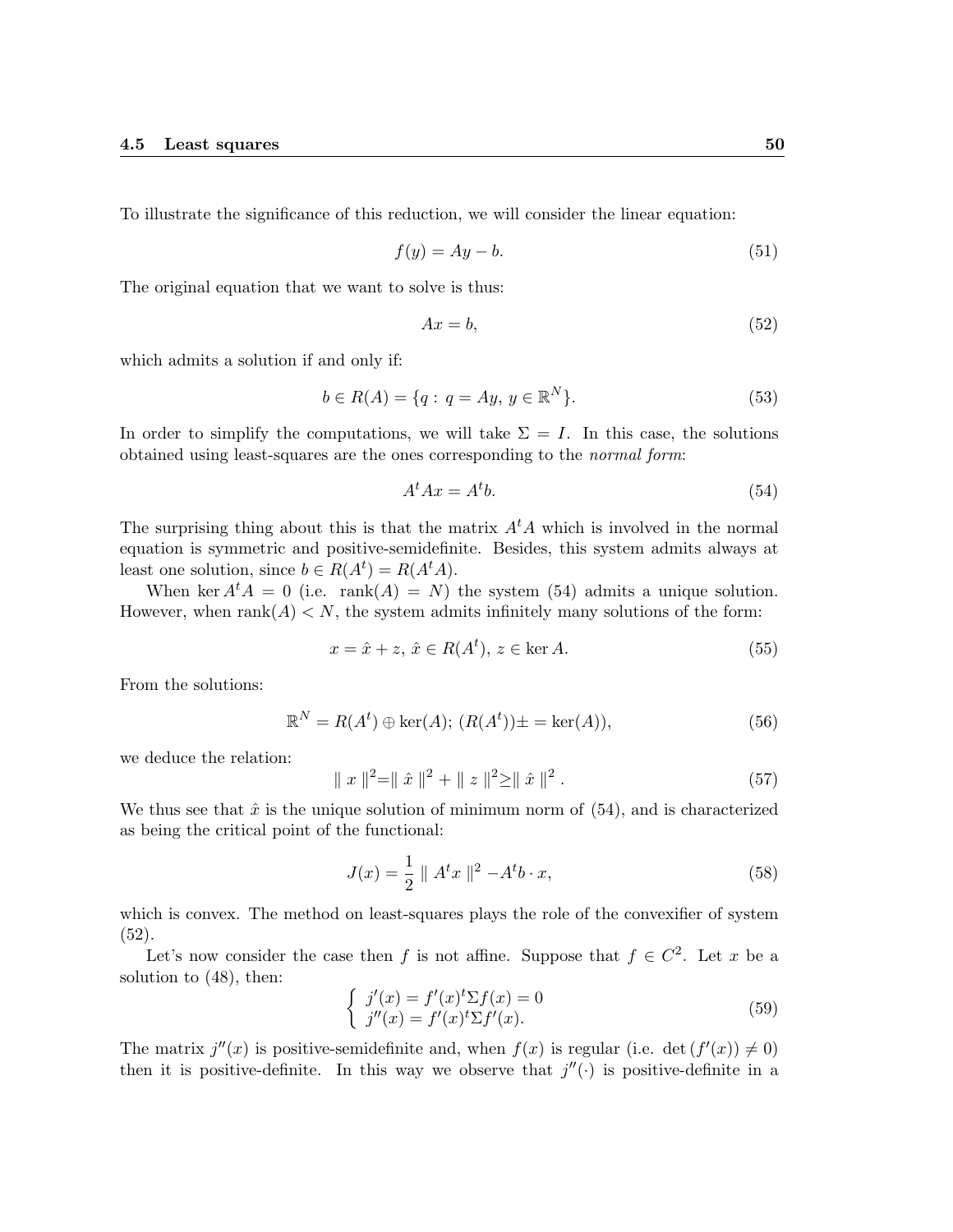To illustrate the significance of this reduction, we will consider the linear equation:

$$f(y) = Ay - b. \tag{51}$$

The original equation that we want to solve is thus:

$$Ax = b, \tag{52}$$

which admits a solution if and only if:

$$b \in R(A) = \{q : \, q = Ay, \, y \in \mathbb{R}^N\}. \tag{53}$$

In order to simplify the computations, we will take $\Sigma = I$. In this case, the solutions obtained using least-squares are the ones corresponding to the *normal form*:

$$A^t Ax = A^t b. \tag{54}$$

The surprising thing about this is that the matrix $A^t A$ which is involved in the normal equation is symmetric and positive-semidefinite. Besides, this system admits always at least one solution, since $b \in R(A^t) = R(A^t A)$.

When $\ker A^t A = 0$ (i.e. $\text{rank}(A) = N$) the system (54) admits a unique solution. However, when $\text{rank}(A) < N$, the system admits infinitely many solutions of the form:

$$x = \hat{x} + z, \, \hat{x} \in R(A^t), \, z \in \ker A. \tag{55}$$

From the solutions:

$$\mathbb{R}^N = R(A^t) \oplus \ker(A); \, (R(A^t))\pm = \ker(A)), \tag{56}$$

we deduce the relation:

$$\| x \|^2 = \| \hat{x} \|^2 + \| z \|^2 \geq \| \hat{x} \|^2 . \tag{57}$$

We thus see that $\hat{x}$ is the unique solution of minimum norm of (54), and is characterized as being the critical point of the functional:

$$J(x) = \frac{1}{2} \| A^t x \|^2 - A^t b \cdot x, \tag{58}$$

which is convex. The method on least-squares plays the role of the convexifier of system (52).

Let's now consider the case then $f$ is not affine. Suppose that $f \in C^2$. Let $x$ be a solution to (48), then:

$$\begin{cases} j'(x) = f'(x)^t \Sigma f(x) = 0 \\ j''(x) = f'(x)^t \Sigma f'(x). \end{cases} \tag{59}$$

The matrix $j''(x)$ is positive-semidefinite and, when $f(x)$ is regular (i.e. $\det(f'(x)) \neq 0$) then it is positive-definite. In this way we observe that $j''(\cdot)$ is positive-definite in a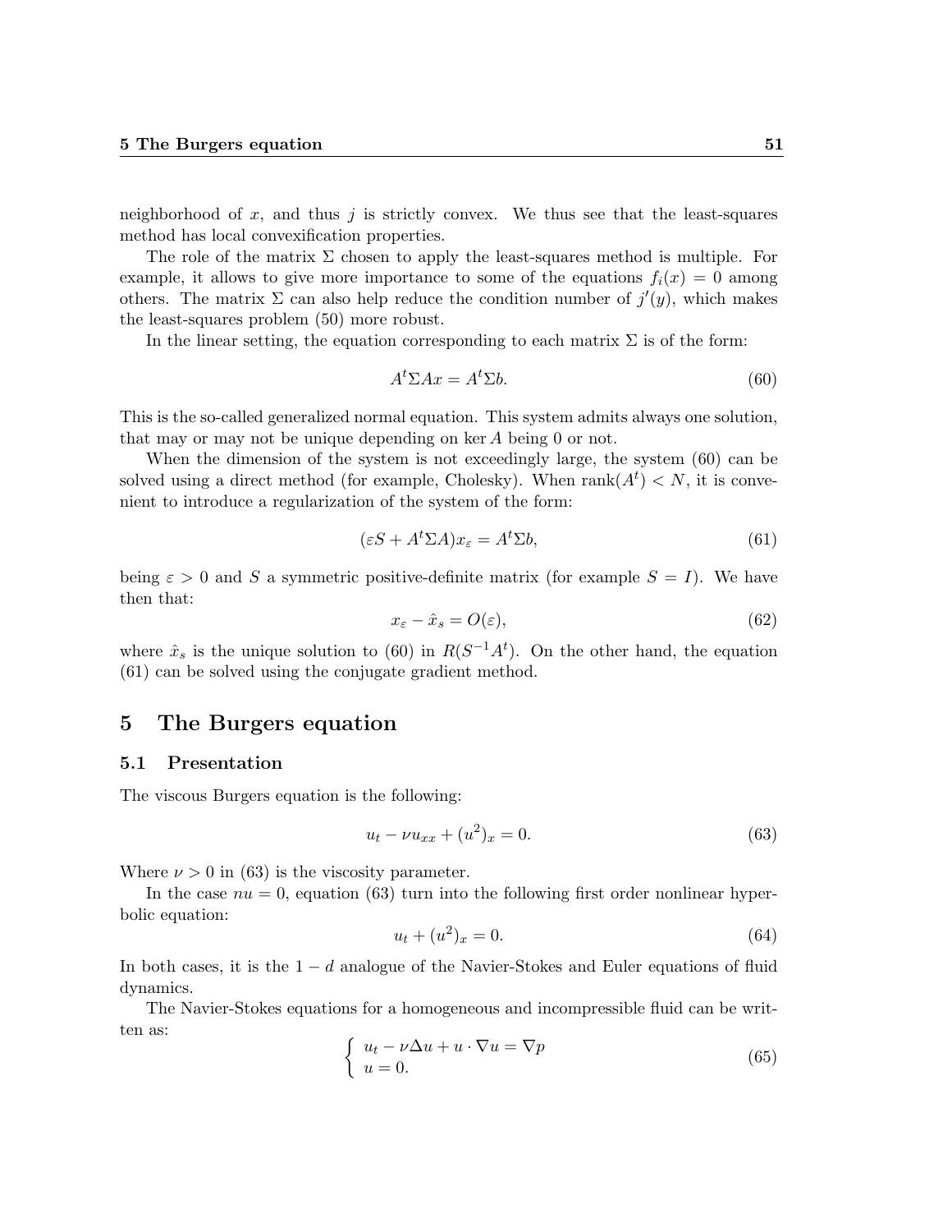neighborhood of $x$, and thus $j$ is strictly convex. We thus see that the least-squares method has local convexification properties.

The role of the matrix $\Sigma$ chosen to apply the least-squares method is multiple. For example, it allows to give more importance to some of the equations $f_i(x) = 0$ among others. The matrix $\Sigma$ can also help reduce the condition number of $j'(y)$, which makes the least-squares problem (50) more robust.

In the linear setting, the equation corresponding to each matrix $\Sigma$ is of the form:

$$A^t \Sigma A x = A^t \Sigma b. \tag{60}$$

This is the so-called generalized normal equation. This system admits always one solution, that may or may not be unique depending on $\ker A$ being 0 or not.

When the dimension of the system is not exceedingly large, the system (60) can be solved using a direct method (for example, Cholesky). When $\operatorname{rank}(A^t) < N$, it is convenient to introduce a regularization of the system of the form:

$$(\varepsilon S + A^t \Sigma A) x_\varepsilon = A^t \Sigma b, \tag{61}$$

being $\varepsilon > 0$ and $S$ a symmetric positive-definite matrix (for example $S = I$). We have then that:

$$x_\varepsilon - \hat{x}_s = O(\varepsilon), \tag{62}$$

where $\hat{x}_s$ is the unique solution to (60) in $R(S^{-1}A^t)$. On the other hand, the equation (61) can be solved using the conjugate gradient method.

# 5 The Burgers equation

## 5.1 Presentation

The viscous Burgers equation is the following:

$$u_t - \nu u_{xx} + (u^2)_x = 0. \tag{63}$$

Where $\nu > 0$ in (63) is the viscosity parameter.

In the case $nu = 0$, equation (63) turn into the following first order nonlinear hyperbolic equation:

$$u_t + (u^2)_x = 0. \tag{64}$$

In both cases, it is the $1 - d$ analogue of the Navier-Stokes and Euler equations of fluid dynamics.

The Navier-Stokes equations for a homogeneous and incompressible fluid can be written as:

$$\begin{cases} u_t - \nu \Delta u + u \cdot \nabla u = \nabla p \\ u = 0. \end{cases} \tag{65}$$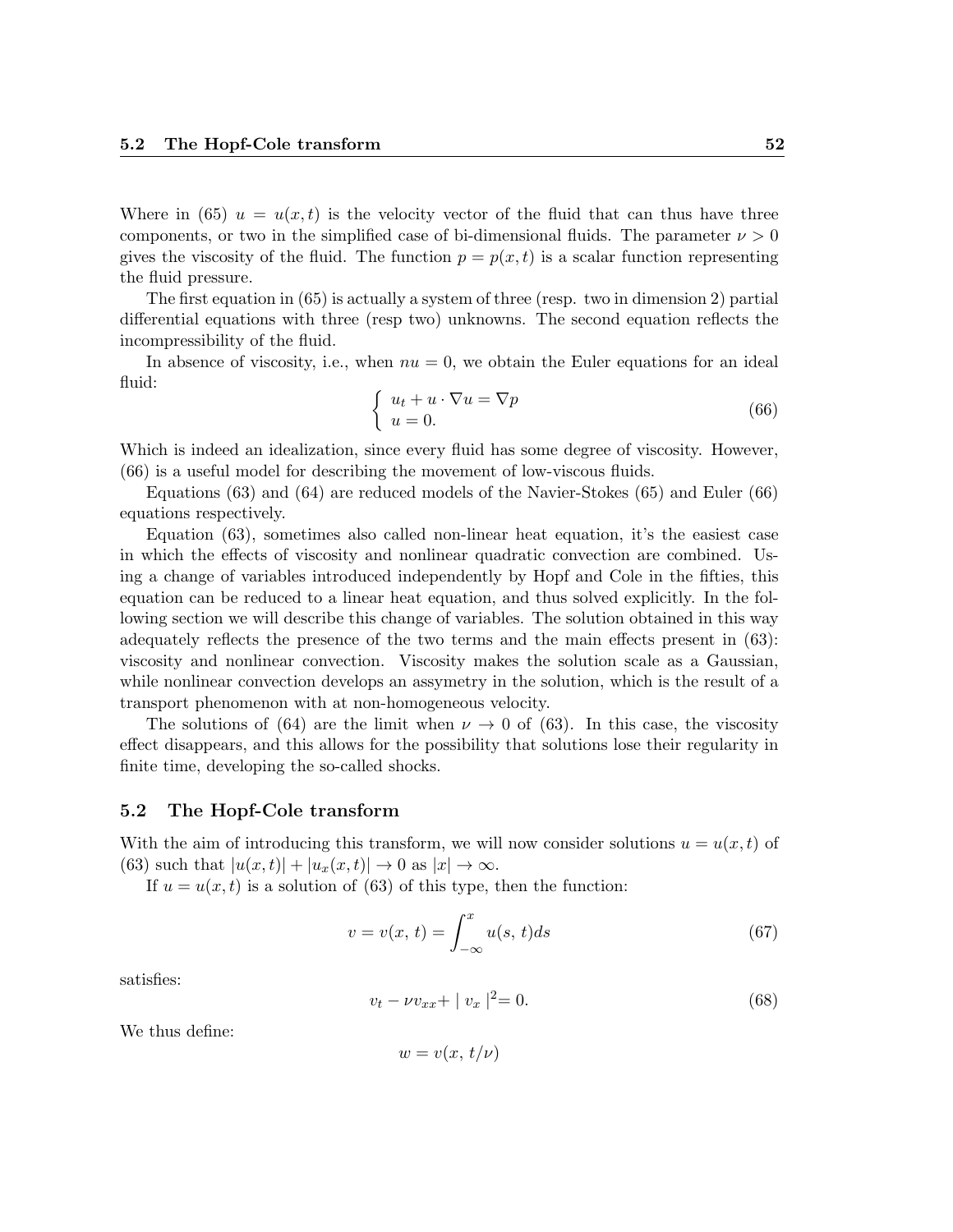Where in (65) $u = u(x,t)$ is the velocity vector of the fluid that can thus have three components, or two in the simplified case of bi-dimensional fluids. The parameter $\nu > 0$ gives the viscosity of the fluid. The function $p = p(x,t)$ is a scalar function representing the fluid pressure.

The first equation in (65) is actually a system of three (resp. two in dimension 2) partial differential equations with three (resp two) unknowns. The second equation reflects the incompressibility of the fluid.

In absence of viscosity, i.e., when $nu = 0$, we obtain the Euler equations for an ideal fluid:

$$\begin{cases} u_t + u \cdot \nabla u = \nabla p \\ u = 0. \end{cases} \tag{66}$$

Which is indeed an idealization, since every fluid has some degree of viscosity. However, (66) is a useful model for describing the movement of low-viscous fluids.

Equations (63) and (64) are reduced models of the Navier-Stokes (65) and Euler (66) equations respectively.

Equation (63), sometimes also called non-linear heat equation, it's the easiest case in which the effects of viscosity and nonlinear quadratic convection are combined. Using a change of variables introduced independently by Hopf and Cole in the fifties, this equation can be reduced to a linear heat equation, and thus solved explicitly. In the following section we will describe this change of variables. The solution obtained in this way adequately reflects the presence of the two terms and the main effects present in (63): viscosity and nonlinear convection. Viscosity makes the solution scale as a Gaussian, while nonlinear convection develops an assymetry in the solution, which is the result of a transport phenomenon with at non-homogeneous velocity.

The solutions of (64) are the limit when $\nu \to 0$ of (63). In this case, the viscosity effect disappears, and this allows for the possibility that solutions lose their regularity in finite time, developing the so-called shocks.

## 5.2 The Hopf-Cole transform

With the aim of introducing this transform, we will now consider solutions $u = u(x,t)$ of (63) such that $|u(x,t)| + |u_x(x,t)| \to 0$ as $|x| \to \infty$.

If $u = u(x,t)$ is a solution of (63) of this type, then the function:

$$v = v(x,\, t) = \int_{-\infty}^{x} u(s,\, t) ds \tag{67}$$

satisfies:

$$v_t - \nu v_{xx} + |\, v_x \,|^2 = 0. \tag{68}$$

We thus define:

$$w = v(x,\, t/\nu)$$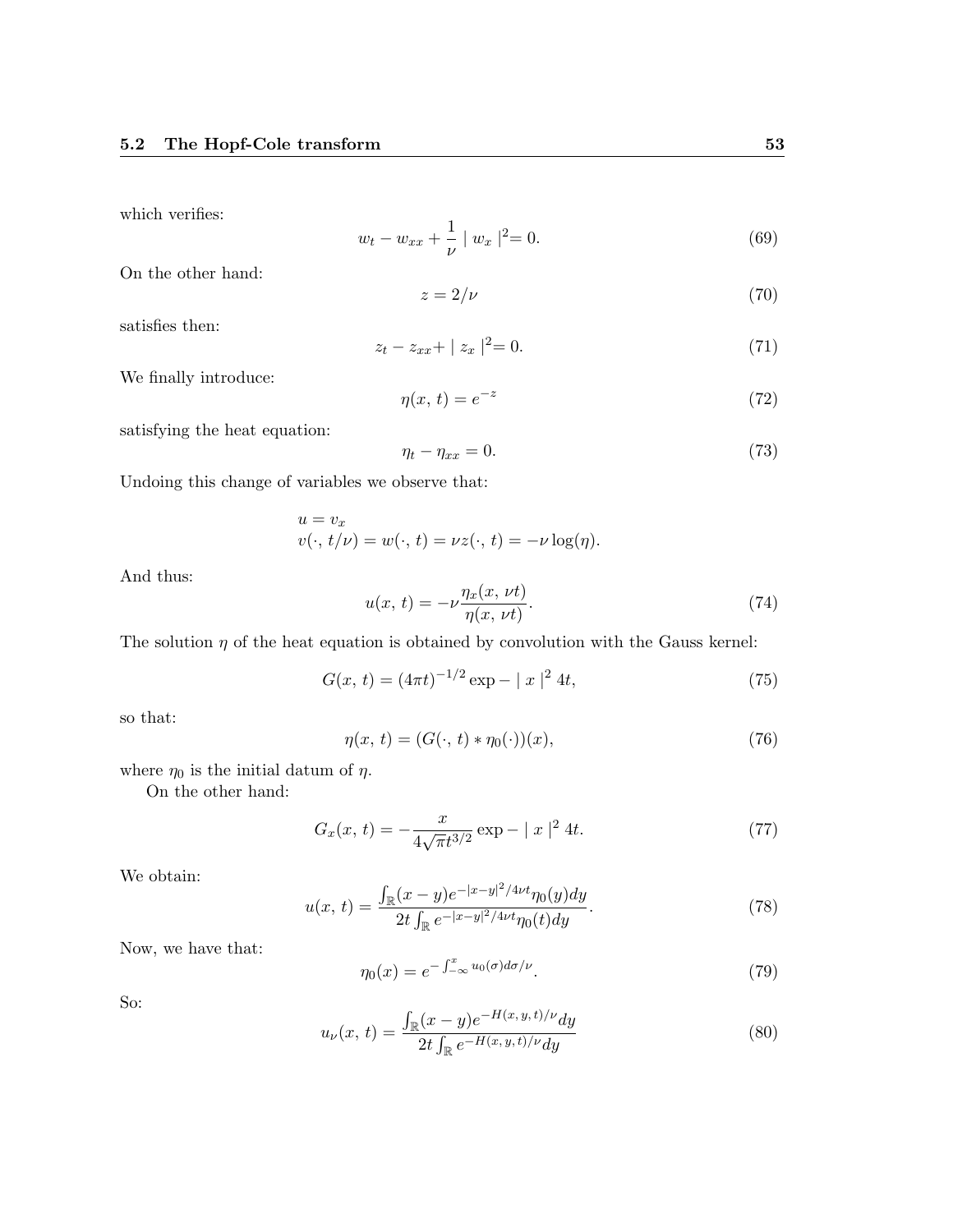which verifies:

$$w_t - w_{xx} + \frac{1}{\nu} \mid w_x \mid^2 = 0. \tag{69}$$

On the other hand:

$$z = 2/\nu \tag{70}$$

satisfies then:

$$z_t - z_{xx} + \mid z_x \mid^2 = 0. \tag{71}$$

We finally introduce:

$$\eta(x,\,t) = e^{-z} \tag{72}$$

satisfying the heat equation:

$$\eta_t - \eta_{xx} = 0. \tag{73}$$

Undoing this change of variables we observe that:

$$\begin{aligned}
&u = v_x \\
&v(\cdot,\,t/\nu) = w(\cdot,\,t) = \nu z(\cdot,\,t) = -\nu \log(\eta).
\end{aligned}$$

And thus:

$$u(x,\,t) = -\nu \frac{\eta_x(x,\,\nu t)}{\eta(x,\,\nu t)}. \tag{74}$$

The solution $\eta$ of the heat equation is obtained by convolution with the Gauss kernel:

$$G(x,\,t) = (4\pi t)^{-1/2} \exp - \mid x \mid^2 4t, \tag{75}$$

so that:

$$\eta(x,\,t) = (G(\cdot,\,t) * \eta_0(\cdot))(x), \tag{76}$$

where $\eta_0$ is the initial datum of $\eta$.

On the other hand:

$$G_x(x,\,t) = -\frac{x}{4\sqrt{\pi} t^{3/2}} \exp - \mid x \mid^2 4t. \tag{77}$$

We obtain:

$$u(x,\,t) = \frac{\int_{\mathbb{R}} (x-y) e^{-|x-y|^2/4\nu t} \eta_0(y) dy}{2t \int_{\mathbb{R}} e^{-|x-y|^2/4\nu t} \eta_0(t) dy}. \tag{78}$$

Now, we have that:

$$\eta_0(x) = e^{-\int_{-\infty}^{x} u_0(\sigma) d\sigma / \nu}. \tag{79}$$

So:

$$u_\nu(x,\,t) = \frac{\int_{\mathbb{R}} (x-y) e^{-H(x,y,t)/\nu} dy}{2t \int_{\mathbb{R}} e^{-H(x,y,t)/\nu} dy} \tag{80}$$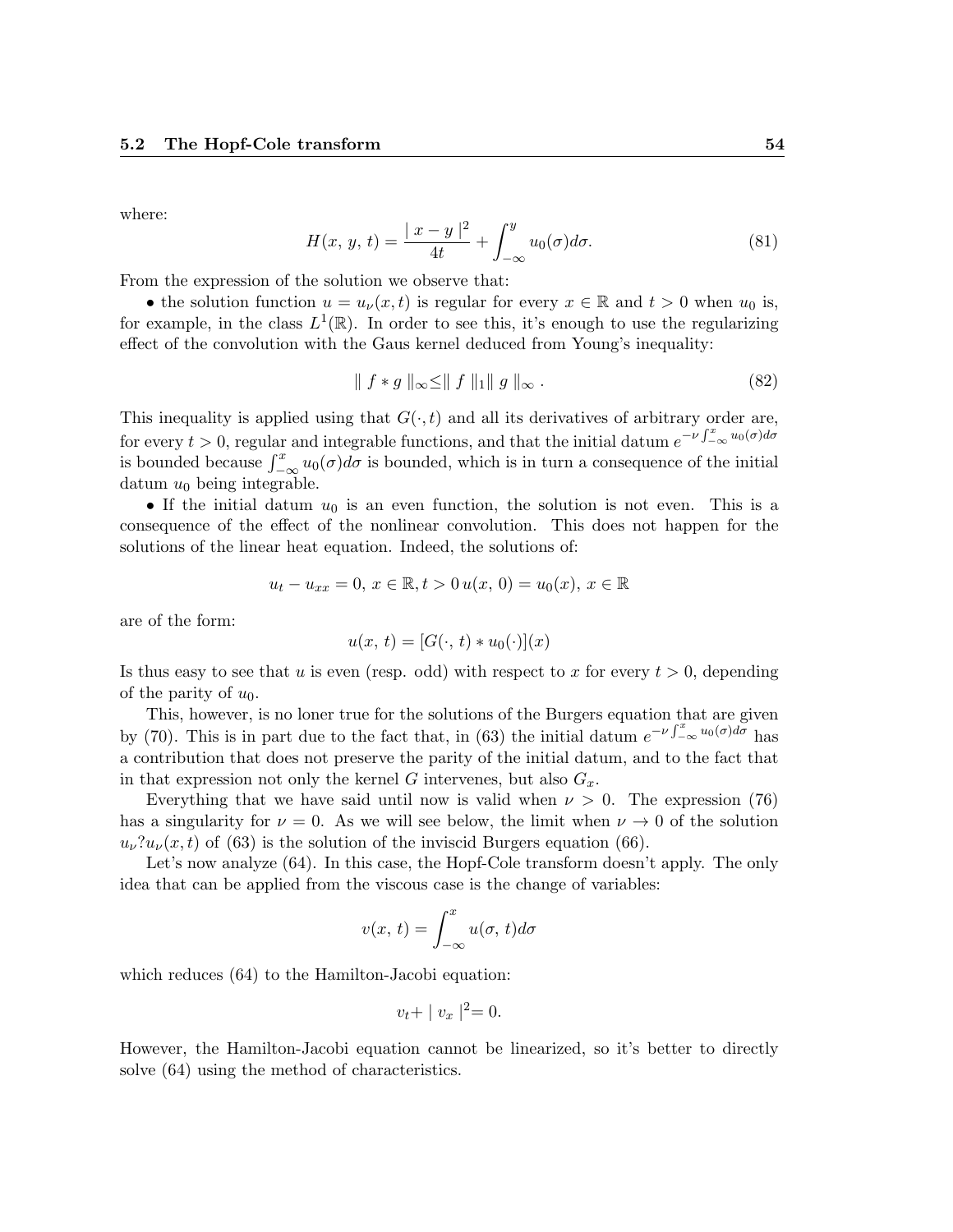where:

$$H(x,\, y,\, t) = \frac{|\, x - y\,|^2}{4t} + \int_{-\infty}^{y} u_0(\sigma) d\sigma. \tag{81}$$

From the expression of the solution we observe that:

• the solution function $u = u_\nu(x,t)$ is regular for every $x \in \mathbb{R}$ and $t > 0$ when $u_0$ is, for example, in the class $L^1(\mathbb{R})$. In order to see this, it's enough to use the regularizing effect of the convolution with the Gaus kernel deduced from Young's inequality:

$$\| f * g \|_\infty \leq \| f \|_1 \| g \|_\infty . \tag{82}$$

This inequality is applied using that $G(\cdot, t)$ and all its derivatives of arbitrary order are, for every $t > 0$, regular and integrable functions, and that the initial datum $e^{-\nu \int_{-\infty}^{x} u_0(\sigma) d\sigma}$ is bounded because $\int_{-\infty}^{x} u_0(\sigma) d\sigma$ is bounded, which is in turn a consequence of the initial datum $u_0$ being integrable.

• If the initial datum $u_0$ is an even function, the solution is not even. This is a consequence of the effect of the nonlinear convolution. This does not happen for the solutions of the linear heat equation. Indeed, the solutions of:

$$u_t - u_{xx} = 0,\, x \in \mathbb{R}, t > 0\, u(x,\, 0) = u_0(x),\, x \in \mathbb{R}$$

are of the form:

$$u(x,\, t) = [G(\cdot,\, t) * u_0(\cdot)](x)$$

Is thus easy to see that $u$ is even (resp. odd) with respect to $x$ for every $t > 0$, depending of the parity of $u_0$.

This, however, is no loner true for the solutions of the Burgers equation that are given by (70). This is in part due to the fact that, in (63) the initial datum $e^{-\nu \int_{-\infty}^{x} u_0(\sigma) d\sigma}$ has a contribution that does not preserve the parity of the initial datum, and to the fact that in that expression not only the kernel $G$ intervenes, but also $G_x$.

Everything that we have said until now is valid when $\nu > 0$. The expression (76) has a singularity for $\nu = 0$. As we will see below, the limit when $\nu \to 0$ of the solution $u_\nu ? u_\nu(x,t)$ of (63) is the solution of the inviscid Burgers equation (66).

Let's now analyze (64). In this case, the Hopf-Cole transform doesn't apply. The only idea that can be applied from the viscous case is the change of variables:

$$v(x,\, t) = \int_{-\infty}^{x} u(\sigma,\, t) d\sigma$$

which reduces (64) to the Hamilton-Jacobi equation:

$$v_t + |\, v_x\,|^2 = 0.$$

However, the Hamilton-Jacobi equation cannot be linearized, so it's better to directly solve (64) using the method of characteristics.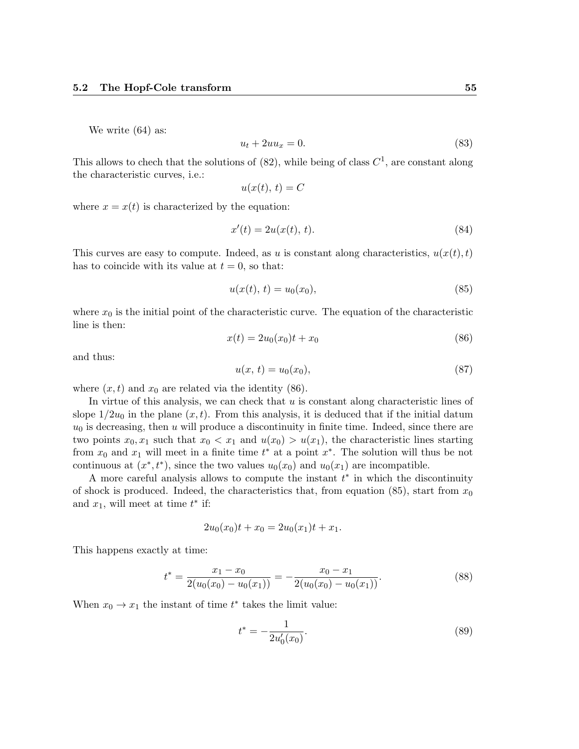We write (64) as:

$$u_t + 2uu_x = 0. \tag{83}$$

This allows to chech that the solutions of (82), while being of class $C^1$, are constant along the characteristic curves, i.e.:

$$u(x(t),\, t) = C$$

where $x = x(t)$ is characterized by the equation:

$$x'(t) = 2u(x(t),\, t). \tag{84}$$

This curves are easy to compute. Indeed, as $u$ is constant along characteristics, $u(x(t), t)$ has to coincide with its value at $t = 0$, so that:

$$u(x(t),\, t) = u_0(x_0), \tag{85}$$

where $x_0$ is the initial point of the characteristic curve. The equation of the characteristic line is then:

$$x(t) = 2u_0(x_0)t + x_0 \tag{86}$$

and thus:

$$u(x,\, t) = u_0(x_0), \tag{87}$$

where $(x, t)$ and $x_0$ are related via the identity (86).

In virtue of this analysis, we can check that $u$ is constant along characteristic lines of slope $1/2u_0$ in the plane $(x, t)$. From this analysis, it is deduced that if the initial datum $u_0$ is decreasing, then $u$ will produce a discontinuity in finite time. Indeed, since there are two points $x_0, x_1$ such that $x_0 < x_1$ and $u(x_0) > u(x_1)$, the characteristic lines starting from $x_0$ and $x_1$ will meet in a finite time $t^*$ at a point $x^*$. The solution will thus be not continuous at $(x^*, t^*)$, since the two values $u_0(x_0)$ and $u_0(x_1)$ are incompatible.

A more careful analysis allows to compute the instant $t^*$ in which the discontinuity of shock is produced. Indeed, the characteristics that, from equation (85), start from $x_0$ and $x_1$, will meet at time $t^*$ if:

$$2u_0(x_0)t + x_0 = 2u_0(x_1)t + x_1.$$

This happens exactly at time:

$$t^* = \frac{x_1 - x_0}{2(u_0(x_0) - u_0(x_1))} = -\frac{x_0 - x_1}{2(u_0(x_0) - u_0(x_1))}. \tag{88}$$

When $x_0 \to x_1$ the instant of time $t^*$ takes the limit value:

$$t^* = -\frac{1}{2u_0'(x_0)}. \tag{89}$$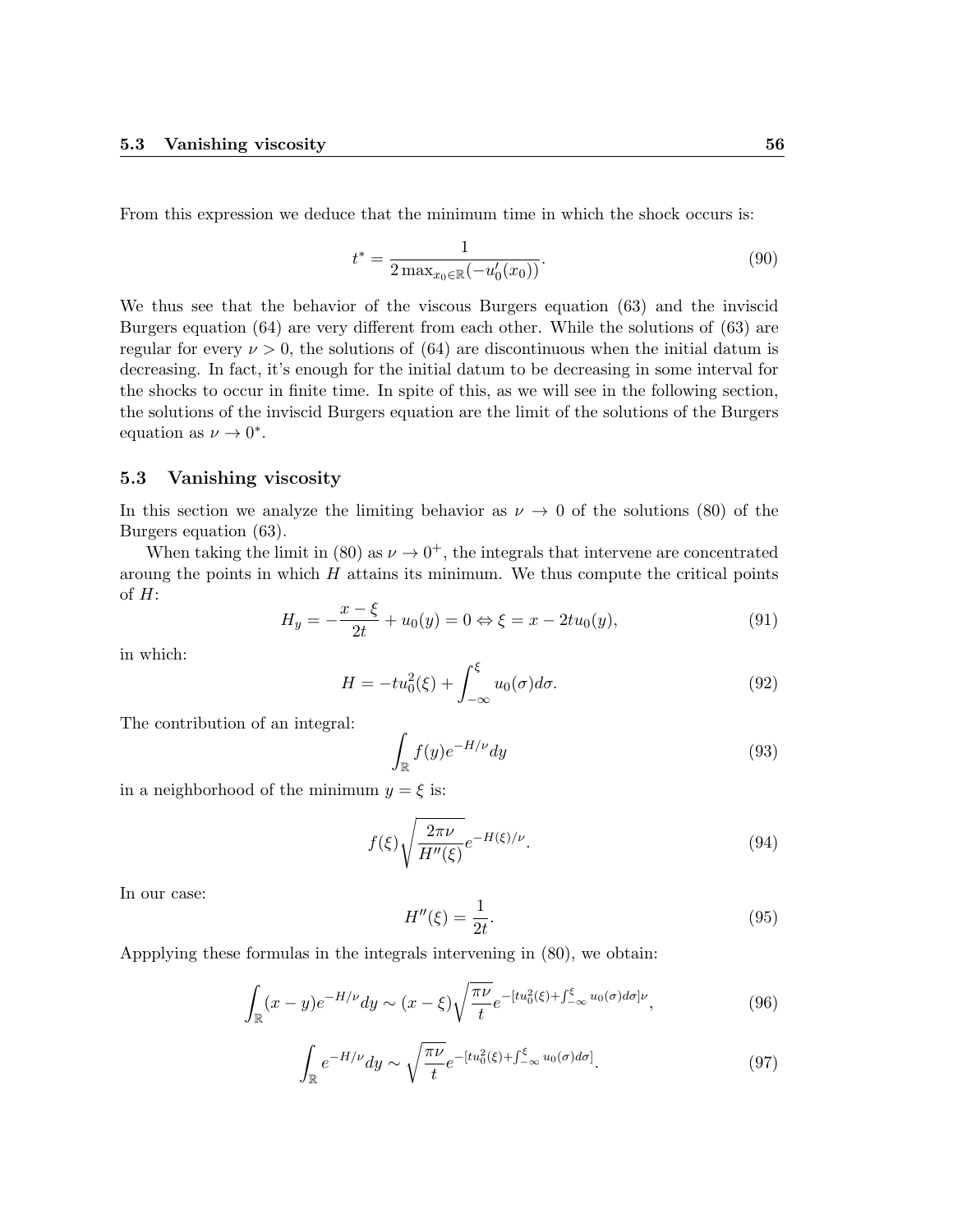From this expression we deduce that the minimum time in which the shock occurs is:

$$t^* = \frac{1}{2 \max_{x_0 \in \mathbb{R}}(-u_0'(x_0))}. \tag{90}$$

We thus see that the behavior of the viscous Burgers equation (63) and the inviscid Burgers equation (64) are very different from each other. While the solutions of (63) are regular for every $\nu > 0$, the solutions of (64) are discontinuous when the initial datum is decreasing. In fact, it's enough for the initial datum to be decreasing in some interval for the shocks to occur in finite time. In spite of this, as we will see in the following section, the solutions of the inviscid Burgers equation are the limit of the solutions of the Burgers equation as $\nu \to 0^*$.

### 5.3 Vanishing viscosity

In this section we analyze the limiting behavior as $\nu \to 0$ of the solutions (80) of the Burgers equation (63).

When taking the limit in (80) as $\nu \to 0^+$, the integrals that intervene are concentrated aroung the points in which $H$ attains its minimum. We thus compute the critical points of $H$:

$$H_y = -\frac{x - \xi}{2t} + u_0(y) = 0 \Leftrightarrow \xi = x - 2tu_0(y), \tag{91}$$

in which:

$$H = -tu_0^2(\xi) + \int_{-\infty}^{\xi} u_0(\sigma) d\sigma. \tag{92}$$

The contribution of an integral:

$$\int_{\mathbb{R}} f(y) e^{-H/\nu} dy \tag{93}$$

in a neighborhood of the minimum $y = \xi$ is:

$$f(\xi) \sqrt{\frac{2\pi\nu}{H''(\xi)}} e^{-H(\xi)/\nu}. \tag{94}$$

In our case:

$$H''(\xi) = \frac{1}{2t}. \tag{95}$$

Appplying these formulas in the integrals intervening in (80), we obtain:

$$\int_{\mathbb{R}} (x - y) e^{-H/\nu} dy \sim (x - \xi) \sqrt{\frac{\pi\nu}{t}} e^{-[tu_0^2(\xi) + \int_{-\infty}^{\xi} u_0(\sigma) d\sigma]\nu}, \tag{96}$$

$$\int_{\mathbb{R}} e^{-H/\nu} dy \sim \sqrt{\frac{\pi\nu}{t}} e^{-[tu_0^2(\xi) + \int_{-\infty}^{\xi} u_0(\sigma) d\sigma]}. \tag{97}$$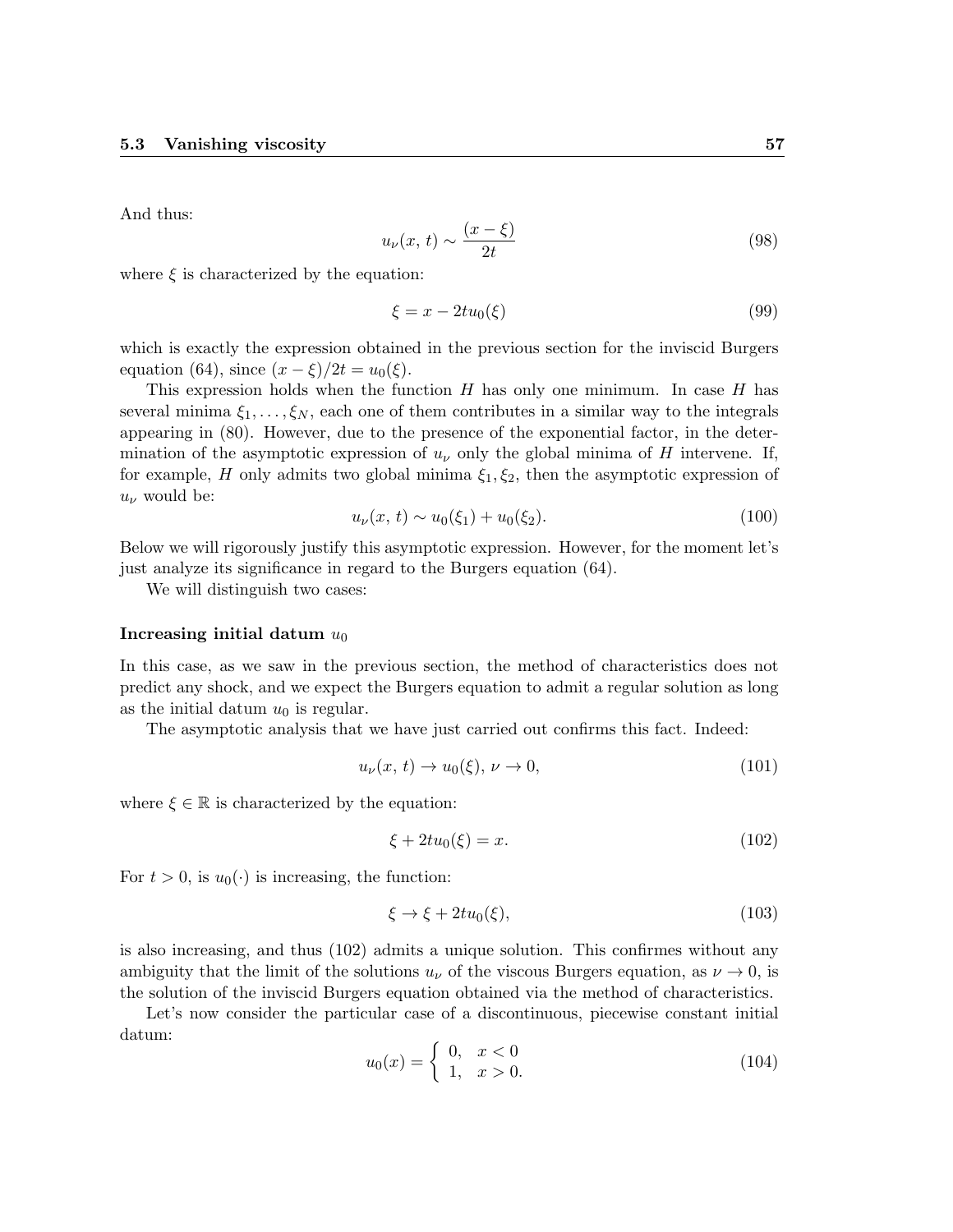And thus:

$$u_\nu(x,\,t) \sim \frac{(x-\xi)}{2t} \tag{98}$$

where $\xi$ is characterized by the equation:

$$\xi = x - 2tu_0(\xi) \tag{99}$$

which is exactly the expression obtained in the previous section for the inviscid Burgers equation (64), since $(x-\xi)/2t = u_0(\xi)$.

This expression holds when the function $H$ has only one minimum. In case $H$ has several minima $\xi_1, \ldots, \xi_N$, each one of them contributes in a similar way to the integrals appearing in (80). However, due to the presence of the exponential factor, in the determination of the asymptotic expression of $u_\nu$ only the global minima of $H$ intervene. If, for example, $H$ only admits two global minima $\xi_1, \xi_2$, then the asymptotic expression of $u_\nu$ would be:

$$u_\nu(x,\,t) \sim u_0(\xi_1) + u_0(\xi_2). \tag{100}$$

Below we will rigorously justify this asymptotic expression. However, for the moment let's just analyze its significance in regard to the Burgers equation (64).

We will distinguish two cases:

### Increasing initial datum $u_0$

In this case, as we saw in the previous section, the method of characteristics does not predict any shock, and we expect the Burgers equation to admit a regular solution as long as the initial datum $u_0$ is regular.

The asymptotic analysis that we have just carried out confirms this fact. Indeed:

$$u_\nu(x,\,t) \to u_0(\xi),\; \nu \to 0, \tag{101}$$

where $\xi \in \mathbb{R}$ is characterized by the equation:

$$\xi + 2tu_0(\xi) = x. \tag{102}$$

For $t > 0$, is $u_0(\cdot)$ is increasing, the function:

$$\xi \to \xi + 2tu_0(\xi), \tag{103}$$

is also increasing, and thus (102) admits a unique solution. This confirmes without any ambiguity that the limit of the solutions $u_\nu$ of the viscous Burgers equation, as $\nu \to 0$, is the solution of the inviscid Burgers equation obtained via the method of characteristics.

Let's now consider the particular case of a discontinuous, piecewise constant initial datum:

$$u_0(x) = \begin{cases} 0, & x < 0 \\ 1, & x > 0. \end{cases} \tag{104}$$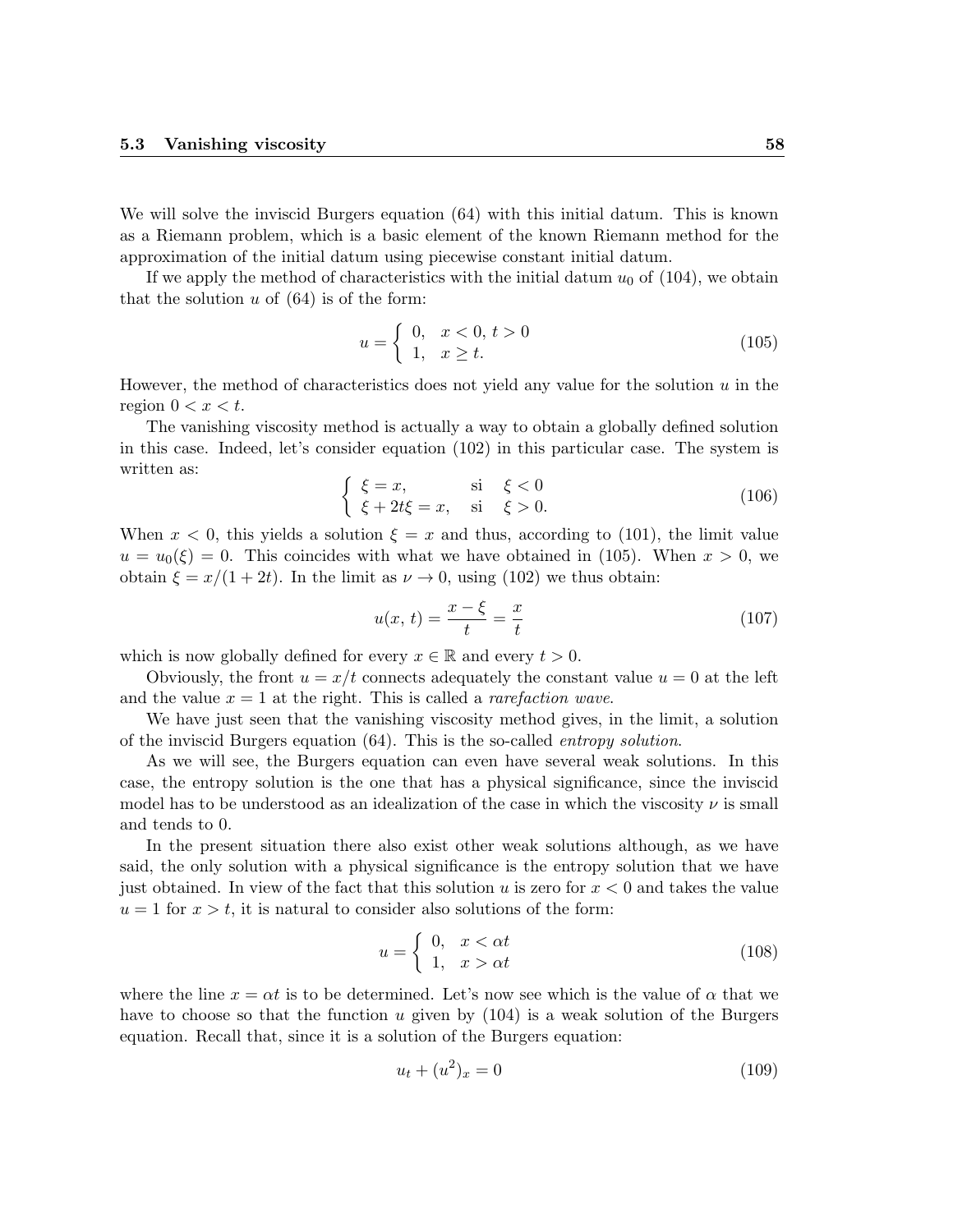We will solve the inviscid Burgers equation (64) with this initial datum. This is known as a Riemann problem, which is a basic element of the known Riemann method for the approximation of the initial datum using piecewise constant initial datum.

If we apply the method of characteristics with the initial datum $u_0$ of (104), we obtain that the solution $u$ of (64) is of the form:

$$u = \begin{cases} 0, & x < 0,\, t > 0 \\ 1, & x \geq t. \end{cases} \tag{105}$$

However, the method of characteristics does not yield any value for the solution $u$ in the region $0 < x < t$.

The vanishing viscosity method is actually a way to obtain a globally defined solution in this case. Indeed, let's consider equation (102) in this particular case. The system is written as:

$$\begin{cases} \xi = x, & \text{si} \quad \xi < 0 \\ \xi + 2t\xi = x, & \text{si} \quad \xi > 0. \end{cases} \tag{106}$$

When $x < 0$, this yields a solution $\xi = x$ and thus, according to (101), the limit value $u = u_0(\xi) = 0$. This coincides with what we have obtained in (105). When $x > 0$, we obtain $\xi = x/(1 + 2t)$. In the limit as $\nu \to 0$, using (102) we thus obtain:

$$u(x,\, t) = \frac{x - \xi}{t} = \frac{x}{t} \tag{107}$$

which is now globally defined for every $x \in \mathbb{R}$ and every $t > 0$.

Obviously, the front $u = x/t$ connects adequately the constant value $u = 0$ at the left and the value $x = 1$ at the right. This is called a *rarefaction wave*.

We have just seen that the vanishing viscosity method gives, in the limit, a solution of the inviscid Burgers equation (64). This is the so-called *entropy solution*.

As we will see, the Burgers equation can even have several weak solutions. In this case, the entropy solution is the one that has a physical significance, since the inviscid model has to be understood as an idealization of the case in which the viscosity $\nu$ is small and tends to 0.

In the present situation there also exist other weak solutions although, as we have said, the only solution with a physical significance is the entropy solution that we have just obtained. In view of the fact that this solution $u$ is zero for $x < 0$ and takes the value $u = 1$ for $x > t$, it is natural to consider also solutions of the form:

$$u = \begin{cases} 0, & x < \alpha t \\ 1, & x > \alpha t \end{cases} \tag{108}$$

where the line $x = \alpha t$ is to be determined. Let's now see which is the value of $\alpha$ that we have to choose so that the function $u$ given by (104) is a weak solution of the Burgers equation. Recall that, since it is a solution of the Burgers equation:

$$u_t + (u^2)_x = 0 \tag{109}$$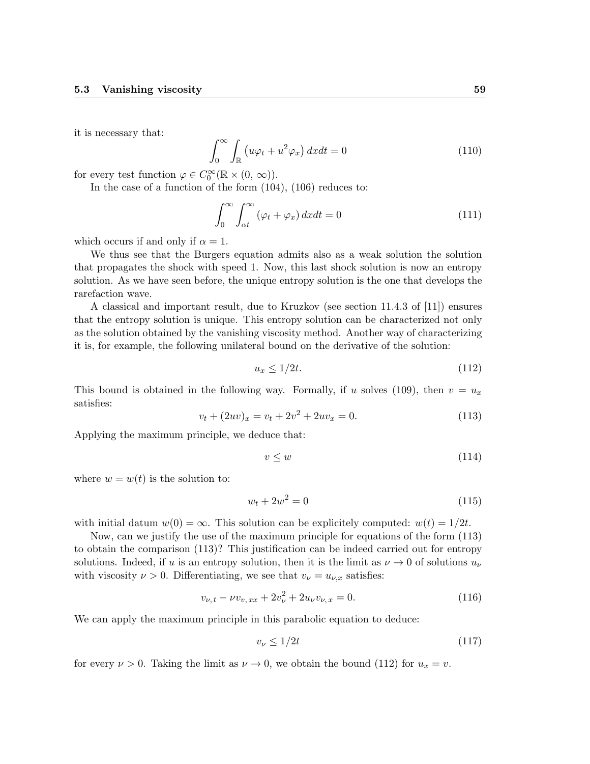it is necessary that:

$$\int_0^\infty \int_{\mathbb{R}} \left(u\varphi_t + u^2\varphi_x\right) dxdt = 0 \tag{110}$$

for every test function $\varphi \in C_0^\infty(\mathbb{R} \times (0, \infty))$.

In the case of a function of the form (104), (106) reduces to:

$$\int_0^\infty \int_{\alpha t}^\infty (\varphi_t + \varphi_x)\, dxdt = 0 \tag{111}$$

which occurs if and only if $\alpha = 1$.

We thus see that the Burgers equation admits also as a weak solution the solution that propagates the shock with speed 1. Now, this last shock solution is now an entropy solution. As we have seen before, the unique entropy solution is the one that develops the rarefaction wave.

A classical and important result, due to Kruzkov (see section 11.4.3 of [11]) ensures that the entropy solution is unique. This entropy solution can be characterized not only as the solution obtained by the vanishing viscosity method. Another way of characterizing it is, for example, the following unilateral bound on the derivative of the solution:

$$u_x \leq 1/2t. \tag{112}$$

This bound is obtained in the following way. Formally, if $u$ solves (109), then $v = u_x$ satisfies:

$$v_t + (2uv)_x = v_t + 2v^2 + 2uv_x = 0. \tag{113}$$

Applying the maximum principle, we deduce that:

$$v \leq w \tag{114}$$

where $w = w(t)$ is the solution to:

$$w_t + 2w^2 = 0 \tag{115}$$

with initial datum $w(0) = \infty$. This solution can be explicitely computed: $w(t) = 1/2t$.

Now, can we justify the use of the maximum principle for equations of the form (113) to obtain the comparison (113)? This justification can be indeed carried out for entropy solutions. Indeed, if $u$ is an entropy solution, then it is the limit as $\nu \to 0$ of solutions $u_\nu$ with viscosity $\nu > 0$. Differentiating, we see that $v_\nu = u_{\nu,x}$ satisfies:

$$v_{\nu,t} - \nu v_{v,xx} + 2v_\nu^2 + 2u_\nu v_{\nu,x} = 0. \tag{116}$$

We can apply the maximum principle in this parabolic equation to deduce:

$$v_\nu \leq 1/2t \tag{117}$$

for every $\nu > 0$. Taking the limit as $\nu \to 0$, we obtain the bound (112) for $u_x = v$.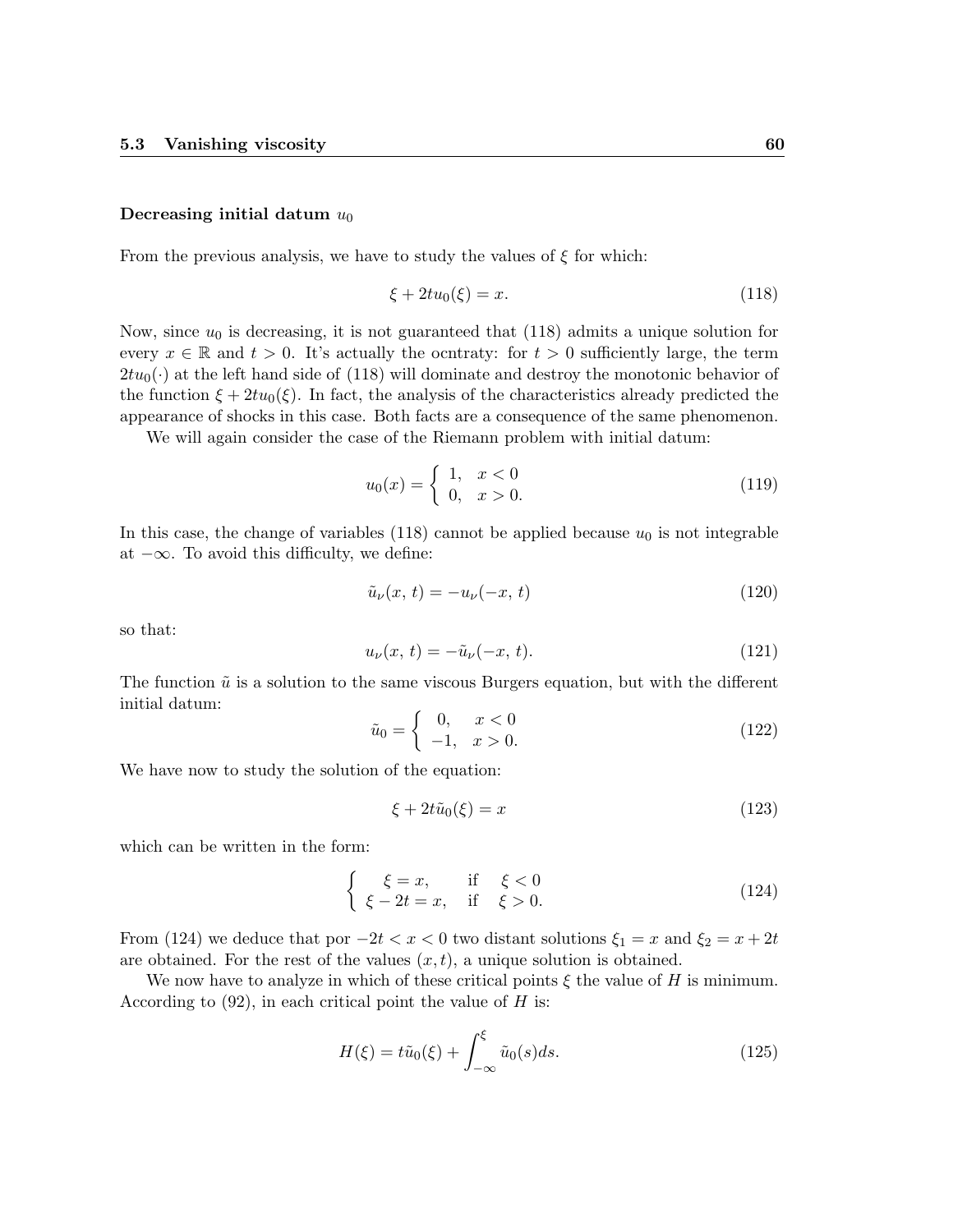**Decreasing initial datum $u_0$**

From the previous analysis, we have to study the values of $\xi$ for which:

$$\xi + 2tu_0(\xi) = x. \tag{118}$$

Now, since $u_0$ is decreasing, it is not guaranteed that (118) admits a unique solution for every $x \in \mathbb{R}$ and $t > 0$. It's actually the ocntraty: for $t > 0$ sufficiently large, the term $2tu_0(\cdot)$ at the left hand side of (118) will dominate and destroy the monotonic behavior of the function $\xi + 2tu_0(\xi)$. In fact, the analysis of the characteristics already predicted the appearance of shocks in this case. Both facts are a consequence of the same phenomenon.

We will again consider the case of the Riemann problem with initial datum:

$$u_0(x) = \begin{cases} 1, & x < 0 \\ 0, & x > 0. \end{cases} \tag{119}$$

In this case, the change of variables (118) cannot be applied because $u_0$ is not integrable at $-\infty$. To avoid this difficulty, we define:

$$\tilde{u}_\nu(x,\, t) = -u_\nu(-x,\, t) \tag{120}$$

so that:

$$u_\nu(x,\, t) = -\tilde{u}_\nu(-x,\, t). \tag{121}$$

The function $\tilde{u}$ is a solution to the same viscous Burgers equation, but with the different initial datum:

$$\tilde{u}_0 = \begin{cases} 0, & x < 0 \\ -1, & x > 0. \end{cases} \tag{122}$$

We have now to study the solution of the equation:

$$\xi + 2t\tilde{u}_0(\xi) = x \tag{123}$$

which can be written in the form:

$$\begin{cases} \xi = x, & \text{if} \quad \xi < 0 \\ \xi - 2t = x, & \text{if} \quad \xi > 0. \end{cases} \tag{124}$$

From (124) we deduce that por $-2t < x < 0$ two distant solutions $\xi_1 = x$ and $\xi_2 = x + 2t$ are obtained. For the rest of the values $(x, t)$, a unique solution is obtained.

We now have to analyze in which of these critical points $\xi$ the value of $H$ is minimum. According to (92), in each critical point the value of $H$ is:

$$H(\xi) = t\tilde{u}_0(\xi) + \int_{-\infty}^{\xi} \tilde{u}_0(s)ds. \tag{125}$$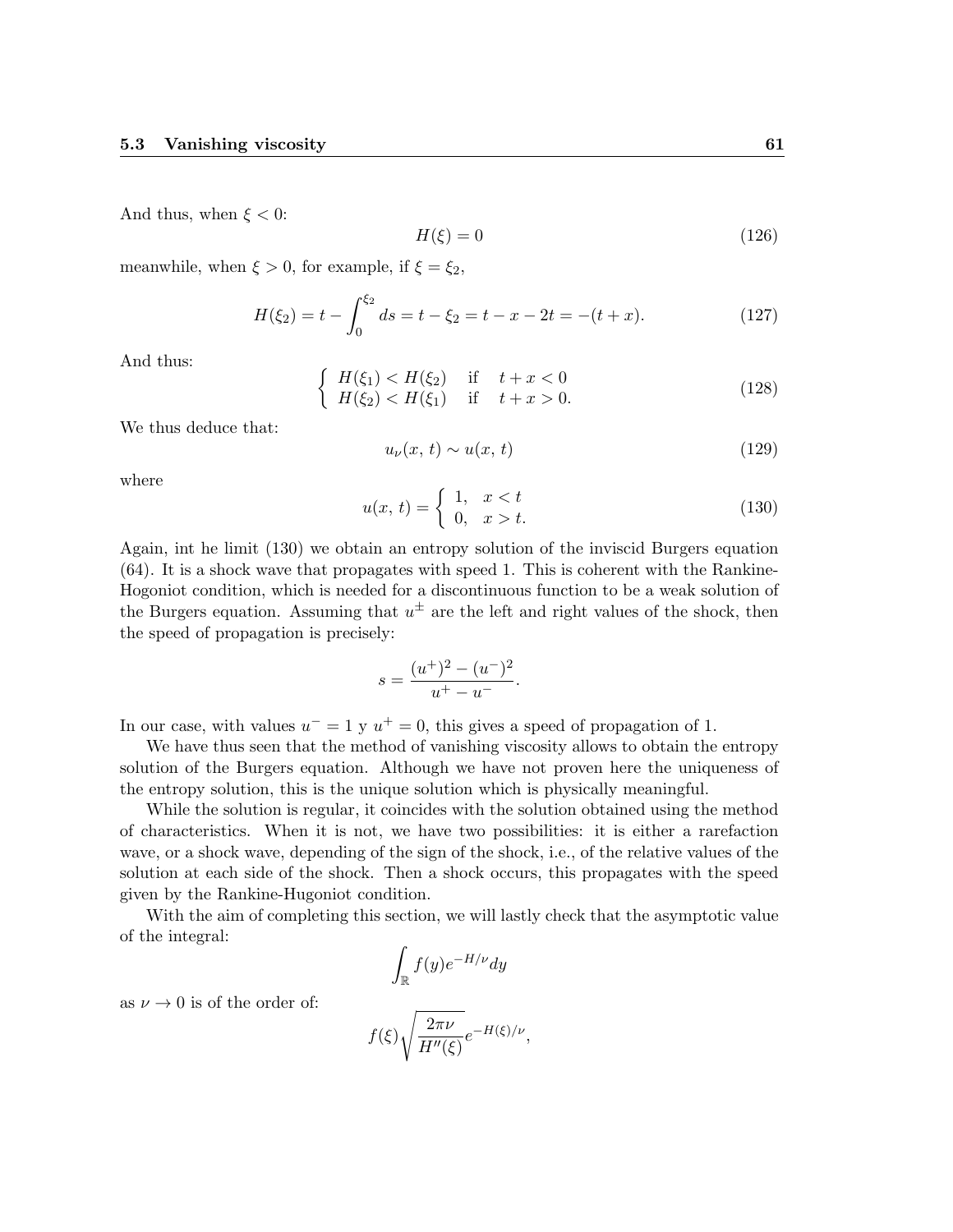And thus, when $\xi < 0$:

$$H(\xi) = 0 \tag{126}$$

meanwhile, when $\xi > 0$, for example, if $\xi = \xi_2$,

$$H(\xi_2) = t - \int_0^{\xi_2} ds = t - \xi_2 = t - x - 2t = -(t + x). \tag{127}$$

And thus:

$$\begin{cases} H(\xi_1) < H(\xi_2) & \text{if} \quad t + x < 0 \\ H(\xi_2) < H(\xi_1) & \text{if} \quad t + x > 0. \end{cases} \tag{128}$$

We thus deduce that:

$$u_\nu(x,\, t) \sim u(x,\, t) \tag{129}$$

where

$$u(x,\, t) = \begin{cases} 1, & x < t \\ 0, & x > t. \end{cases} \tag{130}$$

Again, int he limit (130) we obtain an entropy solution of the inviscid Burgers equation (64). It is a shock wave that propagates with speed 1. This is coherent with the Rankine-Hogoniot condition, which is needed for a discontinuous function to be a weak solution of the Burgers equation. Assuming that $u^\pm$ are the left and right values of the shock, then the speed of propagation is precisely:

$$s = \frac{(u^+)^2 - (u^-)^2}{u^+ - u^-}.$$

In our case, with values $u^- = 1$ y $u^+ = 0$, this gives a speed of propagation of 1.

We have thus seen that the method of vanishing viscosity allows to obtain the entropy solution of the Burgers equation. Although we have not proven here the uniqueness of the entropy solution, this is the unique solution which is physically meaningful.

While the solution is regular, it coincides with the solution obtained using the method of characteristics. When it is not, we have two possibilities: it is either a rarefaction wave, or a shock wave, depending of the sign of the shock, i.e., of the relative values of the solution at each side of the shock. Then a shock occurs, this propagates with the speed given by the Rankine-Hogoniot condition.

With the aim of completing this section, we will lastly check that the asymptotic value of the integral:

$$\int_{\mathbb{R}} f(y) e^{-H/\nu} dy$$

as $\nu \to 0$ is of the order of:

$$f(\xi) \sqrt{\frac{2\pi\nu}{H''(\xi)}} e^{-H(\xi)/\nu},$$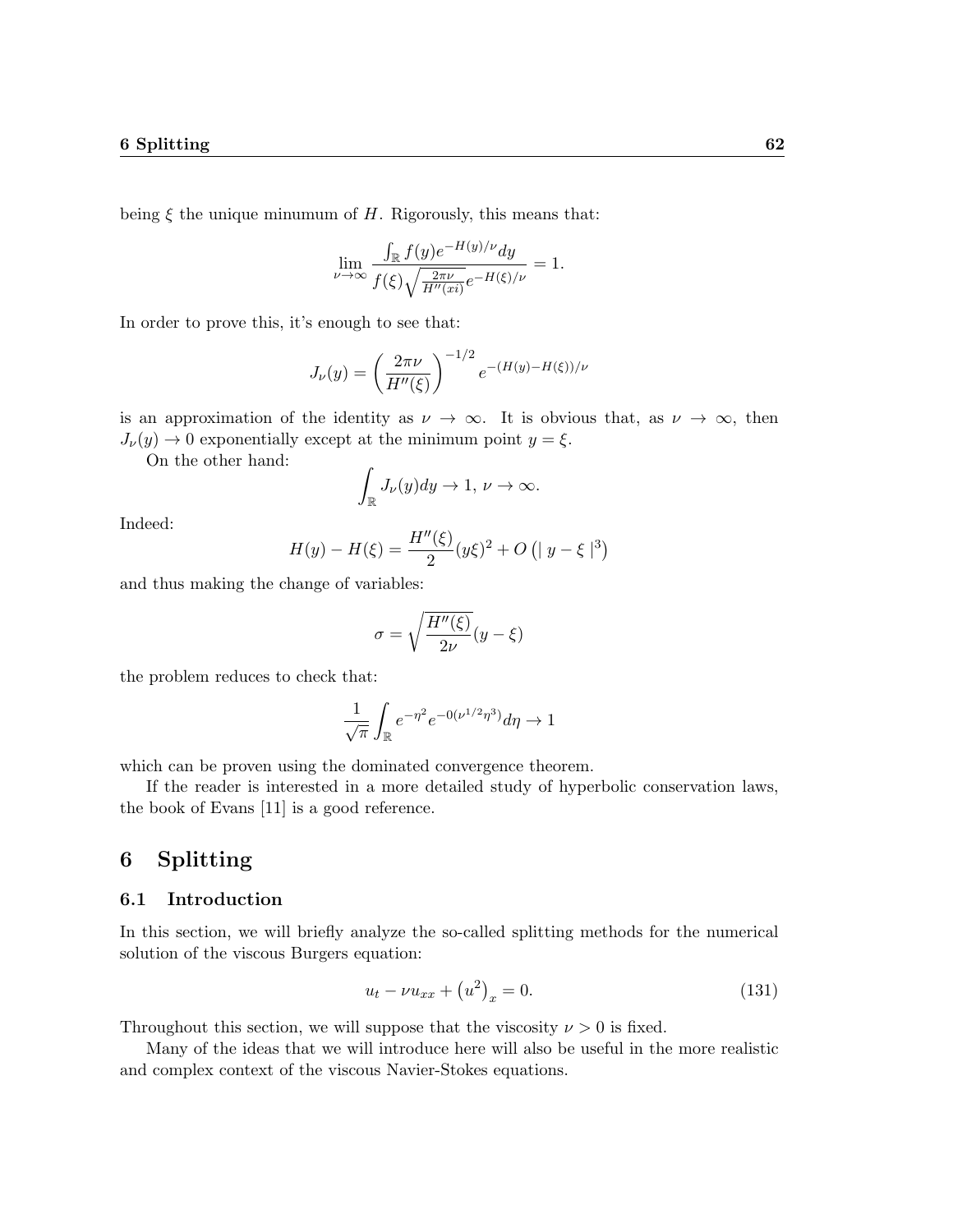being $\xi$ the unique minumum of $H$. Rigorously, this means that:

$$\lim_{\nu \to \infty} \frac{\int_{\mathbb{R}} f(y) e^{-H(y)/\nu} dy}{f(\xi) \sqrt{\frac{2\pi\nu}{H''(xi)}} e^{-H(\xi)/\nu}} = 1.$$

In order to prove this, it's enough to see that:

$$J_\nu(y) = \left( \frac{2\pi\nu}{H''(\xi)} \right)^{-1/2} e^{-(H(y)-H(\xi))/\nu}$$

is an approximation of the identity as $\nu \to \infty$. It is obvious that, as $\nu \to \infty$, then $J_\nu(y) \to 0$ exponentially except at the minimum point $y = \xi$.

On the other hand:

$$\int_{\mathbb{R}} J_\nu(y) dy \to 1, \ \nu \to \infty.$$

Indeed:

$$H(y) - H(\xi) = \frac{H''(\xi)}{2} (y\xi)^2 + O\left( | \ y - \xi \ |^3 \right)$$

and thus making the change of variables:

$$\sigma = \sqrt{\frac{H''(\xi)}{2\nu}} (y - \xi)$$

the problem reduces to check that:

$$\frac{1}{\sqrt{\pi}} \int_{\mathbb{R}} e^{-\eta^2} e^{-0(\nu^{1/2}\eta^3)} d\eta \to 1$$

which can be proven using the dominated convergence theorem.

If the reader is interested in a more detailed study of hyperbolic conservation laws, the book of Evans [11] is a good reference.

# 6 Splitting

## 6.1 Introduction

In this section, we will briefly analyze the so-called splitting methods for the numerical solution of the viscous Burgers equation:

$$u_t - \nu u_{xx} + \left( u^2 \right)_x = 0. \tag{131}$$

Throughout this section, we will suppose that the viscosity $\nu > 0$ is fixed.

Many of the ideas that we will introduce here will also be useful in the more realistic and complex context of the viscous Navier-Stokes equations.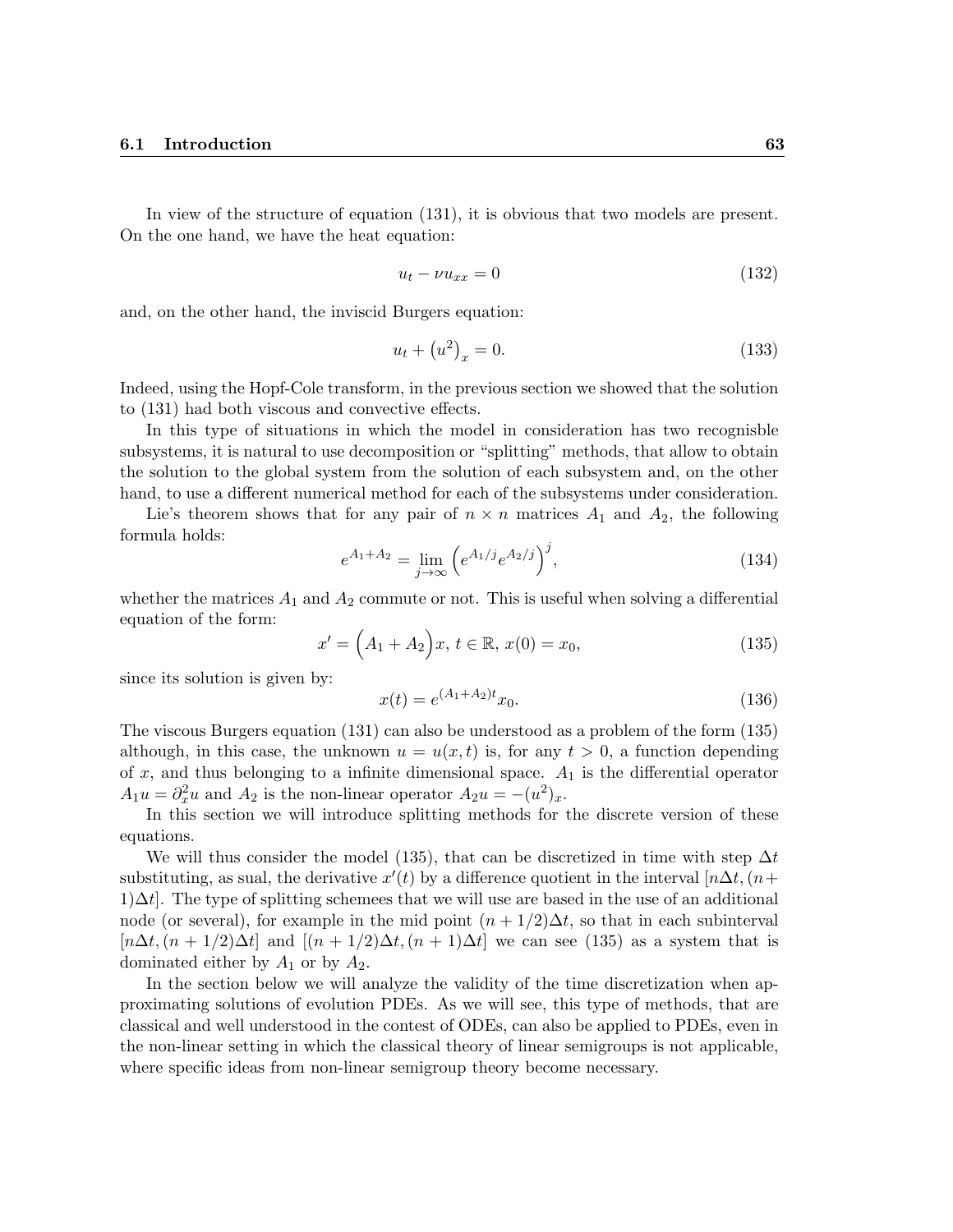In view of the structure of equation (131), it is obvious that two models are present. On the one hand, we have the heat equation:

$$u_t - \nu u_{xx} = 0 \tag{132}$$

and, on the other hand, the inviscid Burgers equation:

$$u_t + \left(u^2\right)_x = 0. \tag{133}$$

Indeed, using the Hopf-Cole transform, in the previous section we showed that the solution to (131) had both viscous and convective effects.

In this type of situations in which the model in consideration has two recognisble subsystems, it is natural to use decomposition or "splitting" methods, that allow to obtain the solution to the global system from the solution of each subsystem and, on the other hand, to use a different numerical method for each of the subsystems under consideration.

Lie's theorem shows that for any pair of $n \times n$ matrices $A_1$ and $A_2$, the following formula holds:

$$e^{A_1+A_2} = \lim_{j\to\infty} \left(e^{A_1/j} e^{A_2/j}\right)^j, \tag{134}$$

whether the matrices $A_1$ and $A_2$ commute or not. This is useful when solving a differential equation of the form:

$$x' = \Big(A_1 + A_2\Big)x,\ t \in \mathbb{R},\ x(0) = x_0, \tag{135}$$

since its solution is given by:

$$x(t) = e^{(A_1+A_2)t} x_0. \tag{136}$$

The viscous Burgers equation (131) can also be understood as a problem of the form (135) although, in this case, the unknown $u = u(x,t)$ is, for any $t > 0$, a function depending of $x$, and thus belonging to a infinite dimensional space. $A_1$ is the differential operator $A_1 u = \partial_x^2 u$ and $A_2$ is the non-linear operator $A_2 u = -(u^2)_x$.

In this section we will introduce splitting methods for the discrete version of these equations.

We will thus consider the model (135), that can be discretized in time with step $\Delta t$ substituting, as sual, the derivative $x'(t)$ by a difference quotient in the interval $[n\Delta t, (n+1)\Delta t]$. The type of splitting schemees that we will use are based in the use of an additional node (or several), for example in the mid point $(n + 1/2)\Delta t$, so that in each subinterval $[n\Delta t, (n + 1/2)\Delta t]$ and $[(n + 1/2)\Delta t, (n + 1)\Delta t]$ we can see (135) as a system that is dominated either by $A_1$ or by $A_2$.

In the section below we will analyze the validity of the time discretization when approximating solutions of evolution PDEs. As we will see, this type of methods, that are classical and well understood in the contest of ODEs, can also be applied to PDEs, even in the non-linear setting in which the classical theory of linear semigroups is not applicable, where specific ideas from non-linear semigroup theory become necessary.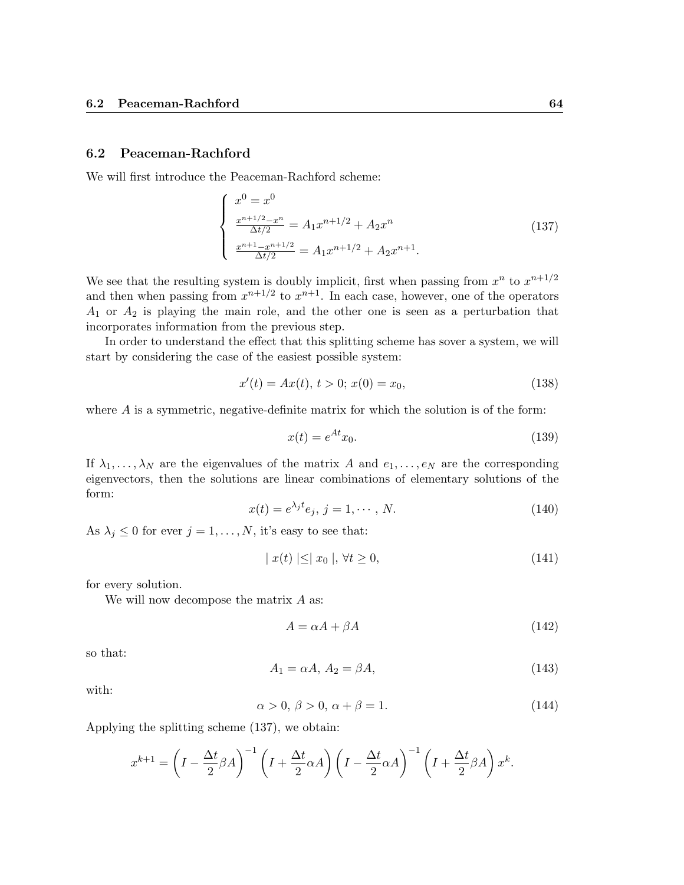## 6.2 Peaceman-Rachford

We will first introduce the Peaceman-Rachford scheme:

$$\begin{cases} x^0 = x^0 \\ \frac{x^{n+1/2} - x^n}{\Delta t/2} = A_1 x^{n+1/2} + A_2 x^n \\ \frac{x^{n+1} - x^{n+1/2}}{\Delta t/2} = A_1 x^{n+1/2} + A_2 x^{n+1}. \end{cases} \tag{137}$$

We see that the resulting system is doubly implicit, first when passing from $x^n$ to $x^{n+1/2}$ and then when passing from $x^{n+1/2}$ to $x^{n+1}$. In each case, however, one of the operators $A_1$ or $A_2$ is playing the main role, and the other one is seen as a perturbation that incorporates information from the previous step.

In order to understand the effect that this splitting scheme has sover a system, we will start by considering the case of the easiest possible system:

$$x'(t) = Ax(t),\, t > 0;\, x(0) = x_0, \tag{138}$$

where $A$ is a symmetric, negative-definite matrix for which the solution is of the form:

$$x(t) = e^{At} x_0. \tag{139}$$

If $\lambda_1, \ldots, \lambda_N$ are the eigenvalues of the matrix $A$ and $e_1, \ldots, e_N$ are the corresponding eigenvectors, then the solutions are linear combinations of elementary solutions of the form:

$$x(t) = e^{\lambda_j t} e_j,\, j = 1, \cdots, N. \tag{140}$$

As $\lambda_j \leq 0$ for ever $j = 1, \ldots, N$, it's easy to see that:

$$| \, x(t) \, | \leq | \, x_0 \, |,\, \forall t \geq 0, \tag{141}$$

for every solution.

We will now decompose the matrix $A$ as:

$$A = \alpha A + \beta A \tag{142}$$

so that:

$$A_1 = \alpha A,\, A_2 = \beta A, \tag{143}$$

with:

$$\alpha > 0,\, \beta > 0,\, \alpha + \beta = 1. \tag{144}$$

Applying the splitting scheme (137), we obtain:

$$x^{k+1} = \left( I - \frac{\Delta t}{2} \beta A \right)^{-1} \left( I + \frac{\Delta t}{2} \alpha A \right) \left( I - \frac{\Delta t}{2} \alpha A \right)^{-1} \left( I + \frac{\Delta t}{2} \beta A \right) x^k.$$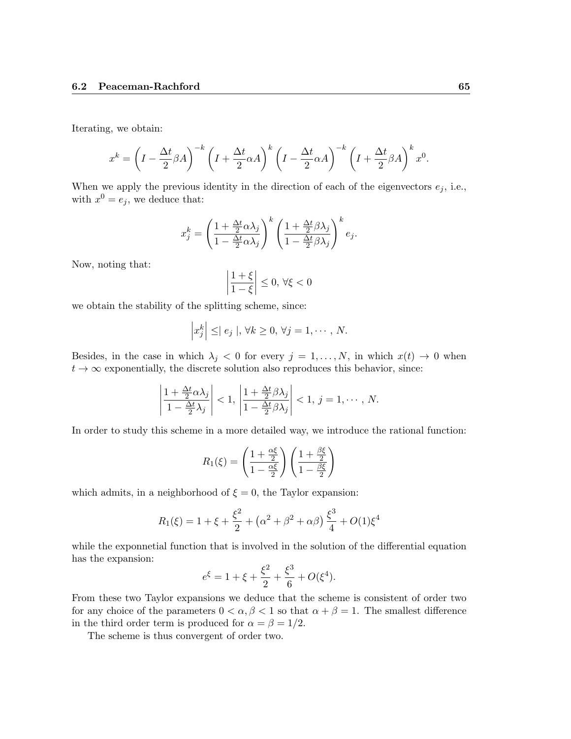Iterating, we obtain:

$$x^k = \left(I - \frac{\Delta t}{2}\beta A\right)^{-k}\left(I + \frac{\Delta t}{2}\alpha A\right)^{k}\left(I - \frac{\Delta t}{2}\alpha A\right)^{-k}\left(I + \frac{\Delta t}{2}\beta A\right)^{k} x^0.$$

When we apply the previous identity in the direction of each of the eigenvectors $e_j$, i.e., with $x^0 = e_j$, we deduce that:

$$x_j^k = \left(\frac{1 + \frac{\Delta t}{2}\alpha\lambda_j}{1 - \frac{\Delta t}{2}\alpha\lambda_j}\right)^k \left(\frac{1 + \frac{\Delta t}{2}\beta\lambda_j}{1 - \frac{\Delta t}{2}\beta\lambda_j}\right)^k e_j.$$

Now, noting that:

$$\left|\frac{1+\xi}{1-\xi}\right| \leq 0,\ \forall \xi < 0$$

we obtain the stability of the splitting scheme, since:

$$\left|x_j^k\right| \leq \mid e_j \mid,\ \forall k \geq 0,\ \forall j = 1, \cdots, N.$$

Besides, in the case in which $\lambda_j < 0$ for every $j = 1, \ldots, N$, in which $x(t) \to 0$ when $t \to \infty$ exponentially, the discrete solution also reproduces this behavior, since:

$$\left|\frac{1 + \frac{\Delta t}{2}\alpha\lambda_j}{1 - \frac{\Delta t}{2}\lambda_j}\right| < 1,\ \left|\frac{1 + \frac{\Delta t}{2}\beta\lambda_j}{1 - \frac{\Delta t}{2}\beta\lambda_j}\right| < 1,\ j = 1, \cdots, N.$$

In order to study this scheme in a more detailed way, we introduce the rational function:

$$R_1(\xi) = \left(\frac{1 + \frac{\alpha\xi}{2}}{1 - \frac{\alpha\xi}{2}}\right)\left(\frac{1 + \frac{\beta\xi}{2}}{1 - \frac{\beta\xi}{2}}\right)$$

which admits, in a neighborhood of $\xi = 0$, the Taylor expansion:

$$R_1(\xi) = 1 + \xi + \frac{\xi^2}{2} + \left(\alpha^2 + \beta^2 + \alpha\beta\right)\frac{\xi^3}{4} + O(1)\xi^4$$

while the exponnetial function that is involved in the solution of the differential equation has the expansion:

$$e^{\xi} = 1 + \xi + \frac{\xi^2}{2} + \frac{\xi^3}{6} + O(\xi^4).$$

From these two Taylor expansions we deduce that the scheme is consistent of order two for any choice of the parameters $0 < \alpha, \beta < 1$ so that $\alpha + \beta = 1$. The smallest difference in the third order term is produced for $\alpha = \beta = 1/2$.

The scheme is thus convergent of order two.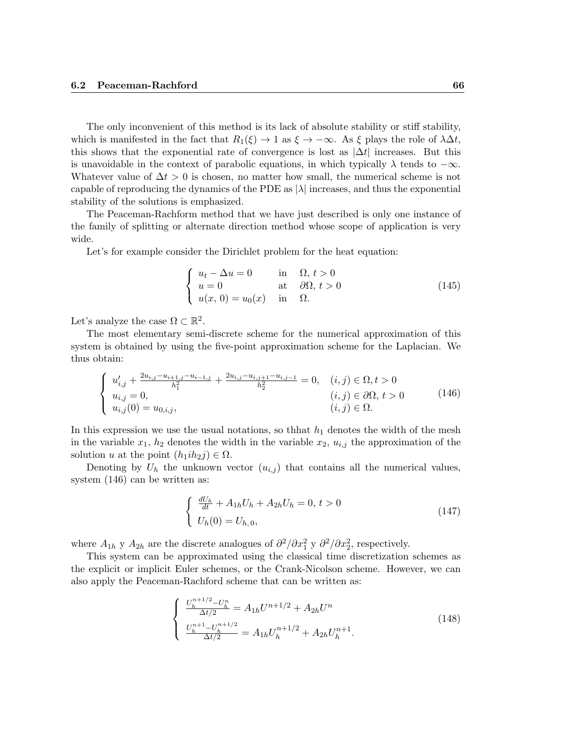The only inconvenient of this method is its lack of absolute stability or stiff stability, which is manifested in the fact that $R_1(\xi) \to 1$ as $\xi \to -\infty$. As $\xi$ plays the role of $\lambda \Delta t$, this shows that the exponential rate of convergence is lost as $|\Delta t|$ increases. But this is unavoidable in the context of parabolic equations, in which typically $\lambda$ tends to $-\infty$. Whatever value of $\Delta t > 0$ is chosen, no matter how small, the numerical scheme is not capable of reproducing the dynamics of the PDE as $|\lambda|$ increases, and thus the exponential stability of the solutions is emphasized.

The Peaceman-Rachform method that we have just described is only one instance of the family of splitting or alternate direction method whose scope of application is very wide.

Let's for example consider the Dirichlet problem for the heat equation:

$$
\left\{
\begin{array}{lll}
u_t - \Delta u = 0 & \text{in} & \Omega,\, t > 0 \\
u = 0 & \text{at} & \partial\Omega,\, t > 0 \\
u(x,\, 0) = u_0(x) & \text{in} & \Omega.
\end{array}
\right.
\tag{145}
$$

Let's analyze the case $\Omega \subset \mathbb{R}^2$.

The most elementary semi-discrete scheme for the numerical approximation of this system is obtained by using the five-point approximation scheme for the Laplacian. We thus obtain:

$$
\left\{
\begin{array}{ll}
u'_{i,j} + \frac{2u_{i,j} - u_{i+1,j} - u_{i-1,j}}{h_1^2} + \frac{2u_{i,j} - u_{i,j+1} - u_{i,j-1}}{h_2^2} = 0, & (i,j) \in \Omega, t > 0 \\
u_{i,j} = 0, & (i,j) \in \partial\Omega,\, t > 0 \\
u_{i,j}(0) = u_{0,i,j}, & (i,j) \in \Omega.
\end{array}
\right.
\tag{146}
$$

In this expression we use the usual notations, so thhat $h_1$ denotes the width of the mesh in the variable $x_1$, $h_2$ denotes the width in the variable $x_2$, $u_{i,j}$ the approximation of the solution $u$ at the point $(h_1 i h_2 j) \in \Omega$.

Denoting by $U_h$ the unknown vector $(u_{i,j})$ that contains all the numerical values, system (146) can be written as:

$$
\left\{
\begin{array}{l}
\frac{dU_h}{dt} + A_{1h} U_h + A_{2h} U_h = 0,\, t > 0 \\
U_h(0) = U_{h,\,0},
\end{array}
\right.
\tag{147}
$$

where $A_{1h}$ y $A_{2h}$ are the discrete analogues of $\partial^2/\partial x_1^2$ y $\partial^2/\partial x_2^2$, respectively.

This system can be approximated using the classical time discretization schemes as the explicit or implicit Euler schemes, or the Crank-Nicolson scheme. However, we can also apply the Peaceman-Rachford scheme that can be written as:

$$
\left\{
\begin{array}{l}
\frac{U_h^{n+1/2} - U_h^n}{\Delta t/2} = A_{1h} U^{n+1/2} + A_{2h} U^n \\
\frac{U_h^{n+1} - U_h^{n+1/2}}{\Delta t/2} = A_{1h} U_h^{n+1/2} + A_{2h} U_h^{n+1}.
\end{array}
\right.
\tag{148}
$$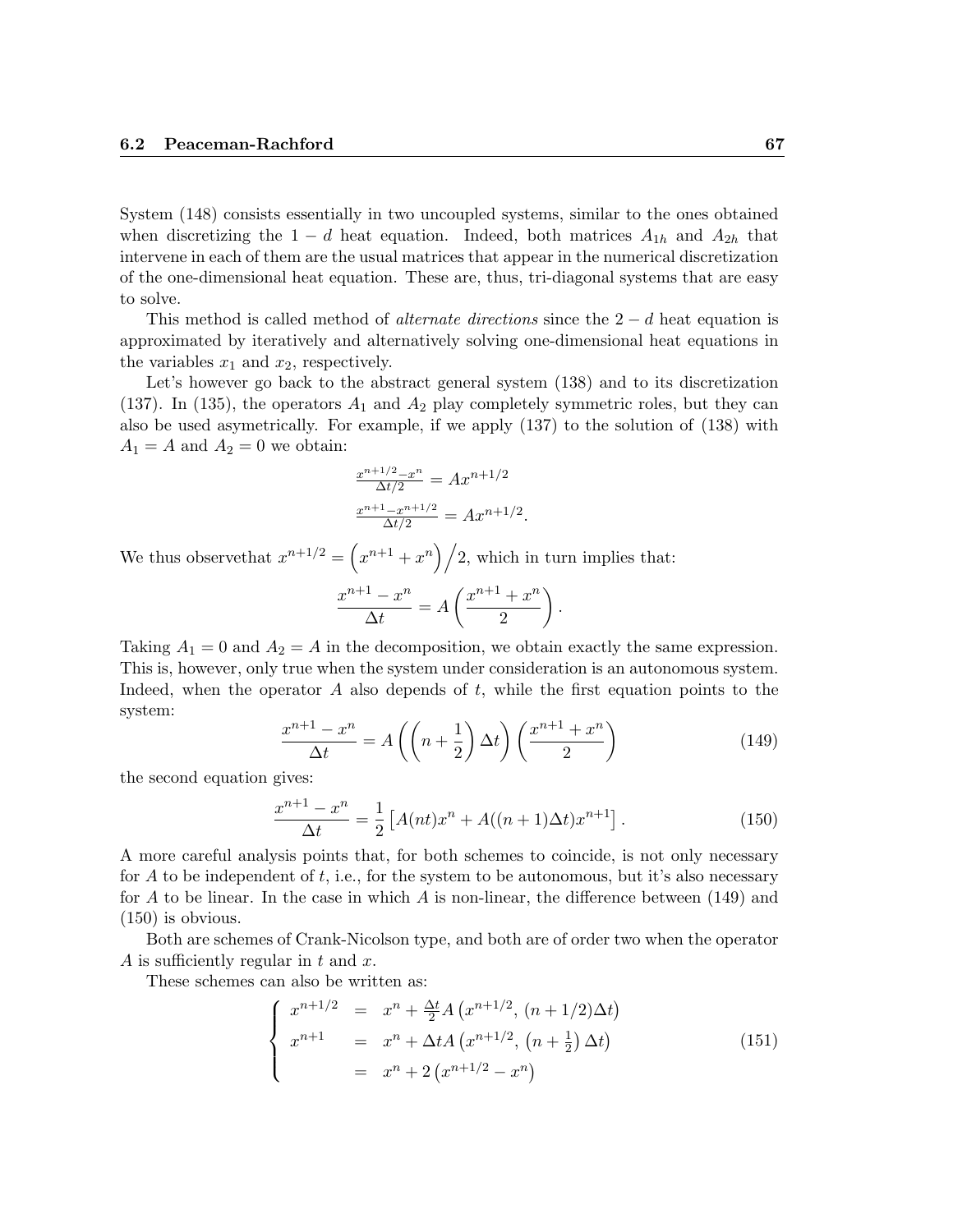System (148) consists essentially in two uncoupled systems, similar to the ones obtained when discretizing the $1-d$ heat equation. Indeed, both matrices $A_{1h}$ and $A_{2h}$ that intervene in each of them are the usual matrices that appear in the numerical discretization of the one-dimensional heat equation. These are, thus, tri-diagonal systems that are easy to solve.

This method is called method of *alternate directions* since the $2-d$ heat equation is approximated by iteratively and alternatively solving one-dimensional heat equations in the variables $x_1$ and $x_2$, respectively.

Let's however go back to the abstract general system (138) and to its discretization (137). In (135), the operators $A_1$ and $A_2$ play completely symmetric roles, but they can also be used asymetrically. For example, if we apply (137) to the solution of (138) with $A_1 = A$ and $A_2 = 0$ we obtain:

$$\frac{x^{n+1/2}-x^n}{\Delta t/2} = Ax^{n+1/2}$$

$$\frac{x^{n+1}-x^{n+1/2}}{\Delta t/2} = Ax^{n+1/2}.$$

We thus observethat $x^{n+1/2} = \left(x^{n+1} + x^n\right)\Big/2$, which in turn implies that:

$$\frac{x^{n+1}-x^n}{\Delta t} = A\left(\frac{x^{n+1}+x^n}{2}\right).$$

Taking $A_1 = 0$ and $A_2 = A$ in the decomposition, we obtain exactly the same expression. This is, however, only true when the system under consideration is an autonomous system. Indeed, when the operator $A$ also depends of $t$, while the first equation points to the system:

$$\frac{x^{n+1}-x^n}{\Delta t} = A\left(\left(n+\frac{1}{2}\right)\Delta t\right)\left(\frac{x^{n+1}+x^n}{2}\right) \tag{149}$$

the second equation gives:

$$\frac{x^{n+1}-x^n}{\Delta t} = \frac{1}{2}\left[A(nt)x^n + A((n+1)\Delta t)x^{n+1}\right]. \tag{150}$$

A more careful analysis points that, for both schemes to coincide, is not only necessary for $A$ to be independent of $t$, i.e., for the system to be autonomous, but it's also necessary for $A$ to be linear. In the case in which $A$ is non-linear, the difference between (149) and (150) is obvious.

Both are schemes of Crank-Nicolson type, and both are of order two when the operator $A$ is sufficiently regular in $t$ and $x$.

These schemes can also be written as:

$$\begin{cases} x^{n+1/2} &= x^n + \frac{\Delta t}{2}A\left(x^{n+1/2},\,(n+1/2)\Delta t\right) \\ x^{n+1} &= x^n + \Delta t A\left(x^{n+1/2},\,\left(n+\frac{1}{2}\right)\Delta t\right) \\ &= x^n + 2\left(x^{n+1/2} - x^n\right) \end{cases} \tag{151}$$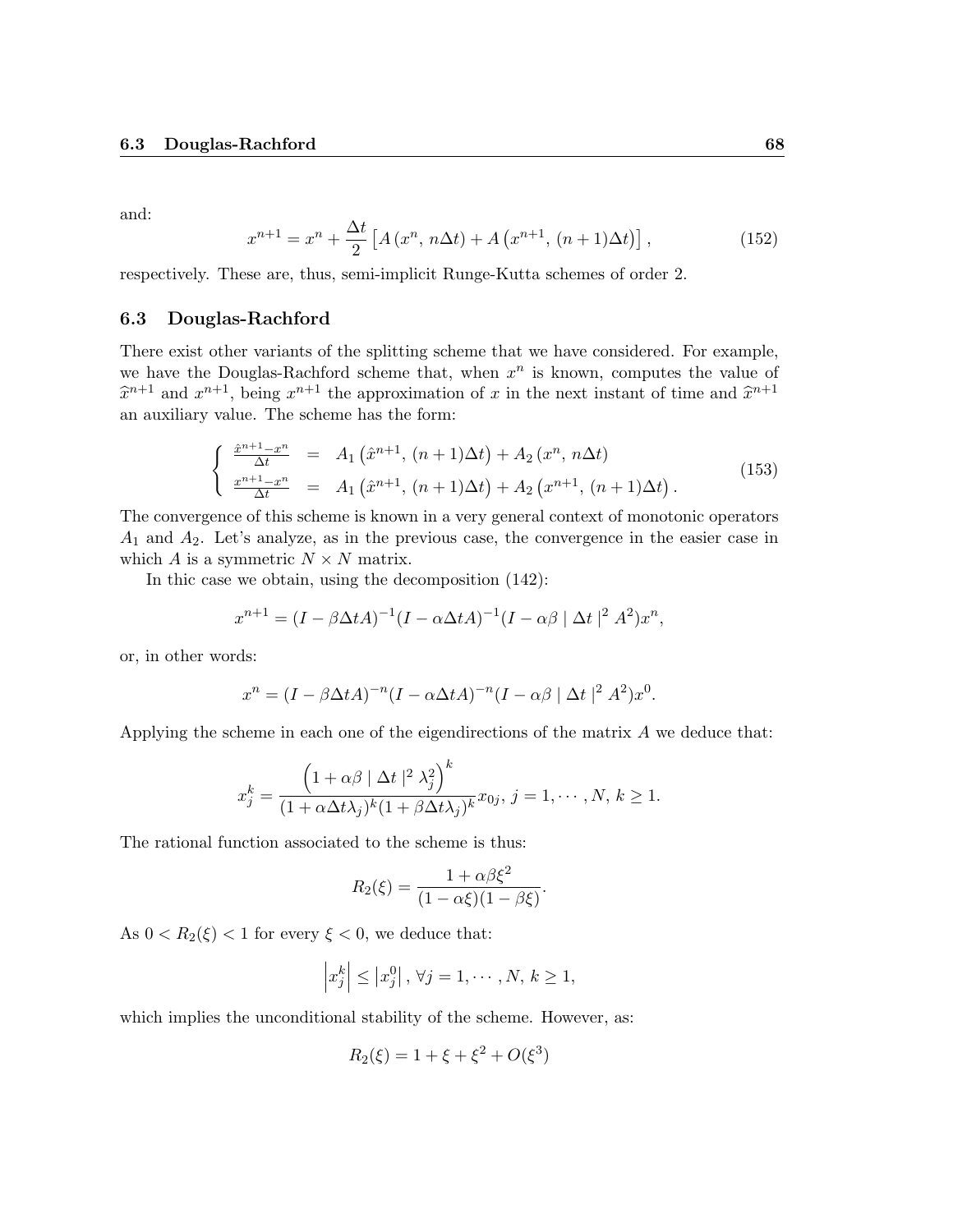and:

$$x^{n+1} = x^n + \frac{\Delta t}{2}\left[A\left(x^n,\, n\Delta t\right) + A\left(x^{n+1},\, (n+1)\Delta t\right)\right], \tag{152}$$

respectively. These are, thus, semi-implicit Runge-Kutta schemes of order 2.

### 6.3 Douglas-Rachford

There exist other variants of the splitting scheme that we have considered. For example, we have the Douglas-Rachford scheme that, when $x^n$ is known, computes the value of $\widehat{x}^{n+1}$ and $x^{n+1}$, being $x^{n+1}$ the approximation of $x$ in the next instant of time and $\widehat{x}^{n+1}$ an auxiliary value. The scheme has the form:

$$\left\{\begin{array}{lcl} \frac{\hat{x}^{n+1}-x^n}{\Delta t} & = & A_1\left(\hat{x}^{n+1},\, (n+1)\Delta t\right) + A_2\left(x^n,\, n\Delta t\right) \\ \frac{x^{n+1}-x^n}{\Delta t} & = & A_1\left(\hat{x}^{n+1},\, (n+1)\Delta t\right) + A_2\left(x^{n+1},\, (n+1)\Delta t\right). \end{array}\right. \tag{153}$$

The convergence of this scheme is known in a very general context of monotonic operators $A_1$ and $A_2$. Let's analyze, as in the previous case, the convergence in the easier case in which $A$ is a symmetric $N \times N$ matrix.

In thic case we obtain, using the decomposition (142):

$$x^{n+1} = (I - \beta\Delta t A)^{-1}(I - \alpha\Delta t A)^{-1}(I - \alpha\beta \mid \Delta t \mid^2 A^2)x^n,$$

or, in other words:

$$x^n = (I - \beta\Delta t A)^{-n}(I - \alpha\Delta t A)^{-n}(I - \alpha\beta \mid \Delta t \mid^2 A^2)x^0.$$

Applying the scheme in each one of the eigendirections of the matrix $A$ we deduce that:

$$x_j^k = \frac{\left(1 + \alpha\beta \mid \Delta t \mid^2 \lambda_j^2\right)^k}{(1 + \alpha\Delta t\lambda_j)^k(1 + \beta\Delta t\lambda_j)^k} x_{0j},\; j = 1, \cdots, N,\; k \geq 1.$$

The rational function associated to the scheme is thus:

$$R_2(\xi) = \frac{1 + \alpha\beta\xi^2}{(1 - \alpha\xi)(1 - \beta\xi)}.$$

As $0 < R_2(\xi) < 1$ for every $\xi < 0$, we deduce that:

$$\left|x_j^k\right| \leq \left|x_j^0\right|,\; \forall j = 1, \cdots, N,\; k \geq 1,$$

which implies the unconditional stability of the scheme. However, as:

$$R_2(\xi) = 1 + \xi + \xi^2 + O(\xi^3)$$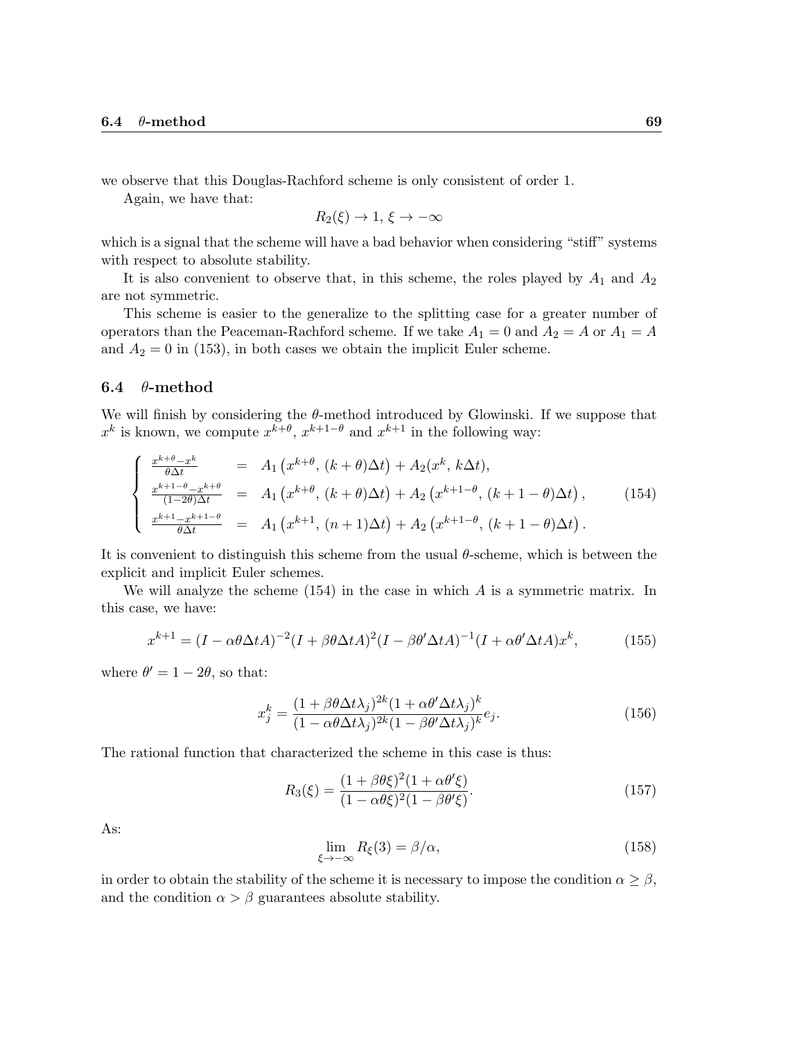we observe that this Douglas-Rachford scheme is only consistent of order 1.

Again, we have that:

$$R_2(\xi) \to 1,\, \xi \to -\infty$$

which is a signal that the scheme will have a bad behavior when considering “stiff” systems with respect to absolute stability.

It is also convenient to observe that, in this scheme, the roles played by $A_1$ and $A_2$ are not symmetric.

This scheme is easier to the generalize to the splitting case for a greater number of operators than the Peaceman-Rachford scheme. If we take $A_1 = 0$ and $A_2 = A$ or $A_1 = A$ and $A_2 = 0$ in (153), in both cases we obtain the implicit Euler scheme.

## 6.4 $\theta$-method

We will finish by considering the $\theta$-method introduced by Glowinski. If we suppose that $x^k$ is known, we compute $x^{k+\theta}$, $x^{k+1-\theta}$ and $x^{k+1}$ in the following way:

$$\left\{ \begin{array}{lcl} \frac{x^{k+\theta}-x^k}{\theta\Delta t} & = & A_1\left(x^{k+\theta},\,(k+\theta)\Delta t\right) + A_2(x^k,\,k\Delta t), \\ \frac{x^{k+1-\theta}-x^{k+\theta}}{(1-2\theta)\Delta t} & = & A_1\left(x^{k+\theta},\,(k+\theta)\Delta t\right) + A_2\left(x^{k+1-\theta},\,(k+1-\theta)\Delta t\right), \\ \frac{x^{k+1}-x^{k+1-\theta}}{\theta\Delta t} & = & A_1\left(x^{k+1},\,(n+1)\Delta t\right) + A_2\left(x^{k+1-\theta},\,(k+1-\theta)\Delta t\right). \end{array} \right. \tag{154}$$

It is convenient to distinguish this scheme from the usual $\theta$-scheme, which is between the explicit and implicit Euler schemes.

We will analyze the scheme (154) in the case in which $A$ is a symmetric matrix. In this case, we have:

$$x^{k+1} = (I-\alpha\theta\Delta t A)^{-2}(I+\beta\theta\Delta t A)^2(I-\beta\theta'\Delta t A)^{-1}(I+\alpha\theta'\Delta t A)x^k, \tag{155}$$

where $\theta' = 1-2\theta$, so that:

$$x_j^k = \frac{(1+\beta\theta\Delta t\lambda_j)^{2k}(1+\alpha\theta'\Delta t\lambda_j)^k}{(1-\alpha\theta\Delta t\lambda_j)^{2k}(1-\beta\theta'\Delta t\lambda_j)^k} e_j. \tag{156}$$

The rational function that characterized the scheme in this case is thus:

$$R_3(\xi) = \frac{(1+\beta\theta\xi)^2(1+\alpha\theta'\xi)}{(1-\alpha\theta\xi)^2(1-\beta\theta'\xi)}. \tag{157}$$

As:

$$\lim_{\xi\to-\infty} R_\xi(3) = \beta/\alpha, \tag{158}$$

in order to obtain the stability of the scheme it is necessary to impose the condition $\alpha \geq \beta$, and the condition $\alpha > \beta$ guarantees absolute stability.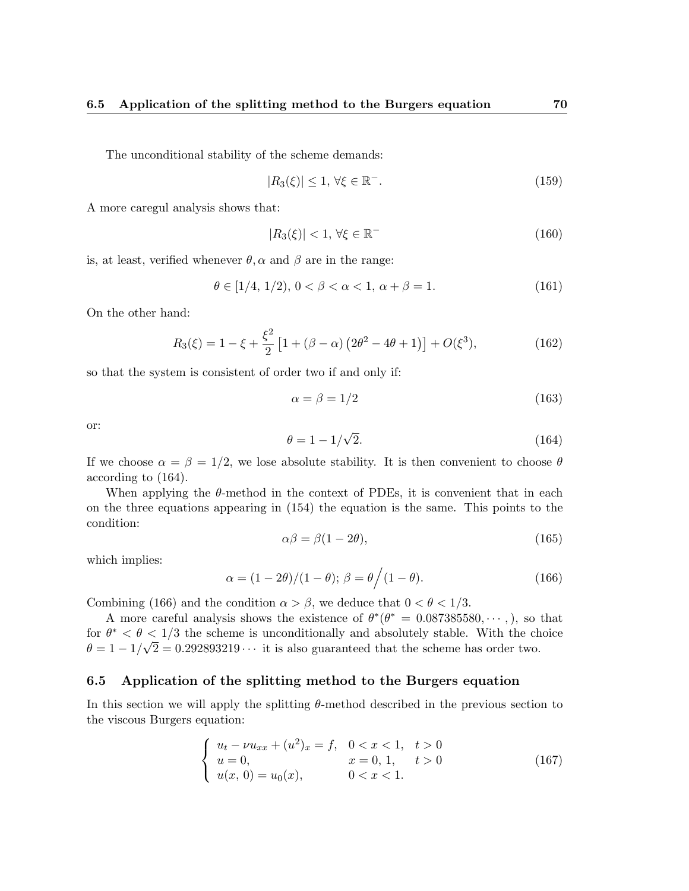The unconditional stability of the scheme demands:

$$|R_3(\xi)| \leq 1, \; \forall \xi \in \mathbb{R}^-. \tag{159}$$

A more caregul analysis shows that:

$$|R_3(\xi)| < 1, \; \forall \xi \in \mathbb{R}^- \tag{160}$$

is, at least, verified whenever $\theta, \alpha$ and $\beta$ are in the range:

$$\theta \in [1/4, \, 1/2), \; 0 < \beta < \alpha < 1, \; \alpha + \beta = 1. \tag{161}$$

On the other hand:

$$R_3(\xi) = 1 - \xi + \frac{\xi^2}{2}\left[1 + (\beta - \alpha)\left(2\theta^2 - 4\theta + 1\right)\right] + O(\xi^3), \tag{162}$$

so that the system is consistent of order two if and only if:

$$\alpha = \beta = 1/2 \tag{163}$$

or:

$$\theta = 1 - 1/\sqrt{2}. \tag{164}$$

If we choose $\alpha = \beta = 1/2$, we lose absolute stability. It is then convenient to choose $\theta$ according to (164).

When applying the $\theta$-method in the context of PDEs, it is convenient that in each on the three equations appearing in (154) the equation is the same. This points to the condition:

$$\alpha\beta = \beta(1 - 2\theta), \tag{165}$$

which implies:

$$\alpha = (1 - 2\theta)/(1 - \theta); \; \beta = \theta \Big/ (1 - \theta). \tag{166}$$

Combining (166) and the condition $\alpha > \beta$, we deduce that $0 < \theta < 1/3$.

A more careful analysis shows the existence of $\theta^*(\theta^* = 0.087385580, \cdots,)$, so that for $\theta^* < \theta < 1/3$ the scheme is unconditionally and absolutely stable. With the choice $\theta = 1 - 1/\sqrt{2} = 0.292893219\cdots$ it is also guaranteed that the scheme has order two.

## 6.5 Application of the splitting method to the Burgers equation

In this section we will apply the splitting $\theta$-method described in the previous section to the viscous Burgers equation:

$$\begin{cases} u_t - \nu u_{xx} + (u^2)_x = f, & 0 < x < 1, \quad t > 0 \\ u = 0, & x = 0, \, 1, \quad t > 0 \\ u(x, \, 0) = u_0(x), & 0 < x < 1. \end{cases} \tag{167}$$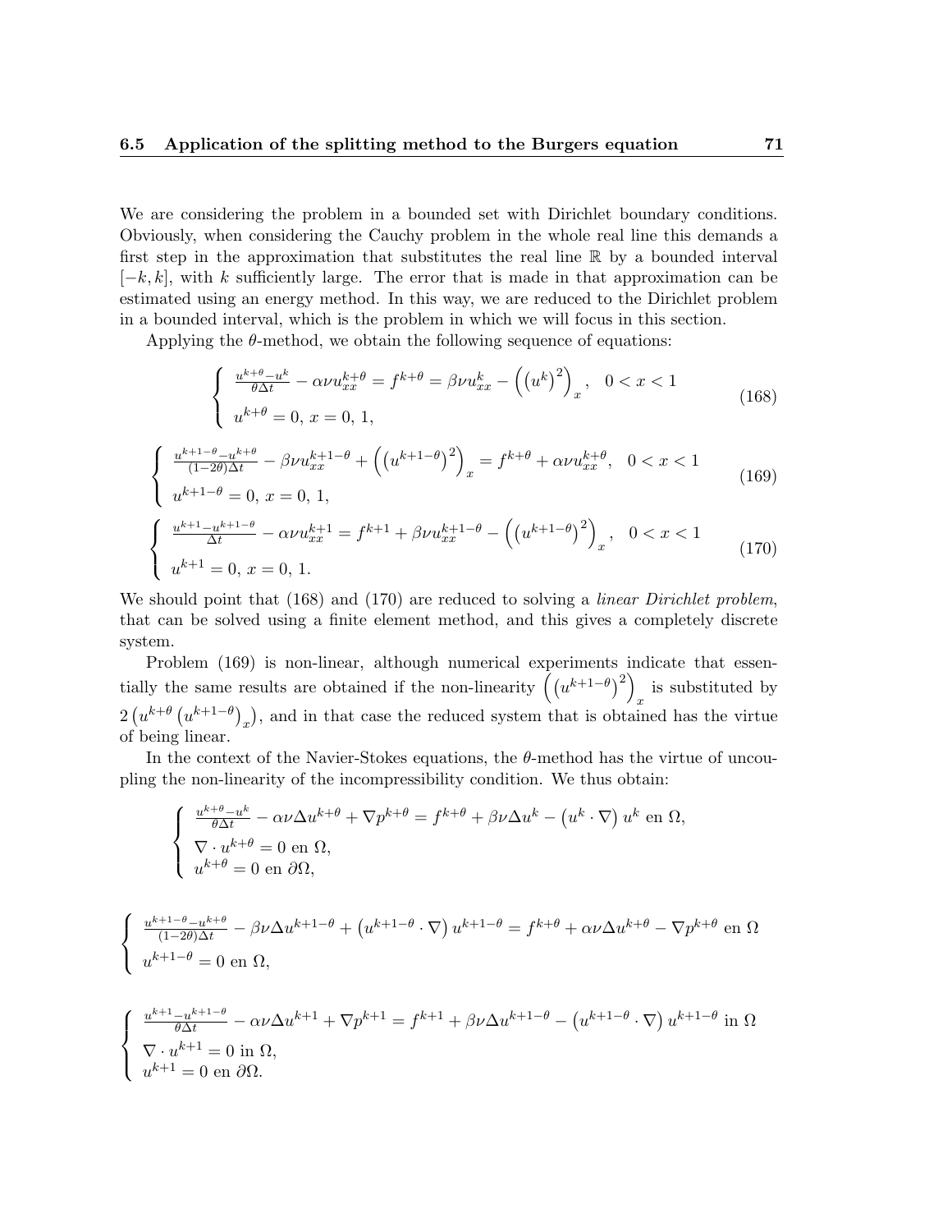We are considering the problem in a bounded set with Dirichlet boundary conditions. Obviously, when considering the Cauchy problem in the whole real line this demands a first step in the approximation that substitutes the real line $\mathbb{R}$ by a bounded interval $[-k, k]$, with $k$ sufficiently large. The error that is made in that approximation can be estimated using an energy method. In this way, we are reduced to the Dirichlet problem in a bounded interval, which is the problem in which we will focus in this section.

Applying the $\theta$-method, we obtain the following sequence of equations:

$$
\begin{cases}
\frac{u^{k+\theta}-u^k}{\theta\Delta t} - \alpha\nu u_{xx}^{k+\theta} = f^{k+\theta} = \beta\nu u_{xx}^k - \left(\left(u^k\right)^2\right)_x, \quad 0<x<1 \\
u^{k+\theta} = 0, \; x = 0, \, 1,
\end{cases}
\tag{168}
$$

$$
\begin{cases}
\frac{u^{k+1-\theta}-u^{k+\theta}}{(1-2\theta)\Delta t} - \beta\nu u_{xx}^{k+1-\theta} + \left(\left(u^{k+1-\theta}\right)^2\right)_x = f^{k+\theta} + \alpha\nu u_{xx}^{k+\theta}, \quad 0<x<1 \\
u^{k+1-\theta} = 0, \; x = 0, \, 1,
\end{cases}
\tag{169}
$$

$$
\begin{cases}
\frac{u^{k+1}-u^{k+1-\theta}}{\Delta t} - \alpha\nu u_{xx}^{k+1} = f^{k+1} + \beta\nu u_{xx}^{k+1-\theta} - \left(\left(u^{k+1-\theta}\right)^2\right)_x, \quad 0<x<1 \\
u^{k+1} = 0, \; x = 0, \, 1.
\end{cases}
\tag{170}
$$

We should point that (168) and (170) are reduced to solving a *linear Dirichlet problem*, that can be solved using a finite element method, and this gives a completely discrete system.

Problem (169) is non-linear, although numerical experiments indicate that essentially the same results are obtained if the non-linearity $\left(\left(u^{k+1-\theta}\right)^2\right)_x$ is substituted by $2\left(u^{k+\theta}\left(u^{k+1-\theta}\right)_x\right)$, and in that case the reduced system that is obtained has the virtue of being linear.

In the context of the Navier-Stokes equations, the $\theta$-method has the virtue of uncoupling the non-linearity of the incompressibility condition. We thus obtain:

$$
\begin{cases}
\frac{u^{k+\theta}-u^k}{\theta\Delta t} - \alpha\nu\Delta u^{k+\theta} + \nabla p^{k+\theta} = f^{k+\theta} + \beta\nu\Delta u^k - \left(u^k\cdot\nabla\right)u^k \text{ en } \Omega, \\
\nabla\cdot u^{k+\theta} = 0 \text{ en } \Omega, \\
u^{k+\theta} = 0 \text{ en } \partial\Omega,
\end{cases}
$$

$$
\begin{cases}
\frac{u^{k+1-\theta}-u^{k+\theta}}{(1-2\theta)\Delta t} - \beta\nu\Delta u^{k+1-\theta} + \left(u^{k+1-\theta}\cdot\nabla\right)u^{k+1-\theta} = f^{k+\theta} + \alpha\nu\Delta u^{k+\theta} - \nabla p^{k+\theta} \text{ en } \Omega \\
u^{k+1-\theta} = 0 \text{ en } \Omega,
\end{cases}
$$

$$
\begin{cases}
\frac{u^{k+1}-u^{k+1-\theta}}{\theta\Delta t} - \alpha\nu\Delta u^{k+1} + \nabla p^{k+1} = f^{k+1} + \beta\nu\Delta u^{k+1-\theta} - \left(u^{k+1-\theta}\cdot\nabla\right)u^{k+1-\theta} \text{ in } \Omega \\
\nabla\cdot u^{k+1} = 0 \text{ in } \Omega, \\
u^{k+1} = 0 \text{ en } \partial\Omega.
\end{cases}
$$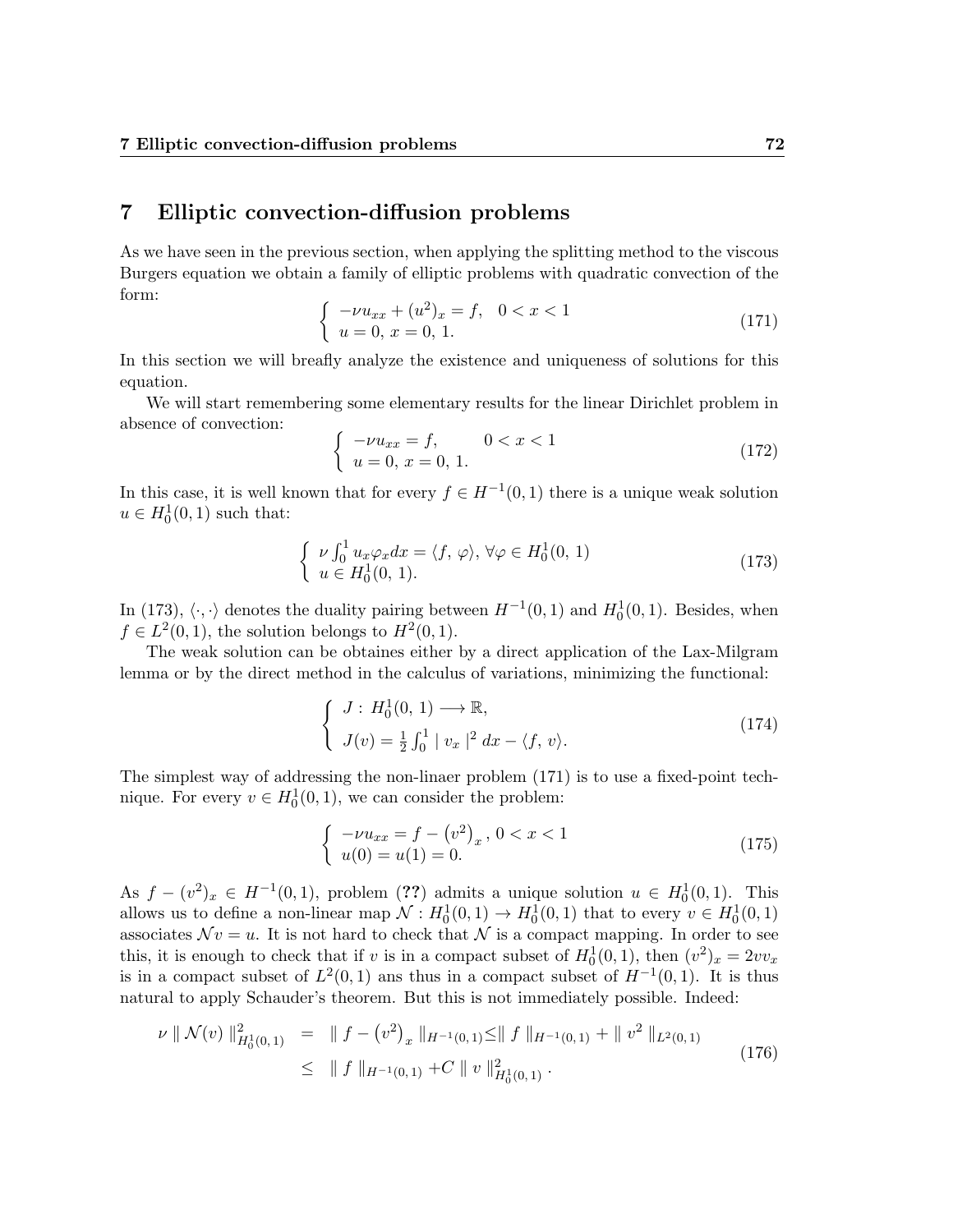# 7 Elliptic convection-diffusion problems

As we have seen in the previous section, when applying the splitting method to the viscous Burgers equation we obtain a family of elliptic problems with quadratic convection of the form:

$$
\begin{cases} -\nu u_{xx} + (u^2)_x = f, \quad 0 < x < 1 \\ u = 0, \, x = 0, \, 1. \end{cases} \tag{171}
$$

In this section we will breafly analyze the existence and uniqueness of solutions for this equation.

We will start remembering some elementary results for the linear Dirichlet problem in absence of convection:

$$
\begin{cases} -\nu u_{xx} = f, \qquad 0 < x < 1 \\ u = 0, \, x = 0, \, 1. \end{cases} \tag{172}
$$

In this case, it is well known that for every $f \in H^{-1}(0,1)$ there is a unique weak solution $u \in H_0^1(0,1)$ such that:

$$
\begin{cases} \nu \int_0^1 u_x \varphi_x dx = \langle f, \, \varphi \rangle, \, \forall \varphi \in H_0^1(0, \, 1) \\ u \in H_0^1(0, \, 1). \end{cases} \tag{173}
$$

In (173), $\langle \cdot, \cdot \rangle$ denotes the duality pairing between $H^{-1}(0,1)$ and $H_0^1(0,1)$. Besides, when $f \in L^2(0,1)$, the solution belongs to $H^2(0,1)$.

The weak solution can be obtaines either by a direct application of the Lax-Milgram lemma or by the direct method in the calculus of variations, minimizing the functional:

$$
\begin{cases} J : \, H_0^1(0, \, 1) \longrightarrow \mathbb{R}, \\ J(v) = \frac{1}{2} \int_0^1 \mid v_x \mid^2 dx - \langle f, \, v \rangle. \end{cases} \tag{174}
$$

The simplest way of addressing the non-linaer problem (171) is to use a fixed-point technique. For every $v \in H_0^1(0,1)$, we can consider the problem:

$$
\begin{cases} -\nu u_{xx} = f - \left(v^2\right)_x, \, 0 < x < 1 \\ u(0) = u(1) = 0. \end{cases} \tag{175}
$$

As $f - (v^2)_x \in H^{-1}(0,1)$, problem (**??**) admits a unique solution $u \in H_0^1(0,1)$. This allows us to define a non-linear map $\mathcal{N} : H_0^1(0,1) \to H_0^1(0,1)$ that to every $v \in H_0^1(0,1)$ associates $\mathcal{N}v = u$. It is not hard to check that $\mathcal{N}$ is a compact mapping. In order to see this, it is enough to check that if $v$ is in a compact subset of $H_0^1(0,1)$, then $(v^2)_x = 2vv_x$ is in a compact subset of $L^2(0,1)$ ans thus in a compact subset of $H^{-1}(0,1)$. It is thus natural to apply Schauder's theorem. But this is not immediately possible. Indeed:

$$
\begin{aligned} \nu \parallel \mathcal{N}(v) \parallel_{H_0^1(0,1)}^2 &= \parallel f - \left(v^2\right)_x \parallel_{H^{-1}(0,1)} \leq \parallel f \parallel_{H^{-1}(0,1)} + \parallel v^2 \parallel_{L^2(0,1)} \\ &\leq \parallel f \parallel_{H^{-1}(0,1)} + C \parallel v \parallel_{H_0^1(0,1)}^2 . \end{aligned} \tag{176}
$$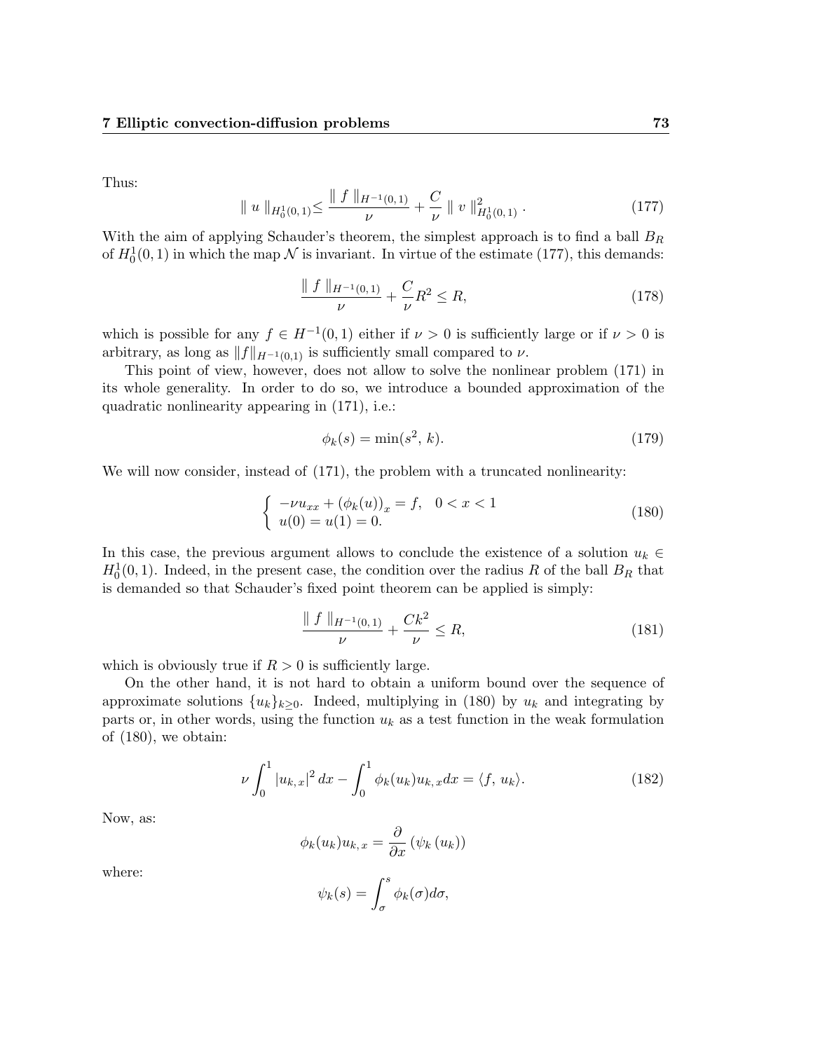Thus:

$$\| u \|_{H_0^1(0,1)} \leq \frac{\| f \|_{H^{-1}(0,1)}}{\nu} + \frac{C}{\nu} \| v \|_{H_0^1(0,1)}^2 . \tag{177}$$

With the aim of applying Schauder's theorem, the simplest approach is to find a ball $B_R$ of $H_0^1(0,1)$ in which the map $\mathcal{N}$ is invariant. In virtue of the estimate (177), this demands:

$$\frac{\| f \|_{H^{-1}(0,1)}}{\nu} + \frac{C}{\nu} R^2 \leq R, \tag{178}$$

which is possible for any $f \in H^{-1}(0,1)$ either if $\nu > 0$ is sufficiently large or if $\nu > 0$ is arbitrary, as long as $\|f\|_{H^{-1}(0,1)}$ is sufficiently small compared to $\nu$.

This point of view, however, does not allow to solve the nonlinear problem (171) in its whole generality. In order to do so, we introduce a bounded approximation of the quadratic nonlinearity appearing in (171), i.e.:

$$\phi_k(s) = \min(s^2, \, k). \tag{179}$$

We will now consider, instead of (171), the problem with a truncated nonlinearity:

$$\begin{cases} -\nu u_{xx} + (\phi_k(u))_x = f, & 0 < x < 1 \\ u(0) = u(1) = 0. \end{cases} \tag{180}$$

In this case, the previous argument allows to conclude the existence of a solution $u_k \in H_0^1(0,1)$. Indeed, in the present case, the condition over the radius $R$ of the ball $B_R$ that is demanded so that Schauder's fixed point theorem can be applied is simply:

$$\frac{\| f \|_{H^{-1}(0,1)}}{\nu} + \frac{Ck^2}{\nu} \leq R, \tag{181}$$

which is obviously true if $R > 0$ is sufficiently large.

On the other hand, it is not hard to obtain a uniform bound over the sequence of approximate solutions $\{u_k\}_{k \geq 0}$. Indeed, multiplying in (180) by $u_k$ and integrating by parts or, in other words, using the function $u_k$ as a test function in the weak formulation of (180), we obtain:

$$\nu \int_0^1 |u_{k,\,x}|^2 \, dx - \int_0^1 \phi_k(u_k) u_{k,\,x} dx = \langle f, \, u_k \rangle. \tag{182}$$

Now, as:

$$\phi_k(u_k) u_{k,\,x} = \frac{\partial}{\partial x} \left( \psi_k \left( u_k \right) \right)$$

where:

$$\psi_k(s) = \int_\sigma^s \phi_k(\sigma) d\sigma,$$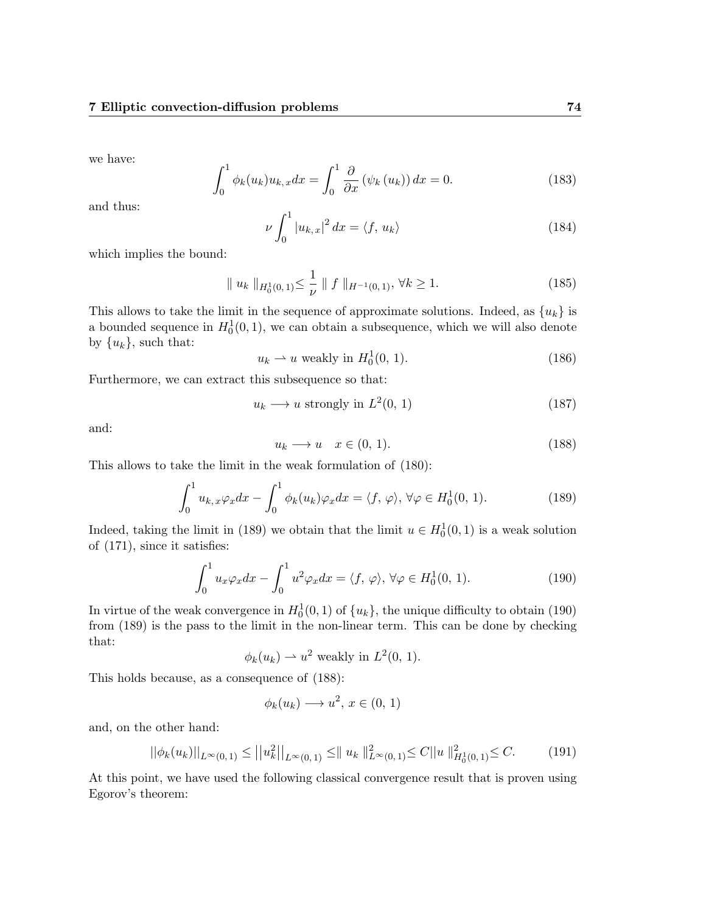we have:

$$\int_0^1 \phi_k(u_k)u_{k,\,x}dx = \int_0^1 \frac{\partial}{\partial x}\left(\psi_k\left(u_k\right)\right)dx = 0. \tag{183}$$

and thus:

$$\nu \int_0^1 \left|u_{k,\,x}\right|^2 dx = \langle f,\, u_k\rangle \tag{184}$$

which implies the bound:

$$\parallel u_k \parallel_{H_0^1(0,\,1)} \leq \frac{1}{\nu} \parallel f \parallel_{H^{-1}(0,\,1)},\ \forall k \geq 1. \tag{185}$$

This allows to take the limit in the sequence of approximate solutions. Indeed, as $\{u_k\}$ is a bounded sequence in $H_0^1(0,1)$, we can obtain a subsequence, which we will also denote by $\{u_k\}$, such that:

$$u_k \rightharpoonup u \text{ weakly in } H_0^1(0,\,1). \tag{186}$$

Furthermore, we can extract this subsequence so that:

$$u_k \longrightarrow u \text{ strongly in } L^2(0,\,1) \tag{187}$$

and:

$$u_k \longrightarrow u \quad x \in (0,\,1). \tag{188}$$

This allows to take the limit in the weak formulation of (180):

$$\int_0^1 u_{k,\,x}\varphi_x dx - \int_0^1 \phi_k(u_k)\varphi_x dx = \langle f,\,\varphi\rangle,\ \forall\varphi \in H_0^1(0,\,1). \tag{189}$$

Indeed, taking the limit in (189) we obtain that the limit $u \in H_0^1(0,1)$ is a weak solution of (171), since it satisfies:

$$\int_0^1 u_x\varphi_x dx - \int_0^1 u^2\varphi_x dx = \langle f,\,\varphi\rangle,\ \forall\varphi \in H_0^1(0,\,1). \tag{190}$$

In virtue of the weak convergence in $H_0^1(0,1)$ of $\{u_k\}$, the unique difficulty to obtain (190) from (189) is the pass to the limit in the non-linear term. This can be done by checking that:

$$\phi_k(u_k) \rightharpoonup u^2 \text{ weakly in } L^2(0,\,1).$$

This holds because, as a consequence of (188):

$$\phi_k(u_k) \longrightarrow u^2,\ x \in (0,\,1)$$

and, on the other hand:

$$||\phi_k(u_k)||_{L^\infty(0,\,1)} \leq \left|\left|u_k^2\right|\right|_{L^\infty(0,\,1)} \leq \parallel u_k \parallel^2_{L^\infty(0,\,1)} \leq C||u \parallel^2_{H_0^1(0,\,1)} \leq C. \tag{191}$$

At this point, we have used the following classical convergence result that is proven using Egorov's theorem: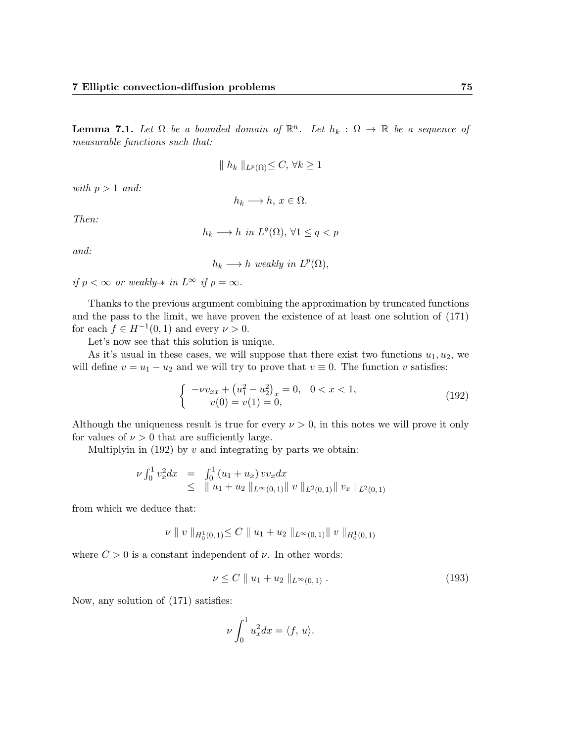**Lemma 7.1.** *Let $\Omega$ be a bounded domain of $\mathbb{R}^n$. Let $h_k : \Omega \to \mathbb{R}$ be a sequence of measurable functions such that:*

$$\| h_k \|_{L^p(\Omega)} \leq C, \forall k \geq 1$$

*with $p > 1$ and:*

$$h_k \longrightarrow h, \; x \in \Omega.$$

*Then:*

$$h_k \longrightarrow h \text{ in } L^q(\Omega), \; \forall 1 \leq q < p$$

*and:*

$$h_k \longrightarrow h \text{ weakly in } L^p(\Omega),$$

*if $p < \infty$ or weakly-$*$ in $L^\infty$ if $p = \infty$.*

Thanks to the previous argument combining the approximation by truncated functions and the pass to the limit, we have proven the existence of at least one solution of (171) for each $f \in H^{-1}(0,1)$ and every $\nu > 0$.

Let's now see that this solution is unique.

As it's usual in these cases, we will suppose that there exist two functions $u_1, u_2$, we will define $v = u_1 - u_2$ and we will try to prove that $v \equiv 0$. The function $v$ satisfies:

$$\begin{cases} -\nu v_{xx} + \left(u_1^2 - u_2^2\right)_x = 0, \quad 0 < x < 1, \\ \quad v(0) = v(1) = 0, \end{cases} \tag{192}$$

Although the uniqueness result is true for every $\nu > 0$, in this notes we will prove it only for values of $\nu > 0$ that are sufficiently large.

Multiplyin in (192) by $v$ and integrating by parts we obtain:

$$\begin{array}{rcl} \nu \int_0^1 v_x^2 dx & = & \int_0^1 (u_1 + u_x)\, v v_x dx \\ & \leq & \| u_1 + u_2 \|_{L^\infty(0,1)} \| v \|_{L^2(0,1)} \| v_x \|_{L^2(0,1)} \end{array}$$

from which we deduce that:

$$\nu \| v \|_{H_0^1(0,1)} \leq C \| u_1 + u_2 \|_{L^\infty(0,1)} \| v \|_{H_0^1(0,1)}$$

where $C > 0$ is a constant independent of $\nu$. In other words:

$$\nu \leq C \| u_1 + u_2 \|_{L^\infty(0,1)} . \tag{193}$$

Now, any solution of (171) satisfies:

$$\nu \int_0^1 u_x^2 dx = \langle f, u \rangle.$$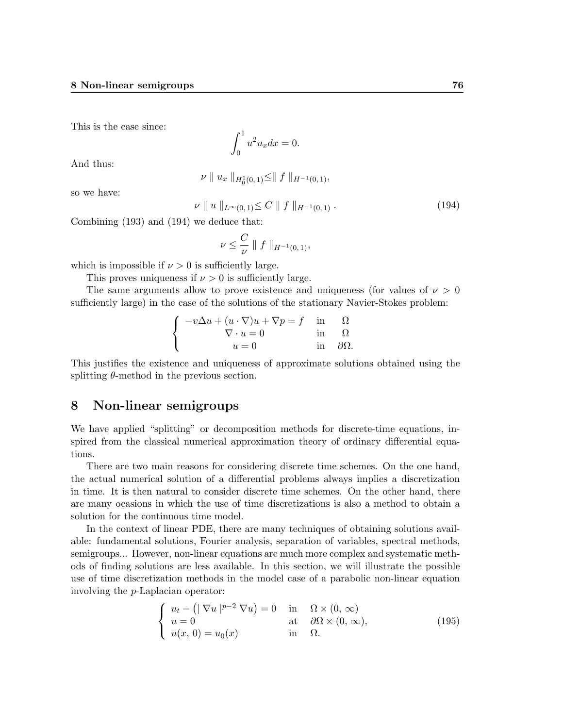This is the case since:

$$\int_0^1 u^2 u_x dx = 0.$$

And thus:

$$\nu \parallel u_x \parallel_{H_0^1(0,1)} \leq \parallel f \parallel_{H^{-1}(0,1)},$$

so we have:

$$\nu \parallel u \parallel_{L^\infty(0,1)} \leq C \parallel f \parallel_{H^{-1}(0,1)} . \tag{194}$$

Combining (193) and (194) we deduce that:

$$\nu \leq \frac{C}{\nu} \parallel f \parallel_{H^{-1}(0,1)},$$

which is impossible if $\nu > 0$ is sufficiently large.

This proves uniqueness if $\nu > 0$ is sufficiently large.

The same arguments allow to prove existence and uniqueness (for values of $\nu > 0$ sufficiently large) in the case of the solutions of the stationary Navier-Stokes problem:

$$\begin{cases} -v\Delta u + (u \cdot \nabla)u + \nabla p = f & \text{in} \quad \Omega \\ \nabla \cdot u = 0 & \text{in} \quad \Omega \\ u = 0 & \text{in} \quad \partial\Omega. \end{cases}$$

This justifies the existence and uniqueness of approximate solutions obtained using the splitting $\theta$-method in the previous section.

## 8 Non-linear semigroups

We have applied "splitting" or decomposition methods for discrete-time equations, inspired from the classical numerical approximation theory of ordinary differential equations.

There are two main reasons for considering discrete time schemes. On the one hand, the actual numerical solution of a differential problems always implies a discretization in time. It is then natural to consider discrete time schemes. On the other hand, there are many ocasions in which the use of time discretizations is also a method to obtain a solution for the continuous time model.

In the context of linear PDE, there are many techniques of obtaining solutions available: fundamental solutions, Fourier analysis, separation of variables, spectral methods, semigroups... However, non-linear equations are much more complex and systematic methods of finding solutions are less available. In this section, we will illustrate the possible use of time discretization methods in the model case of a parabolic non-linear equation involving the $p$-Laplacian operator:

$$\begin{cases} u_t - \left( \mid \nabla u \mid^{p-2} \nabla u \right) = 0 & \text{in} \quad \Omega \times (0, \infty) \\ u = 0 & \text{at} \quad \partial\Omega \times (0, \infty), \\ u(x, 0) = u_0(x) & \text{in} \quad \Omega. \end{cases} \tag{195}$$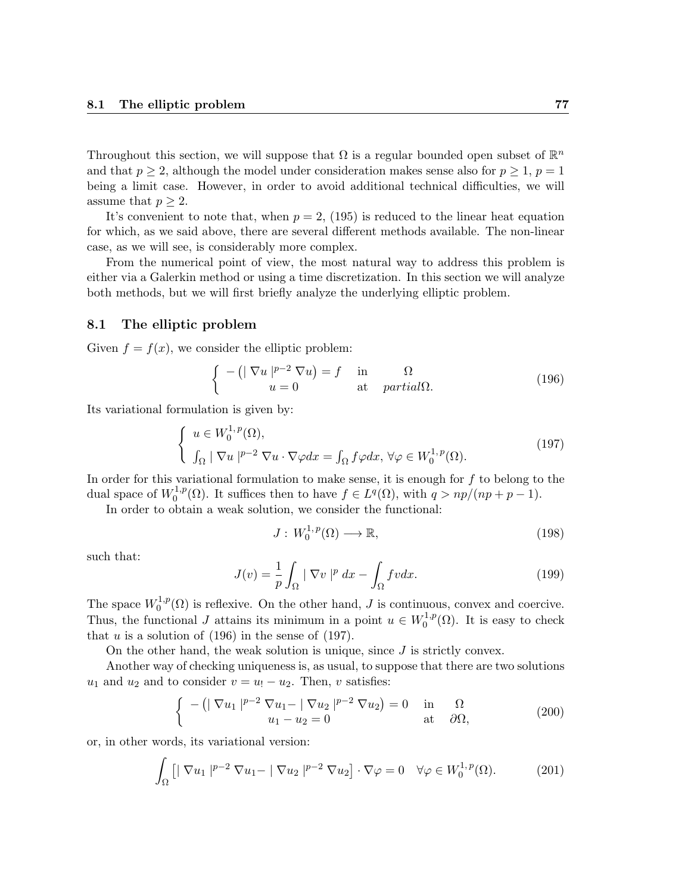Throughout this section, we will suppose that $\Omega$ is a regular bounded open subset of $\mathbb{R}^n$ and that $p \geq 2$, although the model under consideration makes sense also for $p \geq 1$, $p = 1$ being a limit case. However, in order to avoid additional technical difficulties, we will assume that $p \geq 2$.

It's convenient to note that, when $p = 2$, (195) is reduced to the linear heat equation for which, as we said above, there are several different methods available. The non-linear case, as we will see, is considerably more complex.

From the numerical point of view, the most natural way to address this problem is either via a Galerkin method or using a time discretization. In this section we will analyze both methods, but we will first briefly analyze the underlying elliptic problem.

## 8.1 The elliptic problem

Given $f = f(x)$, we consider the elliptic problem:

$$\begin{cases} -\left(\mid \nabla u \mid^{p-2} \nabla u\right) = f & \text{in} \quad \Omega \\ u = 0 & \text{at} \quad partial\Omega. \end{cases} \tag{196}$$

Its variational formulation is given by:

$$\begin{cases} u \in W_0^{1,p}(\Omega), \\ \int_\Omega \mid \nabla u \mid^{p-2} \nabla u \cdot \nabla \varphi dx = \int_\Omega f \varphi dx, \ \forall \varphi \in W_0^{1,p}(\Omega). \end{cases} \tag{197}$$

In order for this variational formulation to make sense, it is enough for $f$ to belong to the dual space of $W_0^{1,p}(\Omega)$. It suffices then to have $f \in L^q(\Omega)$, with $q > np/(np + p - 1)$.

In order to obtain a weak solution, we consider the functional:

$$J : W_0^{1,p}(\Omega) \longrightarrow \mathbb{R}, \tag{198}$$

such that:

$$J(v) = \frac{1}{p} \int_\Omega \mid \nabla v \mid^p dx - \int_\Omega f v dx. \tag{199}$$

The space $W_0^{1,p}(\Omega)$ is reflexive. On the other hand, $J$ is continuous, convex and coercive. Thus, the functional $J$ attains its minimum in a point $u \in W_0^{1,p}(\Omega)$. It is easy to check that $u$ is a solution of (196) in the sense of (197).

On the other hand, the weak solution is unique, since $J$ is strictly convex.

Another way of checking uniqueness is, as usual, to suppose that there are two solutions $u_1$ and $u_2$ and to consider $v = u_! - u_2$. Then, $v$ satisfies:

$$\begin{cases} -\left(\mid \nabla u_1 \mid^{p-2} \nabla u_1 - \mid \nabla u_2 \mid^{p-2} \nabla u_2\right) = 0 & \text{in} \quad \Omega \\ u_1 - u_2 = 0 & \text{at} \quad \partial\Omega, \end{cases} \tag{200}$$

or, in other words, its variational version:

$$\int_\Omega \left[\mid \nabla u_1 \mid^{p-2} \nabla u_1 - \mid \nabla u_2 \mid^{p-2} \nabla u_2\right] \cdot \nabla \varphi = 0 \quad \forall \varphi \in W_0^{1,p}(\Omega). \tag{201}$$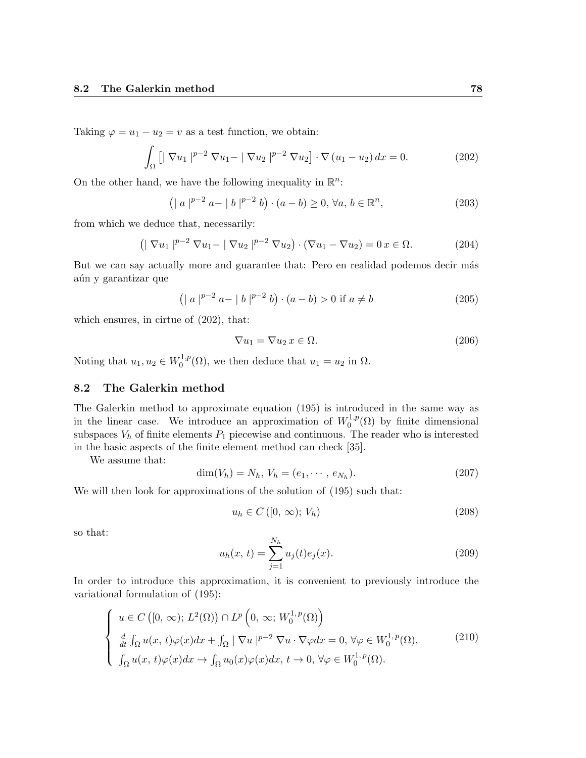Taking $\varphi = u_1 - u_2 = v$ as a test function, we obtain:

$$\int_\Omega \left[ | \nabla u_1 |^{p-2} \nabla u_1 - | \nabla u_2 |^{p-2} \nabla u_2 \right] \cdot \nabla (u_1 - u_2) \, dx = 0. \tag{202}$$

On the other hand, we have the following inequality in $\mathbb{R}^n$:

$$\left( | a |^{p-2} a - | b |^{p-2} b \right) \cdot (a - b) \geq 0, \, \forall a, \, b \in \mathbb{R}^n, \tag{203}$$

from which we deduce that, necessarily:

$$\left( | \nabla u_1 |^{p-2} \nabla u_1 - | \nabla u_2 |^{p-2} \nabla u_2 \right) \cdot (\nabla u_1 - \nabla u_2) = 0 \, x \in \Omega. \tag{204}$$

But we can say actually more and guarantee that: Pero en realidad podemos decir más aún y garantizar que

$$\left( | a |^{p-2} a - | b |^{p-2} b \right) \cdot (a - b) > 0 \text{ if } a \neq b \tag{205}$$

which ensures, in cirtue of (202), that:

$$\nabla u_1 = \nabla u_2 \, x \in \Omega. \tag{206}$$

Noting that $u_1, u_2 \in W_0^{1,p}(\Omega)$, we then deduce that $u_1 = u_2$ in $\Omega$.

## 8.2 The Galerkin method

The Galerkin method to approximate equation (195) is introduced in the same way as in the linear case. We introduce an approximation of $W_0^{1,p}(\Omega)$ by finite dimensional subspaces $V_h$ of finite elements $P_1$ piecewise and continuous. The reader who is interested in the basic aspects of the finite element method can check [35].

We assume that:

$$\dim(V_h) = N_h, \, V_h = (e_1, \cdots, e_{N_h}). \tag{207}$$

We will then look for approximations of the solution of (195) such that:

$$u_h \in C\left([0, \, \infty); \, V_h\right) \tag{208}$$

so that:

$$u_h(x, \, t) = \sum_{j=1}^{N_h} u_j(t) e_j(x). \tag{209}$$

In order to introduce this approximation, it is convenient to previously introduce the variational formulation of (195):

$$\begin{cases} u \in C\left([0, \, \infty); \, L^2(\Omega)\right) \cap L^p\left(0, \, \infty; \, W_0^{1,p}(\Omega)\right) \\ \frac{d}{dt} \int_\Omega u(x, \, t) \varphi(x) dx + \int_\Omega | \nabla u |^{p-2} \nabla u \cdot \nabla \varphi dx = 0, \, \forall \varphi \in W_0^{1,p}(\Omega), \\ \int_\Omega u(x, \, t) \varphi(x) dx \to \int_\Omega u_0(x) \varphi(x) dx, \, t \to 0, \, \forall \varphi \in W_0^{1,p}(\Omega). \end{cases} \tag{210}$$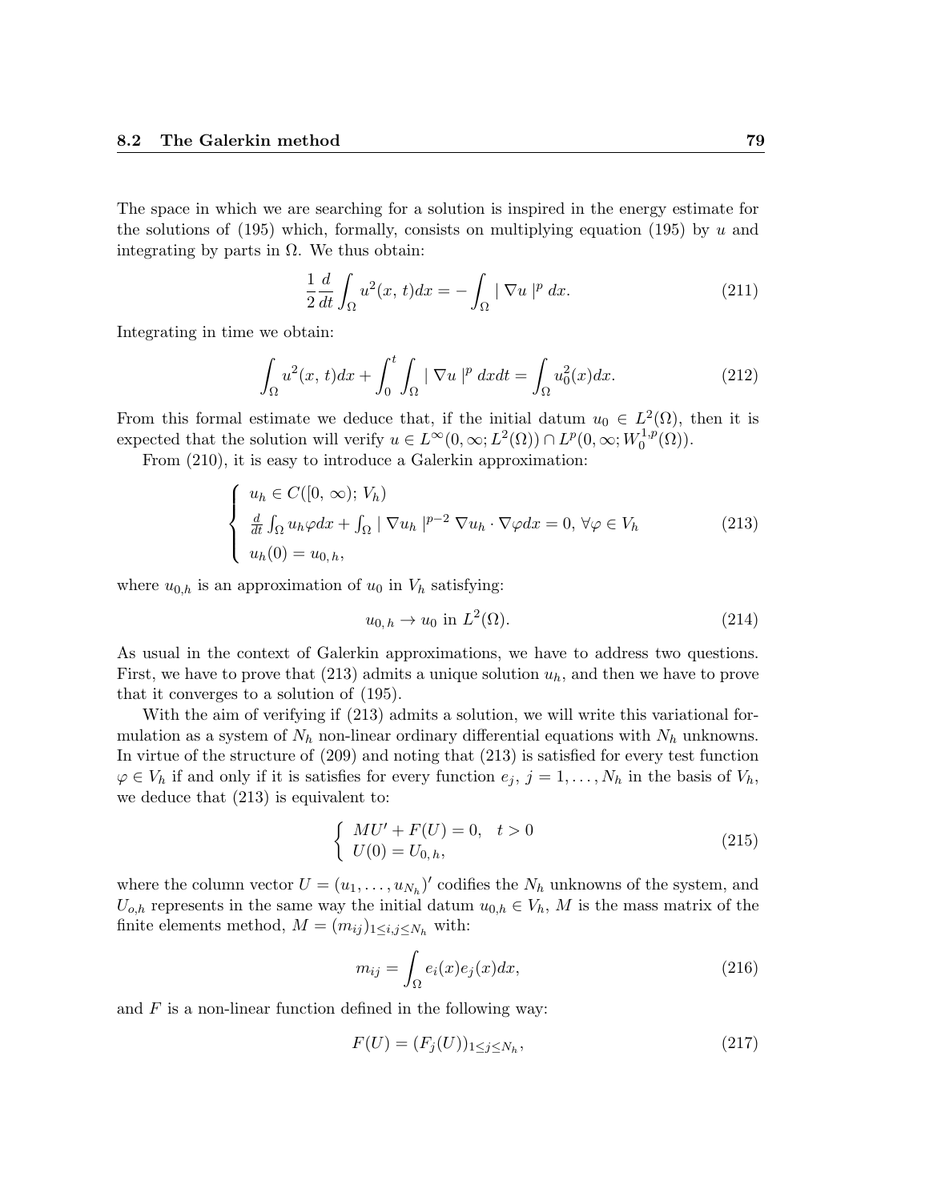The space in which we are searching for a solution is inspired in the energy estimate for the solutions of (195) which, formally, consists on multiplying equation (195) by $u$ and integrating by parts in $\Omega$. We thus obtain:

$$\frac{1}{2}\frac{d}{dt}\int_\Omega u^2(x,\,t)dx = -\int_\Omega \mid \nabla u \mid^p \, dx. \tag{211}$$

Integrating in time we obtain:

$$\int_\Omega u^2(x,\,t)dx + \int_0^t \int_\Omega \mid \nabla u \mid^p \, dxdt = \int_\Omega u_0^2(x)dx. \tag{212}$$

From this formal estimate we deduce that, if the initial datum $u_0 \in L^2(\Omega)$, then it is expected that the solution will verify $u \in L^\infty(0,\infty; L^2(\Omega)) \cap L^p(0,\infty; W_0^{1,p}(\Omega))$.

From (210), it is easy to introduce a Galerkin approximation:

$$\left\{ \begin{array}{l} u_h \in C([0,\,\infty);\, V_h) \\ \frac{d}{dt}\int_\Omega u_h \varphi dx + \int_\Omega \mid \nabla u_h \mid^{p-2} \nabla u_h \cdot \nabla \varphi dx = 0, \, \forall \varphi \in V_h \\ u_h(0) = u_{0,\,h}, \end{array} \right. \tag{213}$$

where $u_{0,h}$ is an approximation of $u_0$ in $V_h$ satisfying:

$$u_{0,\,h} \to u_0 \text{ in } L^2(\Omega). \tag{214}$$

As usual in the context of Galerkin approximations, we have to address two questions. First, we have to prove that (213) admits a unique solution $u_h$, and then we have to prove that it converges to a solution of (195).

With the aim of verifying if (213) admits a solution, we will write this variational formulation as a system of $N_h$ non-linear ordinary differential equations with $N_h$ unknowns. In virtue of the structure of (209) and noting that (213) is satisfied for every test function $\varphi \in V_h$ if and only if it is satisfies for every function $e_j$, $j = 1, \ldots, N_h$ in the basis of $V_h$, we deduce that (213) is equivalent to:

$$\left\{ \begin{array}{l} MU' + F(U) = 0, \quad t > 0 \\ U(0) = U_{0,\,h}, \end{array} \right. \tag{215}$$

where the column vector $U = (u_1, \ldots, u_{N_h})'$ codifies the $N_h$ unknowns of the system, and $U_{o,h}$ represents in the same way the initial datum $u_{0,h} \in V_h$, $M$ is the mass matrix of the finite elements method, $M = (m_{ij})_{1 \le i,j \le N_h}$ with:

$$m_{ij} = \int_\Omega e_i(x)e_j(x)dx, \tag{216}$$

and $F$ is a non-linear function defined in the following way:

$$F(U) = (F_j(U))_{1 \le j \le N_h}, \tag{217}$$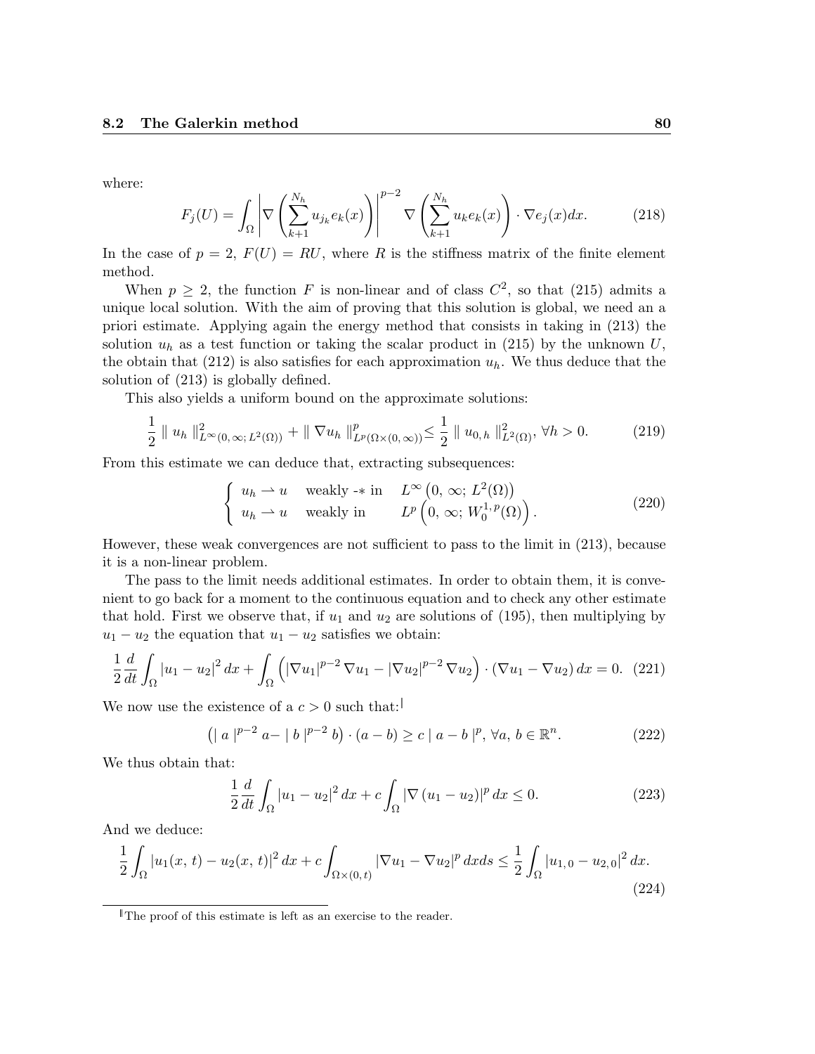where:

$$F_j(U) = \int_\Omega \left| \nabla \left( \sum_{k+1}^{N_h} u_{j_k} e_k(x) \right) \right|^{p-2} \nabla \left( \sum_{k+1}^{N_h} u_k e_k(x) \right) \cdot \nabla e_j(x) dx. \tag{218}$$

In the case of $p = 2$, $F(U) = RU$, where $R$ is the stiffness matrix of the finite element method.

When $p \geq 2$, the function $F$ is non-linear and of class $C^2$, so that (215) admits a unique local solution. With the aim of proving that this solution is global, we need an a priori estimate. Applying again the energy method that consists in taking in (213) the solution $u_h$ as a test function or taking the scalar product in (215) by the unknown $U$, the obtain that (212) is also satisfies for each approximation $u_h$. We thus deduce that the solution of (213) is globally defined.

This also yields a uniform bound on the approximate solutions:

$$\frac{1}{2} \parallel u_h \parallel^2_{L^\infty(0,\,\infty;\,L^2(\Omega))} + \parallel \nabla u_h \parallel^p_{L^p(\Omega\times(0,\,\infty))} \leq \frac{1}{2} \parallel u_{0,\,h} \parallel^2_{L^2(\Omega)},\ \forall h > 0. \tag{219}$$

From this estimate we can deduce that, extracting subsequences:

$$\left\{ \begin{array}{lll} u_h \rightharpoonup u & \text{weakly -* in} & L^\infty\left(0,\,\infty;\,L^2(\Omega)\right) \\ u_h \rightharpoonup u & \text{weakly in} & L^p\left(0,\,\infty;\,W_0^{1,\,p}(\Omega)\right). \end{array} \right. \tag{220}$$

However, these weak convergences are not sufficient to pass to the limit in (213), because it is a non-linear problem.

The pass to the limit needs additional estimates. In order to obtain them, it is convenient to go back for a moment to the continuous equation and to check any other estimate that hold. First we observe that, if $u_1$ and $u_2$ are solutions of (195), then multiplying by $u_1 - u_2$ the equation that $u_1 - u_2$ satisfies we obtain:

$$\frac{1}{2}\frac{d}{dt}\int_\Omega |u_1 - u_2|^2\,dx + \int_\Omega \left( |\nabla u_1|^{p-2}\,\nabla u_1 - |\nabla u_2|^{p-2}\,\nabla u_2 \right) \cdot \left(\nabla u_1 - \nabla u_2\right) dx = 0. \tag{221}$$

We now use the existence of a $c > 0$ such that:[‖]

$$\left( |\, a\,|^{p-2}\, a - |\, b\,|^{p-2}\, b \right) \cdot (a - b) \geq c\,|\, a - b\,|^p,\ \forall a,\, b \in \mathbb{R}^n. \tag{222}$$

We thus obtain that:

$$\frac{1}{2}\frac{d}{dt}\int_\Omega |u_1 - u_2|^2\,dx + c\int_\Omega |\nabla\left(u_1 - u_2\right)|^p\,dx \leq 0. \tag{223}$$

And we deduce:

$$\frac{1}{2}\int_\Omega |u_1(x,\,t) - u_2(x,\,t)|^2\,dx + c\int_{\Omega\times(0,\,t)} |\nabla u_1 - \nabla u_2|^p\,dxds \leq \frac{1}{2}\int_\Omega |u_{1,\,0} - u_{2,\,0}|^2\,dx. \tag{224}$$

[‖] The proof of this estimate is left as an exercise to the reader.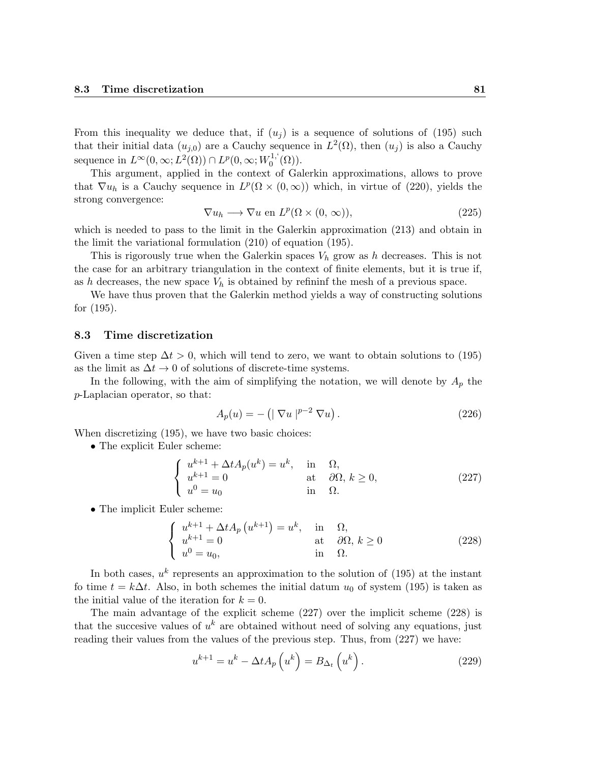From this inequality we deduce that, if $(u_j)$ is a sequence of solutions of (195) such that their initial data $(u_{j,0})$ are a Cauchy sequence in $L^2(\Omega)$, then $(u_j)$ is also a Cauchy sequence in $L^\infty(0,\infty;L^2(\Omega)) \cap L^p(0,\infty;W_0^{1,\text{`}}(\Omega))$.

This argument, applied in the context of Galerkin approximations, allows to prove that $\nabla u_h$ is a Cauchy sequence in $L^p(\Omega \times (0,\infty))$ which, in virtue of (220), yields the strong convergence:

$$\nabla u_h \longrightarrow \nabla u \text{ en } L^p(\Omega \times (0,\infty)), \tag{225}$$

which is needed to pass to the limit in the Galerkin approximation (213) and obtain in the limit the variational formulation (210) of equation (195).

This is rigorously true when the Galerkin spaces $V_h$ grow as $h$ decreases. This is not the case for an arbitrary triangulation in the context of finite elements, but it is true if, as $h$ decreases, the new space $V_h$ is obtained by refininf the mesh of a previous space.

We have thus proven that the Galerkin method yields a way of constructing solutions for (195).

## 8.3 Time discretization

Given a time step $\Delta t > 0$, which will tend to zero, we want to obtain solutions to (195) as the limit as $\Delta t \to 0$ of solutions of discrete-time systems.

In the following, with the aim of simplifying the notation, we will denote by $A_p$ the $p$-Laplacian operator, so that:

$$A_p(u) = -\left(|\nabla u|^{p-2}\nabla u\right). \tag{226}$$

When discretizing (195), we have two basic choices:

- The explicit Euler scheme:

$$\begin{cases} u^{k+1} + \Delta t A_p(u^k) = u^k, & \text{in} \quad \Omega, \\ u^{k+1} = 0 & \text{at} \quad \partial\Omega,\ k \geq 0, \\ u^0 = u_0 & \text{in} \quad \Omega. \end{cases} \tag{227}$$

- The implicit Euler scheme:

$$\begin{cases} u^{k+1} + \Delta t A_p\left(u^{k+1}\right) = u^k, & \text{in} \quad \Omega, \\ u^{k+1} = 0 & \text{at} \quad \partial\Omega,\ k \geq 0 \\ u^0 = u_0, & \text{in} \quad \Omega. \end{cases} \tag{228}$$

In both cases, $u^k$ represents an approximation to the solution of (195) at the instant fo time $t = k\Delta t$. Also, in both schemes the initial datum $u_0$ of system (195) is taken as the initial value of the iteration for $k = 0$.

The main advantage of the explicit scheme (227) over the implicit scheme (228) is that the succesive values of $u^k$ are obtained without need of solving any equations, just reading their values from the values of the previous step. Thus, from (227) we have:

$$u^{k+1} = u^k - \Delta t A_p\left(u^k\right) = B_{\Delta_t}\left(u^k\right). \tag{229}$$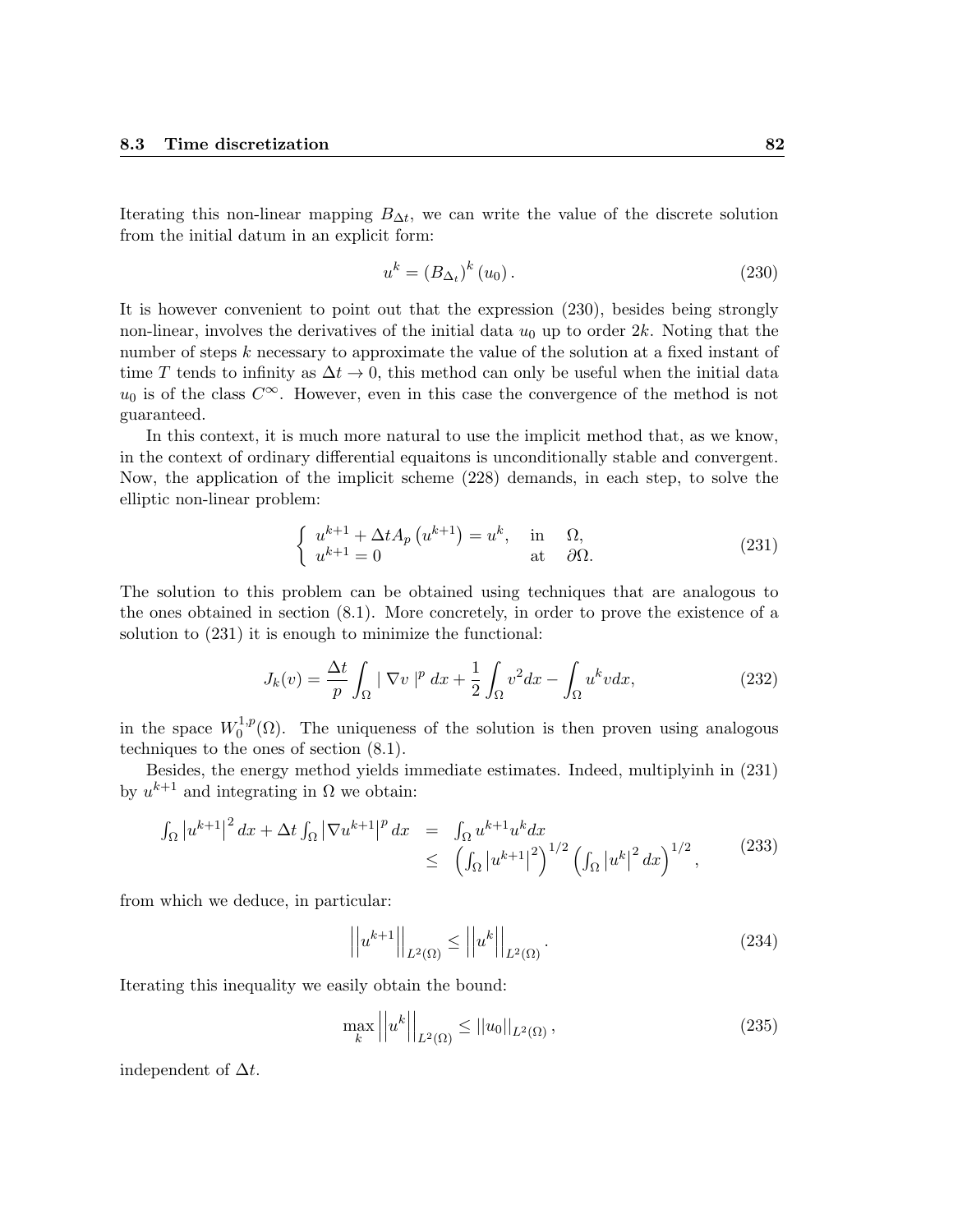Iterating this non-linear mapping $B_{\Delta t}$, we can write the value of the discrete solution from the initial datum in an explicit form:

$$u^k = (B_{\Delta_t})^k (u_0). \tag{230}$$

It is however convenient to point out that the expression (230), besides being strongly non-linear, involves the derivatives of the initial data $u_0$ up to order $2k$. Noting that the number of steps $k$ necessary to approximate the value of the solution at a fixed instant of time $T$ tends to infinity as $\Delta t \to 0$, this method can only be useful when the initial data $u_0$ is of the class $C^\infty$. However, even in this case the convergence of the method is not guaranteed.

In this context, it is much more natural to use the implicit method that, as we know, in the context of ordinary differential equaitons is unconditionally stable and convergent. Now, the application of the implicit scheme (228) demands, in each step, to solve the elliptic non-linear problem:

$$\begin{cases} u^{k+1} + \Delta t A_p \left(u^{k+1}\right) = u^k, & \text{in} \quad \Omega, \\ u^{k+1} = 0 & \text{at} \quad \partial\Omega. \end{cases} \tag{231}$$

The solution to this problem can be obtained using techniques that are analogous to the ones obtained in section (8.1). More concretely, in order to prove the existence of a solution to (231) it is enough to minimize the functional:

$$J_k(v) = \frac{\Delta t}{p} \int_\Omega \mid \nabla v \mid^p dx + \frac{1}{2} \int_\Omega v^2 dx - \int_\Omega u^k v dx, \tag{232}$$

in the space $W_0^{1,p}(\Omega)$. The uniqueness of the solution is then proven using analogous techniques to the ones of section (8.1).

Besides, the energy method yields immediate estimates. Indeed, multiplyinh in (231) by $u^{k+1}$ and integrating in $\Omega$ we obtain:

$$\begin{aligned} \int_\Omega \left|u^{k+1}\right|^2 dx + \Delta t \int_\Omega \left|\nabla u^{k+1}\right|^p dx &= \int_\Omega u^{k+1} u^k dx \\ &\leq \left(\int_\Omega \left|u^{k+1}\right|^2\right)^{1/2} \left(\int_\Omega \left|u^k\right|^2 dx\right)^{1/2}, \end{aligned} \tag{233}$$

from which we deduce, in particular:

$$\left|\left|u^{k+1}\right|\right|_{L^2(\Omega)} \leq \left|\left|u^k\right|\right|_{L^2(\Omega)}. \tag{234}$$

Iterating this inequality we easily obtain the bound:

$$\max_k \left|\left|u^k\right|\right|_{L^2(\Omega)} \leq ||u_0||_{L^2(\Omega)}, \tag{235}$$

independent of $\Delta t$.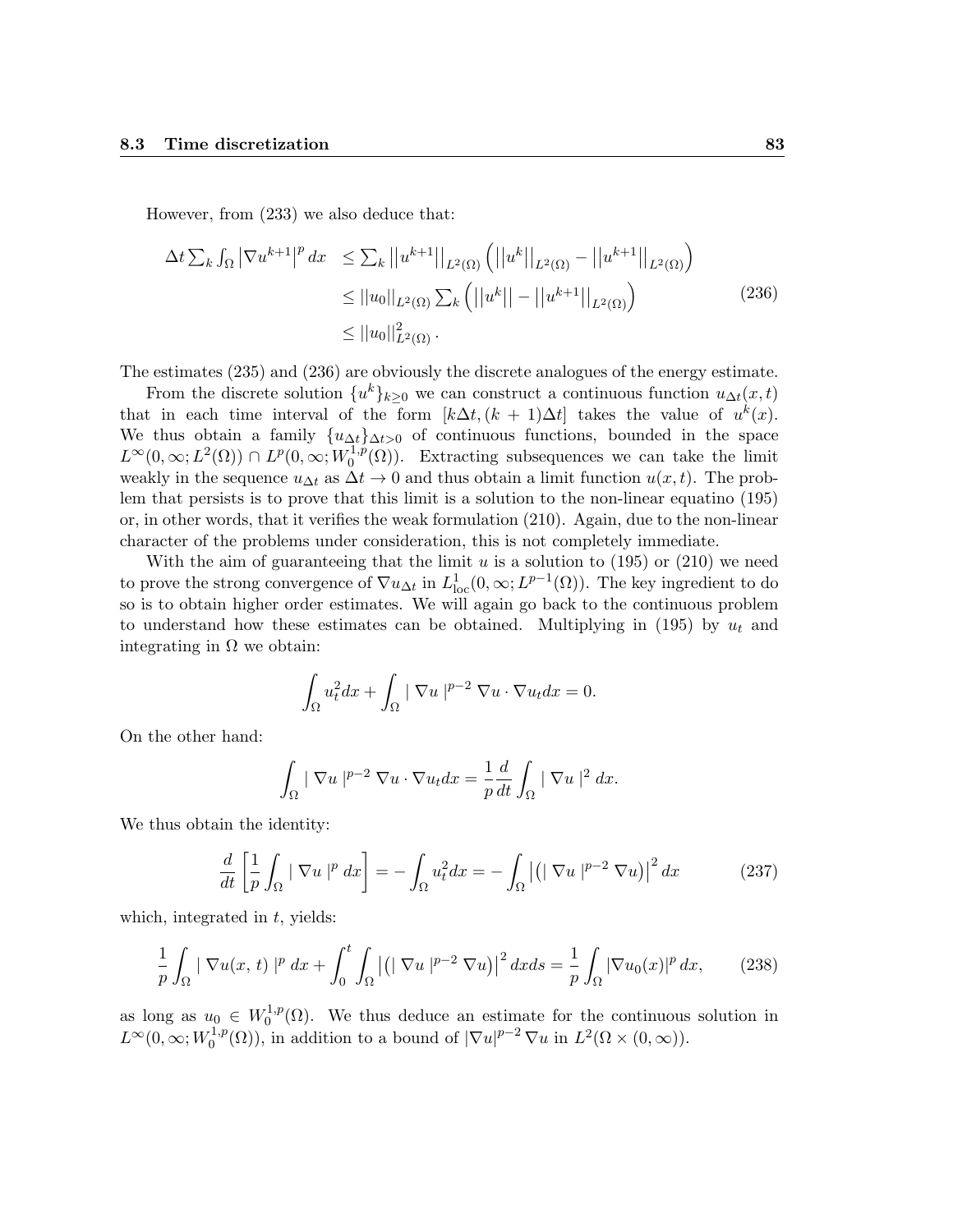However, from (233) we also deduce that:

$$
\begin{aligned}
\Delta t \sum_k \int_\Omega \left|\nabla u^{k+1}\right|^p dx &\leq \sum_k \left|\left|u^{k+1}\right|\right|_{L^2(\Omega)} \left(\left|\left|u^k\right|\right|_{L^2(\Omega)} - \left|\left|u^{k+1}\right|\right|_{L^2(\Omega)}\right) \\
&\leq ||u_0||_{L^2(\Omega)} \sum_k \left(\left|\left|u^k\right|\right| - \left|\left|u^{k+1}\right|\right|_{L^2(\Omega)}\right) \\
&\leq ||u_0||^2_{L^2(\Omega)}.
\end{aligned} \tag{236}
$$

The estimates (235) and (236) are obviously the discrete analogues of the energy estimate.

From the discrete solution $\{u^k\}_{k\geq 0}$ we can construct a continuous function $u_{\Delta t}(x,t)$ that in each time interval of the form $[k\Delta t, (k+1)\Delta t]$ takes the value of $u^k(x)$. We thus obtain a family $\{u_{\Delta t}\}_{\Delta t>0}$ of continuous functions, bounded in the space $L^\infty(0,\infty; L^2(\Omega)) \cap L^p(0,\infty; W_0^{1,p}(\Omega))$. Extracting subsequences we can take the limit weakly in the sequence $u_{\Delta t}$ as $\Delta t \to 0$ and thus obtain a limit function $u(x,t)$. The problem that persists is to prove that this limit is a solution to the non-linear equatino (195) or, in other words, that it verifies the weak formulation (210). Again, due to the non-linear character of the problems under consideration, this is not completely immediate.

With the aim of guaranteeing that the limit $u$ is a solution to (195) or (210) we need to prove the strong convergence of $\nabla u_{\Delta t}$ in $L^1_{\text{loc}}(0,\infty; L^{p-1}(\Omega))$. The key ingredient to do so is to obtain higher order estimates. We will again go back to the continuous problem to understand how these estimates can be obtained. Multiplying in (195) by $u_t$ and integrating in $\Omega$ we obtain:

$$
\int_\Omega u_t^2 dx + \int_\Omega |\nabla u|^{p-2} \nabla u \cdot \nabla u_t dx = 0.
$$

On the other hand:

$$
\int_\Omega |\nabla u|^{p-2} \nabla u \cdot \nabla u_t dx = \frac{1}{p}\frac{d}{dt}\int_\Omega |\nabla u|^2 dx.
$$

We thus obtain the identity:

$$
\frac{d}{dt}\left[\frac{1}{p}\int_\Omega |\nabla u|^p dx\right] = -\int_\Omega u_t^2 dx = -\int_\Omega \left|\left(|\nabla u|^{p-2}\nabla u\right)\right|^2 dx \tag{237}
$$

which, integrated in $t$, yields:

$$
\frac{1}{p}\int_\Omega |\nabla u(x,t)|^p dx + \int_0^t \int_\Omega \left|\left(|\nabla u|^{p-2}\nabla u\right)\right|^2 dx ds = \frac{1}{p}\int_\Omega |\nabla u_0(x)|^p dx, \tag{238}
$$

as long as $u_0 \in W_0^{1,p}(\Omega)$. We thus deduce an estimate for the continuous solution in $L^\infty(0,\infty; W_0^{1,p}(\Omega))$, in addition to a bound of $|\nabla u|^{p-2}\nabla u$ in $L^2(\Omega \times (0,\infty))$.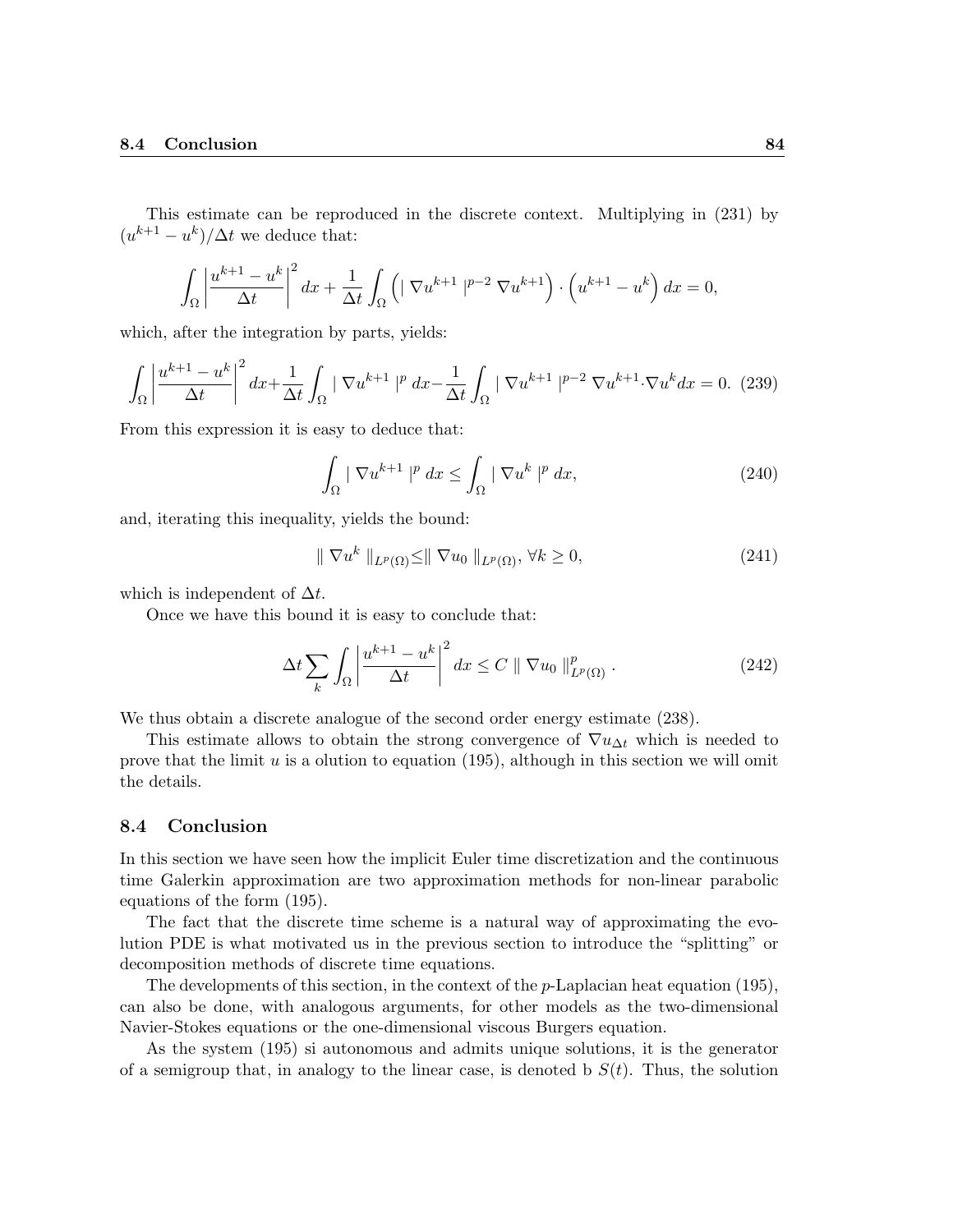This estimate can be reproduced in the discrete context. Multiplying in (231) by $(u^{k+1} - u^k)/\Delta t$ we deduce that:

$$\int_\Omega \left| \frac{u^{k+1} - u^k}{\Delta t} \right|^2 dx + \frac{1}{\Delta t} \int_\Omega \Big( \mid \nabla u^{k+1} \mid^{p-2} \nabla u^{k+1} \Big) \cdot \Big( u^{k+1} - u^k \Big) \, dx = 0,$$

which, after the integration by parts, yields:

$$\int_\Omega \left| \frac{u^{k+1} - u^k}{\Delta t} \right|^2 dx + \frac{1}{\Delta t} \int_\Omega \mid \nabla u^{k+1} \mid^p dx - \frac{1}{\Delta t} \int_\Omega \mid \nabla u^{k+1} \mid^{p-2} \nabla u^{k+1} \cdot \nabla u^k dx = 0. \quad (239)$$

From this expression it is easy to deduce that:

$$\int_\Omega \mid \nabla u^{k+1} \mid^p dx \leq \int_\Omega \mid \nabla u^k \mid^p dx, \quad (240)$$

and, iterating this inequality, yields the bound:

$$\| \nabla u^k \|_{L^p(\Omega)} \leq \| \nabla u_0 \|_{L^p(\Omega)}, \ \forall k \geq 0, \quad (241)$$

which is independent of $\Delta t$.

Once we have this bound it is easy to conclude that:

$$\Delta t \sum_k \int_\Omega \left| \frac{u^{k+1} - u^k}{\Delta t} \right|^2 dx \leq C \| \nabla u_0 \|^p_{L^p(\Omega)} . \quad (242)$$

We thus obtain a discrete analogue of the second order energy estimate (238).

This estimate allows to obtain the strong convergence of $\nabla u_{\Delta t}$ which is needed to prove that the limit $u$ is a olution to equation (195), although in this section we will omit the details.

### 8.4 Conclusion

In this section we have seen how the implicit Euler time discretization and the continuous time Galerkin approximation are two approximation methods for non-linear parabolic equations of the form (195).

The fact that the discrete time scheme is a natural way of approximating the evolution PDE is what motivated us in the previous section to introduce the "splitting" or decomposition methods of discrete time equations.

The developments of this section, in the context of the $p$-Laplacian heat equation (195), can also be done, with analogous arguments, for other models as the two-dimensional Navier-Stokes equations or the one-dimensional viscous Burgers equation.

As the system (195) si autonomous and admits unique solutions, it is the generator of a semigroup that, in analogy to the linear case, is denoted b $S(t)$. Thus, the solution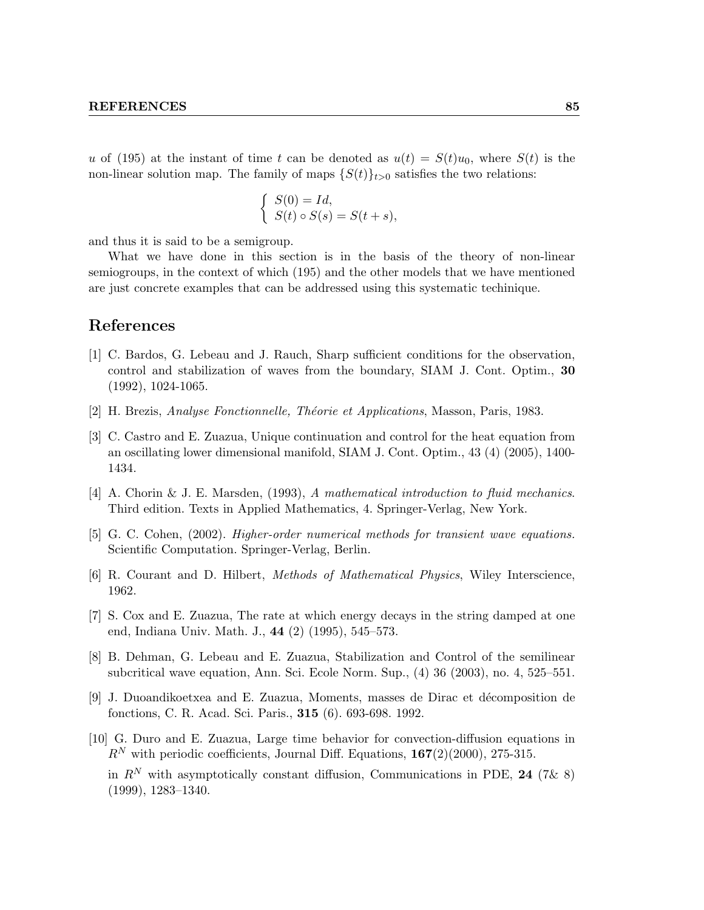$u$ of (195) at the instant of time $t$ can be denoted as $u(t) = S(t)u_0$, where $S(t)$ is the non-linear solution map. The family of maps $\{S(t)\}_{t>0}$ satisfies the two relations:

$$\begin{cases} S(0) = Id, \\ S(t) \circ S(s) = S(t+s), \end{cases}$$

and thus it is said to be a semigroup.

What we have done in this section is in the basis of the theory of non-linear semiogroups, in the context of which (195) and the other models that we have mentioned are just concrete examples that can be addressed using this systematic techinique.

# References

[1] C. Bardos, G. Lebeau and J. Rauch, Sharp sufficient conditions for the observation, control and stabilization of waves from the boundary, SIAM J. Cont. Optim., **30** (1992), 1024-1065.

[2] H. Brezis, *Analyse Fonctionnelle, Théorie et Applications*, Masson, Paris, 1983.

[3] C. Castro and E. Zuazua, Unique continuation and control for the heat equation from an oscillating lower dimensional manifold, SIAM J. Cont. Optim., 43 (4) (2005), 1400-1434.

[4] A. Chorin & J. E. Marsden, (1993), *A mathematical introduction to fluid mechanics*. Third edition. Texts in Applied Mathematics, 4. Springer-Verlag, New York.

[5] G. C. Cohen, (2002). *Higher-order numerical methods for transient wave equations.* Scientific Computation. Springer-Verlag, Berlin.

[6] R. Courant and D. Hilbert, *Methods of Mathematical Physics*, Wiley Interscience, 1962.

[7] S. Cox and E. Zuazua, The rate at which energy decays in the string damped at one end, Indiana Univ. Math. J., **44** (2) (1995), 545–573.

[8] B. Dehman, G. Lebeau and E. Zuazua, Stabilization and Control of the semilinear subcritical wave equation, Ann. Sci. Ecole Norm. Sup., (4) 36 (2003), no. 4, 525–551.

[9] J. Duoandikoetxea and E. Zuazua, Moments, masses de Dirac et décomposition de fonctions, C. R. Acad. Sci. Paris., **315** (6). 693-698. 1992.

[10] G. Duro and E. Zuazua, Large time behavior for convection-diffusion equations in $R^N$ with periodic coefficients, Journal Diff. Equations, **167**(2)(2000), 275-315.

in $R^N$ with asymptotically constant diffusion, Communications in PDE, **24** (7& 8) (1999), 1283–1340.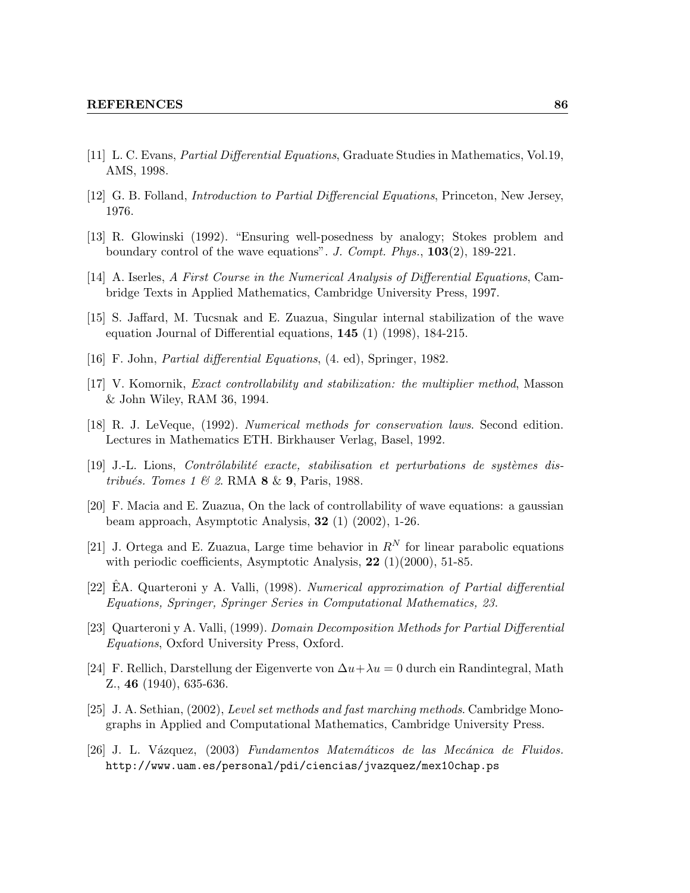[11] L. C. Evans, *Partial Differential Equations*, Graduate Studies in Mathematics, Vol.19, AMS, 1998.

[12] G. B. Folland, *Introduction to Partial Differencial Equations*, Princeton, New Jersey, 1976.

[13] R. Glowinski (1992). "Ensuring well-posedness by analogy; Stokes problem and boundary control of the wave equations". *J. Compt. Phys.*, **103**(2), 189-221.

[14] A. Iserles, *A First Course in the Numerical Analysis of Differential Equations*, Cambridge Texts in Applied Mathematics, Cambridge University Press, 1997.

[15] S. Jaffard, M. Tucsnak and E. Zuazua, Singular internal stabilization of the wave equation Journal of Differential equations, **145** (1) (1998), 184-215.

[16] F. John, *Partial differential Equations*, (4. ed), Springer, 1982.

[17] V. Komornik, *Exact controllability and stabilization: the multiplier method*, Masson & John Wiley, RAM 36, 1994.

[18] R. J. LeVeque, (1992). *Numerical methods for conservation laws*. Second edition. Lectures in Mathematics ETH. Birkhauser Verlag, Basel, 1992.

[19] J.-L. Lions, *Contrôlabilité exacte, stabilisation et perturbations de systèmes distribués. Tomes 1 & 2*. RMA **8** & **9**, Paris, 1988.

[20] F. Macia and E. Zuazua, On the lack of controllability of wave equations: a gaussian beam approach, Asymptotic Analysis, **32** (1) (2002), 1-26.

[21] J. Ortega and E. Zuazua, Large time behavior in $R^N$ for linear parabolic equations with periodic coefficients, Asymptotic Analysis, **22** (1)(2000), 51-85.

[22] ÊA. Quarteroni y A. Valli, (1998). *Numerical approximation of Partial differential Equations, Springer, Springer Series in Computational Mathematics, 23.*

[23] Quarteroni y A. Valli, (1999). *Domain Decomposition Methods for Partial Differential Equations*, Oxford University Press, Oxford.

[24] F. Rellich, Darstellung der Eigenverte von $\Delta u + \lambda u = 0$ durch ein Randintegral, Math Z., **46** (1940), 635-636.

[25] J. A. Sethian, (2002), *Level set methods and fast marching methods.* Cambridge Monographs in Applied and Computational Mathematics, Cambridge University Press.

[26] J. L. Vázquez, (2003) *Fundamentos Matemáticos de las Mecánica de Fluidos.* `http://www.uam.es/personal/pdi/ciencias/jvazquez/mex10chap.ps`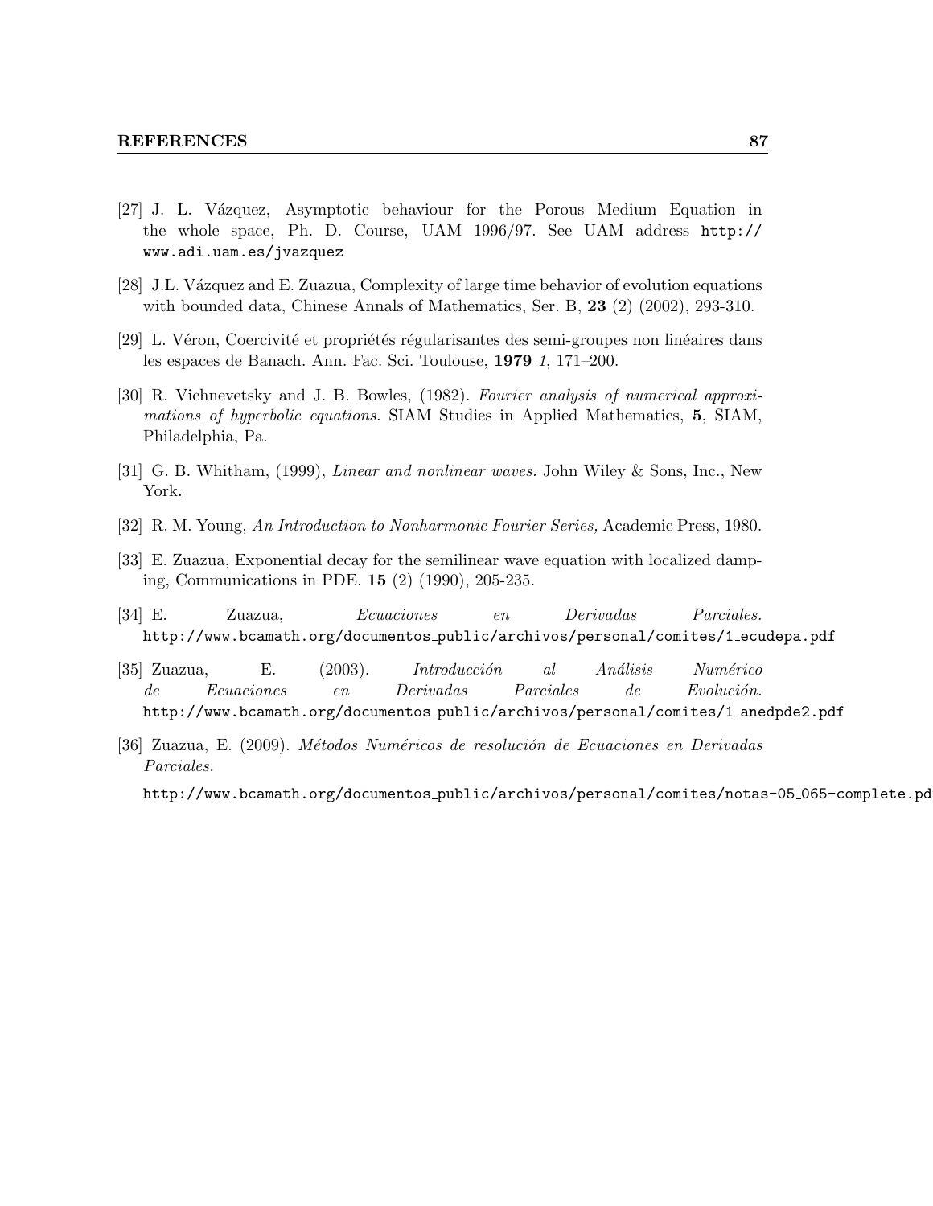[27] J. L. Vázquez, Asymptotic behaviour for the Porous Medium Equation in the whole space, Ph. D. Course, UAM 1996/97. See UAM address http://www.adi.uam.es/jvazquez

[28] J.L. Vázquez and E. Zuazua, Complexity of large time behavior of evolution equations with bounded data, Chinese Annals of Mathematics, Ser. B, **23** (2) (2002), 293-310.

[29] L. Véron, Coercivité et propriétés régularisantes des semi-groupes non linéaires dans les espaces de Banach. Ann. Fac. Sci. Toulouse, **1979** *1*, 171–200.

[30] R. Vichnevetsky and J. B. Bowles, (1982). *Fourier analysis of numerical approximations of hyperbolic equations.* SIAM Studies in Applied Mathematics, **5**, SIAM, Philadelphia, Pa.

[31] G. B. Whitham, (1999), *Linear and nonlinear waves.* John Wiley & Sons, Inc., New York.

[32] R. M. Young, *An Introduction to Nonharmonic Fourier Series,* Academic Press, 1980.

[33] E. Zuazua, Exponential decay for the semilinear wave equation with localized damping, Communications in PDE. **15** (2) (1990), 205-235.

[34] E. Zuazua, *Ecuaciones en Derivadas Parciales.* http://www.bcamath.org/documentos_public/archivos/personal/comites/1_ecudepa.pdf

[35] Zuazua, E. (2003). *Introducción al Análisis Numérico de Ecuaciones en Derivadas Parciales de Evolución.* http://www.bcamath.org/documentos_public/archivos/personal/comites/1_anedpde2.pdf

[36] Zuazua, E. (2009). *Métodos Numéricos de resolución de Ecuaciones en Derivadas Parciales.*

http://www.bcamath.org/documentos_public/archivos/personal/comites/notas-05_065-complete.pd